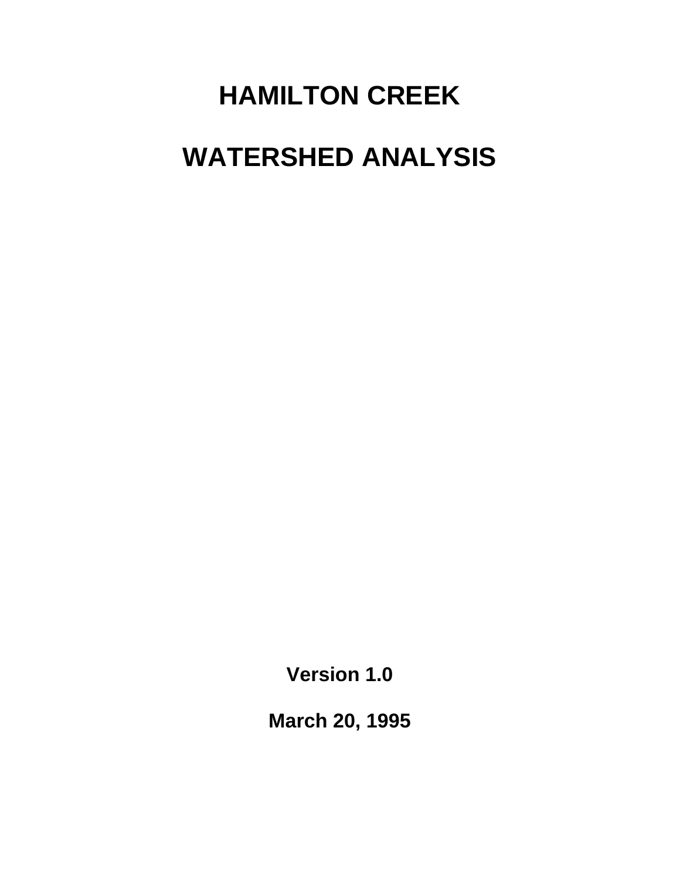# HAMILTON CREEK

# WATERSHED ANALYSIS

**Version 1.0**

**March 20, 1995**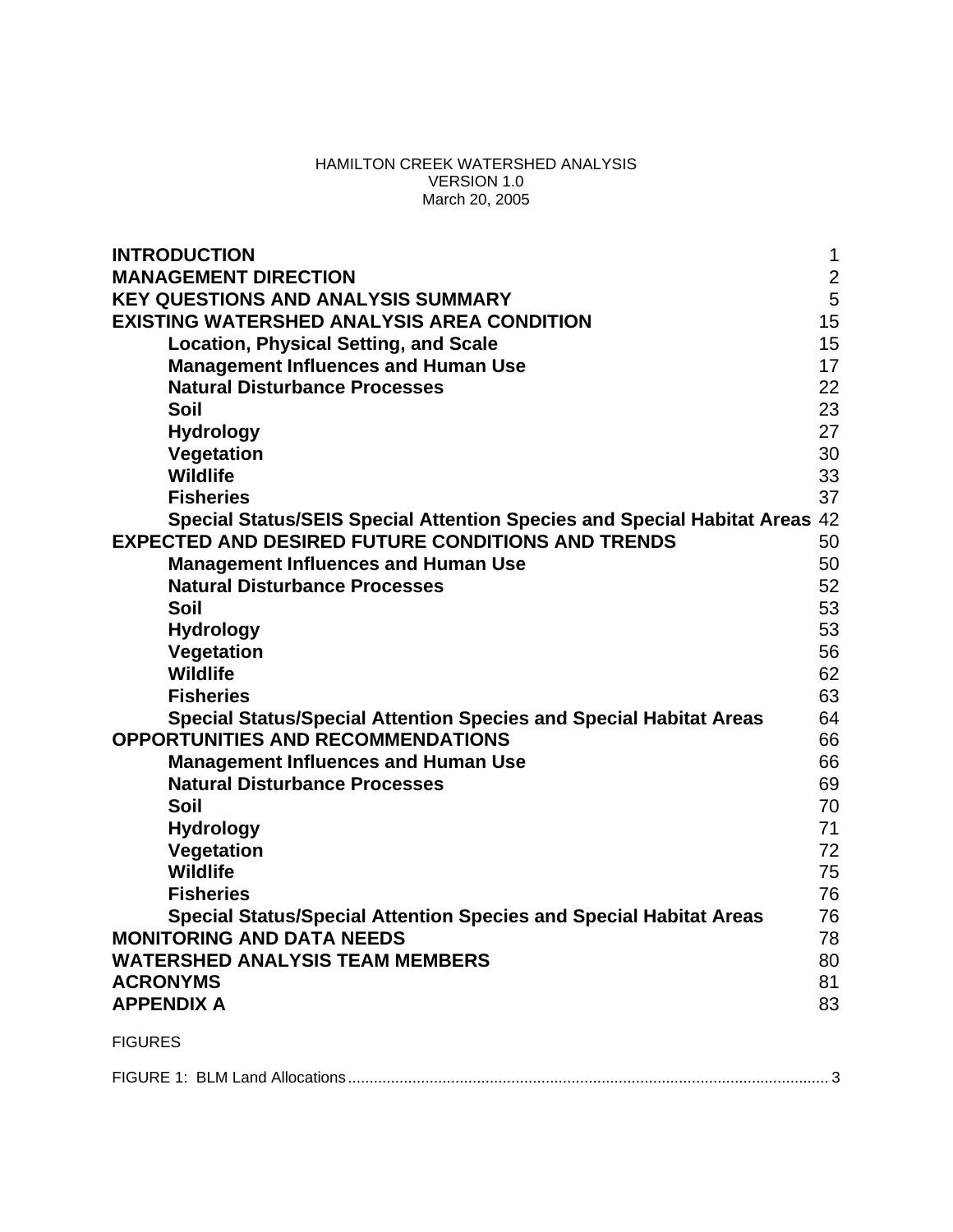HAMILTON CREEK WATERSHED ANALYSIS
VERSION 1.0
March 20, 2005

| | |
|---|---|
| **INTRODUCTION** | 1 |
| **MANAGEMENT DIRECTION** | 2 |
| **KEY QUESTIONS AND ANALYSIS SUMMARY** | 5 |
| **EXISTING WATERSHED ANALYSIS AREA CONDITION** | 15 |
| **Location, Physical Setting, and Scale** | 15 |
| **Management Influences and Human Use** | 17 |
| **Natural Disturbance Processes** | 22 |
| **Soil** | 23 |
| **Hydrology** | 27 |
| **Vegetation** | 30 |
| **Wildlife** | 33 |
| **Fisheries** | 37 |
| **Special Status/SEIS Special Attention Species and Special Habitat Areas** | 42 |
| **EXPECTED AND DESIRED FUTURE CONDITIONS AND TRENDS** | 50 |
| **Management Influences and Human Use** | 50 |
| **Natural Disturbance Processes** | 52 |
| **Soil** | 53 |
| **Hydrology** | 53 |
| **Vegetation** | 56 |
| **Wildlife** | 62 |
| **Fisheries** | 63 |
| **Special Status/Special Attention Species and Special Habitat Areas** | 64 |
| **OPPORTUNITIES AND RECOMMENDATIONS** | 66 |
| **Management Influences and Human Use** | 66 |
| **Natural Disturbance Processes** | 69 |
| **Soil** | 70 |
| **Hydrology** | 71 |
| **Vegetation** | 72 |
| **Wildlife** | 75 |
| **Fisheries** | 76 |
| **Special Status/Special Attention Species and Special Habitat Areas** | 76 |
| **MONITORING AND DATA NEEDS** | 78 |
| **WATERSHED ANALYSIS TEAM MEMBERS** | 80 |
| **ACRONYMS** | 81 |
| **APPENDIX A** | 83 |

FIGURES

FIGURE 1: BLM Land Allocations ..... 3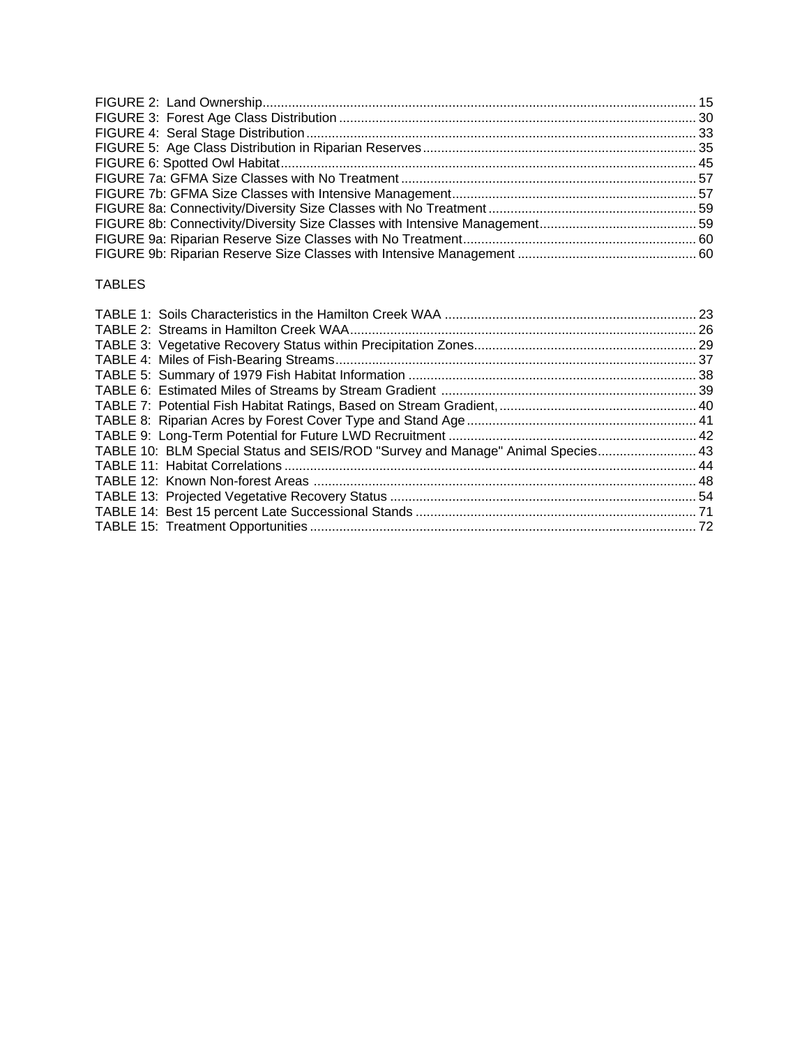FIGURE 2: Land Ownership....................................................................................................................... 15
FIGURE 3: Forest Age Class Distribution .................................................................................................. 30
FIGURE 4: Seral Stage Distribution........................................................................................................... 33
FIGURE 5: Age Class Distribution in Riparian Reserves........................................................................... 35
FIGURE 6: Spotted Owl Habitat.................................................................................................................. 45
FIGURE 7a: GFMA Size Classes with No Treatment................................................................................. 57
FIGURE 7b: GFMA Size Classes with Intensive Management................................................................... 57
FIGURE 8a: Connectivity/Diversity Size Classes with No Treatment......................................................... 59
FIGURE 8b: Connectivity/Diversity Size Classes with Intensive Management........................................... 59
FIGURE 9a: Riparian Reserve Size Classes with No Treatment................................................................ 60
FIGURE 9b: Riparian Reserve Size Classes with Intensive Management ................................................. 60

TABLES

TABLE 1: Soils Characteristics in the Hamilton Creek WAA ..................................................................... 23
TABLE 2: Streams in Hamilton Creek WAA............................................................................................... 26
TABLE 3: Vegetative Recovery Status within Precipitation Zones............................................................. 29
TABLE 4: Miles of Fish-Bearing Streams................................................................................................... 37
TABLE 5: Summary of 1979 Fish Habitat Information ............................................................................... 38
TABLE 6: Estimated Miles of Streams by Stream Gradient ...................................................................... 39
TABLE 7: Potential Fish Habitat Ratings, Based on Stream Gradient,...................................................... 40
TABLE 8: Riparian Acres by Forest Cover Type and Stand Age............................................................... 41
TABLE 9: Long-Term Potential for Future LWD Recruitment .................................................................... 42
TABLE 10: BLM Special Status and SEIS/ROD "Survey and Manage" Animal Species........................... 43
TABLE 11: Habitat Correlations ................................................................................................................. 44
TABLE 12: Known Non-forest Areas ......................................................................................................... 48
TABLE 13: Projected Vegetative Recovery Status .................................................................................... 54
TABLE 14: Best 15 percent Late Successional Stands ............................................................................. 71
TABLE 15: Treatment Opportunities .......................................................................................................... 72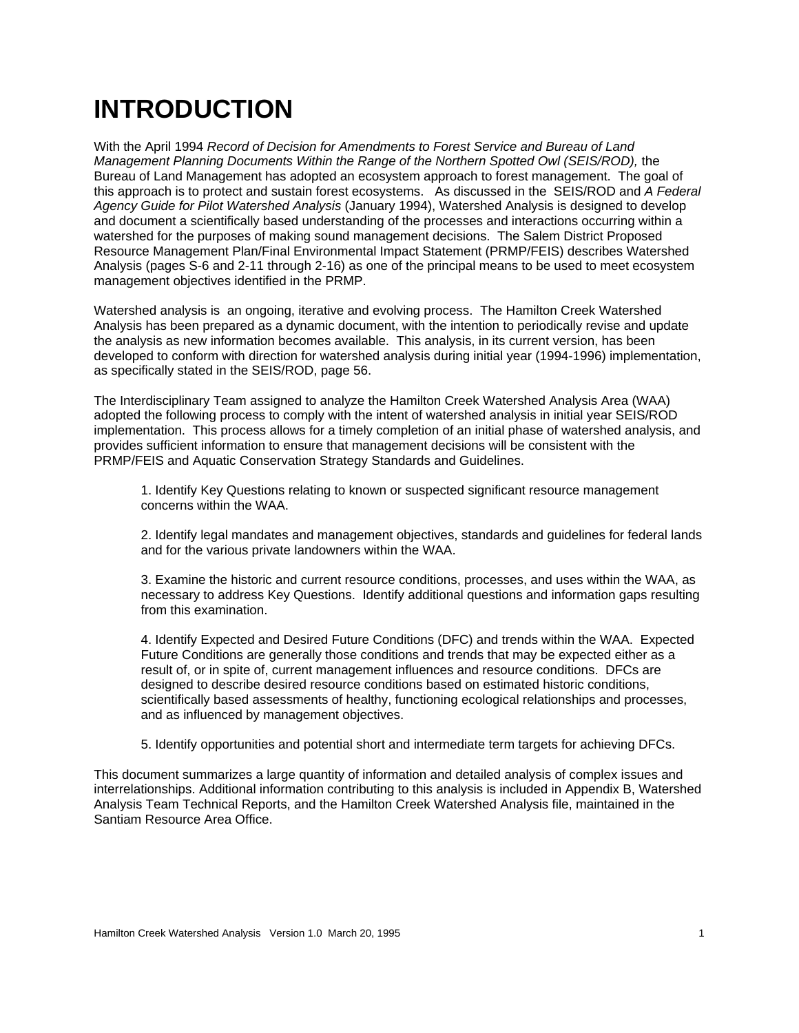# INTRODUCTION

With the April 1994 *Record of Decision for Amendments to Forest Service and Bureau of Land Management Planning Documents Within the Range of the Northern Spotted Owl (SEIS/ROD),* the Bureau of Land Management has adopted an ecosystem approach to forest management. The goal of this approach is to protect and sustain forest ecosystems. As discussed in the SEIS/ROD and *A Federal Agency Guide for Pilot Watershed Analysis* (January 1994), Watershed Analysis is designed to develop and document a scientifically based understanding of the processes and interactions occurring within a watershed for the purposes of making sound management decisions. The Salem District Proposed Resource Management Plan/Final Environmental Impact Statement (PRMP/FEIS) describes Watershed Analysis (pages S-6 and 2-11 through 2-16) as one of the principal means to be used to meet ecosystem management objectives identified in the PRMP.

Watershed analysis is an ongoing, iterative and evolving process. The Hamilton Creek Watershed Analysis has been prepared as a dynamic document, with the intention to periodically revise and update the analysis as new information becomes available. This analysis, in its current version, has been developed to conform with direction for watershed analysis during initial year (1994-1996) implementation, as specifically stated in the SEIS/ROD, page 56.

The Interdisciplinary Team assigned to analyze the Hamilton Creek Watershed Analysis Area (WAA) adopted the following process to comply with the intent of watershed analysis in initial year SEIS/ROD implementation. This process allows for a timely completion of an initial phase of watershed analysis, and provides sufficient information to ensure that management decisions will be consistent with the PRMP/FEIS and Aquatic Conservation Strategy Standards and Guidelines.

1. Identify Key Questions relating to known or suspected significant resource management concerns within the WAA.

2. Identify legal mandates and management objectives, standards and guidelines for federal lands and for the various private landowners within the WAA.

3. Examine the historic and current resource conditions, processes, and uses within the WAA, as necessary to address Key Questions. Identify additional questions and information gaps resulting from this examination.

4. Identify Expected and Desired Future Conditions (DFC) and trends within the WAA. Expected Future Conditions are generally those conditions and trends that may be expected either as a result of, or in spite of, current management influences and resource conditions. DFCs are designed to describe desired resource conditions based on estimated historic conditions, scientifically based assessments of healthy, functioning ecological relationships and processes, and as influenced by management objectives.

5. Identify opportunities and potential short and intermediate term targets for achieving DFCs.

This document summarizes a large quantity of information and detailed analysis of complex issues and interrelationships. Additional information contributing to this analysis is included in Appendix B, Watershed Analysis Team Technical Reports, and the Hamilton Creek Watershed Analysis file, maintained in the Santiam Resource Area Office.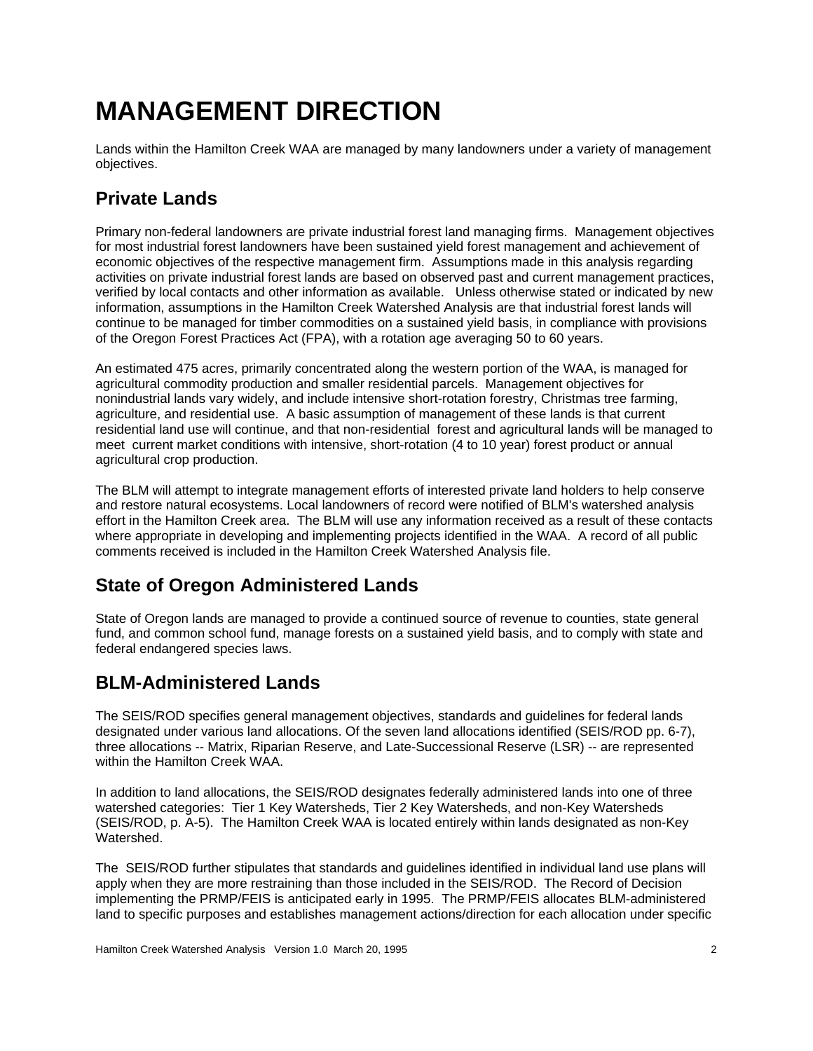# MANAGEMENT DIRECTION

Lands within the Hamilton Creek WAA are managed by many landowners under a variety of management objectives.

## Private Lands

Primary non-federal landowners are private industrial forest land managing firms. Management objectives for most industrial forest landowners have been sustained yield forest management and achievement of economic objectives of the respective management firm. Assumptions made in this analysis regarding activities on private industrial forest lands are based on observed past and current management practices, verified by local contacts and other information as available. Unless otherwise stated or indicated by new information, assumptions in the Hamilton Creek Watershed Analysis are that industrial forest lands will continue to be managed for timber commodities on a sustained yield basis, in compliance with provisions of the Oregon Forest Practices Act (FPA), with a rotation age averaging 50 to 60 years.

An estimated 475 acres, primarily concentrated along the western portion of the WAA, is managed for agricultural commodity production and smaller residential parcels. Management objectives for nonindustrial lands vary widely, and include intensive short-rotation forestry, Christmas tree farming, agriculture, and residential use. A basic assumption of management of these lands is that current residential land use will continue, and that non-residential forest and agricultural lands will be managed to meet current market conditions with intensive, short-rotation (4 to 10 year) forest product or annual agricultural crop production.

The BLM will attempt to integrate management efforts of interested private land holders to help conserve and restore natural ecosystems. Local landowners of record were notified of BLM's watershed analysis effort in the Hamilton Creek area. The BLM will use any information received as a result of these contacts where appropriate in developing and implementing projects identified in the WAA. A record of all public comments received is included in the Hamilton Creek Watershed Analysis file.

## State of Oregon Administered Lands

State of Oregon lands are managed to provide a continued source of revenue to counties, state general fund, and common school fund, manage forests on a sustained yield basis, and to comply with state and federal endangered species laws.

## BLM-Administered Lands

The SEIS/ROD specifies general management objectives, standards and guidelines for federal lands designated under various land allocations. Of the seven land allocations identified (SEIS/ROD pp. 6-7), three allocations -- Matrix, Riparian Reserve, and Late-Successional Reserve (LSR) -- are represented within the Hamilton Creek WAA.

In addition to land allocations, the SEIS/ROD designates federally administered lands into one of three watershed categories: Tier 1 Key Watersheds, Tier 2 Key Watersheds, and non-Key Watersheds (SEIS/ROD, p. A-5). The Hamilton Creek WAA is located entirely within lands designated as non-Key Watershed.

The SEIS/ROD further stipulates that standards and guidelines identified in individual land use plans will apply when they are more restraining than those included in the SEIS/ROD. The Record of Decision implementing the PRMP/FEIS is anticipated early in 1995. The PRMP/FEIS allocates BLM-administered land to specific purposes and establishes management actions/direction for each allocation under specific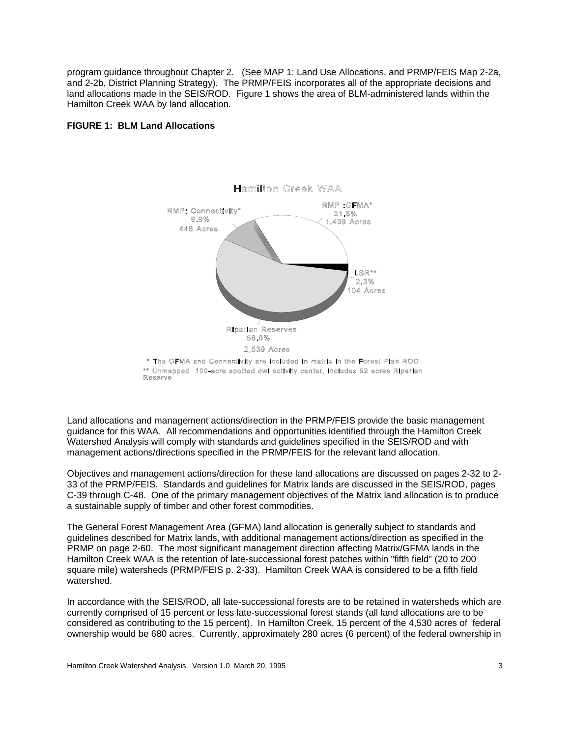program guidance throughout Chapter 2. (See MAP 1: Land Use Allocations, and PRMP/FEIS Map 2-2a, and 2-2b, District Planning Strategy). The PRMP/FEIS incorporates all of the appropriate decisions and land allocations made in the SEIS/ROD. Figure 1 shows the area of BLM-administered lands within the Hamilton Creek WAA by land allocation.

**FIGURE 1: BLM Land Allocations**

Hamilton Creek WAA

RMP: Connectivity* 9.9% 448 Acres

RMP :GFMA* 31.8% 1,439 Acres

LSR** 2.3% 104 Acres

Riparian Reserves 56.0% 2,539 Acres

\* The GFMA and Connectivity are included in matrix in the Forest Plan ROD

** Unmapped 100-acre spotted owl activity center, includes 52 acres Riparian Reserve

Land allocations and management actions/direction in the PRMP/FEIS provide the basic management guidance for this WAA. All recommendations and opportunities identified through the Hamilton Creek Watershed Analysis will comply with standards and guidelines specified in the SEIS/ROD and with management actions/directions specified in the PRMP/FEIS for the relevant land allocation.

Objectives and management actions/direction for these land allocations are discussed on pages 2-32 to 2-33 of the PRMP/FEIS. Standards and guidelines for Matrix lands are discussed in the SEIS/ROD, pages C-39 through C-48. One of the primary management objectives of the Matrix land allocation is to produce a sustainable supply of timber and other forest commodities.

The General Forest Management Area (GFMA) land allocation is generally subject to standards and guidelines described for Matrix lands, with additional management actions/direction as specified in the PRMP on page 2-60. The most significant management direction affecting Matrix/GFMA lands in the Hamilton Creek WAA is the retention of late-successional forest patches within "fifth field" (20 to 200 square mile) watersheds (PRMP/FEIS p. 2-33). Hamilton Creek WAA is considered to be a fifth field watershed.

In accordance with the SEIS/ROD, all late-successional forests are to be retained in watersheds which are currently comprised of 15 percent or less late-successional forest stands (all land allocations are to be considered as contributing to the 15 percent). In Hamilton Creek, 15 percent of the 4,530 acres of federal ownership would be 680 acres. Currently, approximately 280 acres (6 percent) of the federal ownership in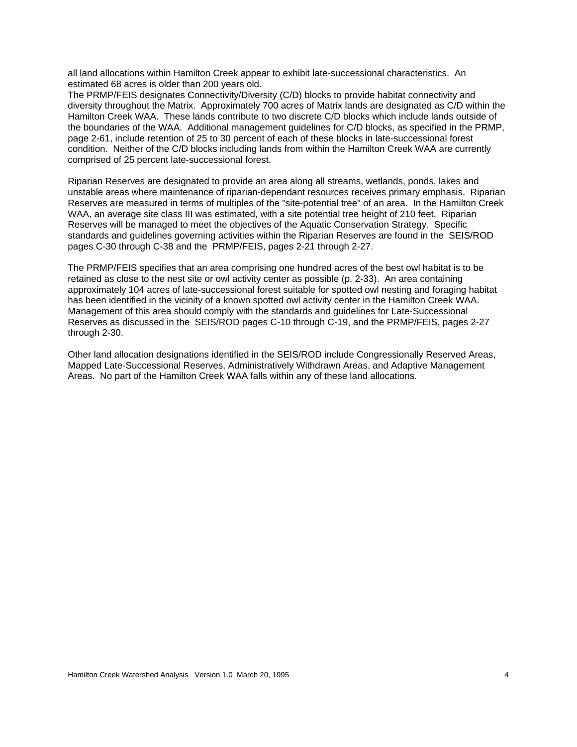all land allocations within Hamilton Creek appear to exhibit late-successional characteristics. An estimated 68 acres is older than 200 years old.

The PRMP/FEIS designates Connectivity/Diversity (C/D) blocks to provide habitat connectivity and diversity throughout the Matrix. Approximately 700 acres of Matrix lands are designated as C/D within the Hamilton Creek WAA. These lands contribute to two discrete C/D blocks which include lands outside of the boundaries of the WAA. Additional management guidelines for C/D blocks, as specified in the PRMP, page 2-61, include retention of 25 to 30 percent of each of these blocks in late-successional forest condition. Neither of the C/D blocks including lands from within the Hamilton Creek WAA are currently comprised of 25 percent late-successional forest.

Riparian Reserves are designated to provide an area along all streams, wetlands, ponds, lakes and unstable areas where maintenance of riparian-dependant resources receives primary emphasis. Riparian Reserves are measured in terms of multiples of the "site-potential tree" of an area. In the Hamilton Creek WAA, an average site class III was estimated, with a site potential tree height of 210 feet. Riparian Reserves will be managed to meet the objectives of the Aquatic Conservation Strategy. Specific standards and guidelines governing activities within the Riparian Reserves are found in the SEIS/ROD pages C-30 through C-38 and the PRMP/FEIS, pages 2-21 through 2-27.

The PRMP/FEIS specifies that an area comprising one hundred acres of the best owl habitat is to be retained as close to the nest site or owl activity center as possible (p. 2-33). An area containing approximately 104 acres of late-successional forest suitable for spotted owl nesting and foraging habitat has been identified in the vicinity of a known spotted owl activity center in the Hamilton Creek WAA. Management of this area should comply with the standards and guidelines for Late-Successional Reserves as discussed in the SEIS/ROD pages C-10 through C-19, and the PRMP/FEIS, pages 2-27 through 2-30.

Other land allocation designations identified in the SEIS/ROD include Congressionally Reserved Areas, Mapped Late-Successional Reserves, Administratively Withdrawn Areas, and Adaptive Management Areas. No part of the Hamilton Creek WAA falls within any of these land allocations.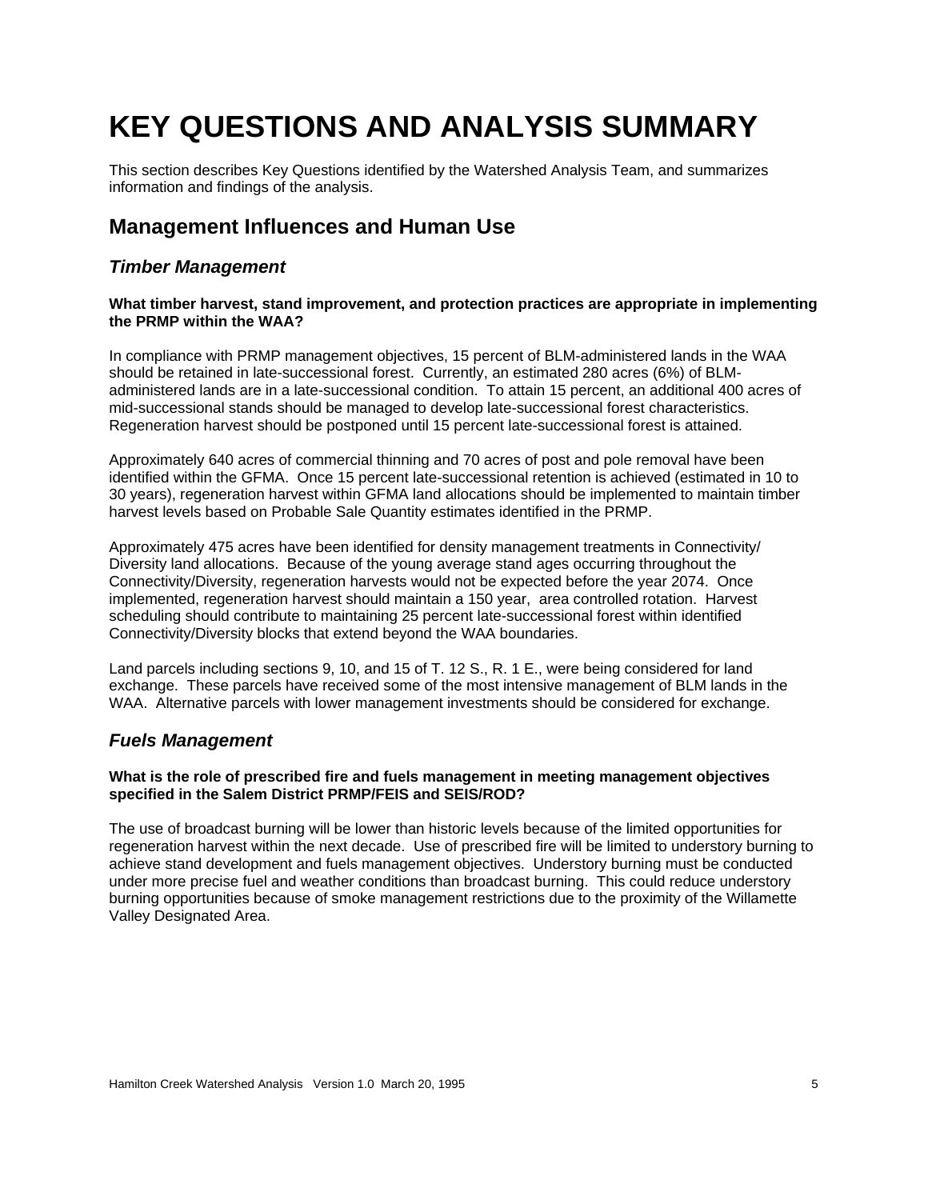# KEY QUESTIONS AND ANALYSIS SUMMARY

This section describes Key Questions identified by the Watershed Analysis Team, and summarizes information and findings of the analysis.

## Management Influences and Human Use

### *Timber Management*

**What timber harvest, stand improvement, and protection practices are appropriate in implementing the PRMP within the WAA?**

In compliance with PRMP management objectives, 15 percent of BLM-administered lands in the WAA should be retained in late-successional forest. Currently, an estimated 280 acres (6%) of BLM-administered lands are in a late-successional condition. To attain 15 percent, an additional 400 acres of mid-successional stands should be managed to develop late-successional forest characteristics. Regeneration harvest should be postponed until 15 percent late-successional forest is attained.

Approximately 640 acres of commercial thinning and 70 acres of post and pole removal have been identified within the GFMA. Once 15 percent late-successional retention is achieved (estimated in 10 to 30 years), regeneration harvest within GFMA land allocations should be implemented to maintain timber harvest levels based on Probable Sale Quantity estimates identified in the PRMP.

Approximately 475 acres have been identified for density management treatments in Connectivity/ Diversity land allocations. Because of the young average stand ages occurring throughout the Connectivity/Diversity, regeneration harvests would not be expected before the year 2074. Once implemented, regeneration harvest should maintain a 150 year, area controlled rotation. Harvest scheduling should contribute to maintaining 25 percent late-successional forest within identified Connectivity/Diversity blocks that extend beyond the WAA boundaries.

Land parcels including sections 9, 10, and 15 of T. 12 S., R. 1 E., were being considered for land exchange. These parcels have received some of the most intensive management of BLM lands in the WAA. Alternative parcels with lower management investments should be considered for exchange.

### *Fuels Management*

**What is the role of prescribed fire and fuels management in meeting management objectives specified in the Salem District PRMP/FEIS and SEIS/ROD?**

The use of broadcast burning will be lower than historic levels because of the limited opportunities for regeneration harvest within the next decade. Use of prescribed fire will be limited to understory burning to achieve stand development and fuels management objectives. Understory burning must be conducted under more precise fuel and weather conditions than broadcast burning. This could reduce understory burning opportunities because of smoke management restrictions due to the proximity of the Willamette Valley Designated Area.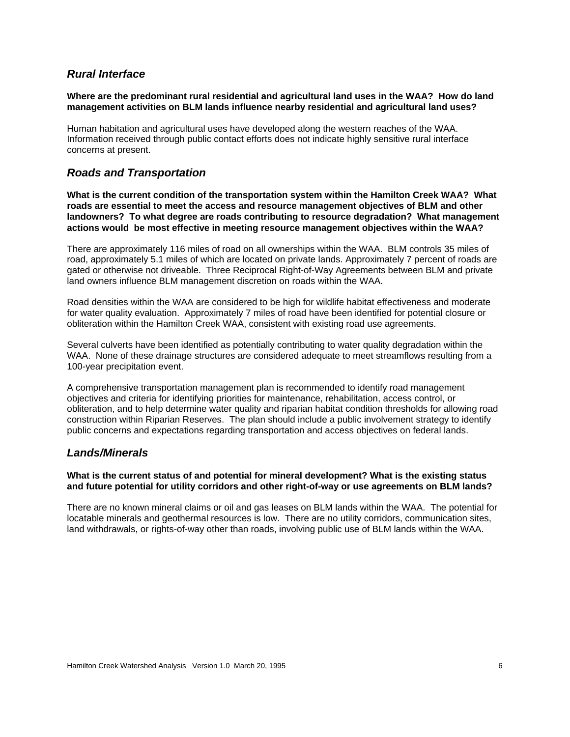## *Rural Interface*

**Where are the predominant rural residential and agricultural land uses in the WAA? How do land management activities on BLM lands influence nearby residential and agricultural land uses?**

Human habitation and agricultural uses have developed along the western reaches of the WAA. Information received through public contact efforts does not indicate highly sensitive rural interface concerns at present.

## *Roads and Transportation*

**What is the current condition of the transportation system within the Hamilton Creek WAA? What roads are essential to meet the access and resource management objectives of BLM and other landowners? To what degree are roads contributing to resource degradation? What management actions would be most effective in meeting resource management objectives within the WAA?**

There are approximately 116 miles of road on all ownerships within the WAA. BLM controls 35 miles of road, approximately 5.1 miles of which are located on private lands. Approximately 7 percent of roads are gated or otherwise not driveable. Three Reciprocal Right-of-Way Agreements between BLM and private land owners influence BLM management discretion on roads within the WAA.

Road densities within the WAA are considered to be high for wildlife habitat effectiveness and moderate for water quality evaluation. Approximately 7 miles of road have been identified for potential closure or obliteration within the Hamilton Creek WAA, consistent with existing road use agreements.

Several culverts have been identified as potentially contributing to water quality degradation within the WAA. None of these drainage structures are considered adequate to meet streamflows resulting from a 100-year precipitation event.

A comprehensive transportation management plan is recommended to identify road management objectives and criteria for identifying priorities for maintenance, rehabilitation, access control, or obliteration, and to help determine water quality and riparian habitat condition thresholds for allowing road construction within Riparian Reserves. The plan should include a public involvement strategy to identify public concerns and expectations regarding transportation and access objectives on federal lands.

## *Lands/Minerals*

**What is the current status of and potential for mineral development? What is the existing status and future potential for utility corridors and other right-of-way or use agreements on BLM lands?**

There are no known mineral claims or oil and gas leases on BLM lands within the WAA. The potential for locatable minerals and geothermal resources is low. There are no utility corridors, communication sites, land withdrawals, or rights-of-way other than roads, involving public use of BLM lands within the WAA.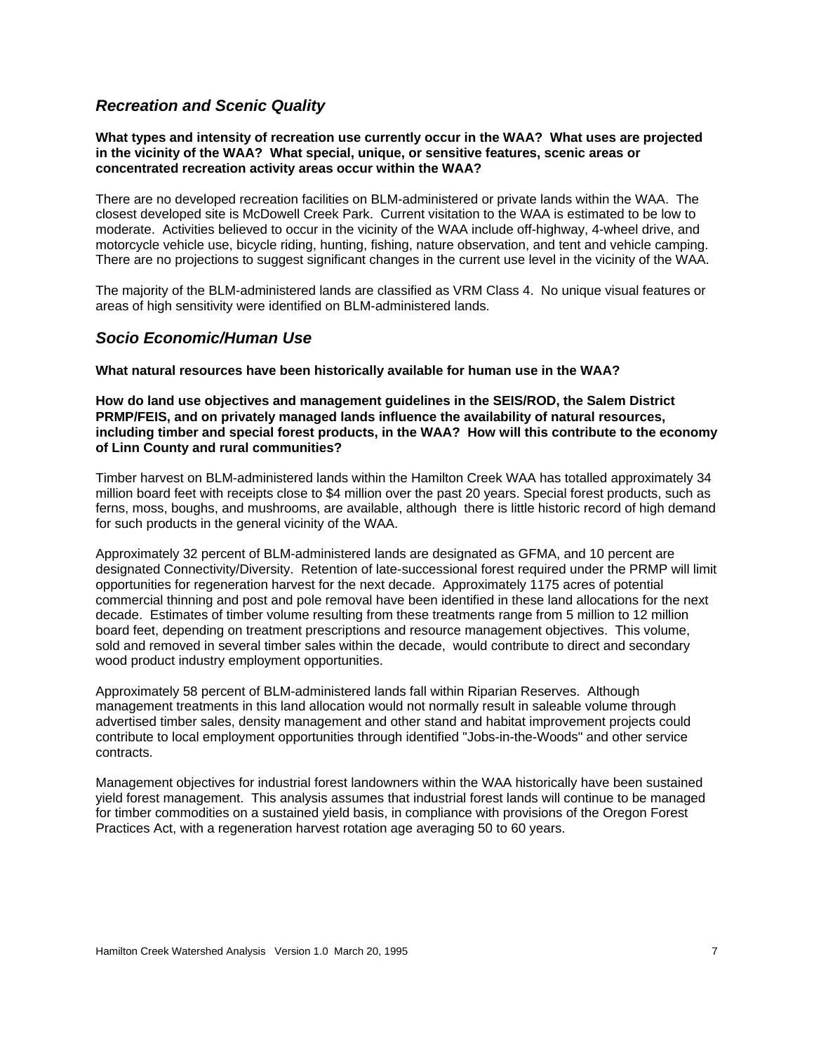## *Recreation and Scenic Quality*

**What types and intensity of recreation use currently occur in the WAA? What uses are projected in the vicinity of the WAA? What special, unique, or sensitive features, scenic areas or concentrated recreation activity areas occur within the WAA?**

There are no developed recreation facilities on BLM-administered or private lands within the WAA. The closest developed site is McDowell Creek Park. Current visitation to the WAA is estimated to be low to moderate. Activities believed to occur in the vicinity of the WAA include off-highway, 4-wheel drive, and motorcycle vehicle use, bicycle riding, hunting, fishing, nature observation, and tent and vehicle camping. There are no projections to suggest significant changes in the current use level in the vicinity of the WAA.

The majority of the BLM-administered lands are classified as VRM Class 4. No unique visual features or areas of high sensitivity were identified on BLM-administered lands.

## *Socio Economic/Human Use*

**What natural resources have been historically available for human use in the WAA?**

**How do land use objectives and management guidelines in the SEIS/ROD, the Salem District PRMP/FEIS, and on privately managed lands influence the availability of natural resources, including timber and special forest products, in the WAA? How will this contribute to the economy of Linn County and rural communities?**

Timber harvest on BLM-administered lands within the Hamilton Creek WAA has totalled approximately 34 million board feet with receipts close to $4 million over the past 20 years. Special forest products, such as ferns, moss, boughs, and mushrooms, are available, although there is little historic record of high demand for such products in the general vicinity of the WAA.

Approximately 32 percent of BLM-administered lands are designated as GFMA, and 10 percent are designated Connectivity/Diversity. Retention of late-successional forest required under the PRMP will limit opportunities for regeneration harvest for the next decade. Approximately 1175 acres of potential commercial thinning and post and pole removal have been identified in these land allocations for the next decade. Estimates of timber volume resulting from these treatments range from 5 million to 12 million board feet, depending on treatment prescriptions and resource management objectives. This volume, sold and removed in several timber sales within the decade, would contribute to direct and secondary wood product industry employment opportunities.

Approximately 58 percent of BLM-administered lands fall within Riparian Reserves. Although management treatments in this land allocation would not normally result in saleable volume through advertised timber sales, density management and other stand and habitat improvement projects could contribute to local employment opportunities through identified "Jobs-in-the-Woods" and other service contracts.

Management objectives for industrial forest landowners within the WAA historically have been sustained yield forest management. This analysis assumes that industrial forest lands will continue to be managed for timber commodities on a sustained yield basis, in compliance with provisions of the Oregon Forest Practices Act, with a regeneration harvest rotation age averaging 50 to 60 years.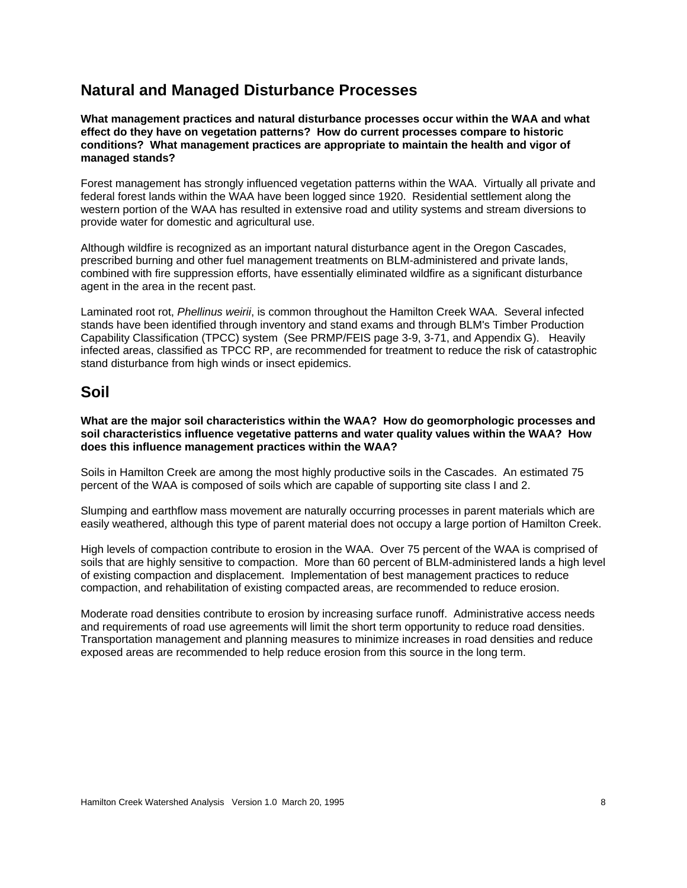## Natural and Managed Disturbance Processes

**What management practices and natural disturbance processes occur within the WAA and what effect do they have on vegetation patterns? How do current processes compare to historic conditions? What management practices are appropriate to maintain the health and vigor of managed stands?**

Forest management has strongly influenced vegetation patterns within the WAA. Virtually all private and federal forest lands within the WAA have been logged since 1920. Residential settlement along the western portion of the WAA has resulted in extensive road and utility systems and stream diversions to provide water for domestic and agricultural use.

Although wildfire is recognized as an important natural disturbance agent in the Oregon Cascades, prescribed burning and other fuel management treatments on BLM-administered and private lands, combined with fire suppression efforts, have essentially eliminated wildfire as a significant disturbance agent in the area in the recent past.

Laminated root rot, *Phellinus weirii*, is common throughout the Hamilton Creek WAA. Several infected stands have been identified through inventory and stand exams and through BLM's Timber Production Capability Classification (TPCC) system (See PRMP/FEIS page 3-9, 3-71, and Appendix G). Heavily infected areas, classified as TPCC RP, are recommended for treatment to reduce the risk of catastrophic stand disturbance from high winds or insect epidemics.

## Soil

**What are the major soil characteristics within the WAA? How do geomorphologic processes and soil characteristics influence vegetative patterns and water quality values within the WAA? How does this influence management practices within the WAA?**

Soils in Hamilton Creek are among the most highly productive soils in the Cascades. An estimated 75 percent of the WAA is composed of soils which are capable of supporting site class I and 2.

Slumping and earthflow mass movement are naturally occurring processes in parent materials which are easily weathered, although this type of parent material does not occupy a large portion of Hamilton Creek.

High levels of compaction contribute to erosion in the WAA. Over 75 percent of the WAA is comprised of soils that are highly sensitive to compaction. More than 60 percent of BLM-administered lands a high level of existing compaction and displacement. Implementation of best management practices to reduce compaction, and rehabilitation of existing compacted areas, are recommended to reduce erosion.

Moderate road densities contribute to erosion by increasing surface runoff. Administrative access needs and requirements of road use agreements will limit the short term opportunity to reduce road densities. Transportation management and planning measures to minimize increases in road densities and reduce exposed areas are recommended to help reduce erosion from this source in the long term.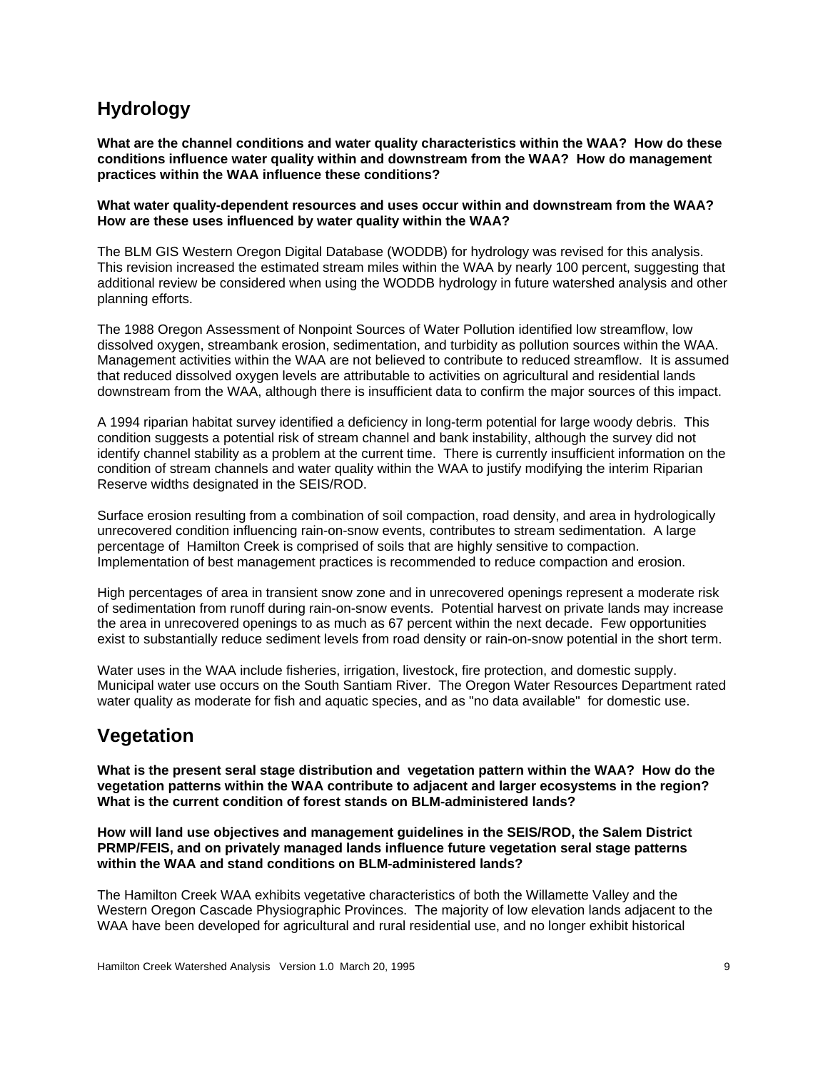## Hydrology

**What are the channel conditions and water quality characteristics within the WAA? How do these conditions influence water quality within and downstream from the WAA? How do management practices within the WAA influence these conditions?**

**What water quality-dependent resources and uses occur within and downstream from the WAA? How are these uses influenced by water quality within the WAA?**

The BLM GIS Western Oregon Digital Database (WODDB) for hydrology was revised for this analysis. This revision increased the estimated stream miles within the WAA by nearly 100 percent, suggesting that additional review be considered when using the WODDB hydrology in future watershed analysis and other planning efforts.

The 1988 Oregon Assessment of Nonpoint Sources of Water Pollution identified low streamflow, low dissolved oxygen, streambank erosion, sedimentation, and turbidity as pollution sources within the WAA. Management activities within the WAA are not believed to contribute to reduced streamflow. It is assumed that reduced dissolved oxygen levels are attributable to activities on agricultural and residential lands downstream from the WAA, although there is insufficient data to confirm the major sources of this impact.

A 1994 riparian habitat survey identified a deficiency in long-term potential for large woody debris. This condition suggests a potential risk of stream channel and bank instability, although the survey did not identify channel stability as a problem at the current time. There is currently insufficient information on the condition of stream channels and water quality within the WAA to justify modifying the interim Riparian Reserve widths designated in the SEIS/ROD.

Surface erosion resulting from a combination of soil compaction, road density, and area in hydrologically unrecovered condition influencing rain-on-snow events, contributes to stream sedimentation. A large percentage of Hamilton Creek is comprised of soils that are highly sensitive to compaction. Implementation of best management practices is recommended to reduce compaction and erosion.

High percentages of area in transient snow zone and in unrecovered openings represent a moderate risk of sedimentation from runoff during rain-on-snow events. Potential harvest on private lands may increase the area in unrecovered openings to as much as 67 percent within the next decade. Few opportunities exist to substantially reduce sediment levels from road density or rain-on-snow potential in the short term.

Water uses in the WAA include fisheries, irrigation, livestock, fire protection, and domestic supply. Municipal water use occurs on the South Santiam River. The Oregon Water Resources Department rated water quality as moderate for fish and aquatic species, and as "no data available" for domestic use.

## Vegetation

**What is the present seral stage distribution and vegetation pattern within the WAA? How do the vegetation patterns within the WAA contribute to adjacent and larger ecosystems in the region? What is the current condition of forest stands on BLM-administered lands?**

**How will land use objectives and management guidelines in the SEIS/ROD, the Salem District PRMP/FEIS, and on privately managed lands influence future vegetation seral stage patterns within the WAA and stand conditions on BLM-administered lands?**

The Hamilton Creek WAA exhibits vegetative characteristics of both the Willamette Valley and the Western Oregon Cascade Physiographic Provinces. The majority of low elevation lands adjacent to the WAA have been developed for agricultural and rural residential use, and no longer exhibit historical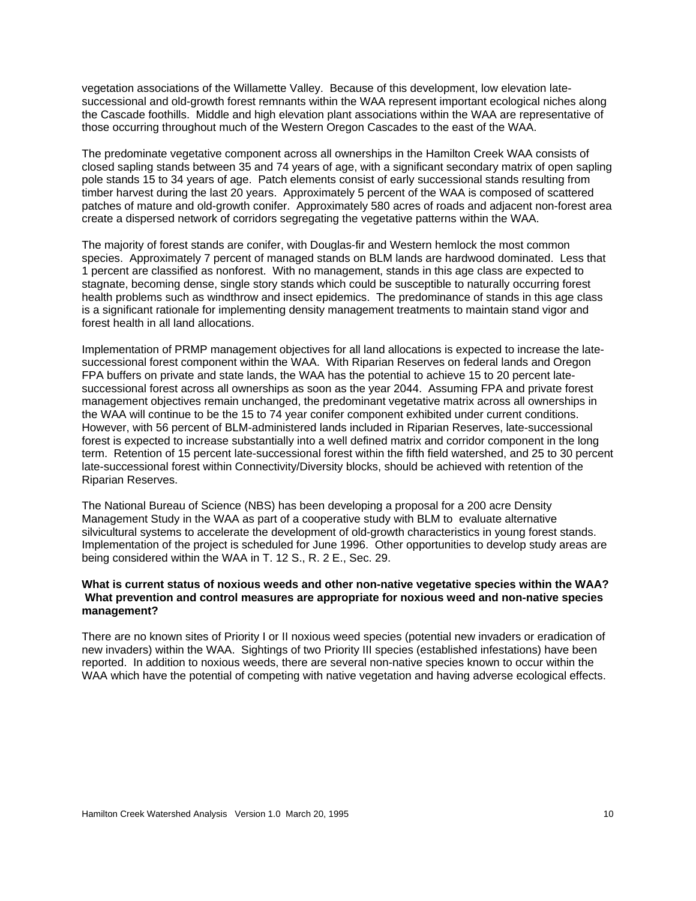vegetation associations of the Willamette Valley. Because of this development, low elevation late-successional and old-growth forest remnants within the WAA represent important ecological niches along the Cascade foothills. Middle and high elevation plant associations within the WAA are representative of those occurring throughout much of the Western Oregon Cascades to the east of the WAA.

The predominate vegetative component across all ownerships in the Hamilton Creek WAA consists of closed sapling stands between 35 and 74 years of age, with a significant secondary matrix of open sapling pole stands 15 to 34 years of age. Patch elements consist of early successional stands resulting from timber harvest during the last 20 years. Approximately 5 percent of the WAA is composed of scattered patches of mature and old-growth conifer. Approximately 580 acres of roads and adjacent non-forest area create a dispersed network of corridors segregating the vegetative patterns within the WAA.

The majority of forest stands are conifer, with Douglas-fir and Western hemlock the most common species. Approximately 7 percent of managed stands on BLM lands are hardwood dominated. Less that 1 percent are classified as nonforest. With no management, stands in this age class are expected to stagnate, becoming dense, single story stands which could be susceptible to naturally occurring forest health problems such as windthrow and insect epidemics. The predominance of stands in this age class is a significant rationale for implementing density management treatments to maintain stand vigor and forest health in all land allocations.

Implementation of PRMP management objectives for all land allocations is expected to increase the late-successional forest component within the WAA. With Riparian Reserves on federal lands and Oregon FPA buffers on private and state lands, the WAA has the potential to achieve 15 to 20 percent late-successional forest across all ownerships as soon as the year 2044. Assuming FPA and private forest management objectives remain unchanged, the predominant vegetative matrix across all ownerships in the WAA will continue to be the 15 to 74 year conifer component exhibited under current conditions. However, with 56 percent of BLM-administered lands included in Riparian Reserves, late-successional forest is expected to increase substantially into a well defined matrix and corridor component in the long term. Retention of 15 percent late-successional forest within the fifth field watershed, and 25 to 30 percent late-successional forest within Connectivity/Diversity blocks, should be achieved with retention of the Riparian Reserves.

The National Bureau of Science (NBS) has been developing a proposal for a 200 acre Density Management Study in the WAA as part of a cooperative study with BLM to evaluate alternative silvicultural systems to accelerate the development of old-growth characteristics in young forest stands. Implementation of the project is scheduled for June 1996. Other opportunities to develop study areas are being considered within the WAA in T. 12 S., R. 2 E., Sec. 29.

**What is current status of noxious weeds and other non-native vegetative species within the WAA? What prevention and control measures are appropriate for noxious weed and non-native species management?**

There are no known sites of Priority I or II noxious weed species (potential new invaders or eradication of new invaders) within the WAA. Sightings of two Priority III species (established infestations) have been reported. In addition to noxious weeds, there are several non-native species known to occur within the WAA which have the potential of competing with native vegetation and having adverse ecological effects.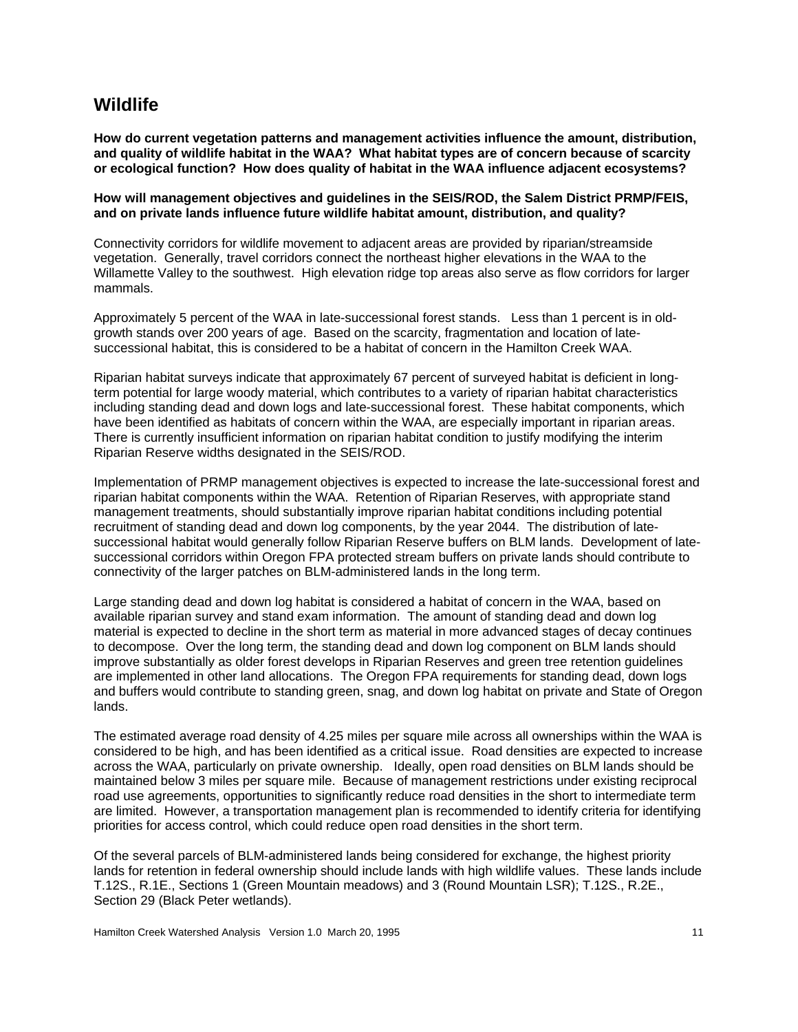## Wildlife

**How do current vegetation patterns and management activities influence the amount, distribution, and quality of wildlife habitat in the WAA? What habitat types are of concern because of scarcity or ecological function? How does quality of habitat in the WAA influence adjacent ecosystems?**

**How will management objectives and guidelines in the SEIS/ROD, the Salem District PRMP/FEIS, and on private lands influence future wildlife habitat amount, distribution, and quality?**

Connectivity corridors for wildlife movement to adjacent areas are provided by riparian/streamside vegetation. Generally, travel corridors connect the northeast higher elevations in the WAA to the Willamette Valley to the southwest. High elevation ridge top areas also serve as flow corridors for larger mammals.

Approximately 5 percent of the WAA in late-successional forest stands. Less than 1 percent is in old-growth stands over 200 years of age. Based on the scarcity, fragmentation and location of late-successional habitat, this is considered to be a habitat of concern in the Hamilton Creek WAA.

Riparian habitat surveys indicate that approximately 67 percent of surveyed habitat is deficient in long-term potential for large woody material, which contributes to a variety of riparian habitat characteristics including standing dead and down logs and late-successional forest. These habitat components, which have been identified as habitats of concern within the WAA, are especially important in riparian areas. There is currently insufficient information on riparian habitat condition to justify modifying the interim Riparian Reserve widths designated in the SEIS/ROD.

Implementation of PRMP management objectives is expected to increase the late-successional forest and riparian habitat components within the WAA. Retention of Riparian Reserves, with appropriate stand management treatments, should substantially improve riparian habitat conditions including potential recruitment of standing dead and down log components, by the year 2044. The distribution of late-successional habitat would generally follow Riparian Reserve buffers on BLM lands. Development of late-successional corridors within Oregon FPA protected stream buffers on private lands should contribute to connectivity of the larger patches on BLM-administered lands in the long term.

Large standing dead and down log habitat is considered a habitat of concern in the WAA, based on available riparian survey and stand exam information. The amount of standing dead and down log material is expected to decline in the short term as material in more advanced stages of decay continues to decompose. Over the long term, the standing dead and down log component on BLM lands should improve substantially as older forest develops in Riparian Reserves and green tree retention guidelines are implemented in other land allocations. The Oregon FPA requirements for standing dead, down logs and buffers would contribute to standing green, snag, and down log habitat on private and State of Oregon lands.

The estimated average road density of 4.25 miles per square mile across all ownerships within the WAA is considered to be high, and has been identified as a critical issue. Road densities are expected to increase across the WAA, particularly on private ownership. Ideally, open road densities on BLM lands should be maintained below 3 miles per square mile. Because of management restrictions under existing reciprocal road use agreements, opportunities to significantly reduce road densities in the short to intermediate term are limited. However, a transportation management plan is recommended to identify criteria for identifying priorities for access control, which could reduce open road densities in the short term.

Of the several parcels of BLM-administered lands being considered for exchange, the highest priority lands for retention in federal ownership should include lands with high wildlife values. These lands include T.12S., R.1E., Sections 1 (Green Mountain meadows) and 3 (Round Mountain LSR); T.12S., R.2E., Section 29 (Black Peter wetlands).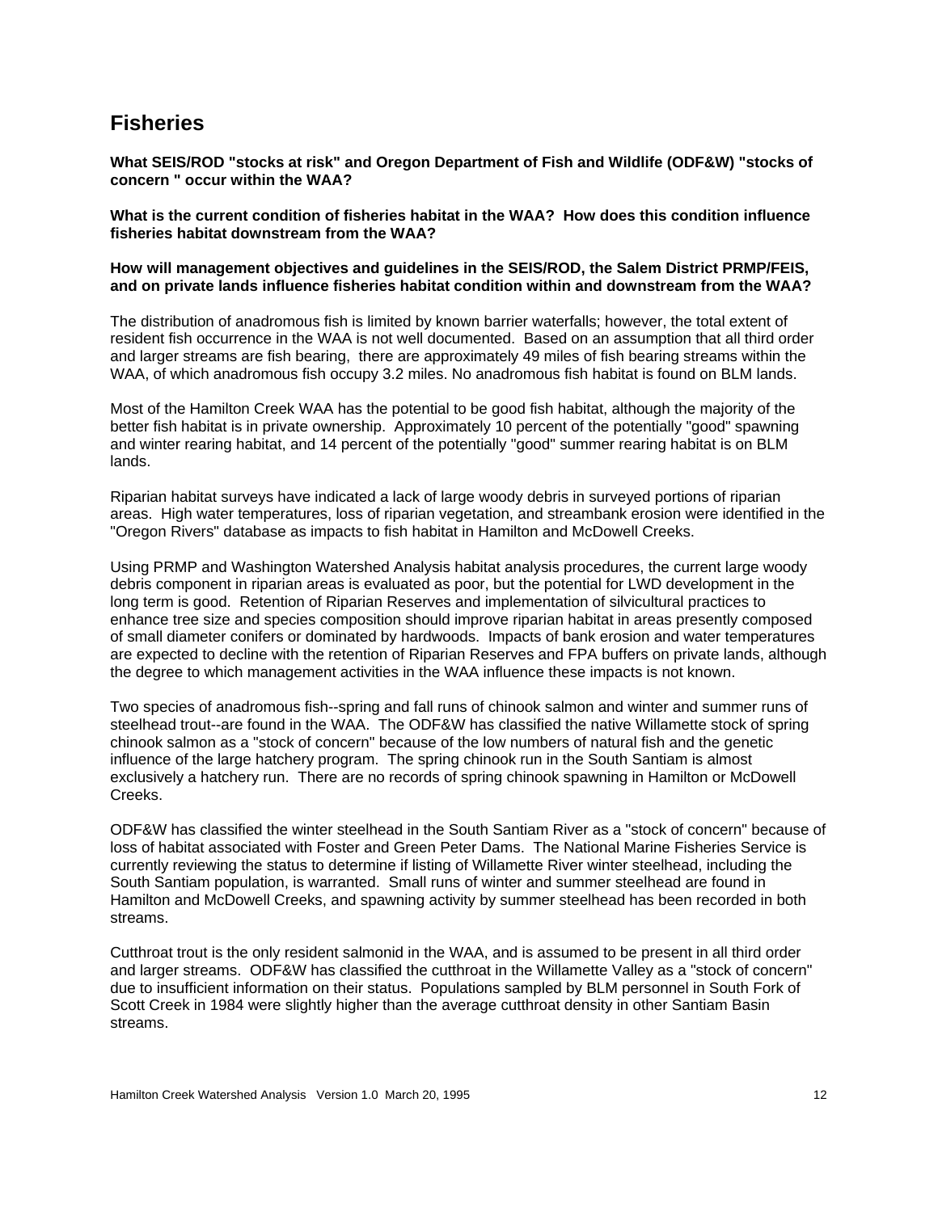## Fisheries

**What SEIS/ROD "stocks at risk" and Oregon Department of Fish and Wildlife (ODF&W) "stocks of concern " occur within the WAA?**

**What is the current condition of fisheries habitat in the WAA? How does this condition influence fisheries habitat downstream from the WAA?**

**How will management objectives and guidelines in the SEIS/ROD, the Salem District PRMP/FEIS, and on private lands influence fisheries habitat condition within and downstream from the WAA?**

The distribution of anadromous fish is limited by known barrier waterfalls; however, the total extent of resident fish occurrence in the WAA is not well documented. Based on an assumption that all third order and larger streams are fish bearing, there are approximately 49 miles of fish bearing streams within the WAA, of which anadromous fish occupy 3.2 miles. No anadromous fish habitat is found on BLM lands.

Most of the Hamilton Creek WAA has the potential to be good fish habitat, although the majority of the better fish habitat is in private ownership. Approximately 10 percent of the potentially "good" spawning and winter rearing habitat, and 14 percent of the potentially "good" summer rearing habitat is on BLM lands.

Riparian habitat surveys have indicated a lack of large woody debris in surveyed portions of riparian areas. High water temperatures, loss of riparian vegetation, and streambank erosion were identified in the "Oregon Rivers" database as impacts to fish habitat in Hamilton and McDowell Creeks.

Using PRMP and Washington Watershed Analysis habitat analysis procedures, the current large woody debris component in riparian areas is evaluated as poor, but the potential for LWD development in the long term is good. Retention of Riparian Reserves and implementation of silvicultural practices to enhance tree size and species composition should improve riparian habitat in areas presently composed of small diameter conifers or dominated by hardwoods. Impacts of bank erosion and water temperatures are expected to decline with the retention of Riparian Reserves and FPA buffers on private lands, although the degree to which management activities in the WAA influence these impacts is not known.

Two species of anadromous fish--spring and fall runs of chinook salmon and winter and summer runs of steelhead trout--are found in the WAA. The ODF&W has classified the native Willamette stock of spring chinook salmon as a "stock of concern" because of the low numbers of natural fish and the genetic influence of the large hatchery program. The spring chinook run in the South Santiam is almost exclusively a hatchery run. There are no records of spring chinook spawning in Hamilton or McDowell Creeks.

ODF&W has classified the winter steelhead in the South Santiam River as a "stock of concern" because of loss of habitat associated with Foster and Green Peter Dams. The National Marine Fisheries Service is currently reviewing the status to determine if listing of Willamette River winter steelhead, including the South Santiam population, is warranted. Small runs of winter and summer steelhead are found in Hamilton and McDowell Creeks, and spawning activity by summer steelhead has been recorded in both streams.

Cutthroat trout is the only resident salmonid in the WAA, and is assumed to be present in all third order and larger streams. ODF&W has classified the cutthroat in the Willamette Valley as a "stock of concern" due to insufficient information on their status. Populations sampled by BLM personnel in South Fork of Scott Creek in 1984 were slightly higher than the average cutthroat density in other Santiam Basin streams.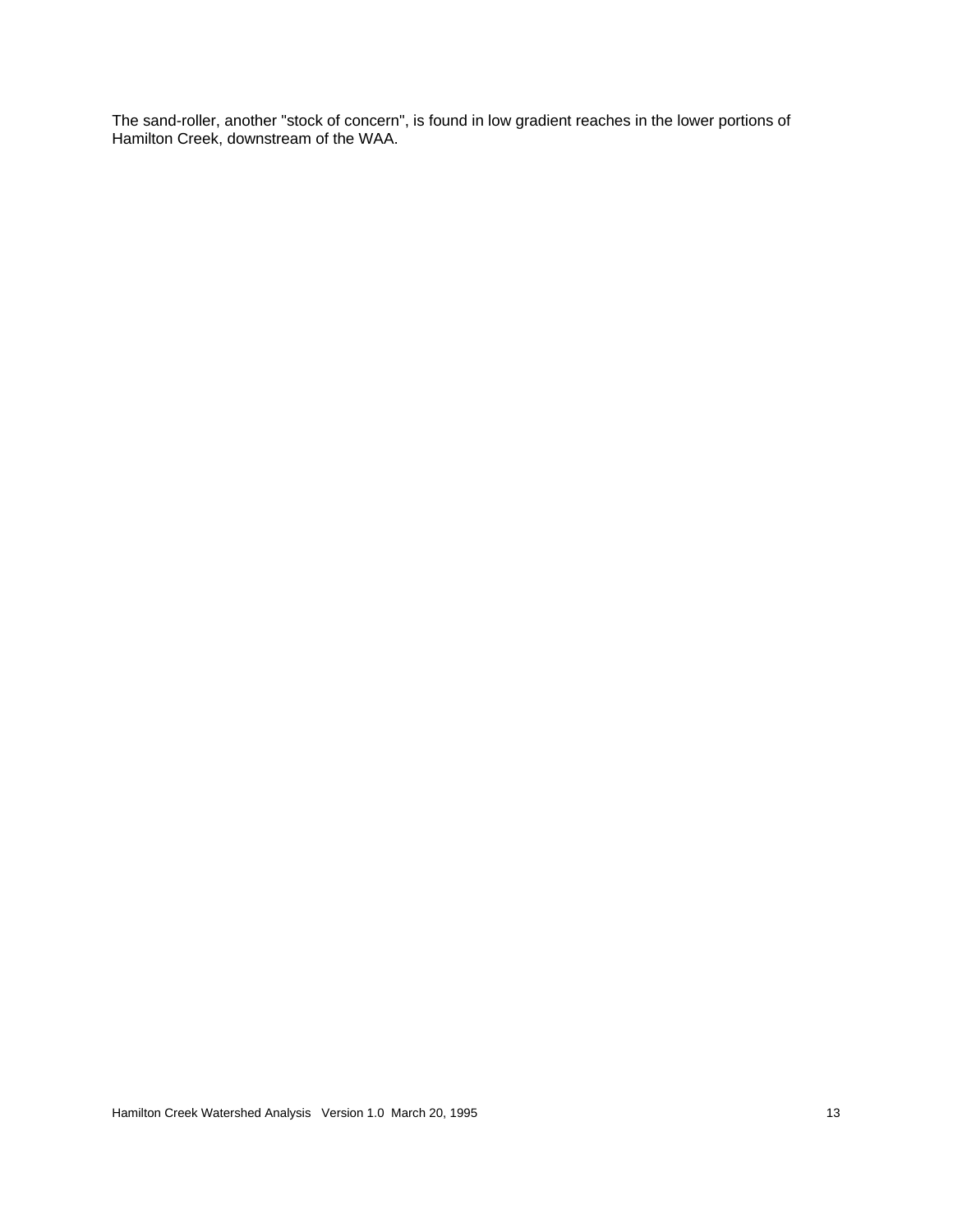The sand-roller, another "stock of concern", is found in low gradient reaches in the lower portions of Hamilton Creek, downstream of the WAA.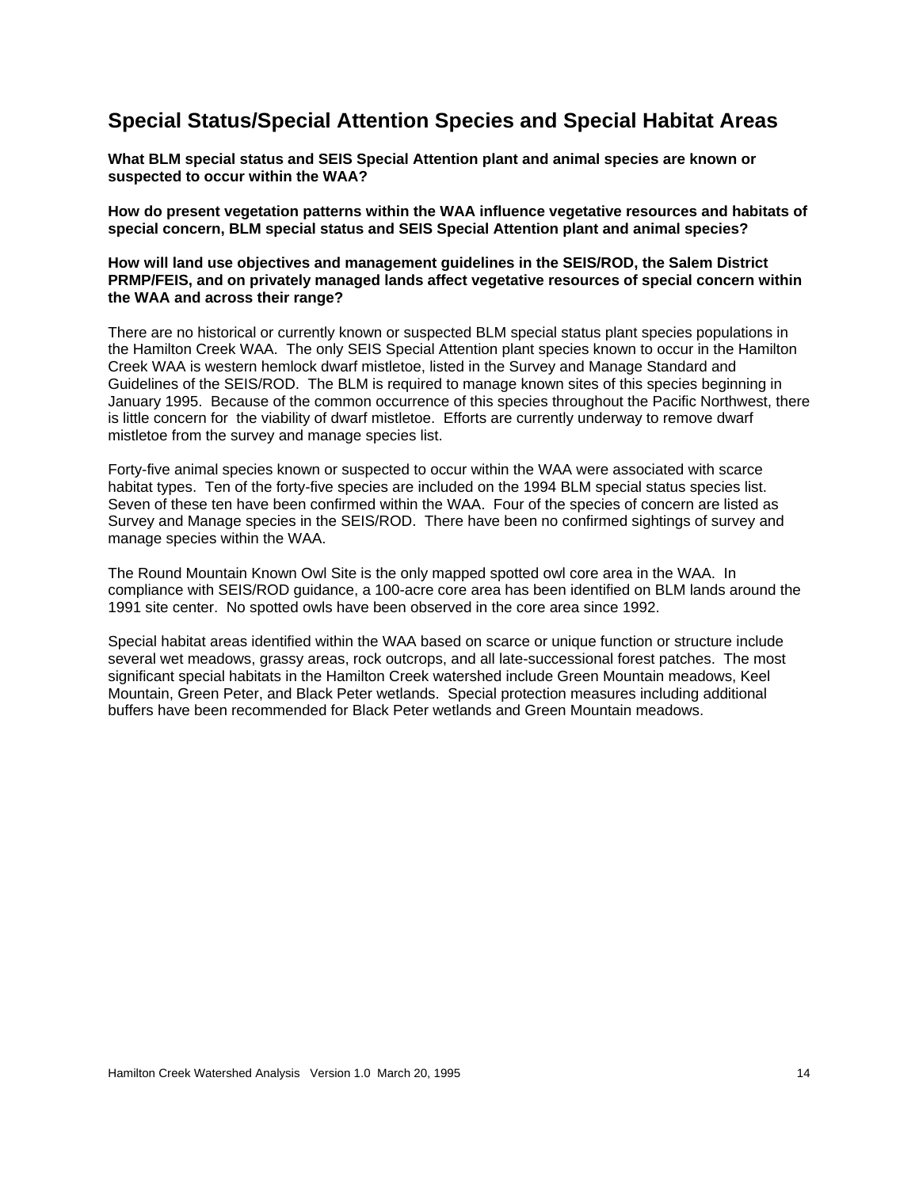## Special Status/Special Attention Species and Special Habitat Areas

**What BLM special status and SEIS Special Attention plant and animal species are known or suspected to occur within the WAA?**

**How do present vegetation patterns within the WAA influence vegetative resources and habitats of special concern, BLM special status and SEIS Special Attention plant and animal species?**

**How will land use objectives and management guidelines in the SEIS/ROD, the Salem District PRMP/FEIS, and on privately managed lands affect vegetative resources of special concern within the WAA and across their range?**

There are no historical or currently known or suspected BLM special status plant species populations in the Hamilton Creek WAA. The only SEIS Special Attention plant species known to occur in the Hamilton Creek WAA is western hemlock dwarf mistletoe, listed in the Survey and Manage Standard and Guidelines of the SEIS/ROD. The BLM is required to manage known sites of this species beginning in January 1995. Because of the common occurrence of this species throughout the Pacific Northwest, there is little concern for the viability of dwarf mistletoe. Efforts are currently underway to remove dwarf mistletoe from the survey and manage species list.

Forty-five animal species known or suspected to occur within the WAA were associated with scarce habitat types. Ten of the forty-five species are included on the 1994 BLM special status species list. Seven of these ten have been confirmed within the WAA. Four of the species of concern are listed as Survey and Manage species in the SEIS/ROD. There have been no confirmed sightings of survey and manage species within the WAA.

The Round Mountain Known Owl Site is the only mapped spotted owl core area in the WAA. In compliance with SEIS/ROD guidance, a 100-acre core area has been identified on BLM lands around the 1991 site center. No spotted owls have been observed in the core area since 1992.

Special habitat areas identified within the WAA based on scarce or unique function or structure include several wet meadows, grassy areas, rock outcrops, and all late-successional forest patches. The most significant special habitats in the Hamilton Creek watershed include Green Mountain meadows, Keel Mountain, Green Peter, and Black Peter wetlands. Special protection measures including additional buffers have been recommended for Black Peter wetlands and Green Mountain meadows.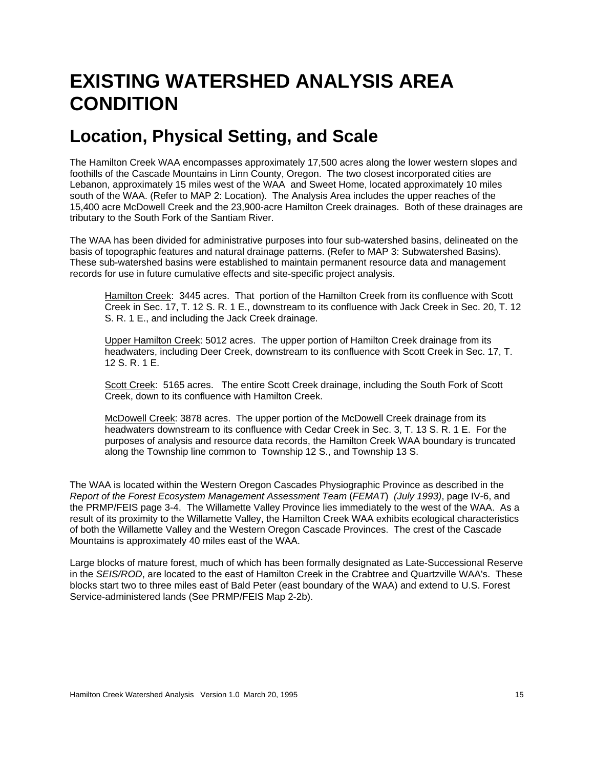# EXISTING WATERSHED ANALYSIS AREA CONDITION

## Location, Physical Setting, and Scale

The Hamilton Creek WAA encompasses approximately 17,500 acres along the lower western slopes and foothills of the Cascade Mountains in Linn County, Oregon. The two closest incorporated cities are Lebanon, approximately 15 miles west of the WAA and Sweet Home, located approximately 10 miles south of the WAA. (Refer to MAP 2: Location). The Analysis Area includes the upper reaches of the 15,400 acre McDowell Creek and the 23,900-acre Hamilton Creek drainages. Both of these drainages are tributary to the South Fork of the Santiam River.

The WAA has been divided for administrative purposes into four sub-watershed basins, delineated on the basis of topographic features and natural drainage patterns. (Refer to MAP 3: Subwatershed Basins). These sub-watershed basins were established to maintain permanent resource data and management records for use in future cumulative effects and site-specific project analysis.

> <u>Hamilton Creek</u>: 3445 acres. That portion of the Hamilton Creek from its confluence with Scott Creek in Sec. 17, T. 12 S. R. 1 E., downstream to its confluence with Jack Creek in Sec. 20, T. 12 S. R. 1 E., and including the Jack Creek drainage.
>
> <u>Upper Hamilton Creek</u>: 5012 acres. The upper portion of Hamilton Creek drainage from its headwaters, including Deer Creek, downstream to its confluence with Scott Creek in Sec. 17, T. 12 S. R. 1 E.
>
> <u>Scott Creek</u>: 5165 acres. The entire Scott Creek drainage, including the South Fork of Scott Creek, down to its confluence with Hamilton Creek.
>
> <u>McDowell Creek</u>: 3878 acres. The upper portion of the McDowell Creek drainage from its headwaters downstream to its confluence with Cedar Creek in Sec. 3, T. 13 S. R. 1 E. For the purposes of analysis and resource data records, the Hamilton Creek WAA boundary is truncated along the Township line common to Township 12 S., and Township 13 S.

The WAA is located within the Western Oregon Cascades Physiographic Province as described in the *Report of the Forest Ecosystem Management Assessment Team* (*FEMAT*) *(July 1993)*, page IV-6, and the PRMP/FEIS page 3-4. The Willamette Valley Province lies immediately to the west of the WAA. As a result of its proximity to the Willamette Valley, the Hamilton Creek WAA exhibits ecological characteristics of both the Willamette Valley and the Western Oregon Cascade Provinces. The crest of the Cascade Mountains is approximately 40 miles east of the WAA.

Large blocks of mature forest, much of which has been formally designated as Late-Successional Reserve in the *SEIS/ROD*, are located to the east of Hamilton Creek in the Crabtree and Quartzville WAA's. These blocks start two to three miles east of Bald Peter (east boundary of the WAA) and extend to U.S. Forest Service-administered lands (See PRMP/FEIS Map 2-2b).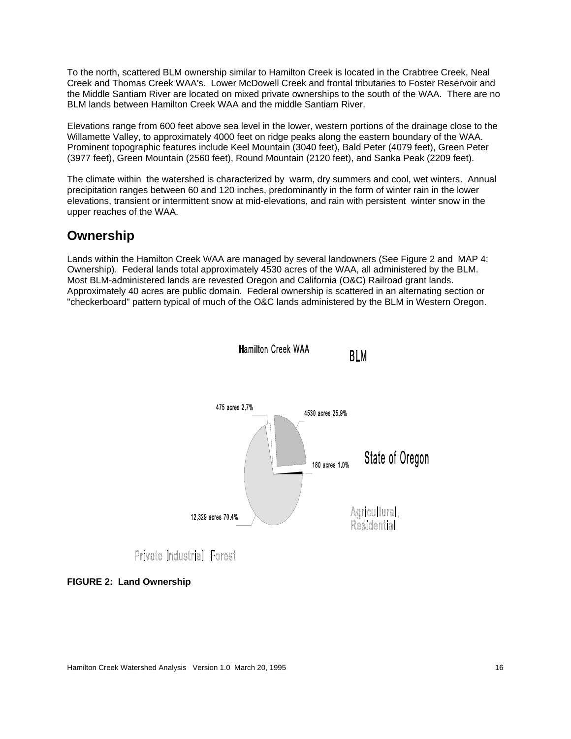To the north, scattered BLM ownership similar to Hamilton Creek is located in the Crabtree Creek, Neal Creek and Thomas Creek WAA's. Lower McDowell Creek and frontal tributaries to Foster Reservoir and the Middle Santiam River are located on mixed private ownerships to the south of the WAA. There are no BLM lands between Hamilton Creek WAA and the middle Santiam River.

Elevations range from 600 feet above sea level in the lower, western portions of the drainage close to the Willamette Valley, to approximately 4000 feet on ridge peaks along the eastern boundary of the WAA. Prominent topographic features include Keel Mountain (3040 feet), Bald Peter (4079 feet), Green Peter (3977 feet), Green Mountain (2560 feet), Round Mountain (2120 feet), and Sanka Peak (2209 feet).

The climate within the watershed is characterized by warm, dry summers and cool, wet winters. Annual precipitation ranges between 60 and 120 inches, predominantly in the form of winter rain in the lower elevations, transient or intermittent snow at mid-elevations, and rain with persistent winter snow in the upper reaches of the WAA.

## Ownership

Lands within the Hamilton Creek WAA are managed by several landowners (See Figure 2 and MAP 4: Ownership). Federal lands total approximately 4530 acres of the WAA, all administered by the BLM. Most BLM-administered lands are revested Oregon and California (O&C) Railroad grant lands. Approximately 40 acres are public domain. Federal ownership is scattered in an alternating section or "checkerboard" pattern typical of much of the O&C lands administered by the BLM in Western Oregon.

Hamilton Creek WAA

BLM: 4530 acres 25.9%

State of Oregon: 180 acres 1.0%

Agricultural, Residential: 475 acres 2.7%

Private Industrial Forest: 12,329 acres 70.4%

**FIGURE 2: Land Ownership**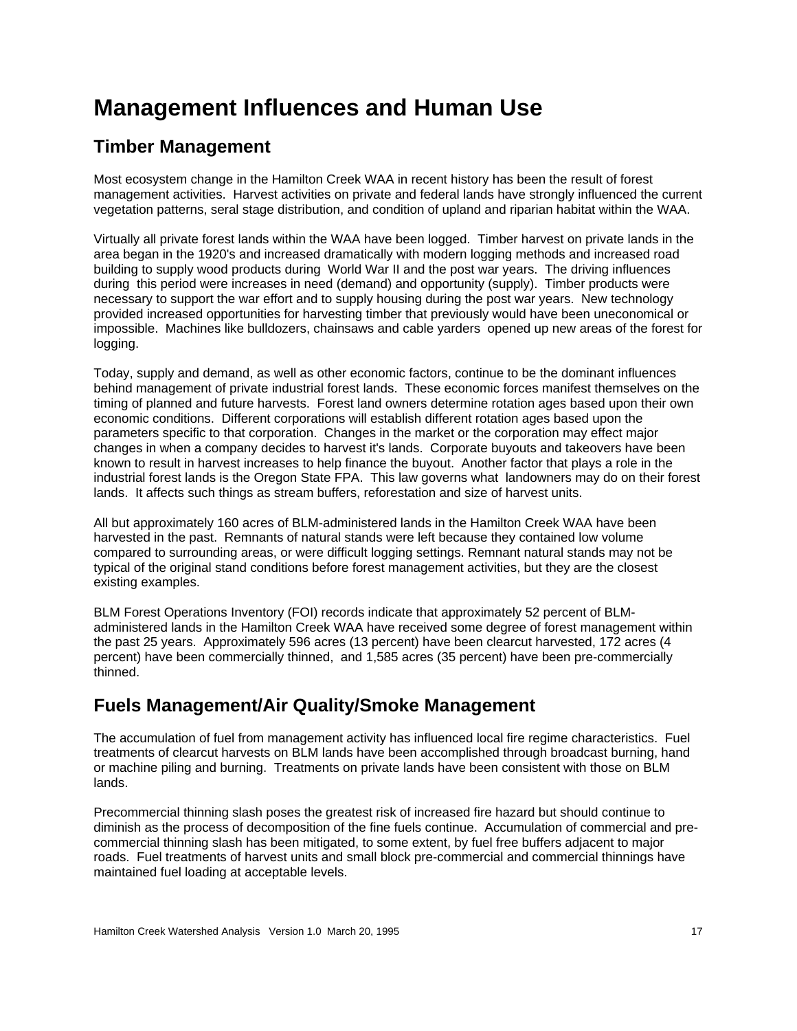# Management Influences and Human Use

## Timber Management

Most ecosystem change in the Hamilton Creek WAA in recent history has been the result of forest management activities. Harvest activities on private and federal lands have strongly influenced the current vegetation patterns, seral stage distribution, and condition of upland and riparian habitat within the WAA.

Virtually all private forest lands within the WAA have been logged. Timber harvest on private lands in the area began in the 1920's and increased dramatically with modern logging methods and increased road building to supply wood products during World War II and the post war years. The driving influences during this period were increases in need (demand) and opportunity (supply). Timber products were necessary to support the war effort and to supply housing during the post war years. New technology provided increased opportunities for harvesting timber that previously would have been uneconomical or impossible. Machines like bulldozers, chainsaws and cable yarders opened up new areas of the forest for logging.

Today, supply and demand, as well as other economic factors, continue to be the dominant influences behind management of private industrial forest lands. These economic forces manifest themselves on the timing of planned and future harvests. Forest land owners determine rotation ages based upon their own economic conditions. Different corporations will establish different rotation ages based upon the parameters specific to that corporation. Changes in the market or the corporation may effect major changes in when a company decides to harvest it's lands. Corporate buyouts and takeovers have been known to result in harvest increases to help finance the buyout. Another factor that plays a role in the industrial forest lands is the Oregon State FPA. This law governs what landowners may do on their forest lands. It affects such things as stream buffers, reforestation and size of harvest units.

All but approximately 160 acres of BLM-administered lands in the Hamilton Creek WAA have been harvested in the past. Remnants of natural stands were left because they contained low volume compared to surrounding areas, or were difficult logging settings. Remnant natural stands may not be typical of the original stand conditions before forest management activities, but they are the closest existing examples.

BLM Forest Operations Inventory (FOI) records indicate that approximately 52 percent of BLM-administered lands in the Hamilton Creek WAA have received some degree of forest management within the past 25 years. Approximately 596 acres (13 percent) have been clearcut harvested, 172 acres (4 percent) have been commercially thinned, and 1,585 acres (35 percent) have been pre-commercially thinned.

## Fuels Management/Air Quality/Smoke Management

The accumulation of fuel from management activity has influenced local fire regime characteristics. Fuel treatments of clearcut harvests on BLM lands have been accomplished through broadcast burning, hand or machine piling and burning. Treatments on private lands have been consistent with those on BLM lands.

Precommercial thinning slash poses the greatest risk of increased fire hazard but should continue to diminish as the process of decomposition of the fine fuels continue. Accumulation of commercial and pre-commercial thinning slash has been mitigated, to some extent, by fuel free buffers adjacent to major roads. Fuel treatments of harvest units and small block pre-commercial and commercial thinnings have maintained fuel loading at acceptable levels.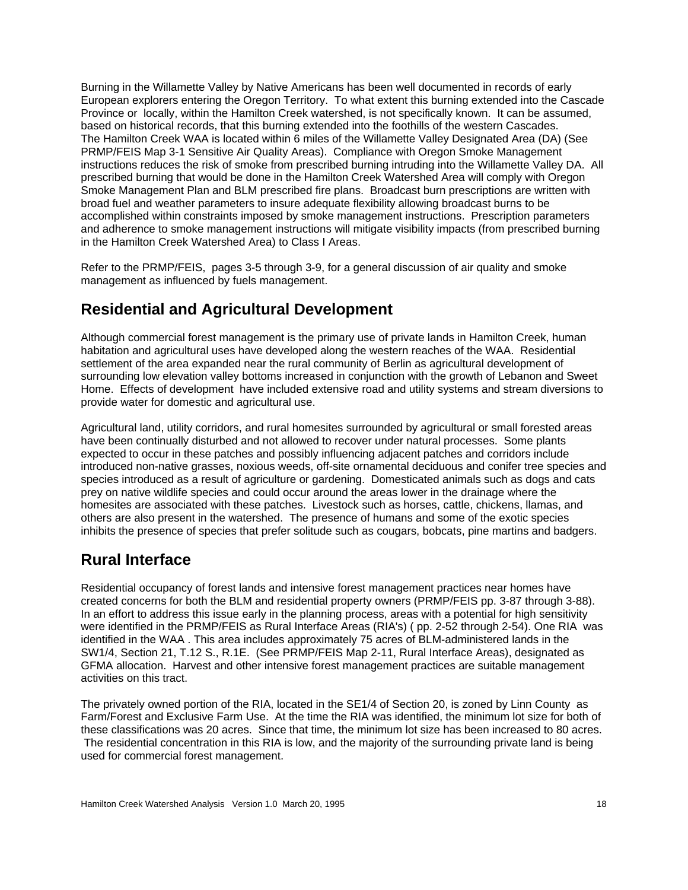Burning in the Willamette Valley by Native Americans has been well documented in records of early European explorers entering the Oregon Territory. To what extent this burning extended into the Cascade Province or locally, within the Hamilton Creek watershed, is not specifically known. It can be assumed, based on historical records, that this burning extended into the foothills of the western Cascades. The Hamilton Creek WAA is located within 6 miles of the Willamette Valley Designated Area (DA) (See PRMP/FEIS Map 3-1 Sensitive Air Quality Areas). Compliance with Oregon Smoke Management instructions reduces the risk of smoke from prescribed burning intruding into the Willamette Valley DA. All prescribed burning that would be done in the Hamilton Creek Watershed Area will comply with Oregon Smoke Management Plan and BLM prescribed fire plans. Broadcast burn prescriptions are written with broad fuel and weather parameters to insure adequate flexibility allowing broadcast burns to be accomplished within constraints imposed by smoke management instructions. Prescription parameters and adherence to smoke management instructions will mitigate visibility impacts (from prescribed burning in the Hamilton Creek Watershed Area) to Class I Areas.

Refer to the PRMP/FEIS, pages 3-5 through 3-9, for a general discussion of air quality and smoke management as influenced by fuels management.

## Residential and Agricultural Development

Although commercial forest management is the primary use of private lands in Hamilton Creek, human habitation and agricultural uses have developed along the western reaches of the WAA. Residential settlement of the area expanded near the rural community of Berlin as agricultural development of surrounding low elevation valley bottoms increased in conjunction with the growth of Lebanon and Sweet Home. Effects of development have included extensive road and utility systems and stream diversions to provide water for domestic and agricultural use.

Agricultural land, utility corridors, and rural homesites surrounded by agricultural or small forested areas have been continually disturbed and not allowed to recover under natural processes. Some plants expected to occur in these patches and possibly influencing adjacent patches and corridors include introduced non-native grasses, noxious weeds, off-site ornamental deciduous and conifer tree species and species introduced as a result of agriculture or gardening. Domesticated animals such as dogs and cats prey on native wildlife species and could occur around the areas lower in the drainage where the homesites are associated with these patches. Livestock such as horses, cattle, chickens, llamas, and others are also present in the watershed. The presence of humans and some of the exotic species inhibits the presence of species that prefer solitude such as cougars, bobcats, pine martins and badgers.

## Rural Interface

Residential occupancy of forest lands and intensive forest management practices near homes have created concerns for both the BLM and residential property owners (PRMP/FEIS pp. 3-87 through 3-88). In an effort to address this issue early in the planning process, areas with a potential for high sensitivity were identified in the PRMP/FEIS as Rural Interface Areas (RIA's) ( pp. 2-52 through 2-54). One RIA was identified in the WAA . This area includes approximately 75 acres of BLM-administered lands in the SW1/4, Section 21, T.12 S., R.1E. (See PRMP/FEIS Map 2-11, Rural Interface Areas), designated as GFMA allocation. Harvest and other intensive forest management practices are suitable management activities on this tract.

The privately owned portion of the RIA, located in the SE1/4 of Section 20, is zoned by Linn County as Farm/Forest and Exclusive Farm Use. At the time the RIA was identified, the minimum lot size for both of these classifications was 20 acres. Since that time, the minimum lot size has been increased to 80 acres. The residential concentration in this RIA is low, and the majority of the surrounding private land is being used for commercial forest management.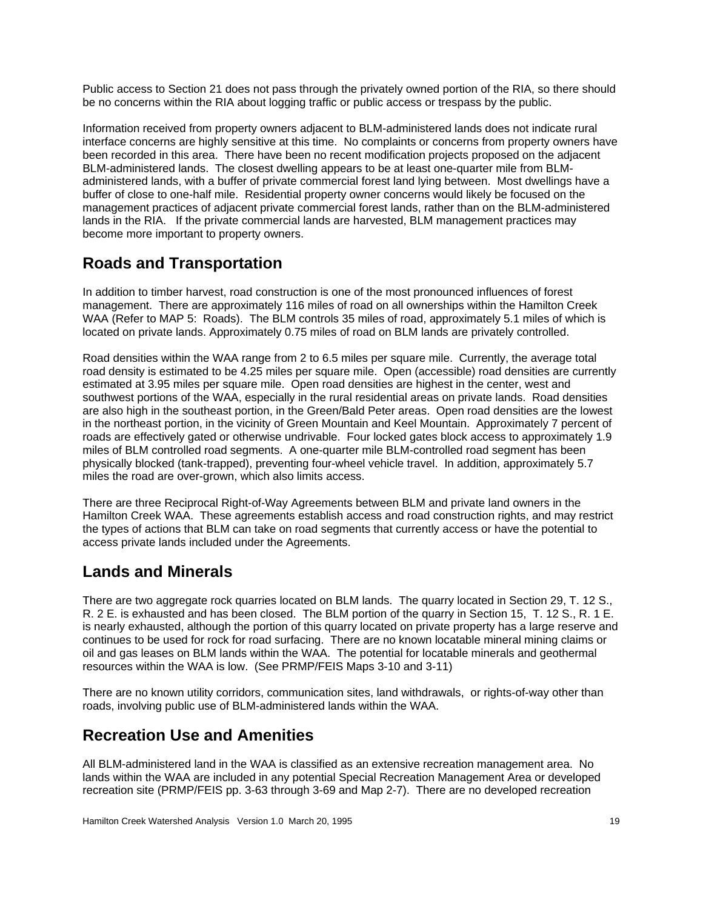Public access to Section 21 does not pass through the privately owned portion of the RIA, so there should be no concerns within the RIA about logging traffic or public access or trespass by the public.

Information received from property owners adjacent to BLM-administered lands does not indicate rural interface concerns are highly sensitive at this time. No complaints or concerns from property owners have been recorded in this area. There have been no recent modification projects proposed on the adjacent BLM-administered lands. The closest dwelling appears to be at least one-quarter mile from BLM-administered lands, with a buffer of private commercial forest land lying between. Most dwellings have a buffer of close to one-half mile. Residential property owner concerns would likely be focused on the management practices of adjacent private commercial forest lands, rather than on the BLM-administered lands in the RIA. If the private commercial lands are harvested, BLM management practices may become more important to property owners.

## Roads and Transportation

In addition to timber harvest, road construction is one of the most pronounced influences of forest management. There are approximately 116 miles of road on all ownerships within the Hamilton Creek WAA (Refer to MAP 5: Roads). The BLM controls 35 miles of road, approximately 5.1 miles of which is located on private lands. Approximately 0.75 miles of road on BLM lands are privately controlled.

Road densities within the WAA range from 2 to 6.5 miles per square mile. Currently, the average total road density is estimated to be 4.25 miles per square mile. Open (accessible) road densities are currently estimated at 3.95 miles per square mile. Open road densities are highest in the center, west and southwest portions of the WAA, especially in the rural residential areas on private lands. Road densities are also high in the southeast portion, in the Green/Bald Peter areas. Open road densities are the lowest in the northeast portion, in the vicinity of Green Mountain and Keel Mountain. Approximately 7 percent of roads are effectively gated or otherwise undrivable. Four locked gates block access to approximately 1.9 miles of BLM controlled road segments. A one-quarter mile BLM-controlled road segment has been physically blocked (tank-trapped), preventing four-wheel vehicle travel. In addition, approximately 5.7 miles the road are over-grown, which also limits access.

There are three Reciprocal Right-of-Way Agreements between BLM and private land owners in the Hamilton Creek WAA. These agreements establish access and road construction rights, and may restrict the types of actions that BLM can take on road segments that currently access or have the potential to access private lands included under the Agreements.

## Lands and Minerals

There are two aggregate rock quarries located on BLM lands. The quarry located in Section 29, T. 12 S., R. 2 E. is exhausted and has been closed. The BLM portion of the quarry in Section 15, T. 12 S., R. 1 E. is nearly exhausted, although the portion of this quarry located on private property has a large reserve and continues to be used for rock for road surfacing. There are no known locatable mineral mining claims or oil and gas leases on BLM lands within the WAA. The potential for locatable minerals and geothermal resources within the WAA is low. (See PRMP/FEIS Maps 3-10 and 3-11)

There are no known utility corridors, communication sites, land withdrawals, or rights-of-way other than roads, involving public use of BLM-administered lands within the WAA.

## Recreation Use and Amenities

All BLM-administered land in the WAA is classified as an extensive recreation management area. No lands within the WAA are included in any potential Special Recreation Management Area or developed recreation site (PRMP/FEIS pp. 3-63 through 3-69 and Map 2-7). There are no developed recreation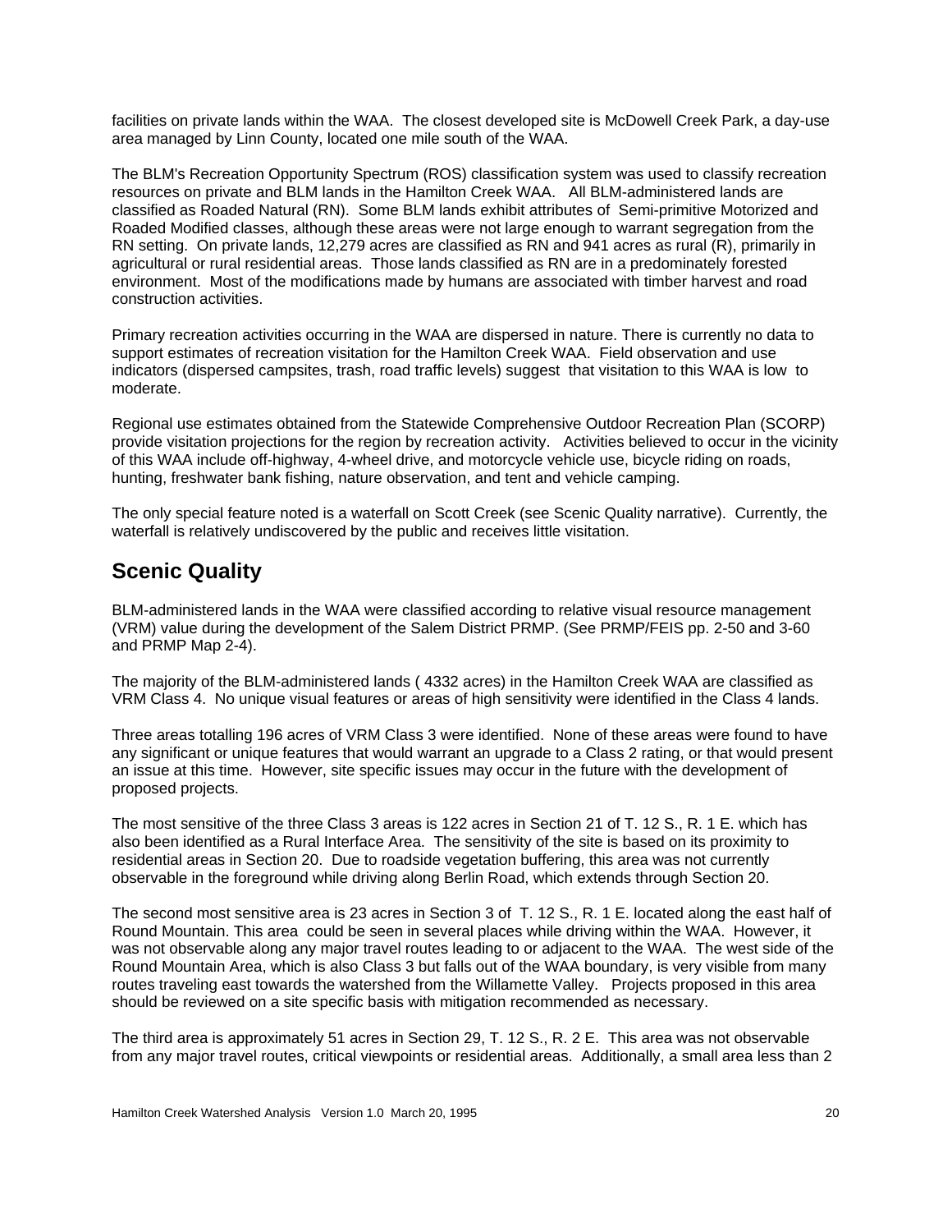facilities on private lands within the WAA. The closest developed site is McDowell Creek Park, a day-use area managed by Linn County, located one mile south of the WAA.

The BLM's Recreation Opportunity Spectrum (ROS) classification system was used to classify recreation resources on private and BLM lands in the Hamilton Creek WAA. All BLM-administered lands are classified as Roaded Natural (RN). Some BLM lands exhibit attributes of Semi-primitive Motorized and Roaded Modified classes, although these areas were not large enough to warrant segregation from the RN setting. On private lands, 12,279 acres are classified as RN and 941 acres as rural (R), primarily in agricultural or rural residential areas. Those lands classified as RN are in a predominately forested environment. Most of the modifications made by humans are associated with timber harvest and road construction activities.

Primary recreation activities occurring in the WAA are dispersed in nature. There is currently no data to support estimates of recreation visitation for the Hamilton Creek WAA. Field observation and use indicators (dispersed campsites, trash, road traffic levels) suggest that visitation to this WAA is low to moderate.

Regional use estimates obtained from the Statewide Comprehensive Outdoor Recreation Plan (SCORP) provide visitation projections for the region by recreation activity. Activities believed to occur in the vicinity of this WAA include off-highway, 4-wheel drive, and motorcycle vehicle use, bicycle riding on roads, hunting, freshwater bank fishing, nature observation, and tent and vehicle camping.

The only special feature noted is a waterfall on Scott Creek (see Scenic Quality narrative). Currently, the waterfall is relatively undiscovered by the public and receives little visitation.

## Scenic Quality

BLM-administered lands in the WAA were classified according to relative visual resource management (VRM) value during the development of the Salem District PRMP. (See PRMP/FEIS pp. 2-50 and 3-60 and PRMP Map 2-4).

The majority of the BLM-administered lands ( 4332 acres) in the Hamilton Creek WAA are classified as VRM Class 4. No unique visual features or areas of high sensitivity were identified in the Class 4 lands.

Three areas totalling 196 acres of VRM Class 3 were identified. None of these areas were found to have any significant or unique features that would warrant an upgrade to a Class 2 rating, or that would present an issue at this time. However, site specific issues may occur in the future with the development of proposed projects.

The most sensitive of the three Class 3 areas is 122 acres in Section 21 of T. 12 S., R. 1 E. which has also been identified as a Rural Interface Area. The sensitivity of the site is based on its proximity to residential areas in Section 20. Due to roadside vegetation buffering, this area was not currently observable in the foreground while driving along Berlin Road, which extends through Section 20.

The second most sensitive area is 23 acres in Section 3 of T. 12 S., R. 1 E. located along the east half of Round Mountain. This area could be seen in several places while driving within the WAA. However, it was not observable along any major travel routes leading to or adjacent to the WAA. The west side of the Round Mountain Area, which is also Class 3 but falls out of the WAA boundary, is very visible from many routes traveling east towards the watershed from the Willamette Valley. Projects proposed in this area should be reviewed on a site specific basis with mitigation recommended as necessary.

The third area is approximately 51 acres in Section 29, T. 12 S., R. 2 E. This area was not observable from any major travel routes, critical viewpoints or residential areas. Additionally, a small area less than 2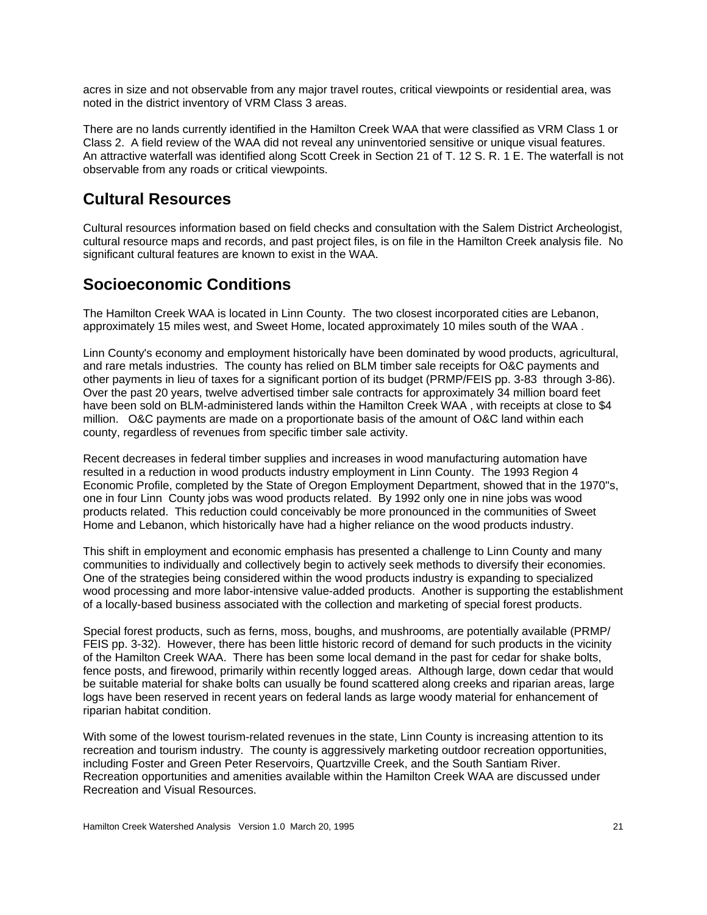acres in size and not observable from any major travel routes, critical viewpoints or residential area, was noted in the district inventory of VRM Class 3 areas.

There are no lands currently identified in the Hamilton Creek WAA that were classified as VRM Class 1 or Class 2. A field review of the WAA did not reveal any uninventoried sensitive or unique visual features. An attractive waterfall was identified along Scott Creek in Section 21 of T. 12 S. R. 1 E. The waterfall is not observable from any roads or critical viewpoints.

## Cultural Resources

Cultural resources information based on field checks and consultation with the Salem District Archeologist, cultural resource maps and records, and past project files, is on file in the Hamilton Creek analysis file. No significant cultural features are known to exist in the WAA.

## Socioeconomic Conditions

The Hamilton Creek WAA is located in Linn County. The two closest incorporated cities are Lebanon, approximately 15 miles west, and Sweet Home, located approximately 10 miles south of the WAA .

Linn County's economy and employment historically have been dominated by wood products, agricultural, and rare metals industries. The county has relied on BLM timber sale receipts for O&C payments and other payments in lieu of taxes for a significant portion of its budget (PRMP/FEIS pp. 3-83 through 3-86). Over the past 20 years, twelve advertised timber sale contracts for approximately 34 million board feet have been sold on BLM-administered lands within the Hamilton Creek WAA , with receipts at close to $4 million. O&C payments are made on a proportionate basis of the amount of O&C land within each county, regardless of revenues from specific timber sale activity.

Recent decreases in federal timber supplies and increases in wood manufacturing automation have resulted in a reduction in wood products industry employment in Linn County. The 1993 Region 4 Economic Profile, completed by the State of Oregon Employment Department, showed that in the 1970"s, one in four Linn County jobs was wood products related. By 1992 only one in nine jobs was wood products related. This reduction could conceivably be more pronounced in the communities of Sweet Home and Lebanon, which historically have had a higher reliance on the wood products industry.

This shift in employment and economic emphasis has presented a challenge to Linn County and many communities to individually and collectively begin to actively seek methods to diversify their economies. One of the strategies being considered within the wood products industry is expanding to specialized wood processing and more labor-intensive value-added products. Another is supporting the establishment of a locally-based business associated with the collection and marketing of special forest products.

Special forest products, such as ferns, moss, boughs, and mushrooms, are potentially available (PRMP/ FEIS pp. 3-32). However, there has been little historic record of demand for such products in the vicinity of the Hamilton Creek WAA. There has been some local demand in the past for cedar for shake bolts, fence posts, and firewood, primarily within recently logged areas. Although large, down cedar that would be suitable material for shake bolts can usually be found scattered along creeks and riparian areas, large logs have been reserved in recent years on federal lands as large woody material for enhancement of riparian habitat condition.

With some of the lowest tourism-related revenues in the state, Linn County is increasing attention to its recreation and tourism industry. The county is aggressively marketing outdoor recreation opportunities, including Foster and Green Peter Reservoirs, Quartzville Creek, and the South Santiam River. Recreation opportunities and amenities available within the Hamilton Creek WAA are discussed under Recreation and Visual Resources.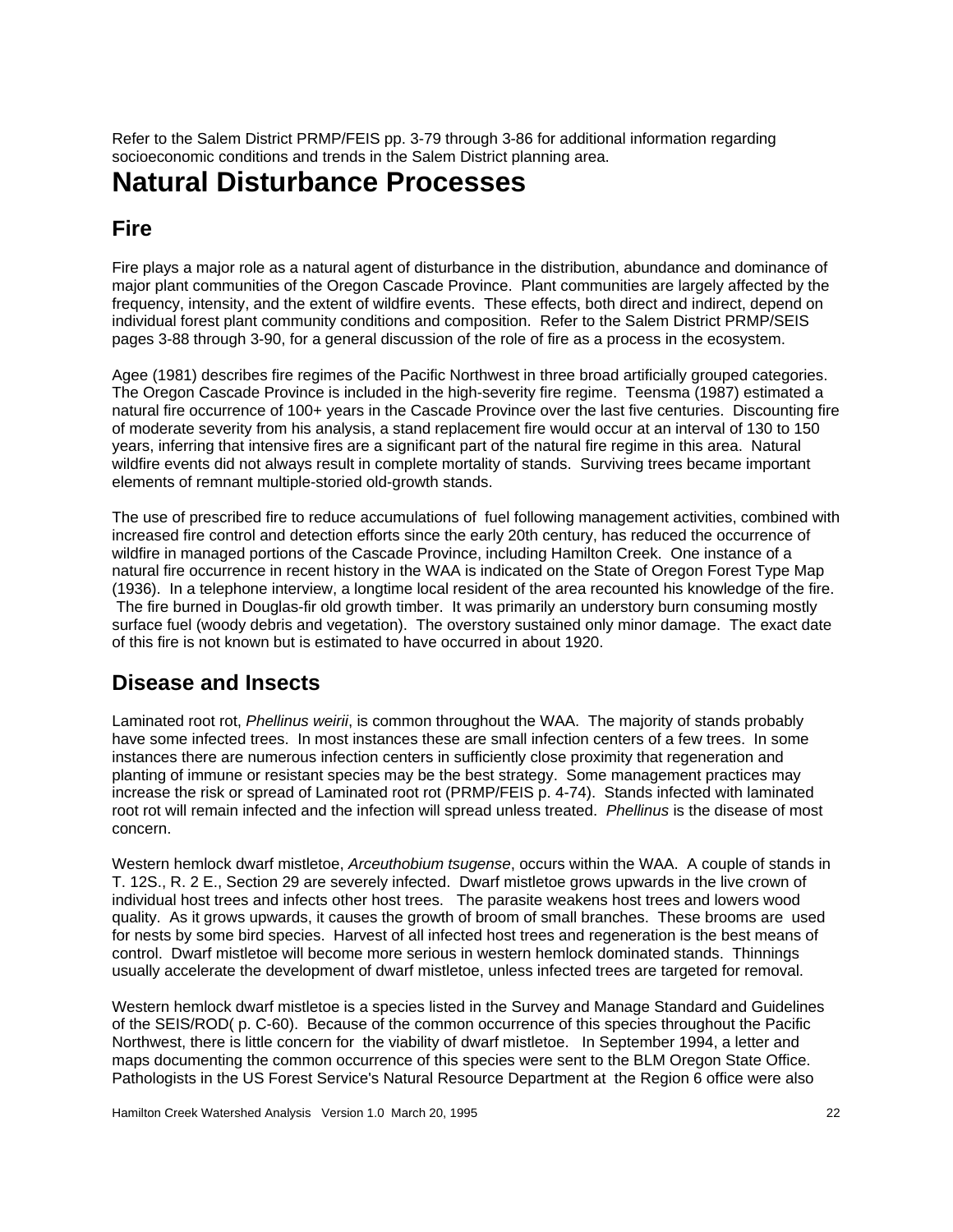Refer to the Salem District PRMP/FEIS pp. 3-79 through 3-86 for additional information regarding socioeconomic conditions and trends in the Salem District planning area.

# Natural Disturbance Processes

## Fire

Fire plays a major role as a natural agent of disturbance in the distribution, abundance and dominance of major plant communities of the Oregon Cascade Province. Plant communities are largely affected by the frequency, intensity, and the extent of wildfire events. These effects, both direct and indirect, depend on individual forest plant community conditions and composition. Refer to the Salem District PRMP/SEIS pages 3-88 through 3-90, for a general discussion of the role of fire as a process in the ecosystem.

Agee (1981) describes fire regimes of the Pacific Northwest in three broad artificially grouped categories. The Oregon Cascade Province is included in the high-severity fire regime. Teensma (1987) estimated a natural fire occurrence of 100+ years in the Cascade Province over the last five centuries. Discounting fire of moderate severity from his analysis, a stand replacement fire would occur at an interval of 130 to 150 years, inferring that intensive fires are a significant part of the natural fire regime in this area. Natural wildfire events did not always result in complete mortality of stands. Surviving trees became important elements of remnant multiple-storied old-growth stands.

The use of prescribed fire to reduce accumulations of fuel following management activities, combined with increased fire control and detection efforts since the early 20th century, has reduced the occurrence of wildfire in managed portions of the Cascade Province, including Hamilton Creek. One instance of a natural fire occurrence in recent history in the WAA is indicated on the State of Oregon Forest Type Map (1936). In a telephone interview, a longtime local resident of the area recounted his knowledge of the fire. The fire burned in Douglas-fir old growth timber. It was primarily an understory burn consuming mostly surface fuel (woody debris and vegetation). The overstory sustained only minor damage. The exact date of this fire is not known but is estimated to have occurred in about 1920.

## Disease and Insects

Laminated root rot, *Phellinus weirii*, is common throughout the WAA. The majority of stands probably have some infected trees. In most instances these are small infection centers of a few trees. In some instances there are numerous infection centers in sufficiently close proximity that regeneration and planting of immune or resistant species may be the best strategy. Some management practices may increase the risk or spread of Laminated root rot (PRMP/FEIS p. 4-74). Stands infected with laminated root rot will remain infected and the infection will spread unless treated. *Phellinus* is the disease of most concern.

Western hemlock dwarf mistletoe, *Arceuthobium tsugense*, occurs within the WAA. A couple of stands in T. 12S., R. 2 E., Section 29 are severely infected. Dwarf mistletoe grows upwards in the live crown of individual host trees and infects other host trees. The parasite weakens host trees and lowers wood quality. As it grows upwards, it causes the growth of broom of small branches. These brooms are used for nests by some bird species. Harvest of all infected host trees and regeneration is the best means of control. Dwarf mistletoe will become more serious in western hemlock dominated stands. Thinnings usually accelerate the development of dwarf mistletoe, unless infected trees are targeted for removal.

Western hemlock dwarf mistletoe is a species listed in the Survey and Manage Standard and Guidelines of the SEIS/ROD( p. C-60). Because of the common occurrence of this species throughout the Pacific Northwest, there is little concern for the viability of dwarf mistletoe. In September 1994, a letter and maps documenting the common occurrence of this species were sent to the BLM Oregon State Office. Pathologists in the US Forest Service's Natural Resource Department at the Region 6 office were also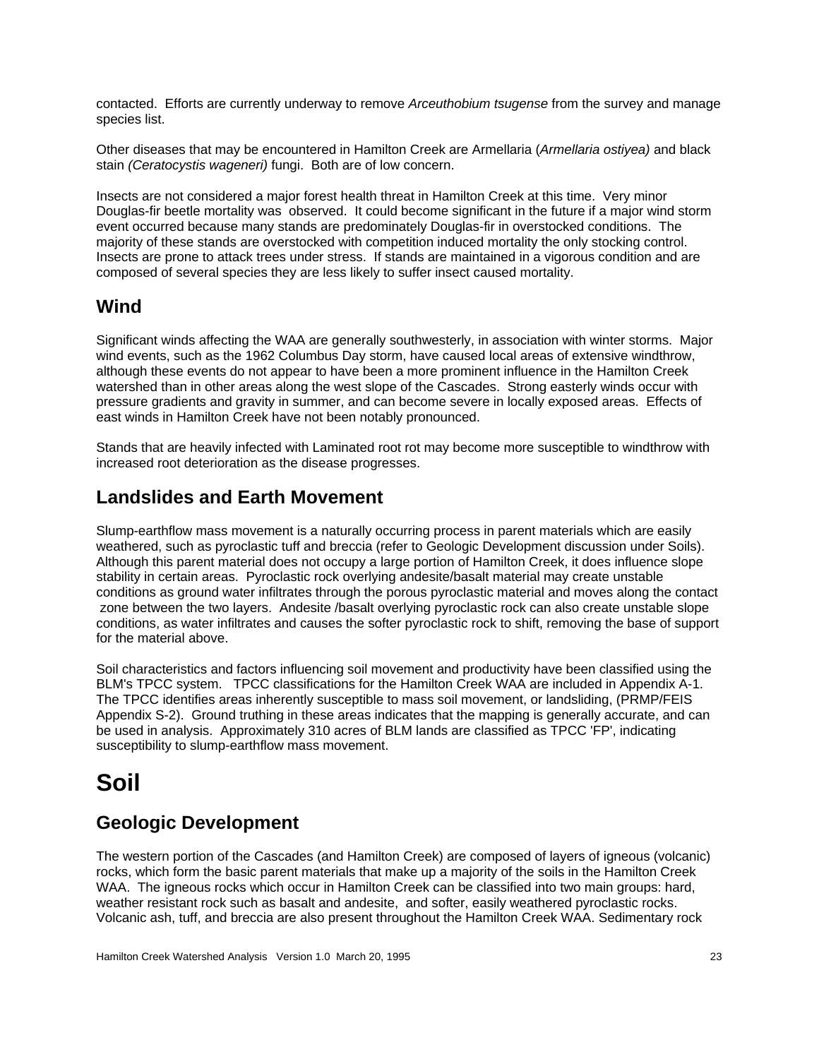contacted. Efforts are currently underway to remove *Arceuthobium tsugense* from the survey and manage species list.

Other diseases that may be encountered in Hamilton Creek are Armellaria (*Armellaria ostiyea)* and black stain *(Ceratocystis wageneri)* fungi. Both are of low concern.

Insects are not considered a major forest health threat in Hamilton Creek at this time. Very minor Douglas-fir beetle mortality was observed. It could become significant in the future if a major wind storm event occurred because many stands are predominately Douglas-fir in overstocked conditions. The majority of these stands are overstocked with competition induced mortality the only stocking control. Insects are prone to attack trees under stress. If stands are maintained in a vigorous condition and are composed of several species they are less likely to suffer insect caused mortality.

## Wind

Significant winds affecting the WAA are generally southwesterly, in association with winter storms. Major wind events, such as the 1962 Columbus Day storm, have caused local areas of extensive windthrow, although these events do not appear to have been a more prominent influence in the Hamilton Creek watershed than in other areas along the west slope of the Cascades. Strong easterly winds occur with pressure gradients and gravity in summer, and can become severe in locally exposed areas. Effects of east winds in Hamilton Creek have not been notably pronounced.

Stands that are heavily infected with Laminated root rot may become more susceptible to windthrow with increased root deterioration as the disease progresses.

## Landslides and Earth Movement

Slump-earthflow mass movement is a naturally occurring process in parent materials which are easily weathered, such as pyroclastic tuff and breccia (refer to Geologic Development discussion under Soils). Although this parent material does not occupy a large portion of Hamilton Creek, it does influence slope stability in certain areas. Pyroclastic rock overlying andesite/basalt material may create unstable conditions as ground water infiltrates through the porous pyroclastic material and moves along the contact zone between the two layers. Andesite /basalt overlying pyroclastic rock can also create unstable slope conditions, as water infiltrates and causes the softer pyroclastic rock to shift, removing the base of support for the material above.

Soil characteristics and factors influencing soil movement and productivity have been classified using the BLM's TPCC system. TPCC classifications for the Hamilton Creek WAA are included in Appendix A-1. The TPCC identifies areas inherently susceptible to mass soil movement, or landsliding, (PRMP/FEIS Appendix S-2). Ground truthing in these areas indicates that the mapping is generally accurate, and can be used in analysis. Approximately 310 acres of BLM lands are classified as TPCC 'FP', indicating susceptibility to slump-earthflow mass movement.

# Soil

## Geologic Development

The western portion of the Cascades (and Hamilton Creek) are composed of layers of igneous (volcanic) rocks, which form the basic parent materials that make up a majority of the soils in the Hamilton Creek WAA. The igneous rocks which occur in Hamilton Creek can be classified into two main groups: hard, weather resistant rock such as basalt and andesite, and softer, easily weathered pyroclastic rocks. Volcanic ash, tuff, and breccia are also present throughout the Hamilton Creek WAA. Sedimentary rock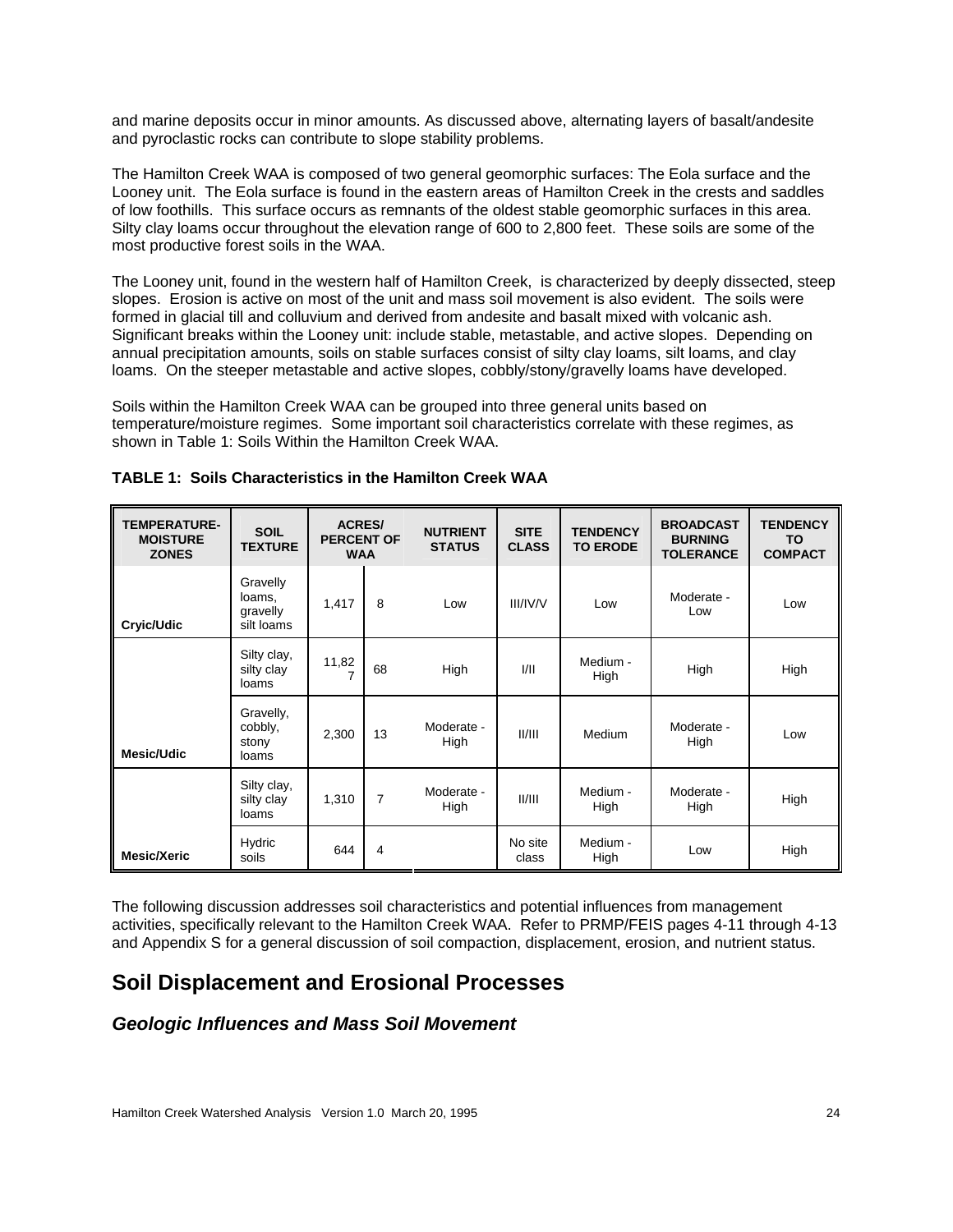and marine deposits occur in minor amounts. As discussed above, alternating layers of basalt/andesite and pyroclastic rocks can contribute to slope stability problems.

The Hamilton Creek WAA is composed of two general geomorphic surfaces: The Eola surface and the Looney unit. The Eola surface is found in the eastern areas of Hamilton Creek in the crests and saddles of low foothills. This surface occurs as remnants of the oldest stable geomorphic surfaces in this area. Silty clay loams occur throughout the elevation range of 600 to 2,800 feet. These soils are some of the most productive forest soils in the WAA.

The Looney unit, found in the western half of Hamilton Creek, is characterized by deeply dissected, steep slopes. Erosion is active on most of the unit and mass soil movement is also evident. The soils were formed in glacial till and colluvium and derived from andesite and basalt mixed with volcanic ash. Significant breaks within the Looney unit: include stable, metastable, and active slopes. Depending on annual precipitation amounts, soils on stable surfaces consist of silty clay loams, silt loams, and clay loams. On the steeper metastable and active slopes, cobbly/stony/gravelly loams have developed.

Soils within the Hamilton Creek WAA can be grouped into three general units based on temperature/moisture regimes. Some important soil characteristics correlate with these regimes, as shown in Table 1: Soils Within the Hamilton Creek WAA.

**TABLE 1: Soils Characteristics in the Hamilton Creek WAA**

| TEMPERATURE-MOISTURE ZONES | SOIL TEXTURE | ACRES/ PERCENT OF WAA | | NUTRIENT STATUS | SITE CLASS | TENDENCY TO ERODE | BROADCAST BURNING TOLERANCE | TENDENCY TO COMPACT |
|---|---|---|---|---|---|---|---|---|
| Cryic/Udic | Gravelly loams, gravelly silt loams | 1,417 | 8 | Low | III/IV/V | Low | Moderate - Low | Low |
| Mesic/Udic | Silty clay, silty clay loams | 11,827 | 68 | High | I/II | Medium - High | High | High |
| | Gravelly, cobbly, stony loams | 2,300 | 13 | Moderate - High | II/III | Medium | Moderate - High | Low |
| Mesic/Xeric | Silty clay, silty clay loams | 1,310 | 7 | Moderate - High | II/III | Medium - High | Moderate - High | High |
| | Hydric soils | 644 | 4 | | No site class | Medium - High | Low | High |

The following discussion addresses soil characteristics and potential influences from management activities, specifically relevant to the Hamilton Creek WAA. Refer to PRMP/FEIS pages 4-11 through 4-13 and Appendix S for a general discussion of soil compaction, displacement, erosion, and nutrient status.

## Soil Displacement and Erosional Processes

### *Geologic Influences and Mass Soil Movement*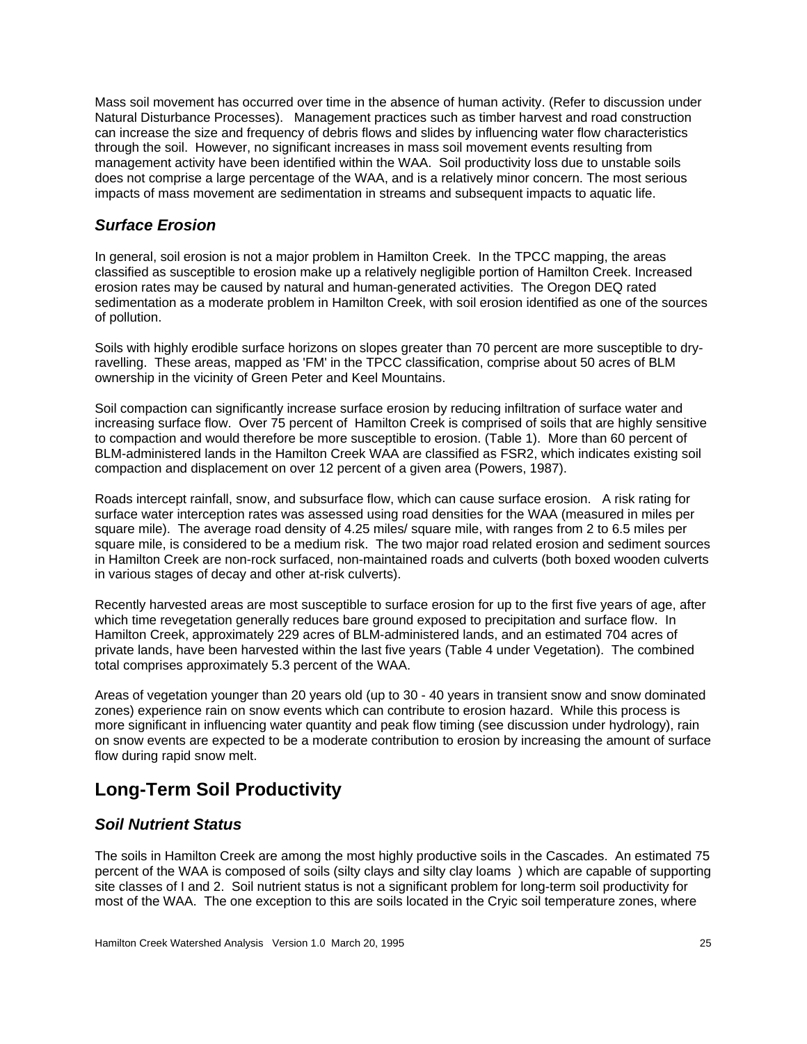Mass soil movement has occurred over time in the absence of human activity. (Refer to discussion under Natural Disturbance Processes). Management practices such as timber harvest and road construction can increase the size and frequency of debris flows and slides by influencing water flow characteristics through the soil. However, no significant increases in mass soil movement events resulting from management activity have been identified within the WAA. Soil productivity loss due to unstable soils does not comprise a large percentage of the WAA, and is a relatively minor concern. The most serious impacts of mass movement are sedimentation in streams and subsequent impacts to aquatic life.

### *Surface Erosion*

In general, soil erosion is not a major problem in Hamilton Creek. In the TPCC mapping, the areas classified as susceptible to erosion make up a relatively negligible portion of Hamilton Creek. Increased erosion rates may be caused by natural and human-generated activities. The Oregon DEQ rated sedimentation as a moderate problem in Hamilton Creek, with soil erosion identified as one of the sources of pollution.

Soils with highly erodible surface horizons on slopes greater than 70 percent are more susceptible to dry-ravelling. These areas, mapped as 'FM' in the TPCC classification, comprise about 50 acres of BLM ownership in the vicinity of Green Peter and Keel Mountains.

Soil compaction can significantly increase surface erosion by reducing infiltration of surface water and increasing surface flow. Over 75 percent of Hamilton Creek is comprised of soils that are highly sensitive to compaction and would therefore be more susceptible to erosion. (Table 1). More than 60 percent of BLM-administered lands in the Hamilton Creek WAA are classified as FSR2, which indicates existing soil compaction and displacement on over 12 percent of a given area (Powers, 1987).

Roads intercept rainfall, snow, and subsurface flow, which can cause surface erosion. A risk rating for surface water interception rates was assessed using road densities for the WAA (measured in miles per square mile). The average road density of 4.25 miles/ square mile, with ranges from 2 to 6.5 miles per square mile, is considered to be a medium risk. The two major road related erosion and sediment sources in Hamilton Creek are non-rock surfaced, non-maintained roads and culverts (both boxed wooden culverts in various stages of decay and other at-risk culverts).

Recently harvested areas are most susceptible to surface erosion for up to the first five years of age, after which time revegetation generally reduces bare ground exposed to precipitation and surface flow. In Hamilton Creek, approximately 229 acres of BLM-administered lands, and an estimated 704 acres of private lands, have been harvested within the last five years (Table 4 under Vegetation). The combined total comprises approximately 5.3 percent of the WAA.

Areas of vegetation younger than 20 years old (up to 30 - 40 years in transient snow and snow dominated zones) experience rain on snow events which can contribute to erosion hazard. While this process is more significant in influencing water quantity and peak flow timing (see discussion under hydrology), rain on snow events are expected to be a moderate contribution to erosion by increasing the amount of surface flow during rapid snow melt.

## Long-Term Soil Productivity

### *Soil Nutrient Status*

The soils in Hamilton Creek are among the most highly productive soils in the Cascades. An estimated 75 percent of the WAA is composed of soils (silty clays and silty clay loams ) which are capable of supporting site classes of I and 2. Soil nutrient status is not a significant problem for long-term soil productivity for most of the WAA. The one exception to this are soils located in the Cryic soil temperature zones, where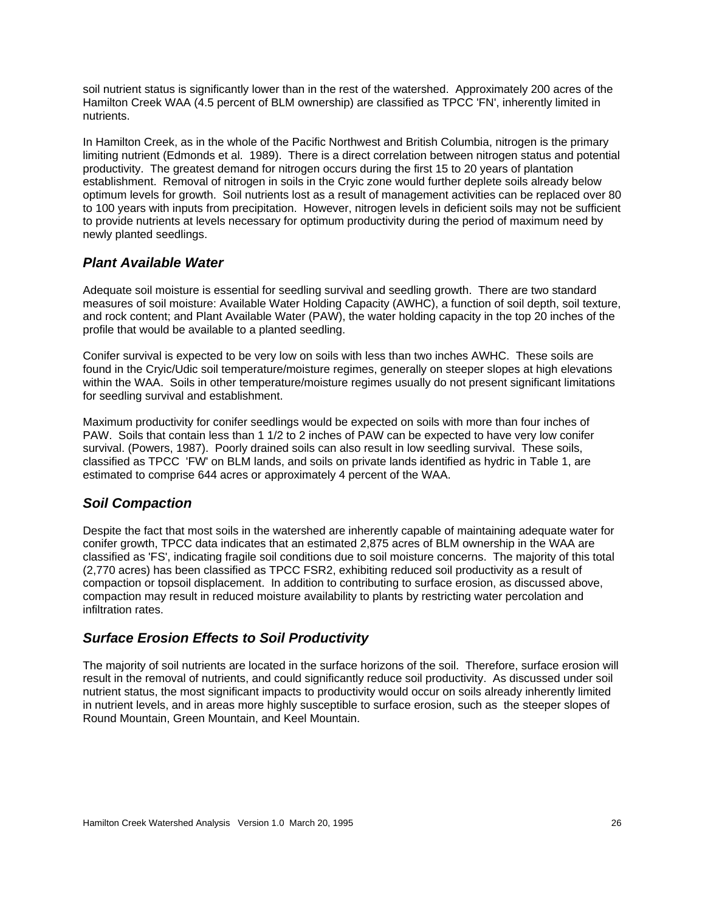soil nutrient status is significantly lower than in the rest of the watershed. Approximately 200 acres of the Hamilton Creek WAA (4.5 percent of BLM ownership) are classified as TPCC 'FN', inherently limited in nutrients.

In Hamilton Creek, as in the whole of the Pacific Northwest and British Columbia, nitrogen is the primary limiting nutrient (Edmonds et al. 1989). There is a direct correlation between nitrogen status and potential productivity. The greatest demand for nitrogen occurs during the first 15 to 20 years of plantation establishment. Removal of nitrogen in soils in the Cryic zone would further deplete soils already below optimum levels for growth. Soil nutrients lost as a result of management activities can be replaced over 80 to 100 years with inputs from precipitation. However, nitrogen levels in deficient soils may not be sufficient to provide nutrients at levels necessary for optimum productivity during the period of maximum need by newly planted seedlings.

### *Plant Available Water*

Adequate soil moisture is essential for seedling survival and seedling growth. There are two standard measures of soil moisture: Available Water Holding Capacity (AWHC), a function of soil depth, soil texture, and rock content; and Plant Available Water (PAW), the water holding capacity in the top 20 inches of the profile that would be available to a planted seedling.

Conifer survival is expected to be very low on soils with less than two inches AWHC. These soils are found in the Cryic/Udic soil temperature/moisture regimes, generally on steeper slopes at high elevations within the WAA. Soils in other temperature/moisture regimes usually do not present significant limitations for seedling survival and establishment.

Maximum productivity for conifer seedlings would be expected on soils with more than four inches of PAW. Soils that contain less than 1 1/2 to 2 inches of PAW can be expected to have very low conifer survival. (Powers, 1987). Poorly drained soils can also result in low seedling survival. These soils, classified as TPCC 'FW' on BLM lands, and soils on private lands identified as hydric in Table 1, are estimated to comprise 644 acres or approximately 4 percent of the WAA.

### *Soil Compaction*

Despite the fact that most soils in the watershed are inherently capable of maintaining adequate water for conifer growth, TPCC data indicates that an estimated 2,875 acres of BLM ownership in the WAA are classified as 'FS', indicating fragile soil conditions due to soil moisture concerns. The majority of this total (2,770 acres) has been classified as TPCC FSR2, exhibiting reduced soil productivity as a result of compaction or topsoil displacement. In addition to contributing to surface erosion, as discussed above, compaction may result in reduced moisture availability to plants by restricting water percolation and infiltration rates.

### *Surface Erosion Effects to Soil Productivity*

The majority of soil nutrients are located in the surface horizons of the soil. Therefore, surface erosion will result in the removal of nutrients, and could significantly reduce soil productivity. As discussed under soil nutrient status, the most significant impacts to productivity would occur on soils already inherently limited in nutrient levels, and in areas more highly susceptible to surface erosion, such as the steeper slopes of Round Mountain, Green Mountain, and Keel Mountain.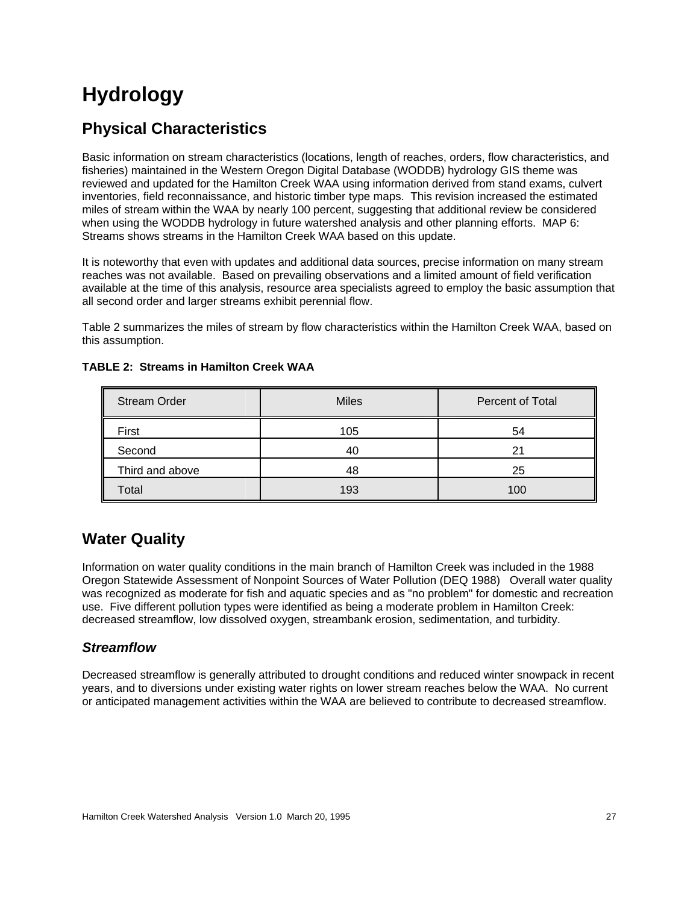# Hydrology

## Physical Characteristics

Basic information on stream characteristics (locations, length of reaches, orders, flow characteristics, and fisheries) maintained in the Western Oregon Digital Database (WODDB) hydrology GIS theme was reviewed and updated for the Hamilton Creek WAA using information derived from stand exams, culvert inventories, field reconnaissance, and historic timber type maps. This revision increased the estimated miles of stream within the WAA by nearly 100 percent, suggesting that additional review be considered when using the WODDB hydrology in future watershed analysis and other planning efforts. MAP 6: Streams shows streams in the Hamilton Creek WAA based on this update.

It is noteworthy that even with updates and additional data sources, precise information on many stream reaches was not available. Based on prevailing observations and a limited amount of field verification available at the time of this analysis, resource area specialists agreed to employ the basic assumption that all second order and larger streams exhibit perennial flow.

Table 2 summarizes the miles of stream by flow characteristics within the Hamilton Creek WAA, based on this assumption.

**TABLE 2: Streams in Hamilton Creek WAA**

| Stream Order | Miles | Percent of Total |
|---|---|---|
| First | 105 | 54 |
| Second | 40 | 21 |
| Third and above | 48 | 25 |
| Total | 193 | 100 |

## Water Quality

Information on water quality conditions in the main branch of Hamilton Creek was included in the 1988 Oregon Statewide Assessment of Nonpoint Sources of Water Pollution (DEQ 1988) Overall water quality was recognized as moderate for fish and aquatic species and as "no problem" for domestic and recreation use. Five different pollution types were identified as being a moderate problem in Hamilton Creek: decreased streamflow, low dissolved oxygen, streambank erosion, sedimentation, and turbidity.

### *Streamflow*

Decreased streamflow is generally attributed to drought conditions and reduced winter snowpack in recent years, and to diversions under existing water rights on lower stream reaches below the WAA. No current or anticipated management activities within the WAA are believed to contribute to decreased streamflow.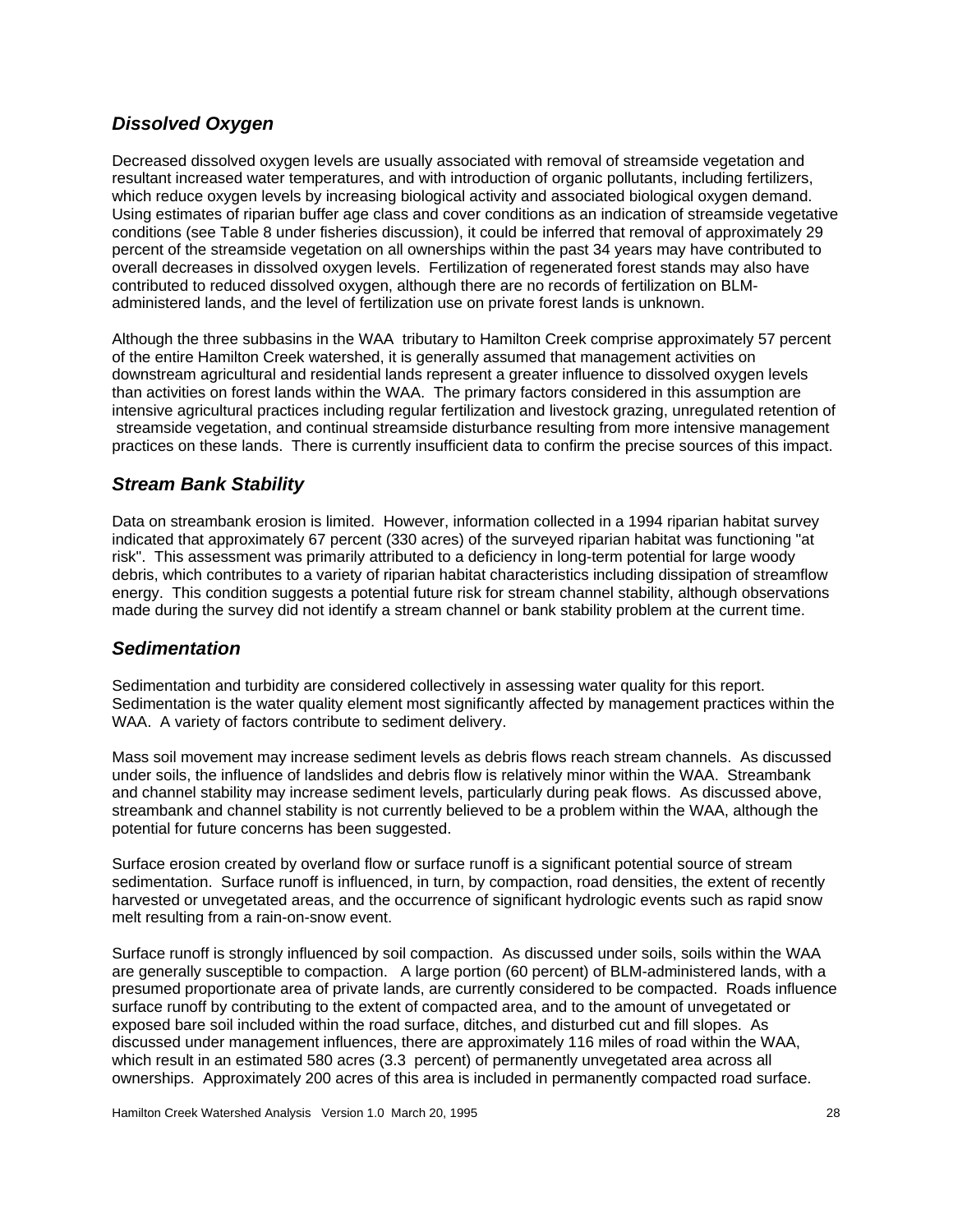## *Dissolved Oxygen*

Decreased dissolved oxygen levels are usually associated with removal of streamside vegetation and resultant increased water temperatures, and with introduction of organic pollutants, including fertilizers, which reduce oxygen levels by increasing biological activity and associated biological oxygen demand. Using estimates of riparian buffer age class and cover conditions as an indication of streamside vegetative conditions (see Table 8 under fisheries discussion), it could be inferred that removal of approximately 29 percent of the streamside vegetation on all ownerships within the past 34 years may have contributed to overall decreases in dissolved oxygen levels. Fertilization of regenerated forest stands may also have contributed to reduced dissolved oxygen, although there are no records of fertilization on BLM-administered lands, and the level of fertilization use on private forest lands is unknown.

Although the three subbasins in the WAA tributary to Hamilton Creek comprise approximately 57 percent of the entire Hamilton Creek watershed, it is generally assumed that management activities on downstream agricultural and residential lands represent a greater influence to dissolved oxygen levels than activities on forest lands within the WAA. The primary factors considered in this assumption are intensive agricultural practices including regular fertilization and livestock grazing, unregulated retention of streamside vegetation, and continual streamside disturbance resulting from more intensive management practices on these lands. There is currently insufficient data to confirm the precise sources of this impact.

## *Stream Bank Stability*

Data on streambank erosion is limited. However, information collected in a 1994 riparian habitat survey indicated that approximately 67 percent (330 acres) of the surveyed riparian habitat was functioning "at risk". This assessment was primarily attributed to a deficiency in long-term potential for large woody debris, which contributes to a variety of riparian habitat characteristics including dissipation of streamflow energy. This condition suggests a potential future risk for stream channel stability, although observations made during the survey did not identify a stream channel or bank stability problem at the current time.

## *Sedimentation*

Sedimentation and turbidity are considered collectively in assessing water quality for this report. Sedimentation is the water quality element most significantly affected by management practices within the WAA. A variety of factors contribute to sediment delivery.

Mass soil movement may increase sediment levels as debris flows reach stream channels. As discussed under soils, the influence of landslides and debris flow is relatively minor within the WAA. Streambank and channel stability may increase sediment levels, particularly during peak flows. As discussed above, streambank and channel stability is not currently believed to be a problem within the WAA, although the potential for future concerns has been suggested.

Surface erosion created by overland flow or surface runoff is a significant potential source of stream sedimentation. Surface runoff is influenced, in turn, by compaction, road densities, the extent of recently harvested or unvegetated areas, and the occurrence of significant hydrologic events such as rapid snow melt resulting from a rain-on-snow event.

Surface runoff is strongly influenced by soil compaction. As discussed under soils, soils within the WAA are generally susceptible to compaction. A large portion (60 percent) of BLM-administered lands, with a presumed proportionate area of private lands, are currently considered to be compacted. Roads influence surface runoff by contributing to the extent of compacted area, and to the amount of unvegetated or exposed bare soil included within the road surface, ditches, and disturbed cut and fill slopes. As discussed under management influences, there are approximately 116 miles of road within the WAA, which result in an estimated 580 acres (3.3 percent) of permanently unvegetated area across all ownerships. Approximately 200 acres of this area is included in permanently compacted road surface.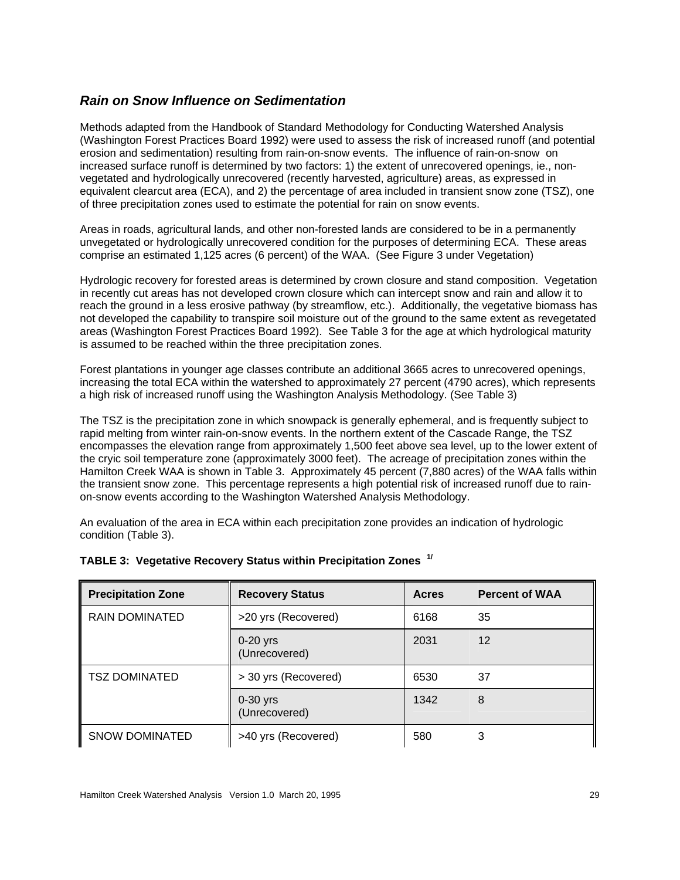## *Rain on Snow Influence on Sedimentation*

Methods adapted from the Handbook of Standard Methodology for Conducting Watershed Analysis (Washington Forest Practices Board 1992) were used to assess the risk of increased runoff (and potential erosion and sedimentation) resulting from rain-on-snow events. The influence of rain-on-snow on increased surface runoff is determined by two factors: 1) the extent of unrecovered openings, ie., non-vegetated and hydrologically unrecovered (recently harvested, agriculture) areas, as expressed in equivalent clearcut area (ECA), and 2) the percentage of area included in transient snow zone (TSZ), one of three precipitation zones used to estimate the potential for rain on snow events.

Areas in roads, agricultural lands, and other non-forested lands are considered to be in a permanently unvegetated or hydrologically unrecovered condition for the purposes of determining ECA. These areas comprise an estimated 1,125 acres (6 percent) of the WAA. (See Figure 3 under Vegetation)

Hydrologic recovery for forested areas is determined by crown closure and stand composition. Vegetation in recently cut areas has not developed crown closure which can intercept snow and rain and allow it to reach the ground in a less erosive pathway (by streamflow, etc.). Additionally, the vegetative biomass has not developed the capability to transpire soil moisture out of the ground to the same extent as revegetated areas (Washington Forest Practices Board 1992). See Table 3 for the age at which hydrological maturity is assumed to be reached within the three precipitation zones.

Forest plantations in younger age classes contribute an additional 3665 acres to unrecovered openings, increasing the total ECA within the watershed to approximately 27 percent (4790 acres), which represents a high risk of increased runoff using the Washington Analysis Methodology. (See Table 3)

The TSZ is the precipitation zone in which snowpack is generally ephemeral, and is frequently subject to rapid melting from winter rain-on-snow events. In the northern extent of the Cascade Range, the TSZ encompasses the elevation range from approximately 1,500 feet above sea level, up to the lower extent of the cryic soil temperature zone (approximately 3000 feet). The acreage of precipitation zones within the Hamilton Creek WAA is shown in Table 3. Approximately 45 percent (7,880 acres) of the WAA falls within the transient snow zone. This percentage represents a high potential risk of increased runoff due to rain-on-snow events according to the Washington Watershed Analysis Methodology.

An evaluation of the area in ECA within each precipitation zone provides an indication of hydrologic condition (Table 3).

**TABLE 3: Vegetative Recovery Status within Precipitation Zones** [1/]

| Precipitation Zone | Recovery Status | Acres | Percent of WAA |
|---|---|---|---|
| RAIN DOMINATED | >20 yrs (Recovered) | 6168 | 35 |
| | 0-20 yrs (Unrecovered) | 2031 | 12 |
| TSZ DOMINATED | > 30 yrs (Recovered) | 6530 | 37 |
| | 0-30 yrs (Unrecovered) | 1342 | 8 |
| SNOW DOMINATED | >40 yrs (Recovered) | 580 | 3 |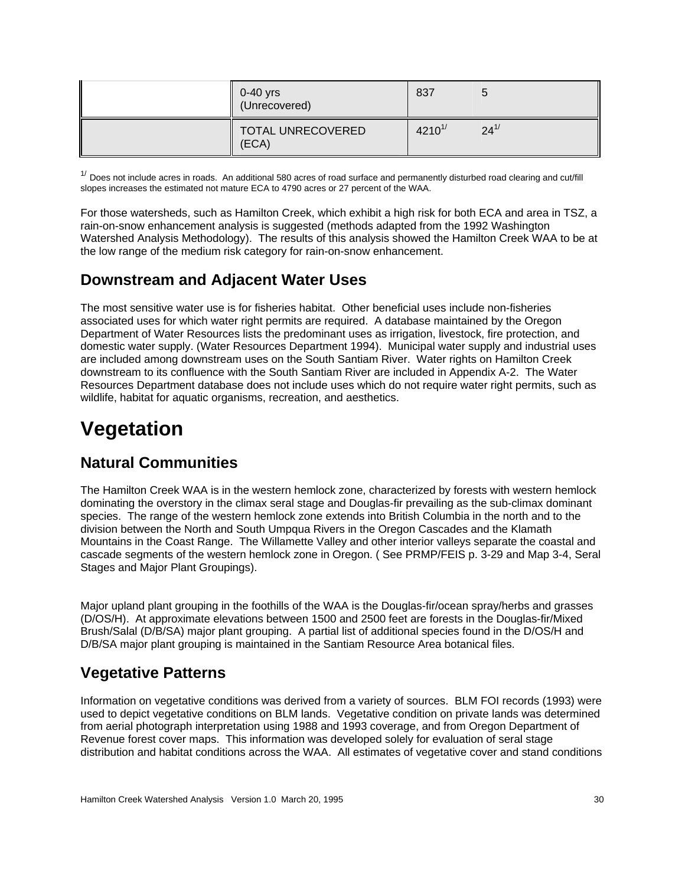| | | | |
|---|---|---|---|
| | 0-40 yrs (Unrecovered) | 837 | 5 |
| | TOTAL UNRECOVERED (ECA) | 4210[1/] | 24[1/] |

[1/] Does not include acres in roads. An additional 580 acres of road surface and permanently disturbed road clearing and cut/fill slopes increases the estimated not mature ECA to 4790 acres or 27 percent of the WAA.

For those watersheds, such as Hamilton Creek, which exhibit a high risk for both ECA and area in TSZ, a rain-on-snow enhancement analysis is suggested (methods adapted from the 1992 Washington Watershed Analysis Methodology). The results of this analysis showed the Hamilton Creek WAA to be at the low range of the medium risk category for rain-on-snow enhancement.

## Downstream and Adjacent Water Uses

The most sensitive water use is for fisheries habitat. Other beneficial uses include non-fisheries associated uses for which water right permits are required. A database maintained by the Oregon Department of Water Resources lists the predominant uses as irrigation, livestock, fire protection, and domestic water supply. (Water Resources Department 1994). Municipal water supply and industrial uses are included among downstream uses on the South Santiam River. Water rights on Hamilton Creek downstream to its confluence with the South Santiam River are included in Appendix A-2. The Water Resources Department database does not include uses which do not require water right permits, such as wildlife, habitat for aquatic organisms, recreation, and aesthetics.

# Vegetation

## Natural Communities

The Hamilton Creek WAA is in the western hemlock zone, characterized by forests with western hemlock dominating the overstory in the climax seral stage and Douglas-fir prevailing as the sub-climax dominant species. The range of the western hemlock zone extends into British Columbia in the north and to the division between the North and South Umpqua Rivers in the Oregon Cascades and the Klamath Mountains in the Coast Range. The Willamette Valley and other interior valleys separate the coastal and cascade segments of the western hemlock zone in Oregon. ( See PRMP/FEIS p. 3-29 and Map 3-4, Seral Stages and Major Plant Groupings).

Major upland plant grouping in the foothills of the WAA is the Douglas-fir/ocean spray/herbs and grasses (D/OS/H). At approximate elevations between 1500 and 2500 feet are forests in the Douglas-fir/Mixed Brush/Salal (D/B/SA) major plant grouping. A partial list of additional species found in the D/OS/H and D/B/SA major plant grouping is maintained in the Santiam Resource Area botanical files.

## Vegetative Patterns

Information on vegetative conditions was derived from a variety of sources. BLM FOI records (1993) were used to depict vegetative conditions on BLM lands. Vegetative condition on private lands was determined from aerial photograph interpretation using 1988 and 1993 coverage, and from Oregon Department of Revenue forest cover maps. This information was developed solely for evaluation of seral stage distribution and habitat conditions across the WAA. All estimates of vegetative cover and stand conditions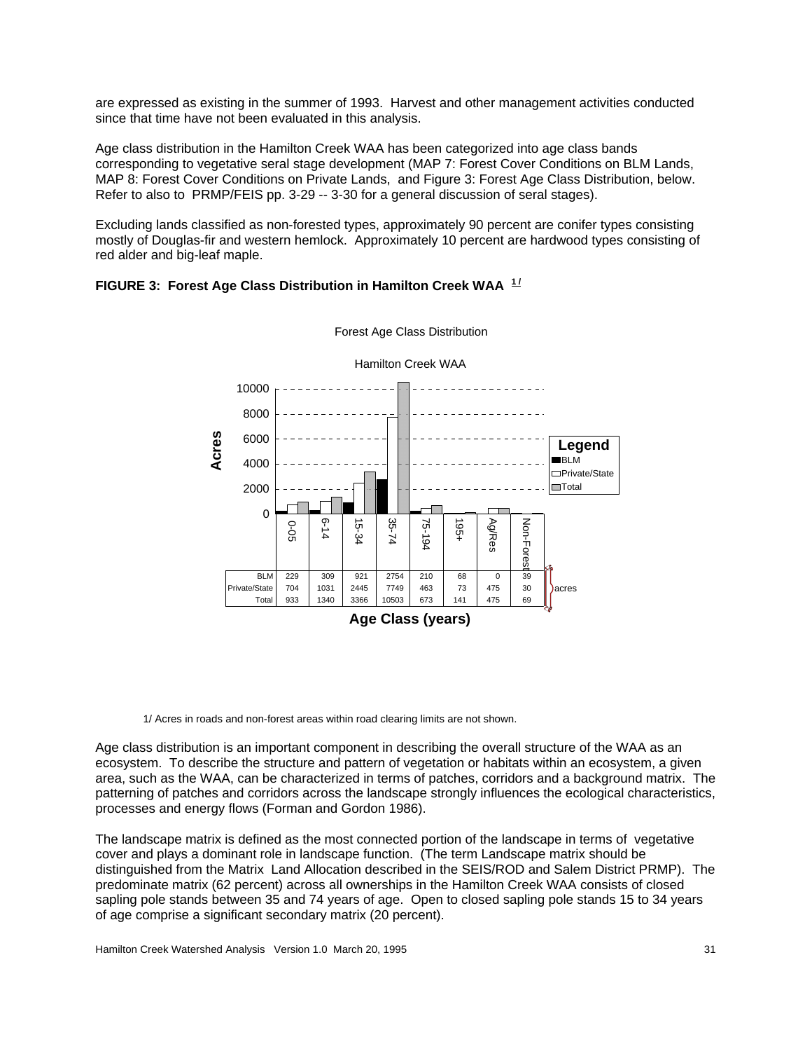are expressed as existing in the summer of 1993. Harvest and other management activities conducted since that time have not been evaluated in this analysis.

Age class distribution in the Hamilton Creek WAA has been categorized into age class bands corresponding to vegetative seral stage development (MAP 7: Forest Cover Conditions on BLM Lands, MAP 8: Forest Cover Conditions on Private Lands, and Figure 3: Forest Age Class Distribution, below. Refer to also to PRMP/FEIS pp. 3-29 -- 3-30 for a general discussion of seral stages).

Excluding lands classified as non-forested types, approximately 90 percent are conifer types consisting mostly of Douglas-fir and western hemlock. Approximately 10 percent are hardwood types consisting of red alder and big-leaf maple.

**FIGURE 3: Forest Age Class Distribution in Hamilton Creek WAA** [1/]

Forest Age Class Distribution

Hamilton Creek WAA

Age Class (years), acres:

| | 0-05 | 6-14 | 15-34 | 35-74 | 75-194 | 195+ | Ag/Res | Non-Forest |
|---|---|---|---|---|---|---|---|---|
| BLM | 229 | 309 | 921 | 2754 | 210 | 68 | 0 | 39 |
| Private/State | 704 | 1031 | 2445 | 7749 | 463 | 73 | 475 | 30 |
| Total | 933 | 1340 | 3366 | 10503 | 673 | 141 | 475 | 69 |

1/ Acres in roads and non-forest areas within road clearing limits are not shown.

Age class distribution is an important component in describing the overall structure of the WAA as an ecosystem. To describe the structure and pattern of vegetation or habitats within an ecosystem, a given area, such as the WAA, can be characterized in terms of patches, corridors and a background matrix. The patterning of patches and corridors across the landscape strongly influences the ecological characteristics, processes and energy flows (Forman and Gordon 1986).

The landscape matrix is defined as the most connected portion of the landscape in terms of vegetative cover and plays a dominant role in landscape function. (The term Landscape matrix should be distinguished from the Matrix Land Allocation described in the SEIS/ROD and Salem District PRMP). The predominate matrix (62 percent) across all ownerships in the Hamilton Creek WAA consists of closed sapling pole stands between 35 and 74 years of age. Open to closed sapling pole stands 15 to 34 years of age comprise a significant secondary matrix (20 percent).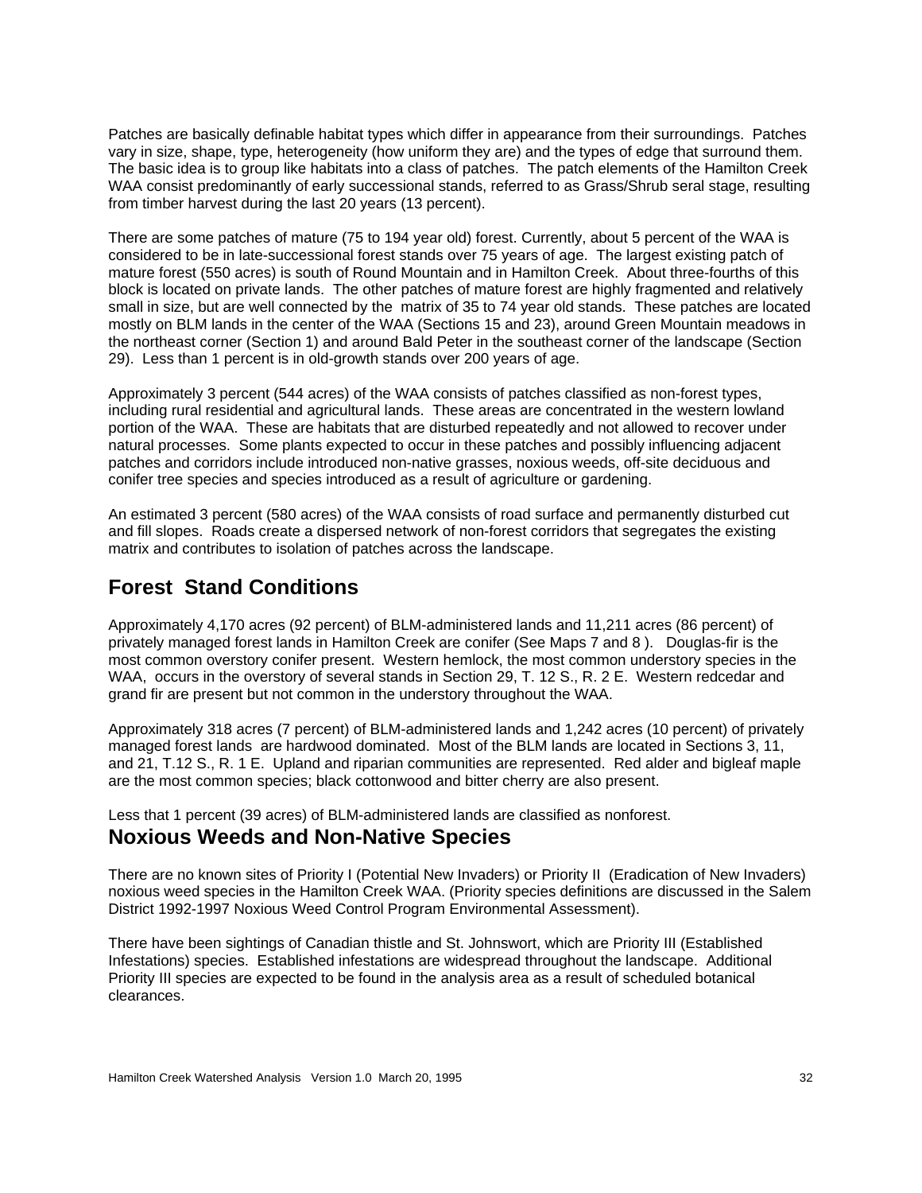Patches are basically definable habitat types which differ in appearance from their surroundings. Patches vary in size, shape, type, heterogeneity (how uniform they are) and the types of edge that surround them. The basic idea is to group like habitats into a class of patches. The patch elements of the Hamilton Creek WAA consist predominantly of early successional stands, referred to as Grass/Shrub seral stage, resulting from timber harvest during the last 20 years (13 percent).

There are some patches of mature (75 to 194 year old) forest. Currently, about 5 percent of the WAA is considered to be in late-successional forest stands over 75 years of age. The largest existing patch of mature forest (550 acres) is south of Round Mountain and in Hamilton Creek. About three-fourths of this block is located on private lands. The other patches of mature forest are highly fragmented and relatively small in size, but are well connected by the matrix of 35 to 74 year old stands. These patches are located mostly on BLM lands in the center of the WAA (Sections 15 and 23), around Green Mountain meadows in the northeast corner (Section 1) and around Bald Peter in the southeast corner of the landscape (Section 29). Less than 1 percent is in old-growth stands over 200 years of age.

Approximately 3 percent (544 acres) of the WAA consists of patches classified as non-forest types, including rural residential and agricultural lands. These areas are concentrated in the western lowland portion of the WAA. These are habitats that are disturbed repeatedly and not allowed to recover under natural processes. Some plants expected to occur in these patches and possibly influencing adjacent patches and corridors include introduced non-native grasses, noxious weeds, off-site deciduous and conifer tree species and species introduced as a result of agriculture or gardening.

An estimated 3 percent (580 acres) of the WAA consists of road surface and permanently disturbed cut and fill slopes. Roads create a dispersed network of non-forest corridors that segregates the existing matrix and contributes to isolation of patches across the landscape.

## Forest Stand Conditions

Approximately 4,170 acres (92 percent) of BLM-administered lands and 11,211 acres (86 percent) of privately managed forest lands in Hamilton Creek are conifer (See Maps 7 and 8 ). Douglas-fir is the most common overstory conifer present. Western hemlock, the most common understory species in the WAA, occurs in the overstory of several stands in Section 29, T. 12 S., R. 2 E. Western redcedar and grand fir are present but not common in the understory throughout the WAA.

Approximately 318 acres (7 percent) of BLM-administered lands and 1,242 acres (10 percent) of privately managed forest lands are hardwood dominated. Most of the BLM lands are located in Sections 3, 11, and 21, T.12 S., R. 1 E. Upland and riparian communities are represented. Red alder and bigleaf maple are the most common species; black cottonwood and bitter cherry are also present.

Less that 1 percent (39 acres) of BLM-administered lands are classified as nonforest.

## Noxious Weeds and Non-Native Species

There are no known sites of Priority I (Potential New Invaders) or Priority II (Eradication of New Invaders) noxious weed species in the Hamilton Creek WAA. (Priority species definitions are discussed in the Salem District 1992-1997 Noxious Weed Control Program Environmental Assessment).

There have been sightings of Canadian thistle and St. Johnswort, which are Priority III (Established Infestations) species. Established infestations are widespread throughout the landscape. Additional Priority III species are expected to be found in the analysis area as a result of scheduled botanical clearances.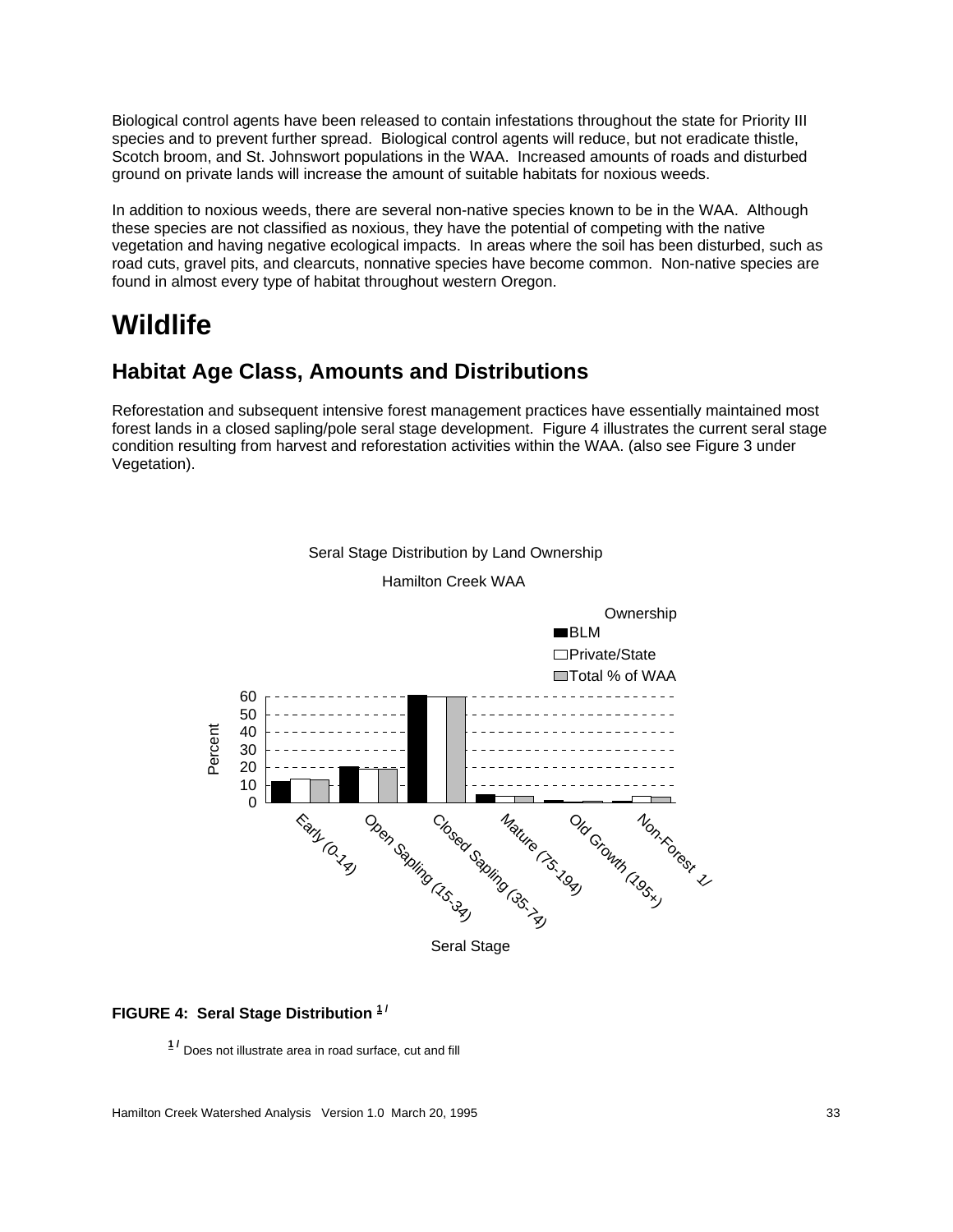Biological control agents have been released to contain infestations throughout the state for Priority III species and to prevent further spread. Biological control agents will reduce, but not eradicate thistle, Scotch broom, and St. Johnswort populations in the WAA. Increased amounts of roads and disturbed ground on private lands will increase the amount of suitable habitats for noxious weeds.

In addition to noxious weeds, there are several non-native species known to be in the WAA. Although these species are not classified as noxious, they have the potential of competing with the native vegetation and having negative ecological impacts. In areas where the soil has been disturbed, such as road cuts, gravel pits, and clearcuts, nonnative species have become common. Non-native species are found in almost every type of habitat throughout western Oregon.

# Wildlife

## Habitat Age Class, Amounts and Distributions

Reforestation and subsequent intensive forest management practices have essentially maintained most forest lands in a closed sapling/pole seral stage development. Figure 4 illustrates the current seral stage condition resulting from harvest and reforestation activities within the WAA. (also see Figure 3 under Vegetation).

Seral Stage Distribution by Land Ownership

Hamilton Creek WAA

Ownership: BLM, Private/State, Total % of WAA

Percent (0–60) by Seral Stage: Early (0-14), Open Sapling (15-34), Closed Sapling (35-74), Mature (75-194), Old Growth (195+), Non-Forest 1/

**FIGURE 4: Seral Stage Distribution [1/]**

[1/] Does not illustrate area in road surface, cut and fill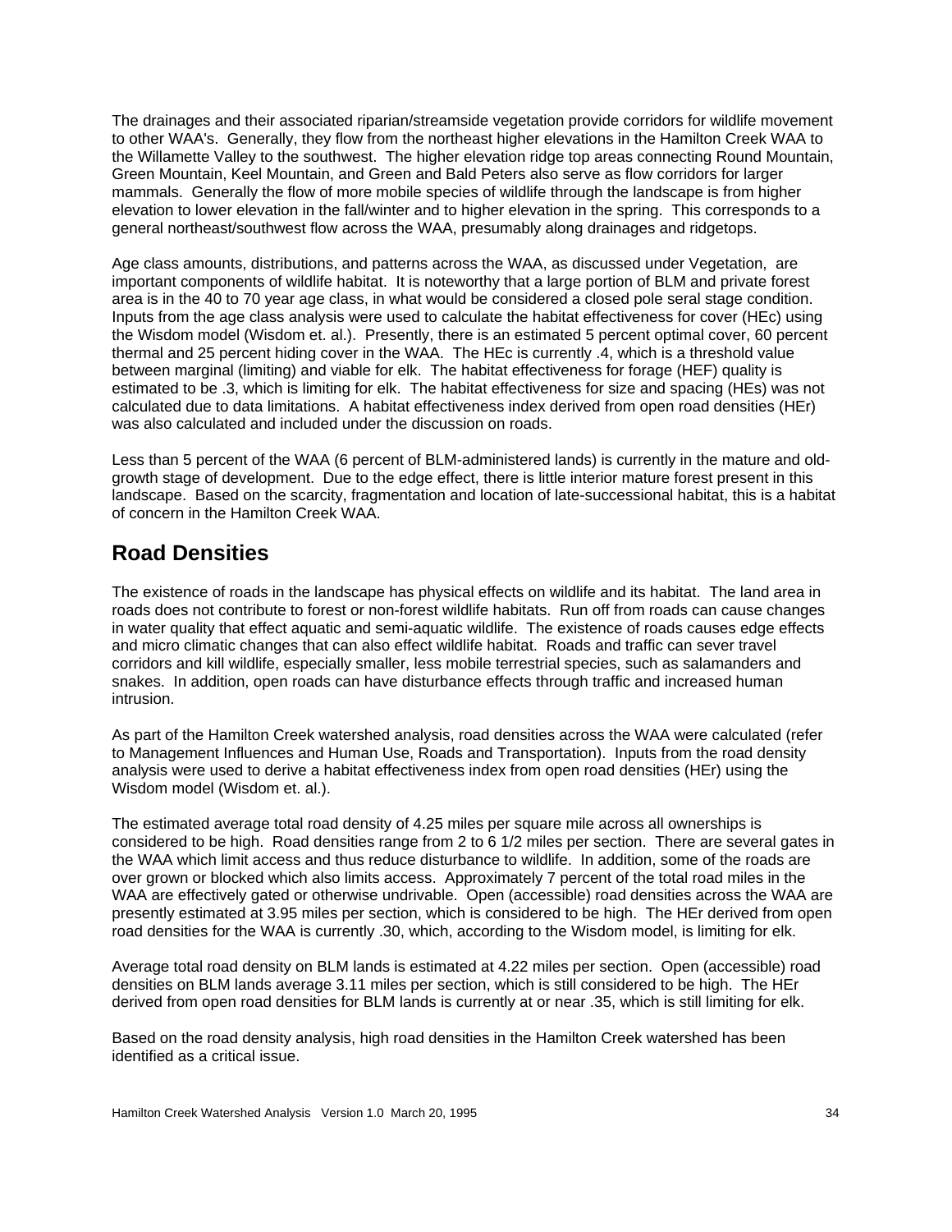The drainages and their associated riparian/streamside vegetation provide corridors for wildlife movement to other WAA's. Generally, they flow from the northeast higher elevations in the Hamilton Creek WAA to the Willamette Valley to the southwest. The higher elevation ridge top areas connecting Round Mountain, Green Mountain, Keel Mountain, and Green and Bald Peters also serve as flow corridors for larger mammals. Generally the flow of more mobile species of wildlife through the landscape is from higher elevation to lower elevation in the fall/winter and to higher elevation in the spring. This corresponds to a general northeast/southwest flow across the WAA, presumably along drainages and ridgetops.

Age class amounts, distributions, and patterns across the WAA, as discussed under Vegetation, are important components of wildlife habitat. It is noteworthy that a large portion of BLM and private forest area is in the 40 to 70 year age class, in what would be considered a closed pole seral stage condition. Inputs from the age class analysis were used to calculate the habitat effectiveness for cover (HEc) using the Wisdom model (Wisdom et. al.). Presently, there is an estimated 5 percent optimal cover, 60 percent thermal and 25 percent hiding cover in the WAA. The HEc is currently .4, which is a threshold value between marginal (limiting) and viable for elk. The habitat effectiveness for forage (HEF) quality is estimated to be .3, which is limiting for elk. The habitat effectiveness for size and spacing (HEs) was not calculated due to data limitations. A habitat effectiveness index derived from open road densities (HEr) was also calculated and included under the discussion on roads.

Less than 5 percent of the WAA (6 percent of BLM-administered lands) is currently in the mature and old-growth stage of development. Due to the edge effect, there is little interior mature forest present in this landscape. Based on the scarcity, fragmentation and location of late-successional habitat, this is a habitat of concern in the Hamilton Creek WAA.

## Road Densities

The existence of roads in the landscape has physical effects on wildlife and its habitat. The land area in roads does not contribute to forest or non-forest wildlife habitats. Run off from roads can cause changes in water quality that effect aquatic and semi-aquatic wildlife. The existence of roads causes edge effects and micro climatic changes that can also effect wildlife habitat. Roads and traffic can sever travel corridors and kill wildlife, especially smaller, less mobile terrestrial species, such as salamanders and snakes. In addition, open roads can have disturbance effects through traffic and increased human intrusion.

As part of the Hamilton Creek watershed analysis, road densities across the WAA were calculated (refer to Management Influences and Human Use, Roads and Transportation). Inputs from the road density analysis were used to derive a habitat effectiveness index from open road densities (HEr) using the Wisdom model (Wisdom et. al.).

The estimated average total road density of 4.25 miles per square mile across all ownerships is considered to be high. Road densities range from 2 to 6 1/2 miles per section. There are several gates in the WAA which limit access and thus reduce disturbance to wildlife. In addition, some of the roads are over grown or blocked which also limits access. Approximately 7 percent of the total road miles in the WAA are effectively gated or otherwise undrivable. Open (accessible) road densities across the WAA are presently estimated at 3.95 miles per section, which is considered to be high. The HEr derived from open road densities for the WAA is currently .30, which, according to the Wisdom model, is limiting for elk.

Average total road density on BLM lands is estimated at 4.22 miles per section. Open (accessible) road densities on BLM lands average 3.11 miles per section, which is still considered to be high. The HEr derived from open road densities for BLM lands is currently at or near .35, which is still limiting for elk.

Based on the road density analysis, high road densities in the Hamilton Creek watershed has been identified as a critical issue.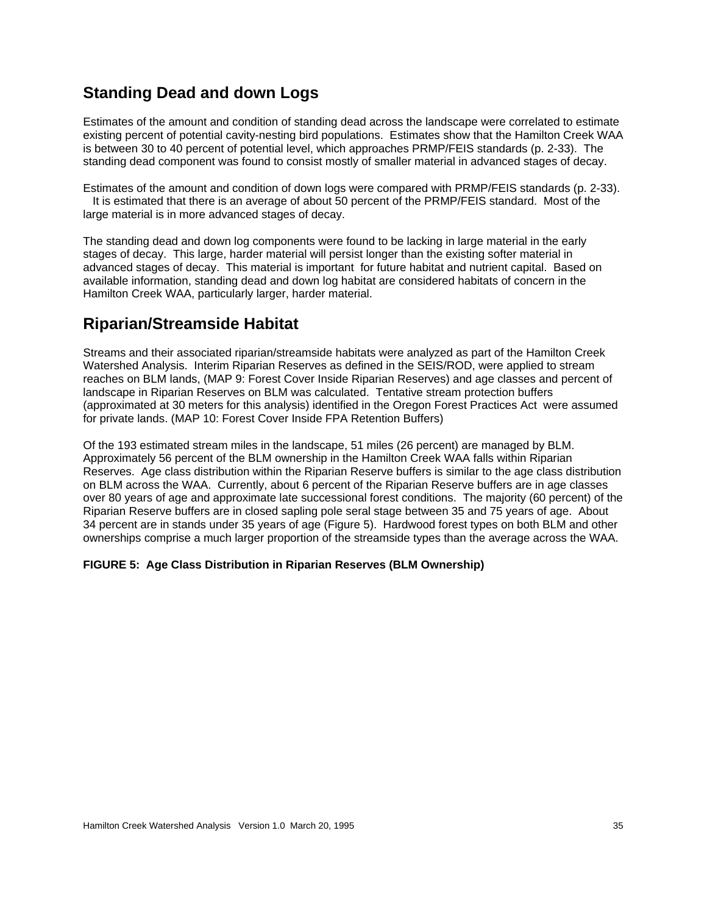## Standing Dead and down Logs

Estimates of the amount and condition of standing dead across the landscape were correlated to estimate existing percent of potential cavity-nesting bird populations. Estimates show that the Hamilton Creek WAA is between 30 to 40 percent of potential level, which approaches PRMP/FEIS standards (p. 2-33). The standing dead component was found to consist mostly of smaller material in advanced stages of decay.

Estimates of the amount and condition of down logs were compared with PRMP/FEIS standards (p. 2-33). It is estimated that there is an average of about 50 percent of the PRMP/FEIS standard. Most of the large material is in more advanced stages of decay.

The standing dead and down log components were found to be lacking in large material in the early stages of decay. This large, harder material will persist longer than the existing softer material in advanced stages of decay. This material is important for future habitat and nutrient capital. Based on available information, standing dead and down log habitat are considered habitats of concern in the Hamilton Creek WAA, particularly larger, harder material.

## Riparian/Streamside Habitat

Streams and their associated riparian/streamside habitats were analyzed as part of the Hamilton Creek Watershed Analysis. Interim Riparian Reserves as defined in the SEIS/ROD, were applied to stream reaches on BLM lands, (MAP 9: Forest Cover Inside Riparian Reserves) and age classes and percent of landscape in Riparian Reserves on BLM was calculated. Tentative stream protection buffers (approximated at 30 meters for this analysis) identified in the Oregon Forest Practices Act were assumed for private lands. (MAP 10: Forest Cover Inside FPA Retention Buffers)

Of the 193 estimated stream miles in the landscape, 51 miles (26 percent) are managed by BLM. Approximately 56 percent of the BLM ownership in the Hamilton Creek WAA falls within Riparian Reserves. Age class distribution within the Riparian Reserve buffers is similar to the age class distribution on BLM across the WAA. Currently, about 6 percent of the Riparian Reserve buffers are in age classes over 80 years of age and approximate late successional forest conditions. The majority (60 percent) of the Riparian Reserve buffers are in closed sapling pole seral stage between 35 and 75 years of age. About 34 percent are in stands under 35 years of age (Figure 5). Hardwood forest types on both BLM and other ownerships comprise a much larger proportion of the streamside types than the average across the WAA.

**FIGURE 5: Age Class Distribution in Riparian Reserves (BLM Ownership)**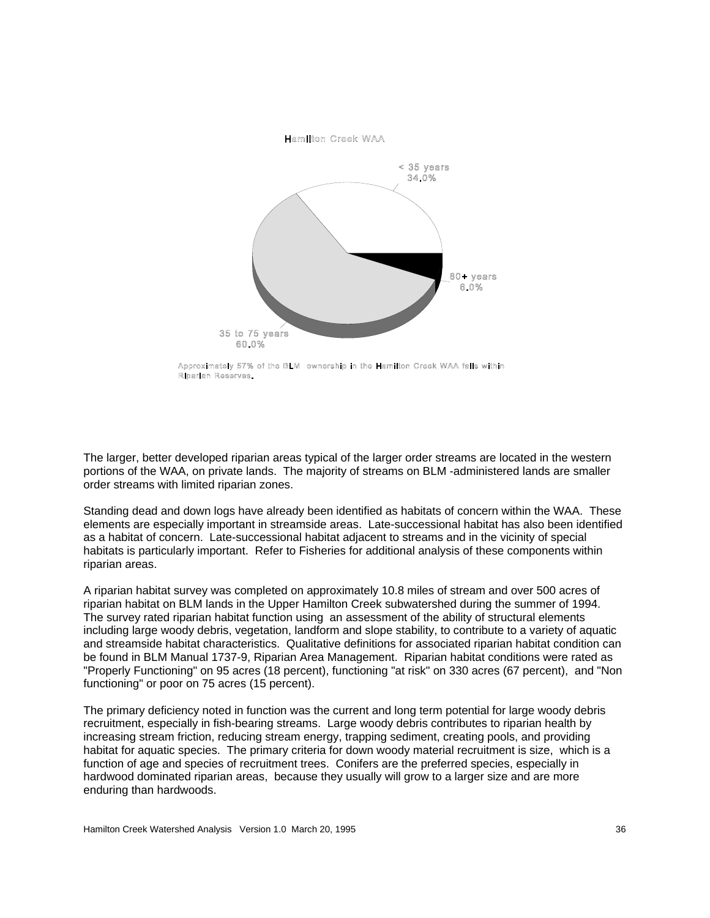Hamilton Creek WAA

< 35 years 34.0%

80+ years 6.0%

35 to 75 years 60.0%

Approximately 57% of the BLM ownership in the Hamilton Creek WAA falls within Riparian Reserves.

The larger, better developed riparian areas typical of the larger order streams are located in the western portions of the WAA, on private lands. The majority of streams on BLM -administered lands are smaller order streams with limited riparian zones.

Standing dead and down logs have already been identified as habitats of concern within the WAA. These elements are especially important in streamside areas. Late-successional habitat has also been identified as a habitat of concern. Late-successional habitat adjacent to streams and in the vicinity of special habitats is particularly important. Refer to Fisheries for additional analysis of these components within riparian areas.

A riparian habitat survey was completed on approximately 10.8 miles of stream and over 500 acres of riparian habitat on BLM lands in the Upper Hamilton Creek subwatershed during the summer of 1994. The survey rated riparian habitat function using an assessment of the ability of structural elements including large woody debris, vegetation, landform and slope stability, to contribute to a variety of aquatic and streamside habitat characteristics. Qualitative definitions for associated riparian habitat condition can be found in BLM Manual 1737-9, Riparian Area Management. Riparian habitat conditions were rated as "Properly Functioning" on 95 acres (18 percent), functioning "at risk" on 330 acres (67 percent), and "Non functioning" or poor on 75 acres (15 percent).

The primary deficiency noted in function was the current and long term potential for large woody debris recruitment, especially in fish-bearing streams. Large woody debris contributes to riparian health by increasing stream friction, reducing stream energy, trapping sediment, creating pools, and providing habitat for aquatic species. The primary criteria for down woody material recruitment is size, which is a function of age and species of recruitment trees. Conifers are the preferred species, especially in hardwood dominated riparian areas, because they usually will grow to a larger size and are more enduring than hardwoods.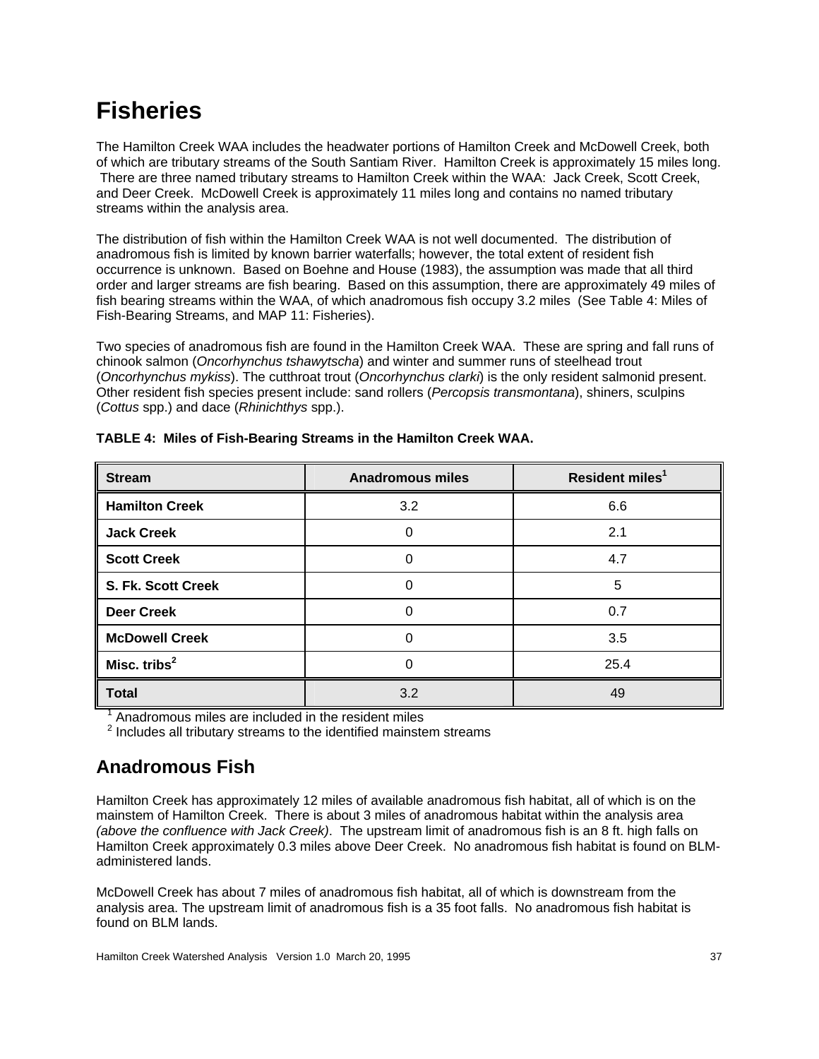# Fisheries

The Hamilton Creek WAA includes the headwater portions of Hamilton Creek and McDowell Creek, both of which are tributary streams of the South Santiam River. Hamilton Creek is approximately 15 miles long. There are three named tributary streams to Hamilton Creek within the WAA: Jack Creek, Scott Creek, and Deer Creek. McDowell Creek is approximately 11 miles long and contains no named tributary streams within the analysis area.

The distribution of fish within the Hamilton Creek WAA is not well documented. The distribution of anadromous fish is limited by known barrier waterfalls; however, the total extent of resident fish occurrence is unknown. Based on Boehne and House (1983), the assumption was made that all third order and larger streams are fish bearing. Based on this assumption, there are approximately 49 miles of fish bearing streams within the WAA, of which anadromous fish occupy 3.2 miles (See Table 4: Miles of Fish-Bearing Streams, and MAP 11: Fisheries).

Two species of anadromous fish are found in the Hamilton Creek WAA. These are spring and fall runs of chinook salmon (*Oncorhynchus tshawytscha*) and winter and summer runs of steelhead trout (*Oncorhynchus mykiss*). The cutthroat trout (*Oncorhynchus clarki*) is the only resident salmonid present. Other resident fish species present include: sand rollers (*Percopsis transmontana*), shiners, sculpins (*Cottus* spp.) and dace (*Rhinichthys* spp.).

**TABLE 4: Miles of Fish-Bearing Streams in the Hamilton Creek WAA.**

| Stream | Anadromous miles | Resident miles[1] |
|---|---|---|
| **Hamilton Creek** | 3.2 | 6.6 |
| **Jack Creek** | 0 | 2.1 |
| **Scott Creek** | 0 | 4.7 |
| **S. Fk. Scott Creek** | 0 | 5 |
| **Deer Creek** | 0 | 0.7 |
| **McDowell Creek** | 0 | 3.5 |
| **Misc. tribs[2]** | 0 | 25.4 |
| **Total** | 3.2 | 49 |

[1] Anadromous miles are included in the resident miles
[2] Includes all tributary streams to the identified mainstem streams

## Anadromous Fish

Hamilton Creek has approximately 12 miles of available anadromous fish habitat, all of which is on the mainstem of Hamilton Creek. There is about 3 miles of anadromous habitat within the analysis area *(above the confluence with Jack Creek)*. The upstream limit of anadromous fish is an 8 ft. high falls on Hamilton Creek approximately 0.3 miles above Deer Creek. No anadromous fish habitat is found on BLM-administered lands.

McDowell Creek has about 7 miles of anadromous fish habitat, all of which is downstream from the analysis area. The upstream limit of anadromous fish is a 35 foot falls. No anadromous fish habitat is found on BLM lands.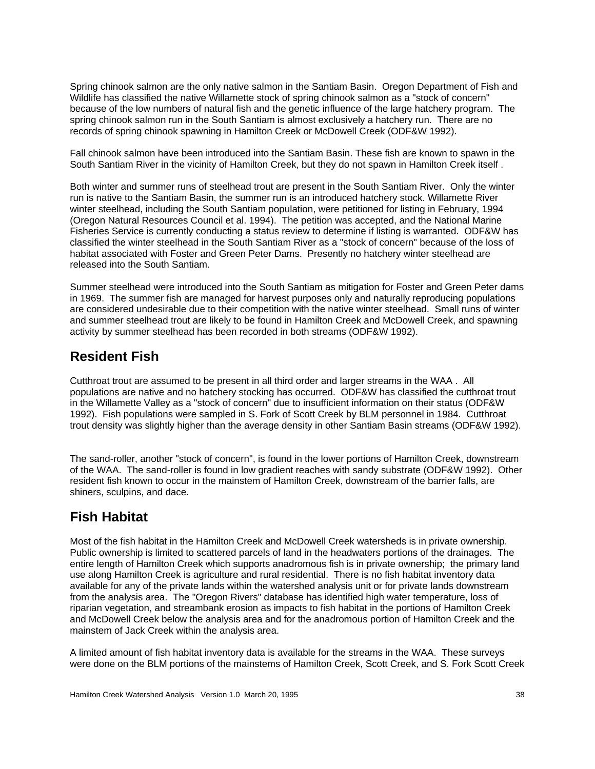Spring chinook salmon are the only native salmon in the Santiam Basin. Oregon Department of Fish and Wildlife has classified the native Willamette stock of spring chinook salmon as a "stock of concern" because of the low numbers of natural fish and the genetic influence of the large hatchery program. The spring chinook salmon run in the South Santiam is almost exclusively a hatchery run. There are no records of spring chinook spawning in Hamilton Creek or McDowell Creek (ODF&W 1992).

Fall chinook salmon have been introduced into the Santiam Basin. These fish are known to spawn in the South Santiam River in the vicinity of Hamilton Creek, but they do not spawn in Hamilton Creek itself .

Both winter and summer runs of steelhead trout are present in the South Santiam River. Only the winter run is native to the Santiam Basin, the summer run is an introduced hatchery stock. Willamette River winter steelhead, including the South Santiam population, were petitioned for listing in February, 1994 (Oregon Natural Resources Council et al. 1994). The petition was accepted, and the National Marine Fisheries Service is currently conducting a status review to determine if listing is warranted. ODF&W has classified the winter steelhead in the South Santiam River as a "stock of concern" because of the loss of habitat associated with Foster and Green Peter Dams. Presently no hatchery winter steelhead are released into the South Santiam.

Summer steelhead were introduced into the South Santiam as mitigation for Foster and Green Peter dams in 1969. The summer fish are managed for harvest purposes only and naturally reproducing populations are considered undesirable due to their competition with the native winter steelhead. Small runs of winter and summer steelhead trout are likely to be found in Hamilton Creek and McDowell Creek, and spawning activity by summer steelhead has been recorded in both streams (ODF&W 1992).

## Resident Fish

Cutthroat trout are assumed to be present in all third order and larger streams in the WAA . All populations are native and no hatchery stocking has occurred. ODF&W has classified the cutthroat trout in the Willamette Valley as a "stock of concern" due to insufficient information on their status (ODF&W 1992). Fish populations were sampled in S. Fork of Scott Creek by BLM personnel in 1984. Cutthroat trout density was slightly higher than the average density in other Santiam Basin streams (ODF&W 1992).

The sand-roller, another "stock of concern", is found in the lower portions of Hamilton Creek, downstream of the WAA. The sand-roller is found in low gradient reaches with sandy substrate (ODF&W 1992). Other resident fish known to occur in the mainstem of Hamilton Creek, downstream of the barrier falls, are shiners, sculpins, and dace.

## Fish Habitat

Most of the fish habitat in the Hamilton Creek and McDowell Creek watersheds is in private ownership. Public ownership is limited to scattered parcels of land in the headwaters portions of the drainages. The entire length of Hamilton Creek which supports anadromous fish is in private ownership; the primary land use along Hamilton Creek is agriculture and rural residential. There is no fish habitat inventory data available for any of the private lands within the watershed analysis unit or for private lands downstream from the analysis area. The "Oregon Rivers" database has identified high water temperature, loss of riparian vegetation, and streambank erosion as impacts to fish habitat in the portions of Hamilton Creek and McDowell Creek below the analysis area and for the anadromous portion of Hamilton Creek and the mainstem of Jack Creek within the analysis area.

A limited amount of fish habitat inventory data is available for the streams in the WAA. These surveys were done on the BLM portions of the mainstems of Hamilton Creek, Scott Creek, and S. Fork Scott Creek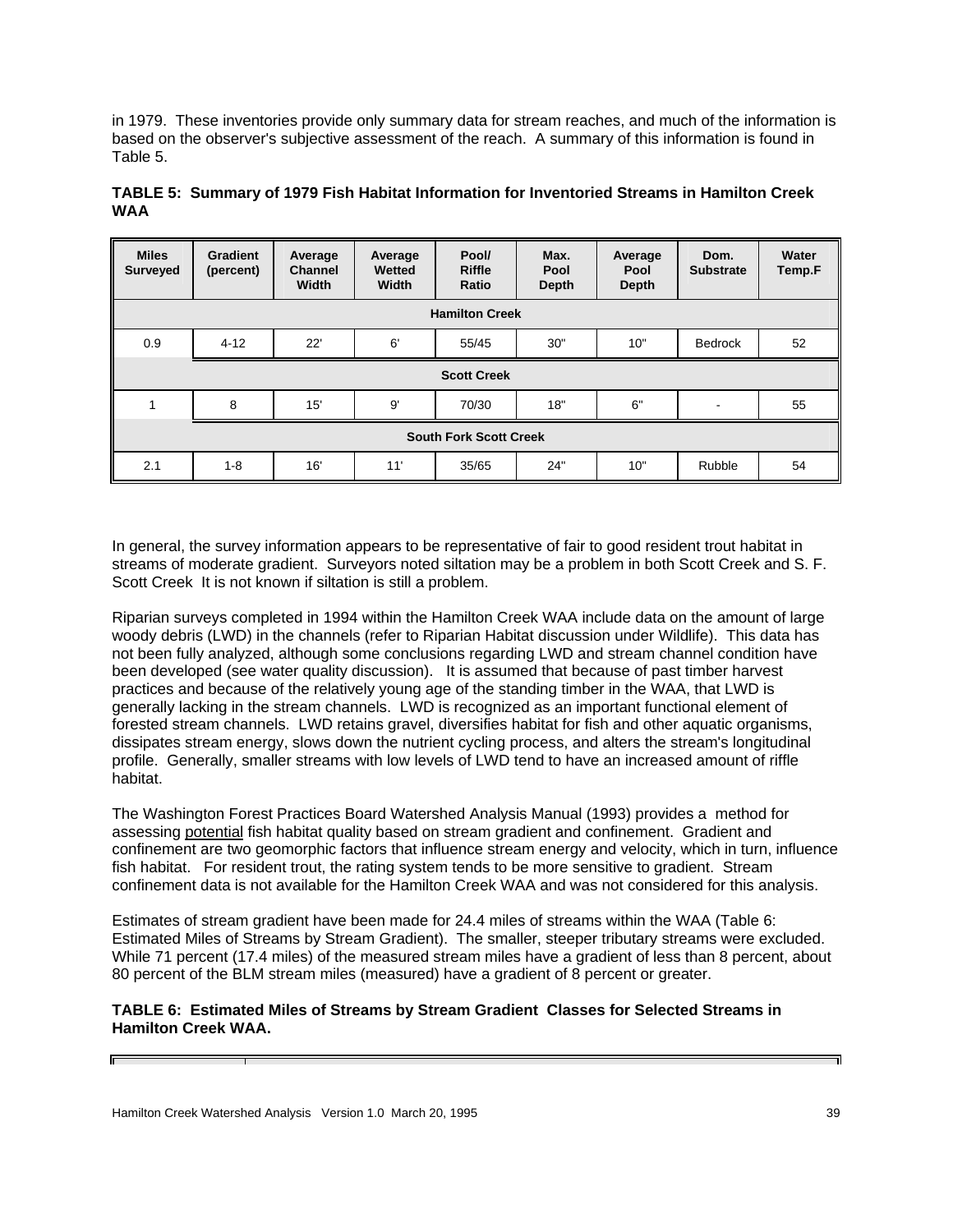in 1979. These inventories provide only summary data for stream reaches, and much of the information is based on the observer's subjective assessment of the reach. A summary of this information is found in Table 5.

**TABLE 5: Summary of 1979 Fish Habitat Information for Inventoried Streams in Hamilton Creek WAA**

| Miles Surveyed | Gradient (percent) | Average Channel Width | Average Wetted Width | Pool/ Riffle Ratio | Max. Pool Depth | Average Pool Depth | Dom. Substrate | Water Temp.F |
|---|---|---|---|---|---|---|---|---|
| **Hamilton Creek** | | | | | | | | |
| 0.9 | 4-12 | 22' | 6' | 55/45 | 30" | 10" | Bedrock | 52 |
| **Scott Creek** | | | | | | | | |
| 1 | 8 | 15' | 9' | 70/30 | 18" | 6" | - | 55 |
| **South Fork Scott Creek** | | | | | | | | |
| 2.1 | 1-8 | 16' | 11' | 35/65 | 24" | 10" | Rubble | 54 |

In general, the survey information appears to be representative of fair to good resident trout habitat in streams of moderate gradient. Surveyors noted siltation may be a problem in both Scott Creek and S. F. Scott Creek It is not known if siltation is still a problem.

Riparian surveys completed in 1994 within the Hamilton Creek WAA include data on the amount of large woody debris (LWD) in the channels (refer to Riparian Habitat discussion under Wildlife). This data has not been fully analyzed, although some conclusions regarding LWD and stream channel condition have been developed (see water quality discussion). It is assumed that because of past timber harvest practices and because of the relatively young age of the standing timber in the WAA, that LWD is generally lacking in the stream channels. LWD is recognized as an important functional element of forested stream channels. LWD retains gravel, diversifies habitat for fish and other aquatic organisms, dissipates stream energy, slows down the nutrient cycling process, and alters the stream's longitudinal profile. Generally, smaller streams with low levels of LWD tend to have an increased amount of riffle habitat.

The Washington Forest Practices Board Watershed Analysis Manual (1993) provides a method for assessing potential fish habitat quality based on stream gradient and confinement. Gradient and confinement are two geomorphic factors that influence stream energy and velocity, which in turn, influence fish habitat. For resident trout, the rating system tends to be more sensitive to gradient. Stream confinement data is not available for the Hamilton Creek WAA and was not considered for this analysis.

Estimates of stream gradient have been made for 24.4 miles of streams within the WAA (Table 6: Estimated Miles of Streams by Stream Gradient). The smaller, steeper tributary streams were excluded. While 71 percent (17.4 miles) of the measured stream miles have a gradient of less than 8 percent, about 80 percent of the BLM stream miles (measured) have a gradient of 8 percent or greater.

**TABLE 6: Estimated Miles of Streams by Stream Gradient Classes for Selected Streams in Hamilton Creek WAA.**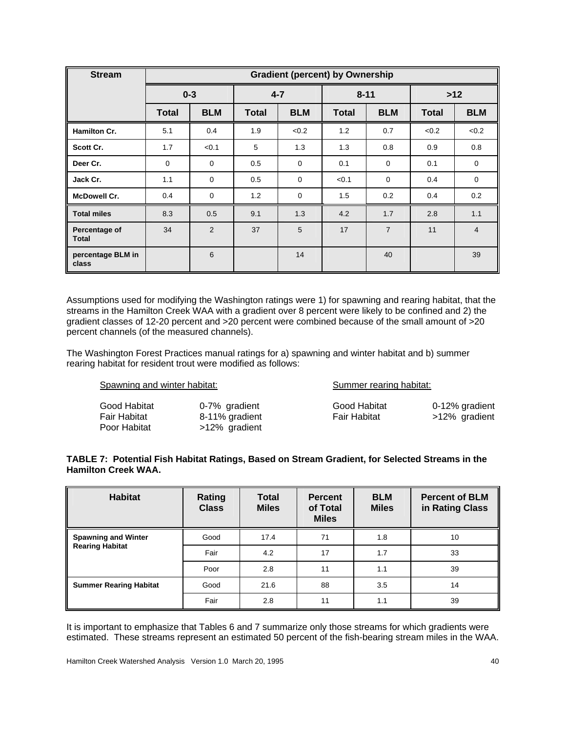| Stream | Gradient (percent) by Ownership | | | | | | | |
|---|---|---|---|---|---|---|---|---|
| | 0-3 | | 4-7 | | 8-11 | | >12 | |
| | Total | BLM | Total | BLM | Total | BLM | Total | BLM |
| **Hamilton Cr.** | 5.1 | 0.4 | 1.9 | <0.2 | 1.2 | 0.7 | <0.2 | <0.2 |
| **Scott Cr.** | 1.7 | <0.1 | 5 | 1.3 | 1.3 | 0.8 | 0.9 | 0.8 |
| **Deer Cr.** | 0 | 0 | 0.5 | 0 | 0.1 | 0 | 0.1 | 0 |
| **Jack Cr.** | 1.1 | 0 | 0.5 | 0 | <0.1 | 0 | 0.4 | 0 |
| **McDowell Cr.** | 0.4 | 0 | 1.2 | 0 | 1.5 | 0.2 | 0.4 | 0.2 |
| **Total miles** | 8.3 | 0.5 | 9.1 | 1.3 | 4.2 | 1.7 | 2.8 | 1.1 |
| **Percentage of Total** | 34 | 2 | 37 | 5 | 17 | 7 | 11 | 4 |
| **percentage BLM in class** | | 6 | | 14 | | 40 | | 39 |

Assumptions used for modifying the Washington ratings were 1) for spawning and rearing habitat, that the streams in the Hamilton Creek WAA with a gradient over 8 percent were likely to be confined and 2) the gradient classes of 12-20 percent and >20 percent were combined because of the small amount of >20 percent channels (of the measured channels).

The Washington Forest Practices manual ratings for a) spawning and winter habitat and b) summer rearing habitat for resident trout were modified as follows:

<u>Spawning and winter habitat:</u>

| | |
|---|---|
| Good Habitat | 0-7% gradient |
| Fair Habitat | 8-11% gradient |
| Poor Habitat | >12% gradient |

<u>Summer rearing habitat:</u>

| | |
|---|---|
| Good Habitat | 0-12% gradient |
| Fair Habitat | >12% gradient |

**TABLE 7: Potential Fish Habitat Ratings, Based on Stream Gradient, for Selected Streams in the Hamilton Creek WAA.**

| Habitat | Rating Class | Total Miles | Percent of Total Miles | BLM Miles | Percent of BLM in Rating Class |
|---|---|---|---|---|---|
| **Spawning and Winter Rearing Habitat** | Good | 17.4 | 71 | 1.8 | 10 |
| | Fair | 4.2 | 17 | 1.7 | 33 |
| | Poor | 2.8 | 11 | 1.1 | 39 |
| **Summer Rearing Habitat** | Good | 21.6 | 88 | 3.5 | 14 |
| | Fair | 2.8 | 11 | 1.1 | 39 |

It is important to emphasize that Tables 6 and 7 summarize only those streams for which gradients were estimated. These streams represent an estimated 50 percent of the fish-bearing stream miles in the WAA.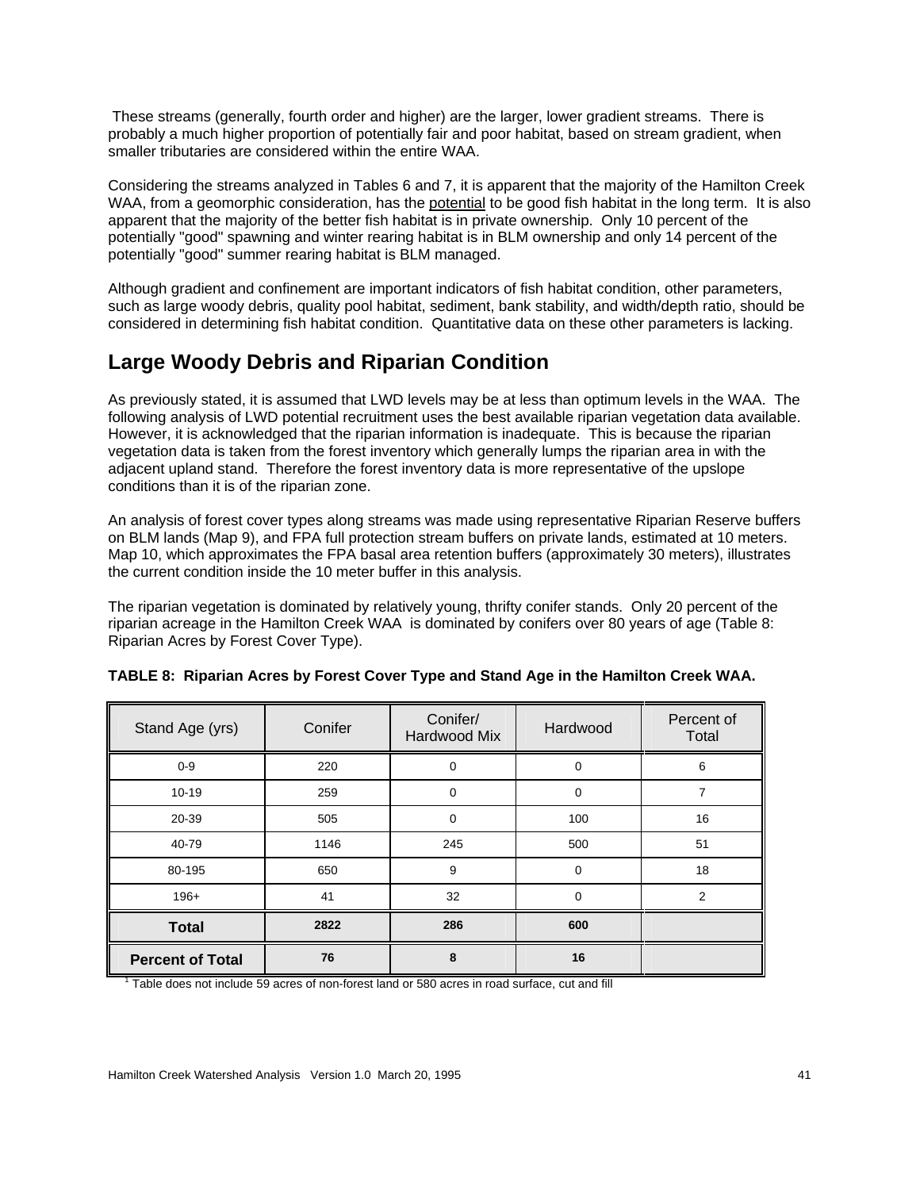These streams (generally, fourth order and higher) are the larger, lower gradient streams. There is probably a much higher proportion of potentially fair and poor habitat, based on stream gradient, when smaller tributaries are considered within the entire WAA.

Considering the streams analyzed in Tables 6 and 7, it is apparent that the majority of the Hamilton Creek WAA, from a geomorphic consideration, has the potential to be good fish habitat in the long term. It is also apparent that the majority of the better fish habitat is in private ownership. Only 10 percent of the potentially "good" spawning and winter rearing habitat is in BLM ownership and only 14 percent of the potentially "good" summer rearing habitat is BLM managed.

Although gradient and confinement are important indicators of fish habitat condition, other parameters, such as large woody debris, quality pool habitat, sediment, bank stability, and width/depth ratio, should be considered in determining fish habitat condition. Quantitative data on these other parameters is lacking.

## Large Woody Debris and Riparian Condition

As previously stated, it is assumed that LWD levels may be at less than optimum levels in the WAA. The following analysis of LWD potential recruitment uses the best available riparian vegetation data available. However, it is acknowledged that the riparian information is inadequate. This is because the riparian vegetation data is taken from the forest inventory which generally lumps the riparian area in with the adjacent upland stand. Therefore the forest inventory data is more representative of the upslope conditions than it is of the riparian zone.

An analysis of forest cover types along streams was made using representative Riparian Reserve buffers on BLM lands (Map 9), and FPA full protection stream buffers on private lands, estimated at 10 meters. Map 10, which approximates the FPA basal area retention buffers (approximately 30 meters), illustrates the current condition inside the 10 meter buffer in this analysis.

The riparian vegetation is dominated by relatively young, thrifty conifer stands. Only 20 percent of the riparian acreage in the Hamilton Creek WAA is dominated by conifers over 80 years of age (Table 8: Riparian Acres by Forest Cover Type).

**TABLE 8: Riparian Acres by Forest Cover Type and Stand Age in the Hamilton Creek WAA.**

| Stand Age (yrs) | Conifer | Conifer/ Hardwood Mix | Hardwood | Percent of Total |
|---|---|---|---|---|
| 0-9 | 220 | 0 | 0 | 6 |
| 10-19 | 259 | 0 | 0 | 7 |
| 20-39 | 505 | 0 | 100 | 16 |
| 40-79 | 1146 | 245 | 500 | 51 |
| 80-195 | 650 | 9 | 0 | 18 |
| 196+ | 41 | 32 | 0 | 2 |
| **Total** | **2822** | **286** | **600** | |
| **Percent of Total** | **76** | **8** | **16** | |

[1] Table does not include 59 acres of non-forest land or 580 acres in road surface, cut and fill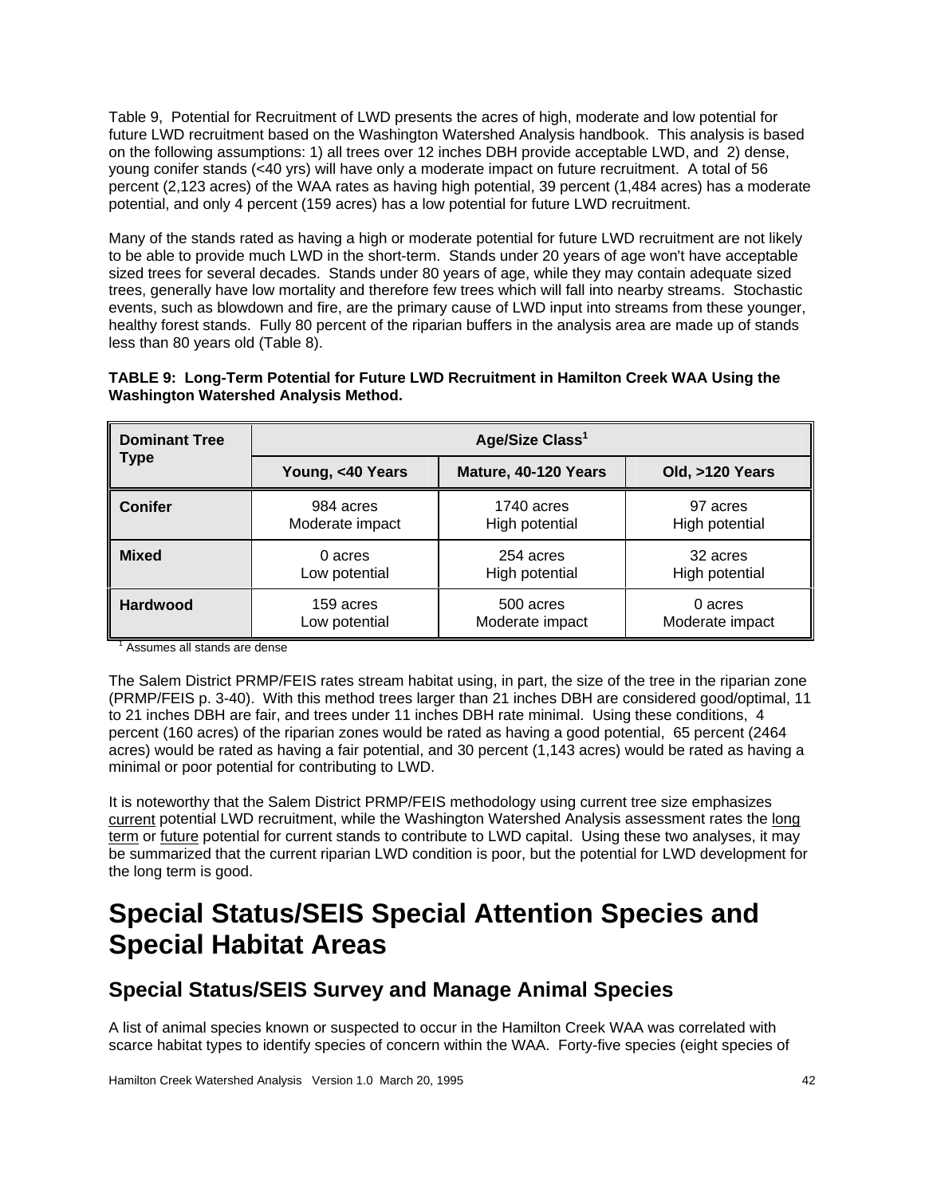Table 9, Potential for Recruitment of LWD presents the acres of high, moderate and low potential for future LWD recruitment based on the Washington Watershed Analysis handbook. This analysis is based on the following assumptions: 1) all trees over 12 inches DBH provide acceptable LWD, and 2) dense, young conifer stands (<40 yrs) will have only a moderate impact on future recruitment. A total of 56 percent (2,123 acres) of the WAA rates as having high potential, 39 percent (1,484 acres) has a moderate potential, and only 4 percent (159 acres) has a low potential for future LWD recruitment.

Many of the stands rated as having a high or moderate potential for future LWD recruitment are not likely to be able to provide much LWD in the short-term. Stands under 20 years of age won't have acceptable sized trees for several decades. Stands under 80 years of age, while they may contain adequate sized trees, generally have low mortality and therefore few trees which will fall into nearby streams. Stochastic events, such as blowdown and fire, are the primary cause of LWD input into streams from these younger, healthy forest stands. Fully 80 percent of the riparian buffers in the analysis area are made up of stands less than 80 years old (Table 8).

**TABLE 9: Long-Term Potential for Future LWD Recruitment in Hamilton Creek WAA Using the Washington Watershed Analysis Method.**

| Dominant Tree Type | Age/Size Class[1] | | |
|---|---|---|---|
| | Young, <40 Years | Mature, 40-120 Years | Old, >120 Years |
| **Conifer** | 984 acres Moderate impact | 1740 acres High potential | 97 acres High potential |
| **Mixed** | 0 acres Low potential | 254 acres High potential | 32 acres High potential |
| **Hardwood** | 159 acres Low potential | 500 acres Moderate impact | 0 acres Moderate impact |

[1] Assumes all stands are dense

The Salem District PRMP/FEIS rates stream habitat using, in part, the size of the tree in the riparian zone (PRMP/FEIS p. 3-40). With this method trees larger than 21 inches DBH are considered good/optimal, 11 to 21 inches DBH are fair, and trees under 11 inches DBH rate minimal. Using these conditions, 4 percent (160 acres) of the riparian zones would be rated as having a good potential, 65 percent (2464 acres) would be rated as having a fair potential, and 30 percent (1,143 acres) would be rated as having a minimal or poor potential for contributing to LWD.

It is noteworthy that the Salem District PRMP/FEIS methodology using current tree size emphasizes current potential LWD recruitment, while the Washington Watershed Analysis assessment rates the long term or future potential for current stands to contribute to LWD capital. Using these two analyses, it may be summarized that the current riparian LWD condition is poor, but the potential for LWD development for the long term is good.

# Special Status/SEIS Special Attention Species and Special Habitat Areas

## Special Status/SEIS Survey and Manage Animal Species

A list of animal species known or suspected to occur in the Hamilton Creek WAA was correlated with scarce habitat types to identify species of concern within the WAA. Forty-five species (eight species of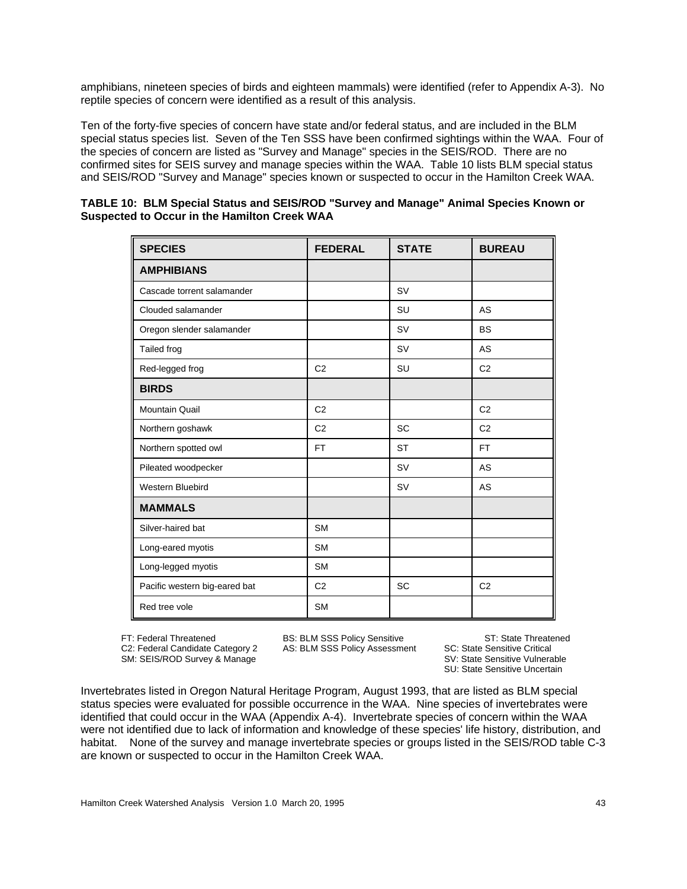amphibians, nineteen species of birds and eighteen mammals) were identified (refer to Appendix A-3). No reptile species of concern were identified as a result of this analysis.

Ten of the forty-five species of concern have state and/or federal status, and are included in the BLM special status species list. Seven of the Ten SSS have been confirmed sightings within the WAA. Four of the species of concern are listed as "Survey and Manage" species in the SEIS/ROD. There are no confirmed sites for SEIS survey and manage species within the WAA. Table 10 lists BLM special status and SEIS/ROD "Survey and Manage" species known or suspected to occur in the Hamilton Creek WAA.

**TABLE 10: BLM Special Status and SEIS/ROD "Survey and Manage" Animal Species Known or Suspected to Occur in the Hamilton Creek WAA**

| SPECIES | FEDERAL | STATE | BUREAU |
|---|---|---|---|
| **AMPHIBIANS** | | | |
| Cascade torrent salamander | | SV | |
| Clouded salamander | | SU | AS |
| Oregon slender salamander | | SV | BS |
| Tailed frog | | SV | AS |
| Red-legged frog | C2 | SU | C2 |
| **BIRDS** | | | |
| Mountain Quail | C2 | | C2 |
| Northern goshawk | C2 | SC | C2 |
| Northern spotted owl | FT | ST | FT |
| Pileated woodpecker | | SV | AS |
| Western Bluebird | | SV | AS |
| **MAMMALS** | | | |
| Silver-haired bat | SM | | |
| Long-eared myotis | SM | | |
| Long-legged myotis | SM | | |
| Pacific western big-eared bat | C2 | SC | C2 |
| Red tree vole | SM | | |

FT: Federal Threatened
C2: Federal Candidate Category 2
SM: SEIS/ROD Survey & Manage
BS: BLM SSS Policy Sensitive
AS: BLM SSS Policy Assessment
ST: State Threatened
SC: State Sensitive Critical
SV: State Sensitive Vulnerable
SU: State Sensitive Uncertain

Invertebrates listed in Oregon Natural Heritage Program, August 1993, that are listed as BLM special status species were evaluated for possible occurrence in the WAA. Nine species of invertebrates were identified that could occur in the WAA (Appendix A-4). Invertebrate species of concern within the WAA were not identified due to lack of information and knowledge of these species' life history, distribution, and habitat. None of the survey and manage invertebrate species or groups listed in the SEIS/ROD table C-3 are known or suspected to occur in the Hamilton Creek WAA.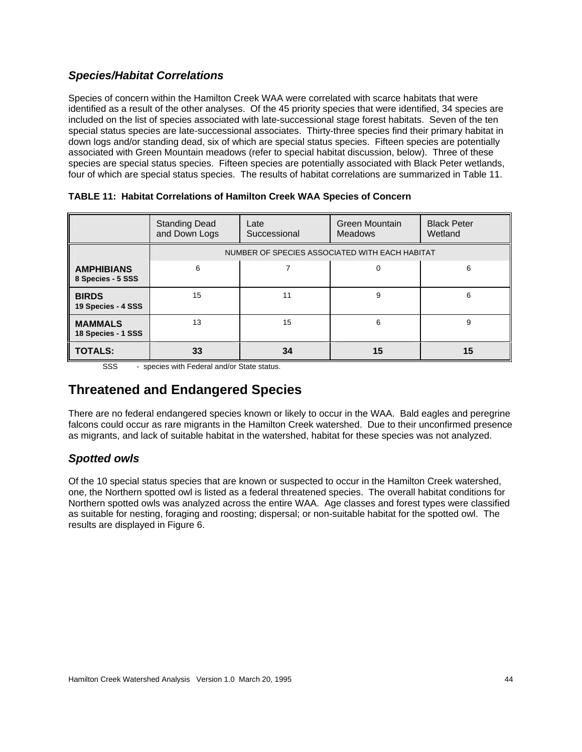### *Species/Habitat Correlations*

Species of concern within the Hamilton Creek WAA were correlated with scarce habitats that were identified as a result of the other analyses. Of the 45 priority species that were identified, 34 species are included on the list of species associated with late-successional stage forest habitats. Seven of the ten special status species are late-successional associates. Thirty-three species find their primary habitat in down logs and/or standing dead, six of which are special status species. Fifteen species are potentially associated with Green Mountain meadows (refer to special habitat discussion, below). Three of these species are special status species. Fifteen species are potentially associated with Black Peter wetlands, four of which are special status species. The results of habitat correlations are summarized in Table 11.

**TABLE 11: Habitat Correlations of Hamilton Creek WAA Species of Concern**

| | Standing Dead and Down Logs | Late Successional | Green Mountain Meadows | Black Peter Wetland |
|---|---|---|---|---|
| | NUMBER OF SPECIES ASSOCIATED WITH EACH HABITAT | | | |
| **AMPHIBIANS** **8 Species - 5 SSS** | 6 | 7 | 0 | 6 |
| **BIRDS** **19 Species - 4 SSS** | 15 | 11 | 9 | 6 |
| **MAMMALS** **18 Species - 1 SSS** | 13 | 15 | 6 | 9 |
| **TOTALS:** | **33** | **34** | **15** | **15** |

SSS - species with Federal and/or State status.

## Threatened and Endangered Species

There are no federal endangered species known or likely to occur in the WAA. Bald eagles and peregrine falcons could occur as rare migrants in the Hamilton Creek watershed. Due to their unconfirmed presence as migrants, and lack of suitable habitat in the watershed, habitat for these species was not analyzed.

### *Spotted owls*

Of the 10 special status species that are known or suspected to occur in the Hamilton Creek watershed, one, the Northern spotted owl is listed as a federal threatened species. The overall habitat conditions for Northern spotted owls was analyzed across the entire WAA. Age classes and forest types were classified as suitable for nesting, foraging and roosting; dispersal; or non-suitable habitat for the spotted owl. The results are displayed in Figure 6.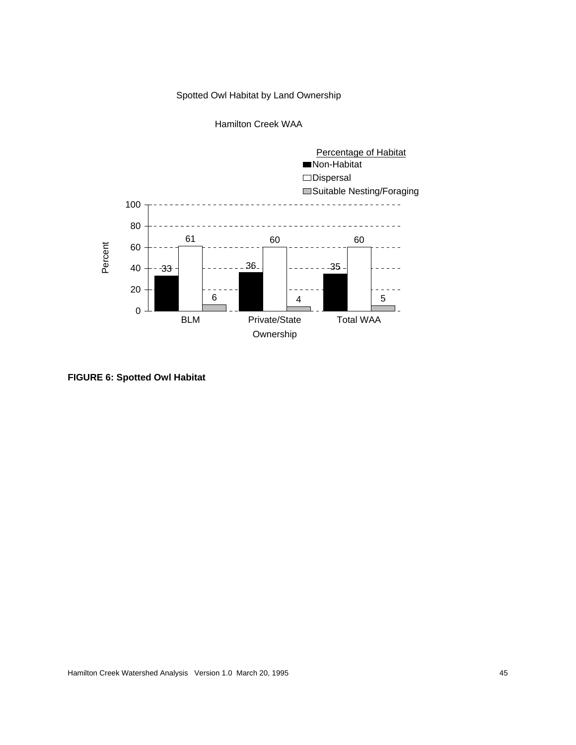Spotted Owl Habitat by Land Ownership

Hamilton Creek WAA

| Ownership | Non-Habitat | Dispersal | Suitable Nesting/Foraging |
|---|---|---|---|
| BLM | 33 | 61 | 6 |
| Private/State | 36 | 60 | 4 |
| Total WAA | 35 | 60 | 5 |

**FIGURE 6: Spotted Owl Habitat**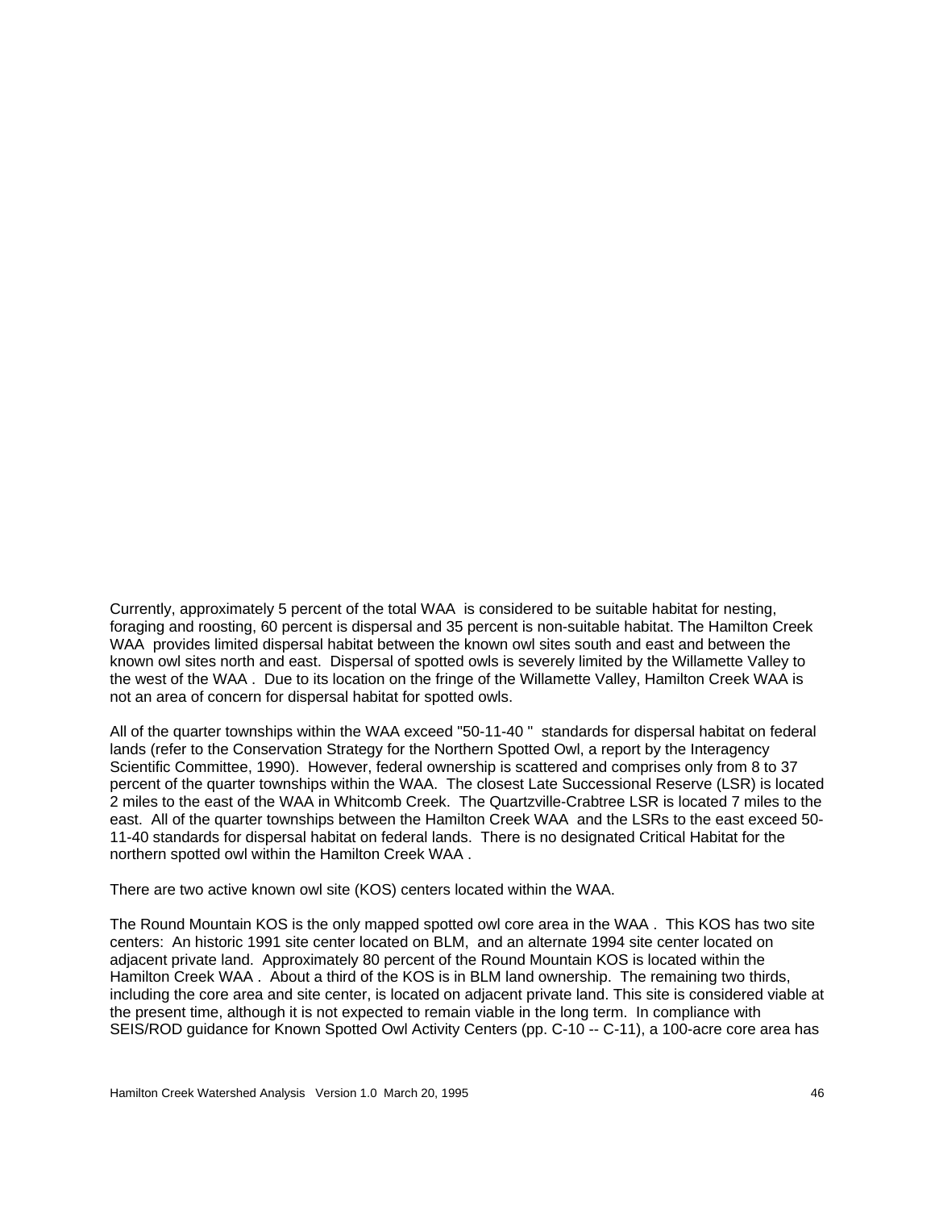Currently, approximately 5 percent of the total WAA is considered to be suitable habitat for nesting, foraging and roosting, 60 percent is dispersal and 35 percent is non-suitable habitat. The Hamilton Creek WAA provides limited dispersal habitat between the known owl sites south and east and between the known owl sites north and east. Dispersal of spotted owls is severely limited by the Willamette Valley to the west of the WAA . Due to its location on the fringe of the Willamette Valley, Hamilton Creek WAA is not an area of concern for dispersal habitat for spotted owls.

All of the quarter townships within the WAA exceed "50-11-40 " standards for dispersal habitat on federal lands (refer to the Conservation Strategy for the Northern Spotted Owl, a report by the Interagency Scientific Committee, 1990). However, federal ownership is scattered and comprises only from 8 to 37 percent of the quarter townships within the WAA. The closest Late Successional Reserve (LSR) is located 2 miles to the east of the WAA in Whitcomb Creek. The Quartzville-Crabtree LSR is located 7 miles to the east. All of the quarter townships between the Hamilton Creek WAA and the LSRs to the east exceed 50-11-40 standards for dispersal habitat on federal lands. There is no designated Critical Habitat for the northern spotted owl within the Hamilton Creek WAA .

There are two active known owl site (KOS) centers located within the WAA.

The Round Mountain KOS is the only mapped spotted owl core area in the WAA . This KOS has two site centers: An historic 1991 site center located on BLM, and an alternate 1994 site center located on adjacent private land. Approximately 80 percent of the Round Mountain KOS is located within the Hamilton Creek WAA . About a third of the KOS is in BLM land ownership. The remaining two thirds, including the core area and site center, is located on adjacent private land. This site is considered viable at the present time, although it is not expected to remain viable in the long term. In compliance with SEIS/ROD guidance for Known Spotted Owl Activity Centers (pp. C-10 -- C-11), a 100-acre core area has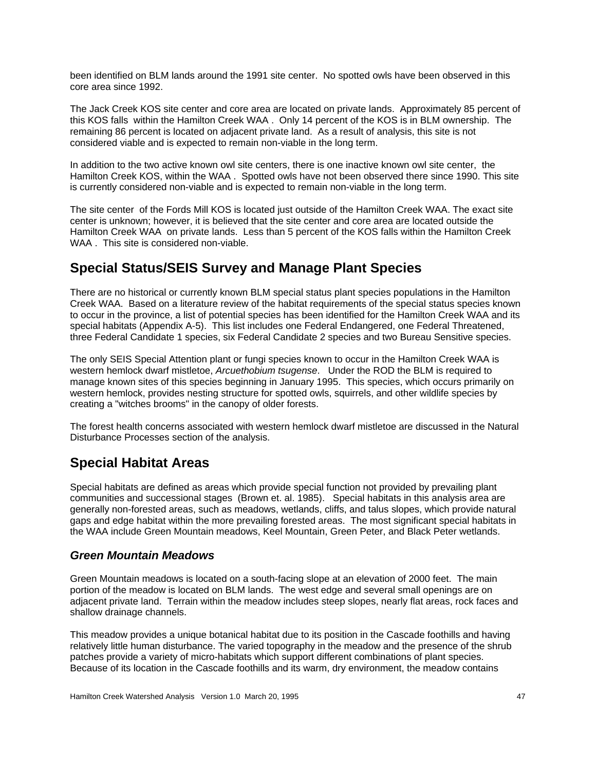been identified on BLM lands around the 1991 site center. No spotted owls have been observed in this core area since 1992.

The Jack Creek KOS site center and core area are located on private lands. Approximately 85 percent of this KOS falls within the Hamilton Creek WAA . Only 14 percent of the KOS is in BLM ownership. The remaining 86 percent is located on adjacent private land. As a result of analysis, this site is not considered viable and is expected to remain non-viable in the long term.

In addition to the two active known owl site centers, there is one inactive known owl site center, the Hamilton Creek KOS, within the WAA . Spotted owls have not been observed there since 1990. This site is currently considered non-viable and is expected to remain non-viable in the long term.

The site center of the Fords Mill KOS is located just outside of the Hamilton Creek WAA. The exact site center is unknown; however, it is believed that the site center and core area are located outside the Hamilton Creek WAA on private lands. Less than 5 percent of the KOS falls within the Hamilton Creek WAA . This site is considered non-viable.

## Special Status/SEIS Survey and Manage Plant Species

There are no historical or currently known BLM special status plant species populations in the Hamilton Creek WAA. Based on a literature review of the habitat requirements of the special status species known to occur in the province, a list of potential species has been identified for the Hamilton Creek WAA and its special habitats (Appendix A-5). This list includes one Federal Endangered, one Federal Threatened, three Federal Candidate 1 species, six Federal Candidate 2 species and two Bureau Sensitive species.

The only SEIS Special Attention plant or fungi species known to occur in the Hamilton Creek WAA is western hemlock dwarf mistletoe, *Arcuethobium tsugense*. Under the ROD the BLM is required to manage known sites of this species beginning in January 1995. This species, which occurs primarily on western hemlock, provides nesting structure for spotted owls, squirrels, and other wildlife species by creating a "witches brooms" in the canopy of older forests.

The forest health concerns associated with western hemlock dwarf mistletoe are discussed in the Natural Disturbance Processes section of the analysis.

## Special Habitat Areas

Special habitats are defined as areas which provide special function not provided by prevailing plant communities and successional stages (Brown et. al. 1985). Special habitats in this analysis area are generally non-forested areas, such as meadows, wetlands, cliffs, and talus slopes, which provide natural gaps and edge habitat within the more prevailing forested areas. The most significant special habitats in the WAA include Green Mountain meadows, Keel Mountain, Green Peter, and Black Peter wetlands.

### *Green Mountain Meadows*

Green Mountain meadows is located on a south-facing slope at an elevation of 2000 feet. The main portion of the meadow is located on BLM lands. The west edge and several small openings are on adjacent private land. Terrain within the meadow includes steep slopes, nearly flat areas, rock faces and shallow drainage channels.

This meadow provides a unique botanical habitat due to its position in the Cascade foothills and having relatively little human disturbance. The varied topography in the meadow and the presence of the shrub patches provide a variety of micro-habitats which support different combinations of plant species. Because of its location in the Cascade foothills and its warm, dry environment, the meadow contains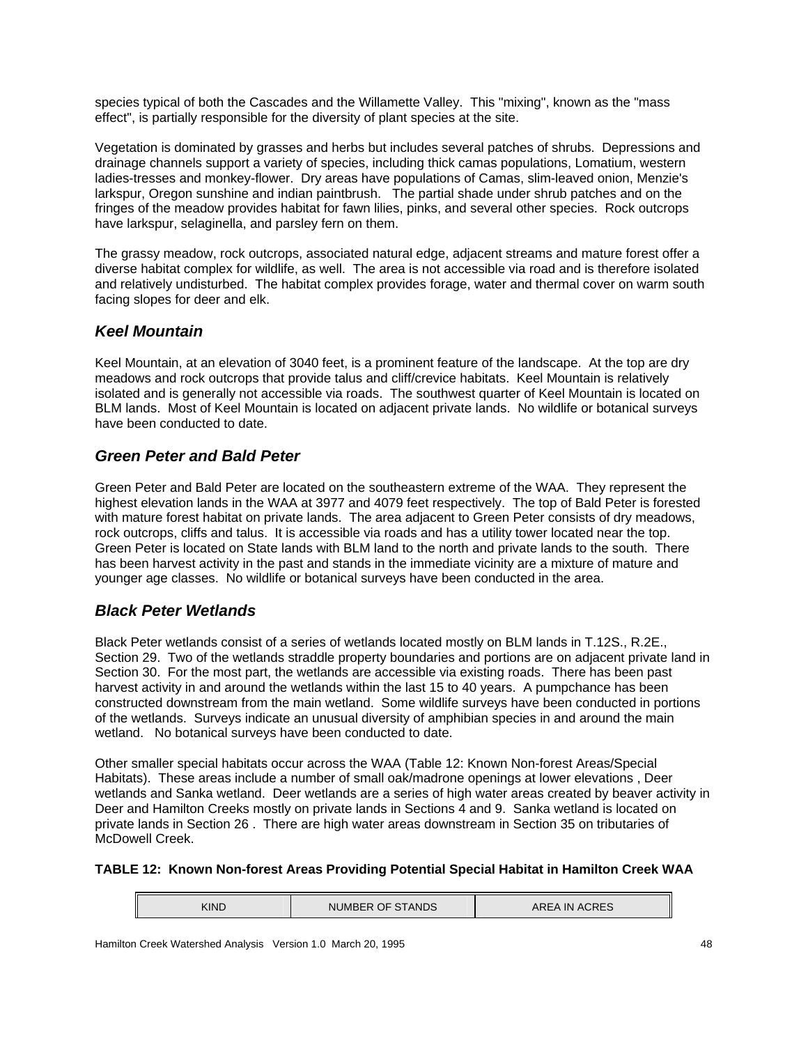species typical of both the Cascades and the Willamette Valley. This "mixing", known as the "mass effect", is partially responsible for the diversity of plant species at the site.

Vegetation is dominated by grasses and herbs but includes several patches of shrubs. Depressions and drainage channels support a variety of species, including thick camas populations, Lomatium, western ladies-tresses and monkey-flower. Dry areas have populations of Camas, slim-leaved onion, Menzie's larkspur, Oregon sunshine and indian paintbrush. The partial shade under shrub patches and on the fringes of the meadow provides habitat for fawn lilies, pinks, and several other species. Rock outcrops have larkspur, selaginella, and parsley fern on them.

The grassy meadow, rock outcrops, associated natural edge, adjacent streams and mature forest offer a diverse habitat complex for wildlife, as well. The area is not accessible via road and is therefore isolated and relatively undisturbed. The habitat complex provides forage, water and thermal cover on warm south facing slopes for deer and elk.

## *Keel Mountain*

Keel Mountain, at an elevation of 3040 feet, is a prominent feature of the landscape. At the top are dry meadows and rock outcrops that provide talus and cliff/crevice habitats. Keel Mountain is relatively isolated and is generally not accessible via roads. The southwest quarter of Keel Mountain is located on BLM lands. Most of Keel Mountain is located on adjacent private lands. No wildlife or botanical surveys have been conducted to date.

## *Green Peter and Bald Peter*

Green Peter and Bald Peter are located on the southeastern extreme of the WAA. They represent the highest elevation lands in the WAA at 3977 and 4079 feet respectively. The top of Bald Peter is forested with mature forest habitat on private lands. The area adjacent to Green Peter consists of dry meadows, rock outcrops, cliffs and talus. It is accessible via roads and has a utility tower located near the top. Green Peter is located on State lands with BLM land to the north and private lands to the south. There has been harvest activity in the past and stands in the immediate vicinity are a mixture of mature and younger age classes. No wildlife or botanical surveys have been conducted in the area.

## *Black Peter Wetlands*

Black Peter wetlands consist of a series of wetlands located mostly on BLM lands in T.12S., R.2E., Section 29. Two of the wetlands straddle property boundaries and portions are on adjacent private land in Section 30. For the most part, the wetlands are accessible via existing roads. There has been past harvest activity in and around the wetlands within the last 15 to 40 years. A pumpchance has been constructed downstream from the main wetland. Some wildlife surveys have been conducted in portions of the wetlands. Surveys indicate an unusual diversity of amphibian species in and around the main wetland. No botanical surveys have been conducted to date.

Other smaller special habitats occur across the WAA (Table 12: Known Non-forest Areas/Special Habitats). These areas include a number of small oak/madrone openings at lower elevations , Deer wetlands and Sanka wetland. Deer wetlands are a series of high water areas created by beaver activity in Deer and Hamilton Creeks mostly on private lands in Sections 4 and 9. Sanka wetland is located on private lands in Section 26 . There are high water areas downstream in Section 35 on tributaries of McDowell Creek.

**TABLE 12: Known Non-forest Areas Providing Potential Special Habitat in Hamilton Creek WAA**

| KIND | NUMBER OF STANDS | AREA IN ACRES |
|---|---|---|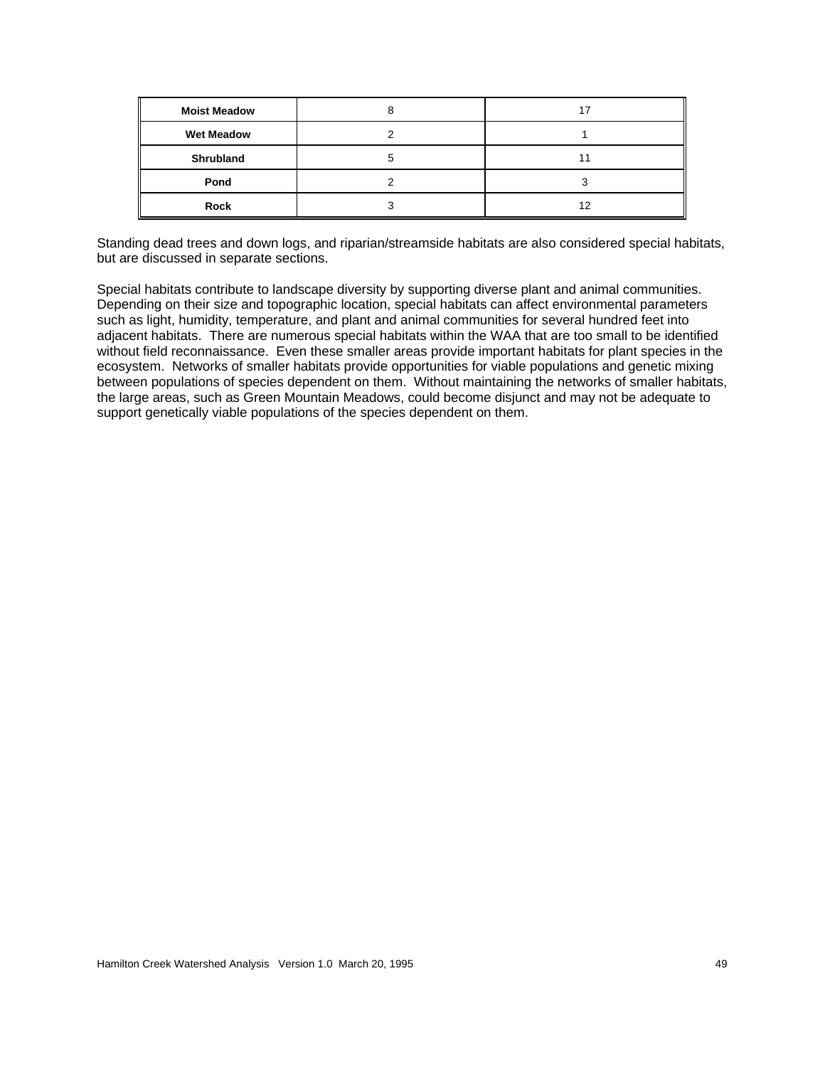| | | |
|---|---|---|
| **Moist Meadow** | 8 | 17 |
| **Wet Meadow** | 2 | 1 |
| **Shrubland** | 5 | 11 |
| **Pond** | 2 | 3 |
| **Rock** | 3 | 12 |

Standing dead trees and down logs, and riparian/streamside habitats are also considered special habitats, but are discussed in separate sections.

Special habitats contribute to landscape diversity by supporting diverse plant and animal communities. Depending on their size and topographic location, special habitats can affect environmental parameters such as light, humidity, temperature, and plant and animal communities for several hundred feet into adjacent habitats. There are numerous special habitats within the WAA that are too small to be identified without field reconnaissance. Even these smaller areas provide important habitats for plant species in the ecosystem. Networks of smaller habitats provide opportunities for viable populations and genetic mixing between populations of species dependent on them. Without maintaining the networks of smaller habitats, the large areas, such as Green Mountain Meadows, could become disjunct and may not be adequate to support genetically viable populations of the species dependent on them.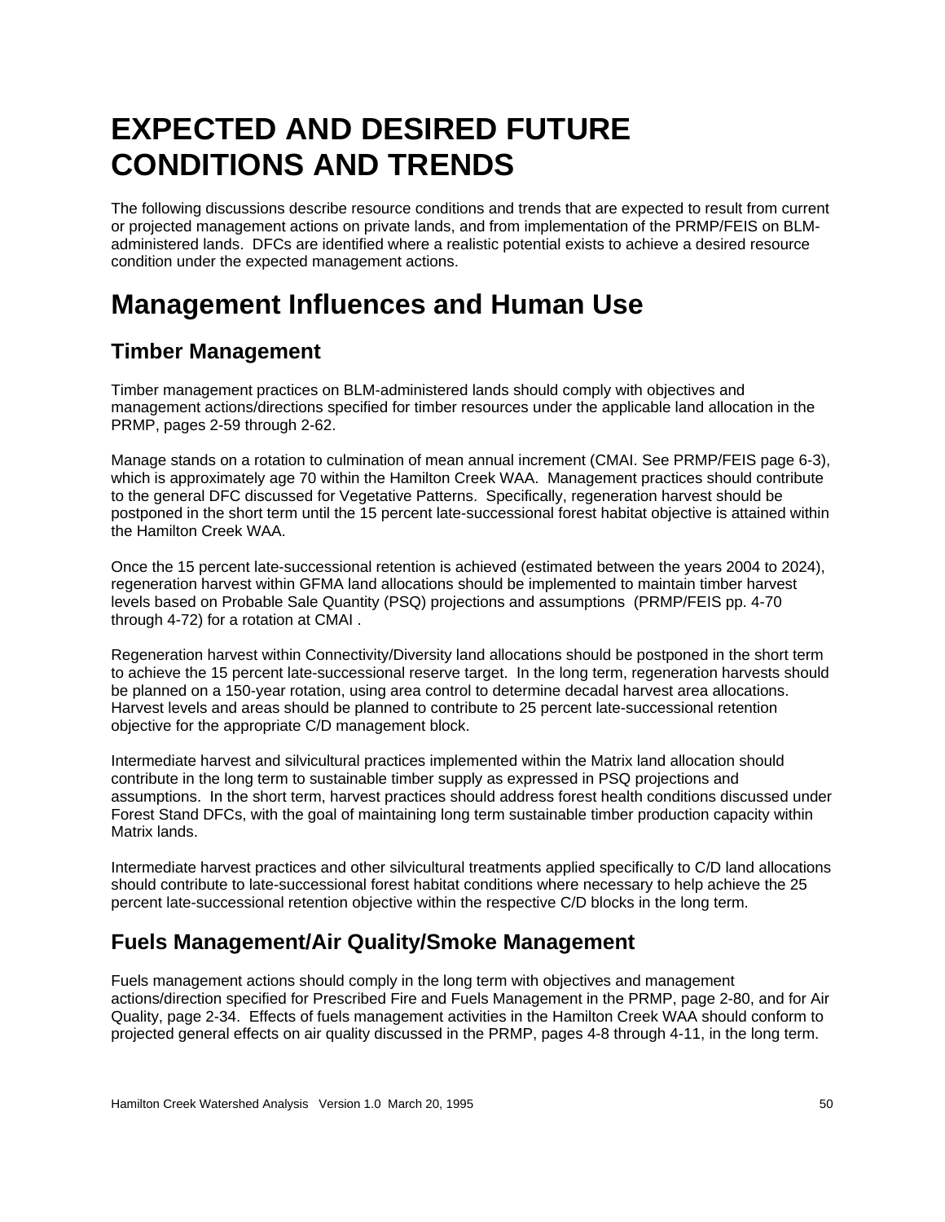# EXPECTED AND DESIRED FUTURE CONDITIONS AND TRENDS

The following discussions describe resource conditions and trends that are expected to result from current or projected management actions on private lands, and from implementation of the PRMP/FEIS on BLM-administered lands. DFCs are identified where a realistic potential exists to achieve a desired resource condition under the expected management actions.

# Management Influences and Human Use

## Timber Management

Timber management practices on BLM-administered lands should comply with objectives and management actions/directions specified for timber resources under the applicable land allocation in the PRMP, pages 2-59 through 2-62.

Manage stands on a rotation to culmination of mean annual increment (CMAI. See PRMP/FEIS page 6-3), which is approximately age 70 within the Hamilton Creek WAA. Management practices should contribute to the general DFC discussed for Vegetative Patterns. Specifically, regeneration harvest should be postponed in the short term until the 15 percent late-successional forest habitat objective is attained within the Hamilton Creek WAA.

Once the 15 percent late-successional retention is achieved (estimated between the years 2004 to 2024), regeneration harvest within GFMA land allocations should be implemented to maintain timber harvest levels based on Probable Sale Quantity (PSQ) projections and assumptions (PRMP/FEIS pp. 4-70 through 4-72) for a rotation at CMAI .

Regeneration harvest within Connectivity/Diversity land allocations should be postponed in the short term to achieve the 15 percent late-successional reserve target. In the long term, regeneration harvests should be planned on a 150-year rotation, using area control to determine decadal harvest area allocations. Harvest levels and areas should be planned to contribute to 25 percent late-successional retention objective for the appropriate C/D management block.

Intermediate harvest and silvicultural practices implemented within the Matrix land allocation should contribute in the long term to sustainable timber supply as expressed in PSQ projections and assumptions. In the short term, harvest practices should address forest health conditions discussed under Forest Stand DFCs, with the goal of maintaining long term sustainable timber production capacity within Matrix lands.

Intermediate harvest practices and other silvicultural treatments applied specifically to C/D land allocations should contribute to late-successional forest habitat conditions where necessary to help achieve the 25 percent late-successional retention objective within the respective C/D blocks in the long term.

## Fuels Management/Air Quality/Smoke Management

Fuels management actions should comply in the long term with objectives and management actions/direction specified for Prescribed Fire and Fuels Management in the PRMP, page 2-80, and for Air Quality, page 2-34. Effects of fuels management activities in the Hamilton Creek WAA should conform to projected general effects on air quality discussed in the PRMP, pages 4-8 through 4-11, in the long term.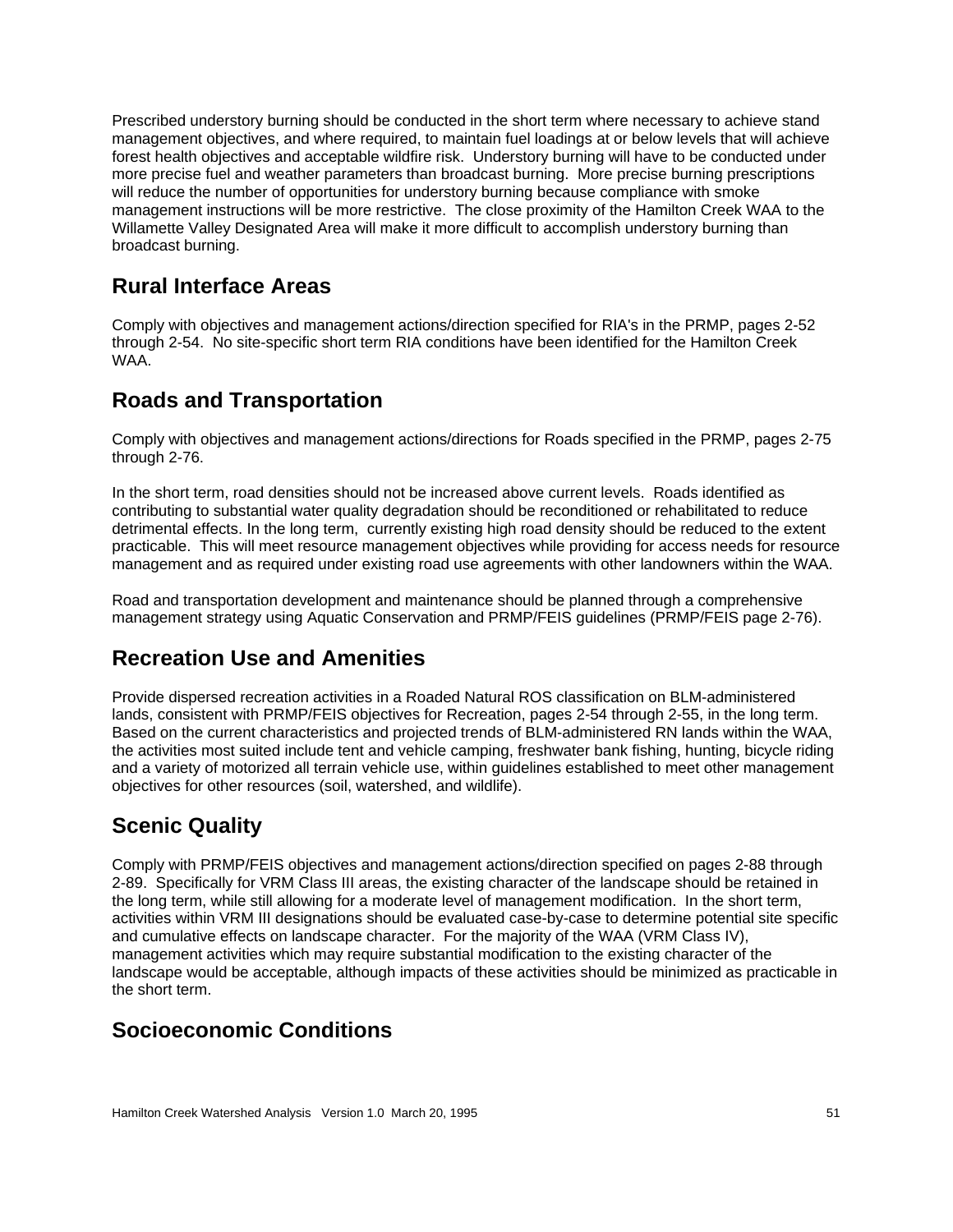Prescribed understory burning should be conducted in the short term where necessary to achieve stand management objectives, and where required, to maintain fuel loadings at or below levels that will achieve forest health objectives and acceptable wildfire risk. Understory burning will have to be conducted under more precise fuel and weather parameters than broadcast burning. More precise burning prescriptions will reduce the number of opportunities for understory burning because compliance with smoke management instructions will be more restrictive. The close proximity of the Hamilton Creek WAA to the Willamette Valley Designated Area will make it more difficult to accomplish understory burning than broadcast burning.

## Rural Interface Areas

Comply with objectives and management actions/direction specified for RIA's in the PRMP, pages 2-52 through 2-54. No site-specific short term RIA conditions have been identified for the Hamilton Creek WAA.

## Roads and Transportation

Comply with objectives and management actions/directions for Roads specified in the PRMP, pages 2-75 through 2-76.

In the short term, road densities should not be increased above current levels. Roads identified as contributing to substantial water quality degradation should be reconditioned or rehabilitated to reduce detrimental effects. In the long term, currently existing high road density should be reduced to the extent practicable. This will meet resource management objectives while providing for access needs for resource management and as required under existing road use agreements with other landowners within the WAA.

Road and transportation development and maintenance should be planned through a comprehensive management strategy using Aquatic Conservation and PRMP/FEIS guidelines (PRMP/FEIS page 2-76).

## Recreation Use and Amenities

Provide dispersed recreation activities in a Roaded Natural ROS classification on BLM-administered lands, consistent with PRMP/FEIS objectives for Recreation, pages 2-54 through 2-55, in the long term. Based on the current characteristics and projected trends of BLM-administered RN lands within the WAA, the activities most suited include tent and vehicle camping, freshwater bank fishing, hunting, bicycle riding and a variety of motorized all terrain vehicle use, within guidelines established to meet other management objectives for other resources (soil, watershed, and wildlife).

## Scenic Quality

Comply with PRMP/FEIS objectives and management actions/direction specified on pages 2-88 through 2-89. Specifically for VRM Class III areas, the existing character of the landscape should be retained in the long term, while still allowing for a moderate level of management modification. In the short term, activities within VRM III designations should be evaluated case-by-case to determine potential site specific and cumulative effects on landscape character. For the majority of the WAA (VRM Class IV), management activities which may require substantial modification to the existing character of the landscape would be acceptable, although impacts of these activities should be minimized as practicable in the short term.

## Socioeconomic Conditions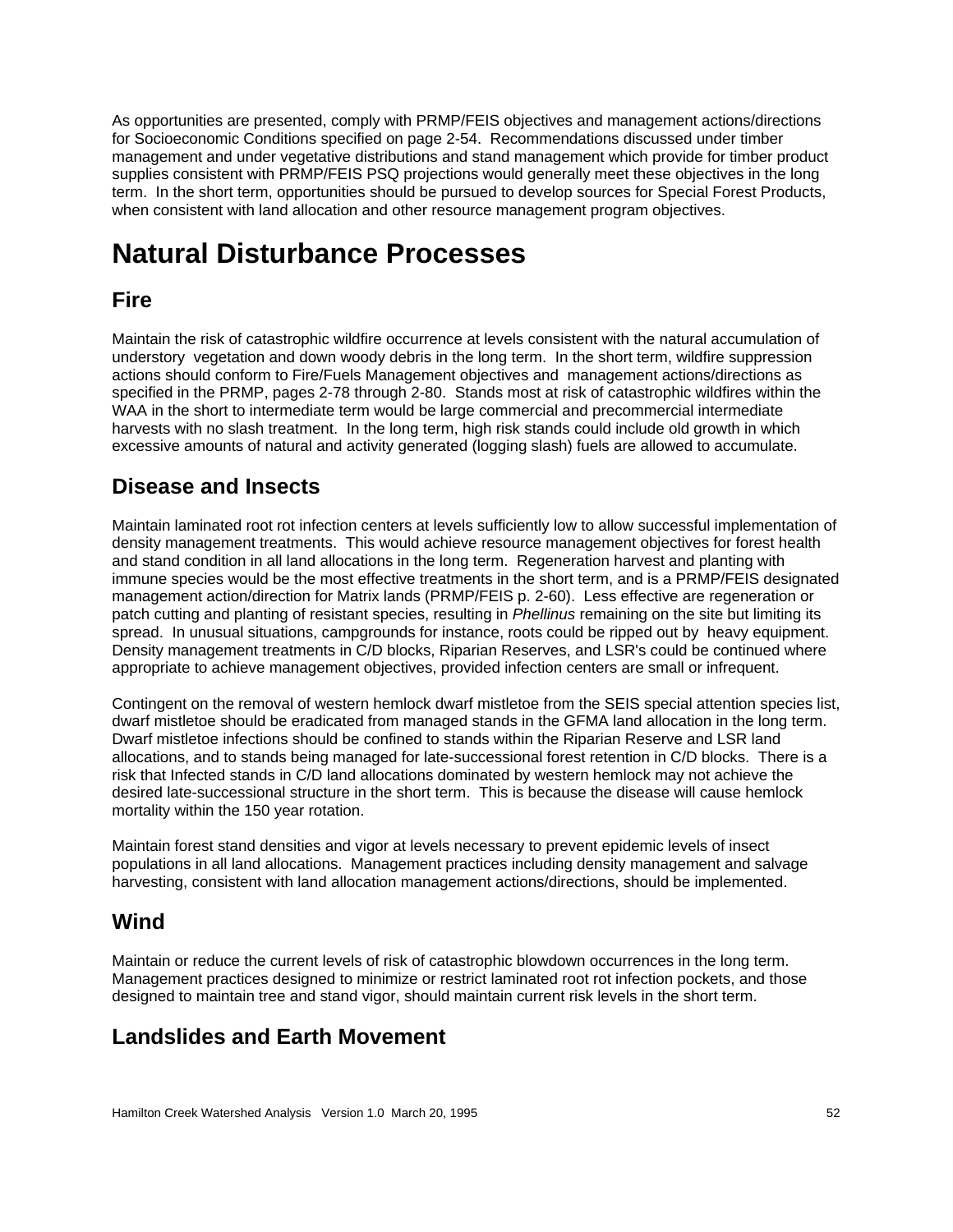As opportunities are presented, comply with PRMP/FEIS objectives and management actions/directions for Socioeconomic Conditions specified on page 2-54. Recommendations discussed under timber management and under vegetative distributions and stand management which provide for timber product supplies consistent with PRMP/FEIS PSQ projections would generally meet these objectives in the long term. In the short term, opportunities should be pursued to develop sources for Special Forest Products, when consistent with land allocation and other resource management program objectives.

# Natural Disturbance Processes

## Fire

Maintain the risk of catastrophic wildfire occurrence at levels consistent with the natural accumulation of understory vegetation and down woody debris in the long term. In the short term, wildfire suppression actions should conform to Fire/Fuels Management objectives and management actions/directions as specified in the PRMP, pages 2-78 through 2-80. Stands most at risk of catastrophic wildfires within the WAA in the short to intermediate term would be large commercial and precommercial intermediate harvests with no slash treatment. In the long term, high risk stands could include old growth in which excessive amounts of natural and activity generated (logging slash) fuels are allowed to accumulate.

## Disease and Insects

Maintain laminated root rot infection centers at levels sufficiently low to allow successful implementation of density management treatments. This would achieve resource management objectives for forest health and stand condition in all land allocations in the long term. Regeneration harvest and planting with immune species would be the most effective treatments in the short term, and is a PRMP/FEIS designated management action/direction for Matrix lands (PRMP/FEIS p. 2-60). Less effective are regeneration or patch cutting and planting of resistant species, resulting in *Phellinus* remaining on the site but limiting its spread. In unusual situations, campgrounds for instance, roots could be ripped out by heavy equipment. Density management treatments in C/D blocks, Riparian Reserves, and LSR's could be continued where appropriate to achieve management objectives, provided infection centers are small or infrequent.

Contingent on the removal of western hemlock dwarf mistletoe from the SEIS special attention species list, dwarf mistletoe should be eradicated from managed stands in the GFMA land allocation in the long term. Dwarf mistletoe infections should be confined to stands within the Riparian Reserve and LSR land allocations, and to stands being managed for late-successional forest retention in C/D blocks. There is a risk that Infected stands in C/D land allocations dominated by western hemlock may not achieve the desired late-successional structure in the short term. This is because the disease will cause hemlock mortality within the 150 year rotation.

Maintain forest stand densities and vigor at levels necessary to prevent epidemic levels of insect populations in all land allocations. Management practices including density management and salvage harvesting, consistent with land allocation management actions/directions, should be implemented.

## Wind

Maintain or reduce the current levels of risk of catastrophic blowdown occurrences in the long term. Management practices designed to minimize or restrict laminated root rot infection pockets, and those designed to maintain tree and stand vigor, should maintain current risk levels in the short term.

## Landslides and Earth Movement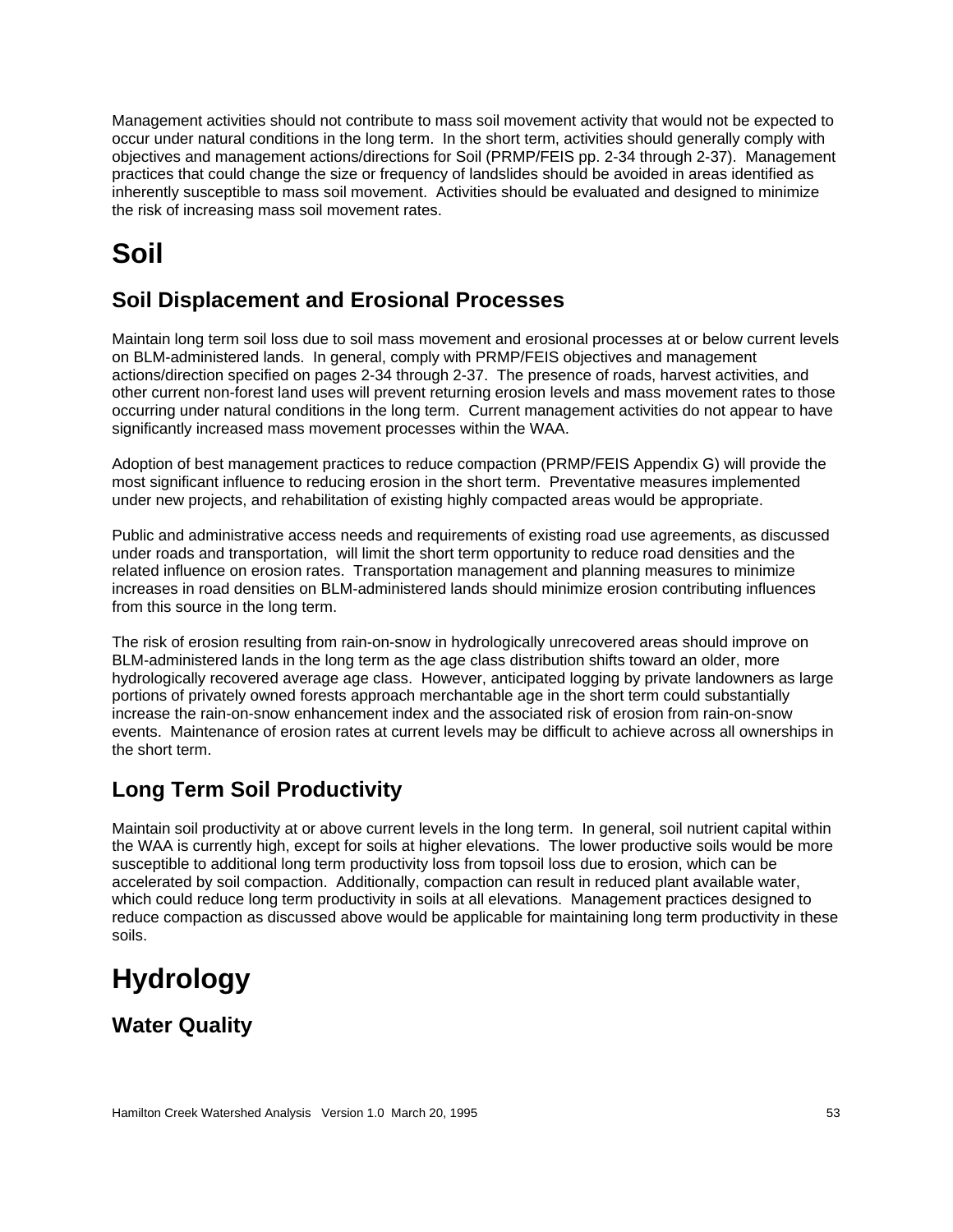Management activities should not contribute to mass soil movement activity that would not be expected to occur under natural conditions in the long term. In the short term, activities should generally comply with objectives and management actions/directions for Soil (PRMP/FEIS pp. 2-34 through 2-37). Management practices that could change the size or frequency of landslides should be avoided in areas identified as inherently susceptible to mass soil movement. Activities should be evaluated and designed to minimize the risk of increasing mass soil movement rates.

# Soil

## Soil Displacement and Erosional Processes

Maintain long term soil loss due to soil mass movement and erosional processes at or below current levels on BLM-administered lands. In general, comply with PRMP/FEIS objectives and management actions/direction specified on pages 2-34 through 2-37. The presence of roads, harvest activities, and other current non-forest land uses will prevent returning erosion levels and mass movement rates to those occurring under natural conditions in the long term. Current management activities do not appear to have significantly increased mass movement processes within the WAA.

Adoption of best management practices to reduce compaction (PRMP/FEIS Appendix G) will provide the most significant influence to reducing erosion in the short term. Preventative measures implemented under new projects, and rehabilitation of existing highly compacted areas would be appropriate.

Public and administrative access needs and requirements of existing road use agreements, as discussed under roads and transportation, will limit the short term opportunity to reduce road densities and the related influence on erosion rates. Transportation management and planning measures to minimize increases in road densities on BLM-administered lands should minimize erosion contributing influences from this source in the long term.

The risk of erosion resulting from rain-on-snow in hydrologically unrecovered areas should improve on BLM-administered lands in the long term as the age class distribution shifts toward an older, more hydrologically recovered average age class. However, anticipated logging by private landowners as large portions of privately owned forests approach merchantable age in the short term could substantially increase the rain-on-snow enhancement index and the associated risk of erosion from rain-on-snow events. Maintenance of erosion rates at current levels may be difficult to achieve across all ownerships in the short term.

## Long Term Soil Productivity

Maintain soil productivity at or above current levels in the long term. In general, soil nutrient capital within the WAA is currently high, except for soils at higher elevations. The lower productive soils would be more susceptible to additional long term productivity loss from topsoil loss due to erosion, which can be accelerated by soil compaction. Additionally, compaction can result in reduced plant available water, which could reduce long term productivity in soils at all elevations. Management practices designed to reduce compaction as discussed above would be applicable for maintaining long term productivity in these soils.

# Hydrology

## Water Quality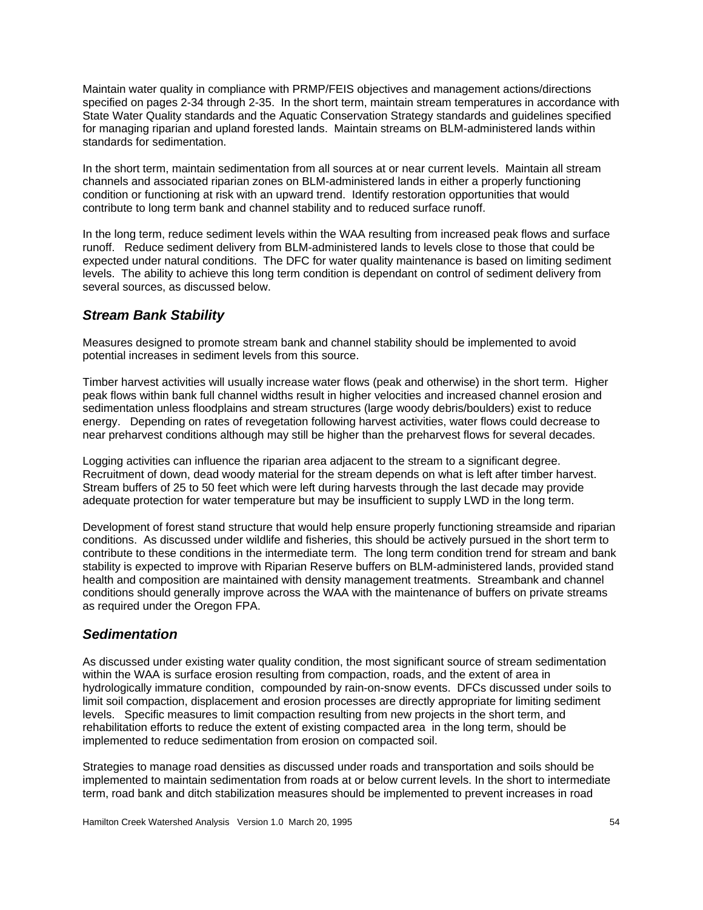Maintain water quality in compliance with PRMP/FEIS objectives and management actions/directions specified on pages 2-34 through 2-35. In the short term, maintain stream temperatures in accordance with State Water Quality standards and the Aquatic Conservation Strategy standards and guidelines specified for managing riparian and upland forested lands. Maintain streams on BLM-administered lands within standards for sedimentation.

In the short term, maintain sedimentation from all sources at or near current levels. Maintain all stream channels and associated riparian zones on BLM-administered lands in either a properly functioning condition or functioning at risk with an upward trend. Identify restoration opportunities that would contribute to long term bank and channel stability and to reduced surface runoff.

In the long term, reduce sediment levels within the WAA resulting from increased peak flows and surface runoff. Reduce sediment delivery from BLM-administered lands to levels close to those that could be expected under natural conditions. The DFC for water quality maintenance is based on limiting sediment levels. The ability to achieve this long term condition is dependant on control of sediment delivery from several sources, as discussed below.

## *Stream Bank Stability*

Measures designed to promote stream bank and channel stability should be implemented to avoid potential increases in sediment levels from this source.

Timber harvest activities will usually increase water flows (peak and otherwise) in the short term. Higher peak flows within bank full channel widths result in higher velocities and increased channel erosion and sedimentation unless floodplains and stream structures (large woody debris/boulders) exist to reduce energy. Depending on rates of revegetation following harvest activities, water flows could decrease to near preharvest conditions although may still be higher than the preharvest flows for several decades.

Logging activities can influence the riparian area adjacent to the stream to a significant degree. Recruitment of down, dead woody material for the stream depends on what is left after timber harvest. Stream buffers of 25 to 50 feet which were left during harvests through the last decade may provide adequate protection for water temperature but may be insufficient to supply LWD in the long term.

Development of forest stand structure that would help ensure properly functioning streamside and riparian conditions. As discussed under wildlife and fisheries, this should be actively pursued in the short term to contribute to these conditions in the intermediate term. The long term condition trend for stream and bank stability is expected to improve with Riparian Reserve buffers on BLM-administered lands, provided stand health and composition are maintained with density management treatments. Streambank and channel conditions should generally improve across the WAA with the maintenance of buffers on private streams as required under the Oregon FPA.

## *Sedimentation*

As discussed under existing water quality condition, the most significant source of stream sedimentation within the WAA is surface erosion resulting from compaction, roads, and the extent of area in hydrologically immature condition, compounded by rain-on-snow events. DFCs discussed under soils to limit soil compaction, displacement and erosion processes are directly appropriate for limiting sediment levels. Specific measures to limit compaction resulting from new projects in the short term, and rehabilitation efforts to reduce the extent of existing compacted area in the long term, should be implemented to reduce sedimentation from erosion on compacted soil.

Strategies to manage road densities as discussed under roads and transportation and soils should be implemented to maintain sedimentation from roads at or below current levels. In the short to intermediate term, road bank and ditch stabilization measures should be implemented to prevent increases in road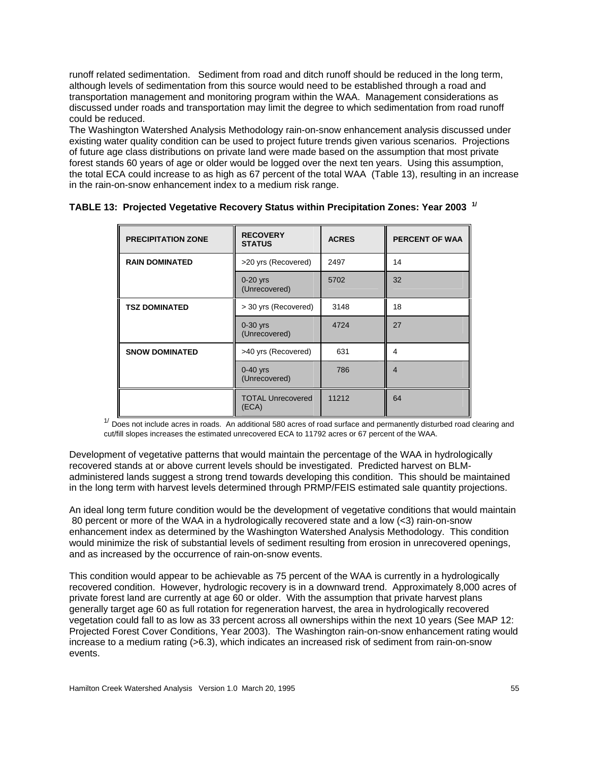runoff related sedimentation. Sediment from road and ditch runoff should be reduced in the long term, although levels of sedimentation from this source would need to be established through a road and transportation management and monitoring program within the WAA. Management considerations as discussed under roads and transportation may limit the degree to which sedimentation from road runoff could be reduced.

The Washington Watershed Analysis Methodology rain-on-snow enhancement analysis discussed under existing water quality condition can be used to project future trends given various scenarios. Projections of future age class distributions on private land were made based on the assumption that most private forest stands 60 years of age or older would be logged over the next ten years. Using this assumption, the total ECA could increase to as high as 67 percent of the total WAA (Table 13), resulting in an increase in the rain-on-snow enhancement index to a medium risk range.

**TABLE 13: Projected Vegetative Recovery Status within Precipitation Zones: Year 2003** [1/]

| PRECIPITATION ZONE | RECOVERY STATUS | ACRES | PERCENT OF WAA |
|---|---|---|---|
| RAIN DOMINATED | >20 yrs (Recovered) | 2497 | 14 |
| | 0-20 yrs (Unrecovered) | 5702 | 32 |
| TSZ DOMINATED | > 30 yrs (Recovered) | 3148 | 18 |
| | 0-30 yrs (Unrecovered) | 4724 | 27 |
| SNOW DOMINATED | >40 yrs (Recovered) | 631 | 4 |
| | 0-40 yrs (Unrecovered) | 786 | 4 |
| | TOTAL Unrecovered (ECA) | 11212 | 64 |

[1/] Does not include acres in roads. An additional 580 acres of road surface and permanently disturbed road clearing and cut/fill slopes increases the estimated unrecovered ECA to 11792 acres or 67 percent of the WAA.

Development of vegetative patterns that would maintain the percentage of the WAA in hydrologically recovered stands at or above current levels should be investigated. Predicted harvest on BLM-administered lands suggest a strong trend towards developing this condition. This should be maintained in the long term with harvest levels determined through PRMP/FEIS estimated sale quantity projections.

An ideal long term future condition would be the development of vegetative conditions that would maintain 80 percent or more of the WAA in a hydrologically recovered state and a low (<3) rain-on-snow enhancement index as determined by the Washington Watershed Analysis Methodology. This condition would minimize the risk of substantial levels of sediment resulting from erosion in unrecovered openings, and as increased by the occurrence of rain-on-snow events.

This condition would appear to be achievable as 75 percent of the WAA is currently in a hydrologically recovered condition. However, hydrologic recovery is in a downward trend. Approximately 8,000 acres of private forest land are currently at age 60 or older. With the assumption that private harvest plans generally target age 60 as full rotation for regeneration harvest, the area in hydrologically recovered vegetation could fall to as low as 33 percent across all ownerships within the next 10 years (See MAP 12: Projected Forest Cover Conditions, Year 2003). The Washington rain-on-snow enhancement rating would increase to a medium rating (>6.3), which indicates an increased risk of sediment from rain-on-snow events.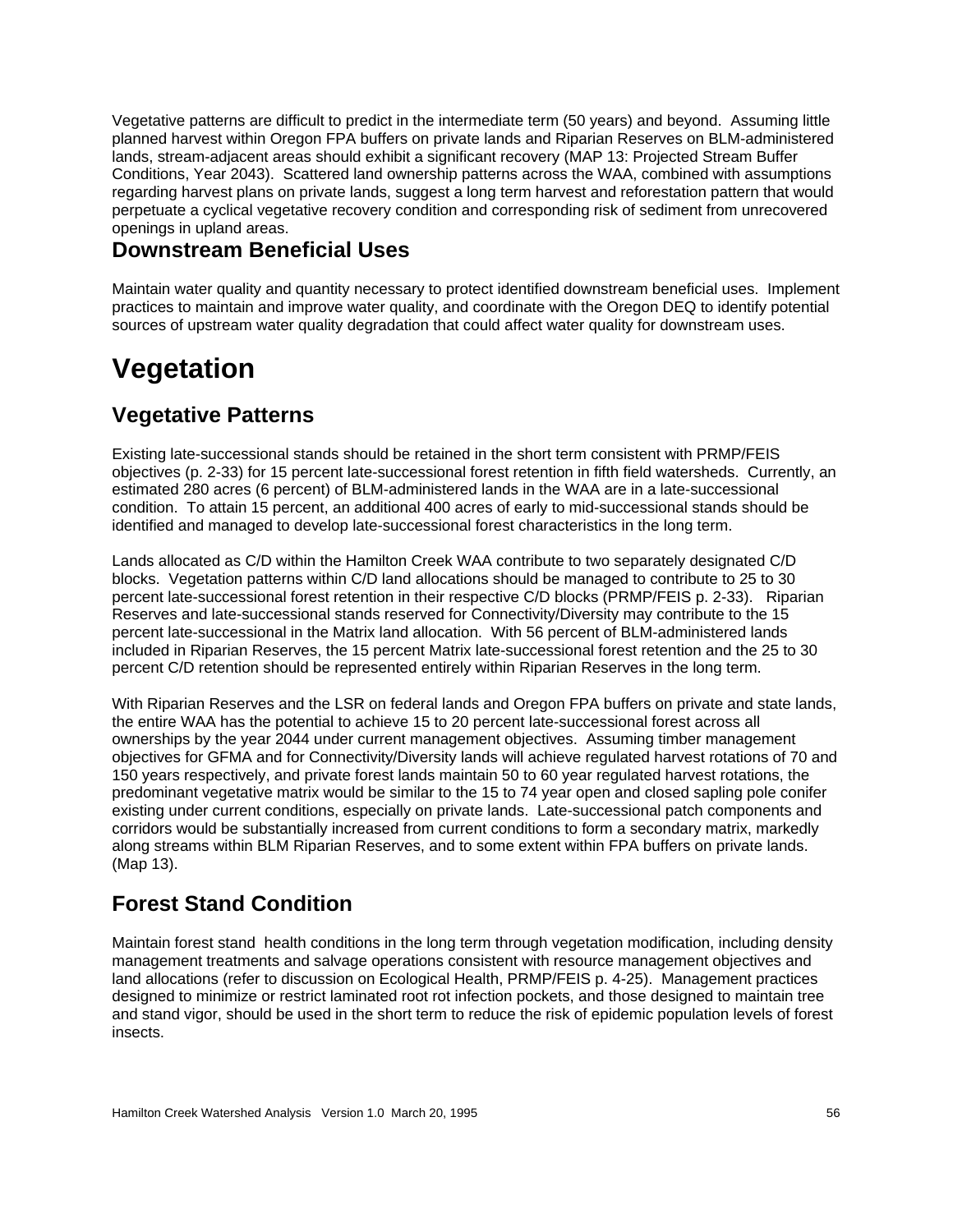Vegetative patterns are difficult to predict in the intermediate term (50 years) and beyond. Assuming little planned harvest within Oregon FPA buffers on private lands and Riparian Reserves on BLM-administered lands, stream-adjacent areas should exhibit a significant recovery (MAP 13: Projected Stream Buffer Conditions, Year 2043). Scattered land ownership patterns across the WAA, combined with assumptions regarding harvest plans on private lands, suggest a long term harvest and reforestation pattern that would perpetuate a cyclical vegetative recovery condition and corresponding risk of sediment from unrecovered openings in upland areas.

## Downstream Beneficial Uses

Maintain water quality and quantity necessary to protect identified downstream beneficial uses. Implement practices to maintain and improve water quality, and coordinate with the Oregon DEQ to identify potential sources of upstream water quality degradation that could affect water quality for downstream uses.

# Vegetation

## Vegetative Patterns

Existing late-successional stands should be retained in the short term consistent with PRMP/FEIS objectives (p. 2-33) for 15 percent late-successional forest retention in fifth field watersheds. Currently, an estimated 280 acres (6 percent) of BLM-administered lands in the WAA are in a late-successional condition. To attain 15 percent, an additional 400 acres of early to mid-successional stands should be identified and managed to develop late-successional forest characteristics in the long term.

Lands allocated as C/D within the Hamilton Creek WAA contribute to two separately designated C/D blocks. Vegetation patterns within C/D land allocations should be managed to contribute to 25 to 30 percent late-successional forest retention in their respective C/D blocks (PRMP/FEIS p. 2-33). Riparian Reserves and late-successional stands reserved for Connectivity/Diversity may contribute to the 15 percent late-successional in the Matrix land allocation. With 56 percent of BLM-administered lands included in Riparian Reserves, the 15 percent Matrix late-successional forest retention and the 25 to 30 percent C/D retention should be represented entirely within Riparian Reserves in the long term.

With Riparian Reserves and the LSR on federal lands and Oregon FPA buffers on private and state lands, the entire WAA has the potential to achieve 15 to 20 percent late-successional forest across all ownerships by the year 2044 under current management objectives. Assuming timber management objectives for GFMA and for Connectivity/Diversity lands will achieve regulated harvest rotations of 70 and 150 years respectively, and private forest lands maintain 50 to 60 year regulated harvest rotations, the predominant vegetative matrix would be similar to the 15 to 74 year open and closed sapling pole conifer existing under current conditions, especially on private lands. Late-successional patch components and corridors would be substantially increased from current conditions to form a secondary matrix, markedly along streams within BLM Riparian Reserves, and to some extent within FPA buffers on private lands. (Map 13).

## Forest Stand Condition

Maintain forest stand health conditions in the long term through vegetation modification, including density management treatments and salvage operations consistent with resource management objectives and land allocations (refer to discussion on Ecological Health, PRMP/FEIS p. 4-25). Management practices designed to minimize or restrict laminated root rot infection pockets, and those designed to maintain tree and stand vigor, should be used in the short term to reduce the risk of epidemic population levels of forest insects.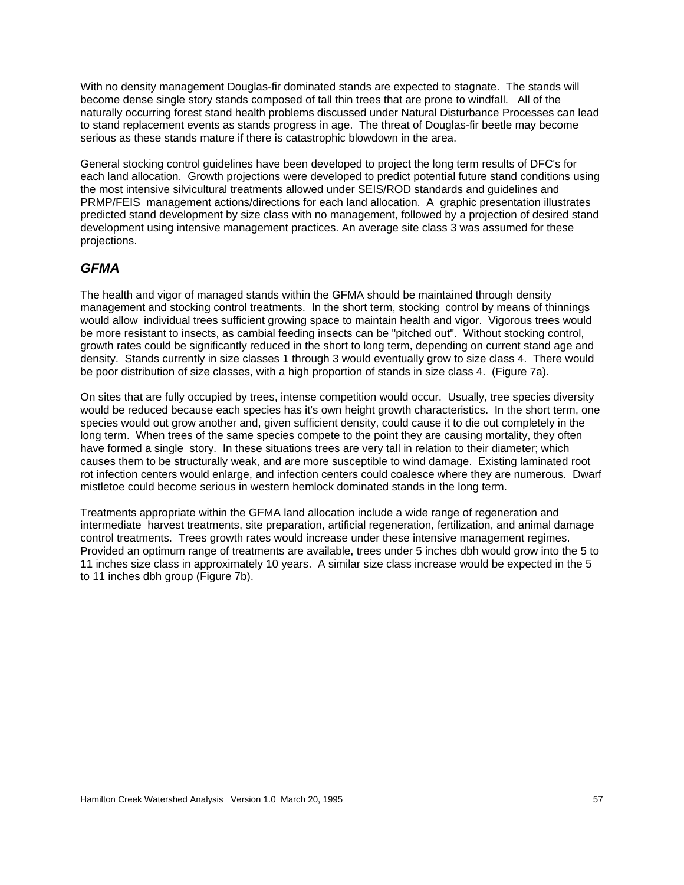With no density management Douglas-fir dominated stands are expected to stagnate. The stands will become dense single story stands composed of tall thin trees that are prone to windfall. All of the naturally occurring forest stand health problems discussed under Natural Disturbance Processes can lead to stand replacement events as stands progress in age. The threat of Douglas-fir beetle may become serious as these stands mature if there is catastrophic blowdown in the area.

General stocking control guidelines have been developed to project the long term results of DFC's for each land allocation. Growth projections were developed to predict potential future stand conditions using the most intensive silvicultural treatments allowed under SEIS/ROD standards and guidelines and PRMP/FEIS management actions/directions for each land allocation. A graphic presentation illustrates predicted stand development by size class with no management, followed by a projection of desired stand development using intensive management practices. An average site class 3 was assumed for these projections.

### *GFMA*

The health and vigor of managed stands within the GFMA should be maintained through density management and stocking control treatments. In the short term, stocking control by means of thinnings would allow individual trees sufficient growing space to maintain health and vigor. Vigorous trees would be more resistant to insects, as cambial feeding insects can be "pitched out". Without stocking control, growth rates could be significantly reduced in the short to long term, depending on current stand age and density. Stands currently in size classes 1 through 3 would eventually grow to size class 4. There would be poor distribution of size classes, with a high proportion of stands in size class 4. (Figure 7a).

On sites that are fully occupied by trees, intense competition would occur. Usually, tree species diversity would be reduced because each species has it's own height growth characteristics. In the short term, one species would out grow another and, given sufficient density, could cause it to die out completely in the long term. When trees of the same species compete to the point they are causing mortality, they often have formed a single story. In these situations trees are very tall in relation to their diameter; which causes them to be structurally weak, and are more susceptible to wind damage. Existing laminated root rot infection centers would enlarge, and infection centers could coalesce where they are numerous. Dwarf mistletoe could become serious in western hemlock dominated stands in the long term.

Treatments appropriate within the GFMA land allocation include a wide range of regeneration and intermediate harvest treatments, site preparation, artificial regeneration, fertilization, and animal damage control treatments. Trees growth rates would increase under these intensive management regimes. Provided an optimum range of treatments are available, trees under 5 inches dbh would grow into the 5 to 11 inches size class in approximately 10 years. A similar size class increase would be expected in the 5 to 11 inches dbh group (Figure 7b).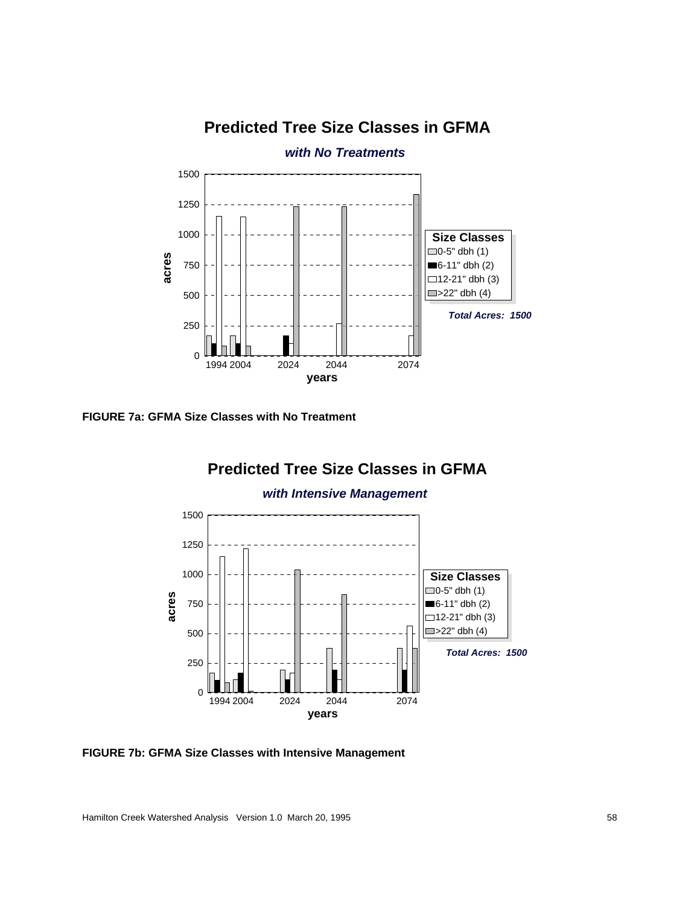## Predicted Tree Size Classes in GFMA

***with No Treatments***

Size Classes
- 0-5" dbh (1)
- 6-11" dbh (2)
- 12-21" dbh (3)
- >22" dbh (4)

***Total Acres: 1500***

**FIGURE 7a: GFMA Size Classes with No Treatment**

## Predicted Tree Size Classes in GFMA

***with Intensive Management***

Size Classes
- 0-5" dbh (1)
- 6-11" dbh (2)
- 12-21" dbh (3)
- >22" dbh (4)

***Total Acres: 1500***

**FIGURE 7b: GFMA Size Classes with Intensive Management**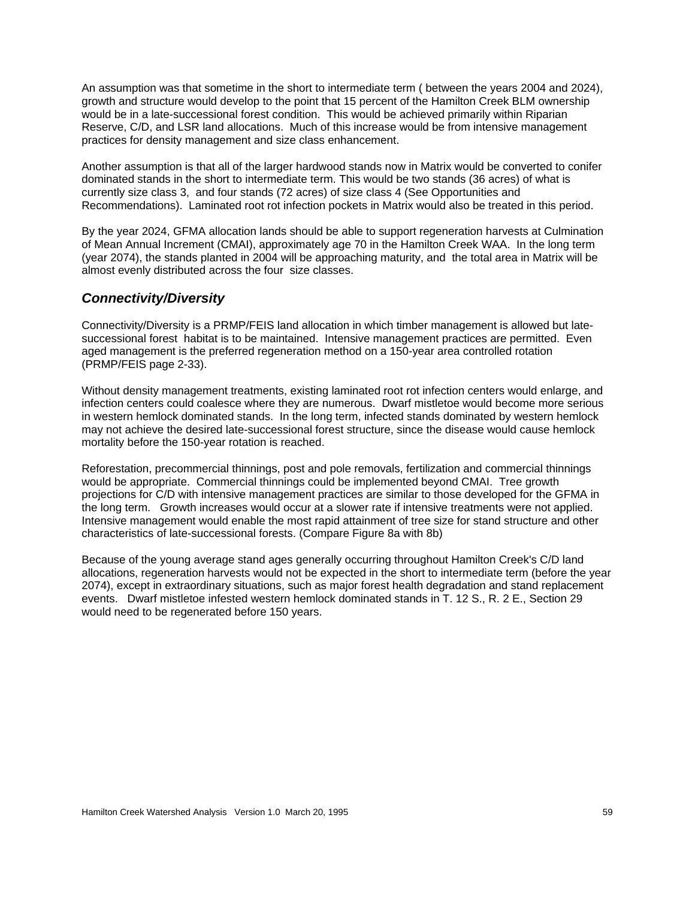An assumption was that sometime in the short to intermediate term ( between the years 2004 and 2024), growth and structure would develop to the point that 15 percent of the Hamilton Creek BLM ownership would be in a late-successional forest condition. This would be achieved primarily within Riparian Reserve, C/D, and LSR land allocations. Much of this increase would be from intensive management practices for density management and size class enhancement.

Another assumption is that all of the larger hardwood stands now in Matrix would be converted to conifer dominated stands in the short to intermediate term. This would be two stands (36 acres) of what is currently size class 3, and four stands (72 acres) of size class 4 (See Opportunities and Recommendations). Laminated root rot infection pockets in Matrix would also be treated in this period.

By the year 2024, GFMA allocation lands should be able to support regeneration harvests at Culmination of Mean Annual Increment (CMAI), approximately age 70 in the Hamilton Creek WAA. In the long term (year 2074), the stands planted in 2004 will be approaching maturity, and the total area in Matrix will be almost evenly distributed across the four size classes.

## *Connectivity/Diversity*

Connectivity/Diversity is a PRMP/FEIS land allocation in which timber management is allowed but late-successional forest habitat is to be maintained. Intensive management practices are permitted. Even aged management is the preferred regeneration method on a 150-year area controlled rotation (PRMP/FEIS page 2-33).

Without density management treatments, existing laminated root rot infection centers would enlarge, and infection centers could coalesce where they are numerous. Dwarf mistletoe would become more serious in western hemlock dominated stands. In the long term, infected stands dominated by western hemlock may not achieve the desired late-successional forest structure, since the disease would cause hemlock mortality before the 150-year rotation is reached.

Reforestation, precommercial thinnings, post and pole removals, fertilization and commercial thinnings would be appropriate. Commercial thinnings could be implemented beyond CMAI. Tree growth projections for C/D with intensive management practices are similar to those developed for the GFMA in the long term. Growth increases would occur at a slower rate if intensive treatments were not applied. Intensive management would enable the most rapid attainment of tree size for stand structure and other characteristics of late-successional forests. (Compare Figure 8a with 8b)

Because of the young average stand ages generally occurring throughout Hamilton Creek's C/D land allocations, regeneration harvests would not be expected in the short to intermediate term (before the year 2074), except in extraordinary situations, such as major forest health degradation and stand replacement events. Dwarf mistletoe infested western hemlock dominated stands in T. 12 S., R. 2 E., Section 29 would need to be regenerated before 150 years.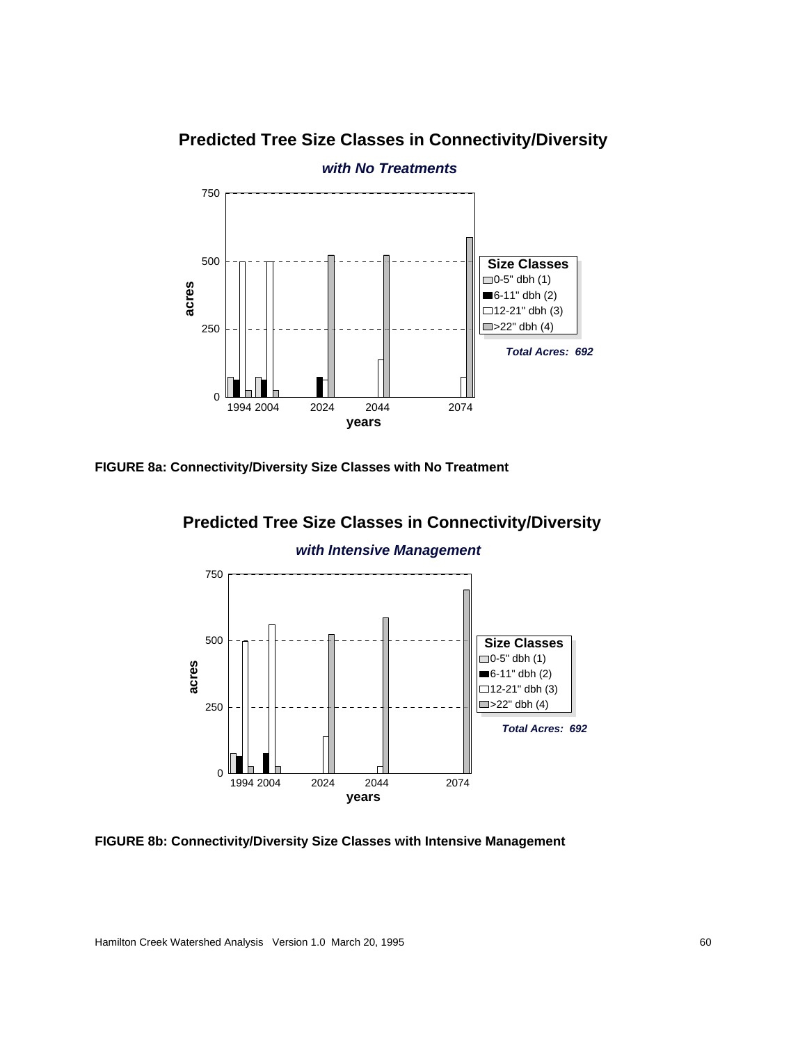## Predicted Tree Size Classes in Connectivity/Diversity

*with No Treatments*

Size Classes
- 0-5" dbh (1)
- 6-11" dbh (2)
- 12-21" dbh (3)
- >22" dbh (4)

*Total Acres: 692*

**FIGURE 8a: Connectivity/Diversity Size Classes with No Treatment**

## Predicted Tree Size Classes in Connectivity/Diversity

*with Intensive Management*

Size Classes
- 0-5" dbh (1)
- 6-11" dbh (2)
- 12-21" dbh (3)
- >22" dbh (4)

*Total Acres: 692*

**FIGURE 8b: Connectivity/Diversity Size Classes with Intensive Management**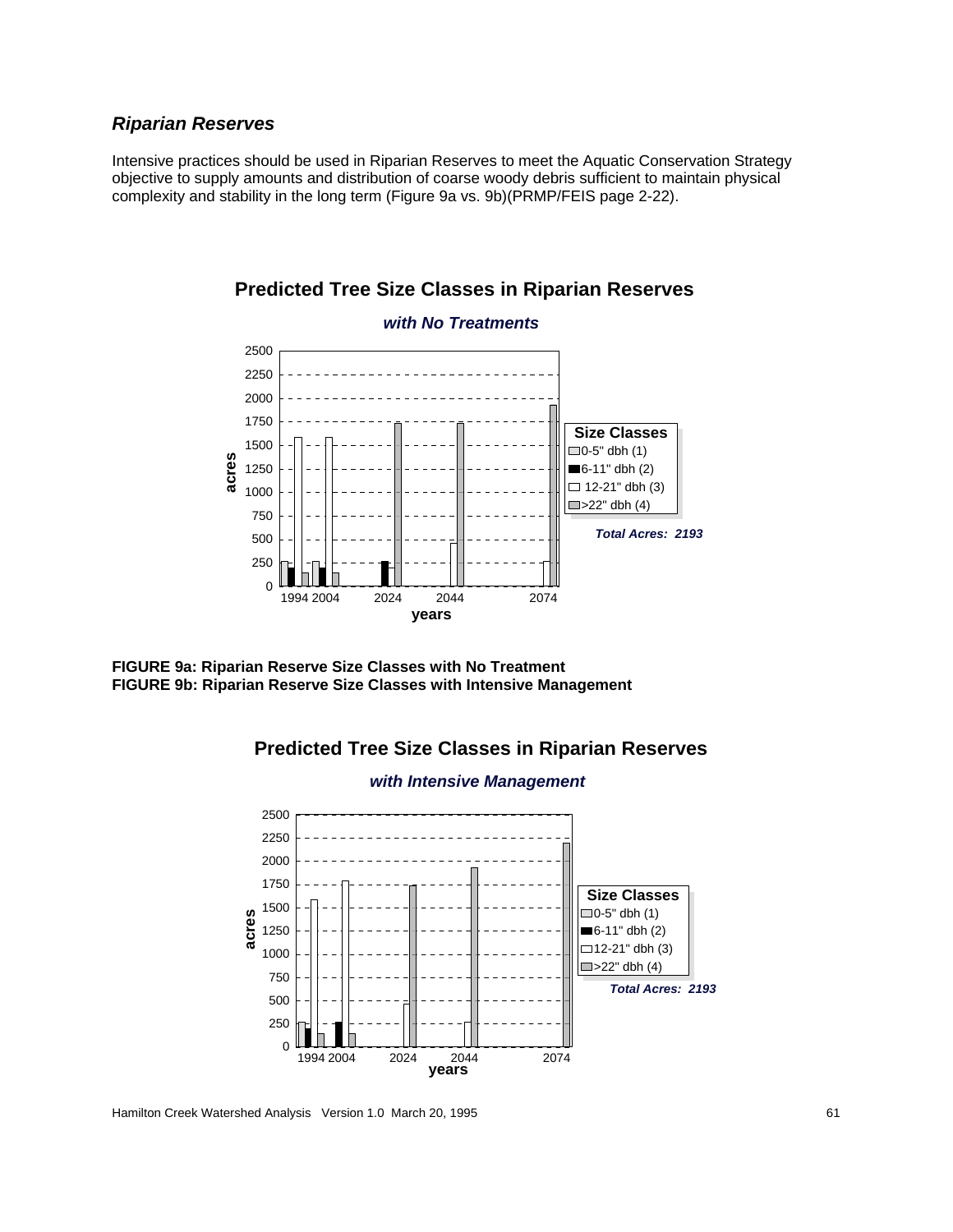### *Riparian Reserves*

Intensive practices should be used in Riparian Reserves to meet the Aquatic Conservation Strategy objective to supply amounts and distribution of coarse woody debris sufficient to maintain physical complexity and stability in the long term (Figure 9a vs. 9b)(PRMP/FEIS page 2-22).

**Predicted Tree Size Classes in Riparian Reserves**

***with No Treatments***

**Size Classes**
- 0-5" dbh (1)
- 6-11" dbh (2)
- 12-21" dbh (3)
- >22" dbh (4)

***Total Acres: 2193***

**FIGURE 9a: Riparian Reserve Size Classes with No Treatment**
**FIGURE 9b: Riparian Reserve Size Classes with Intensive Management**

**Predicted Tree Size Classes in Riparian Reserves**

***with Intensive Management***

**Size Classes**
- 0-5" dbh (1)
- 6-11" dbh (2)
- 12-21" dbh (3)
- >22" dbh (4)

***Total Acres: 2193***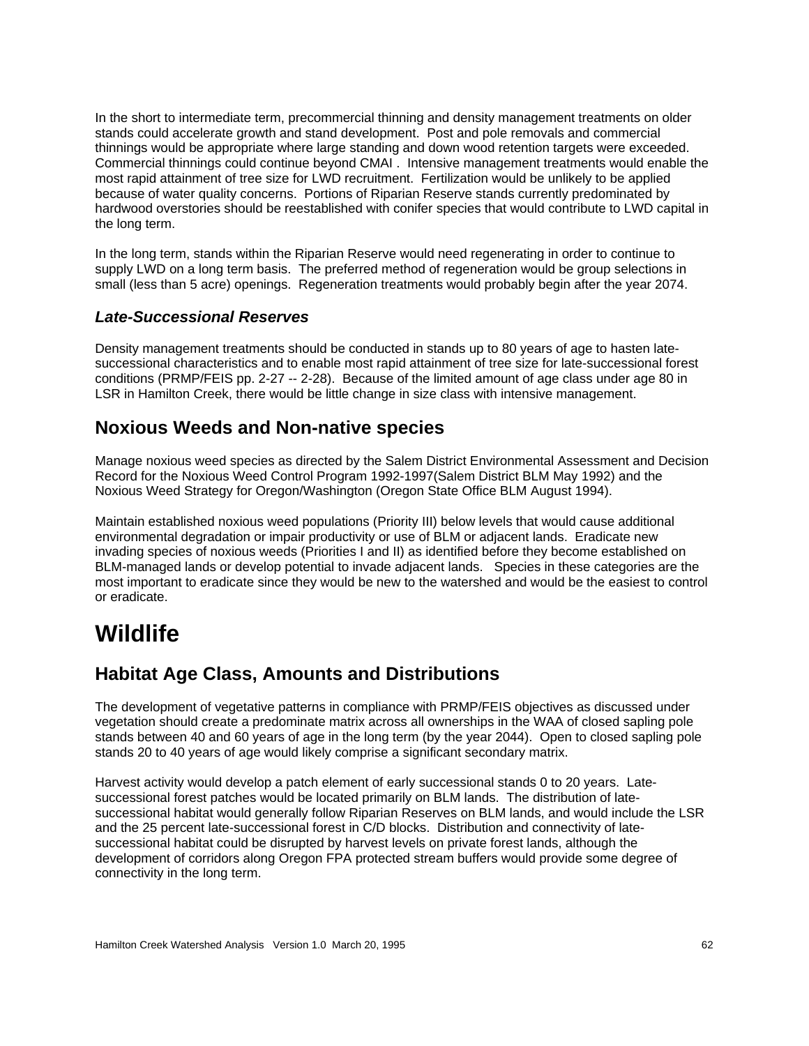In the short to intermediate term, precommercial thinning and density management treatments on older stands could accelerate growth and stand development. Post and pole removals and commercial thinnings would be appropriate where large standing and down wood retention targets were exceeded. Commercial thinnings could continue beyond CMAI . Intensive management treatments would enable the most rapid attainment of tree size for LWD recruitment. Fertilization would be unlikely to be applied because of water quality concerns. Portions of Riparian Reserve stands currently predominated by hardwood overstories should be reestablished with conifer species that would contribute to LWD capital in the long term.

In the long term, stands within the Riparian Reserve would need regenerating in order to continue to supply LWD on a long term basis. The preferred method of regeneration would be group selections in small (less than 5 acre) openings. Regeneration treatments would probably begin after the year 2074.

### *Late-Successional Reserves*

Density management treatments should be conducted in stands up to 80 years of age to hasten late-successional characteristics and to enable most rapid attainment of tree size for late-successional forest conditions (PRMP/FEIS pp. 2-27 -- 2-28). Because of the limited amount of age class under age 80 in LSR in Hamilton Creek, there would be little change in size class with intensive management.

## Noxious Weeds and Non-native species

Manage noxious weed species as directed by the Salem District Environmental Assessment and Decision Record for the Noxious Weed Control Program 1992-1997(Salem District BLM May 1992) and the Noxious Weed Strategy for Oregon/Washington (Oregon State Office BLM August 1994).

Maintain established noxious weed populations (Priority III) below levels that would cause additional environmental degradation or impair productivity or use of BLM or adjacent lands. Eradicate new invading species of noxious weeds (Priorities I and II) as identified before they become established on BLM-managed lands or develop potential to invade adjacent lands. Species in these categories are the most important to eradicate since they would be new to the watershed and would be the easiest to control or eradicate.

# Wildlife

## Habitat Age Class, Amounts and Distributions

The development of vegetative patterns in compliance with PRMP/FEIS objectives as discussed under vegetation should create a predominate matrix across all ownerships in the WAA of closed sapling pole stands between 40 and 60 years of age in the long term (by the year 2044). Open to closed sapling pole stands 20 to 40 years of age would likely comprise a significant secondary matrix.

Harvest activity would develop a patch element of early successional stands 0 to 20 years. Late-successional forest patches would be located primarily on BLM lands. The distribution of late-successional habitat would generally follow Riparian Reserves on BLM lands, and would include the LSR and the 25 percent late-successional forest in C/D blocks. Distribution and connectivity of late-successional habitat could be disrupted by harvest levels on private forest lands, although the development of corridors along Oregon FPA protected stream buffers would provide some degree of connectivity in the long term.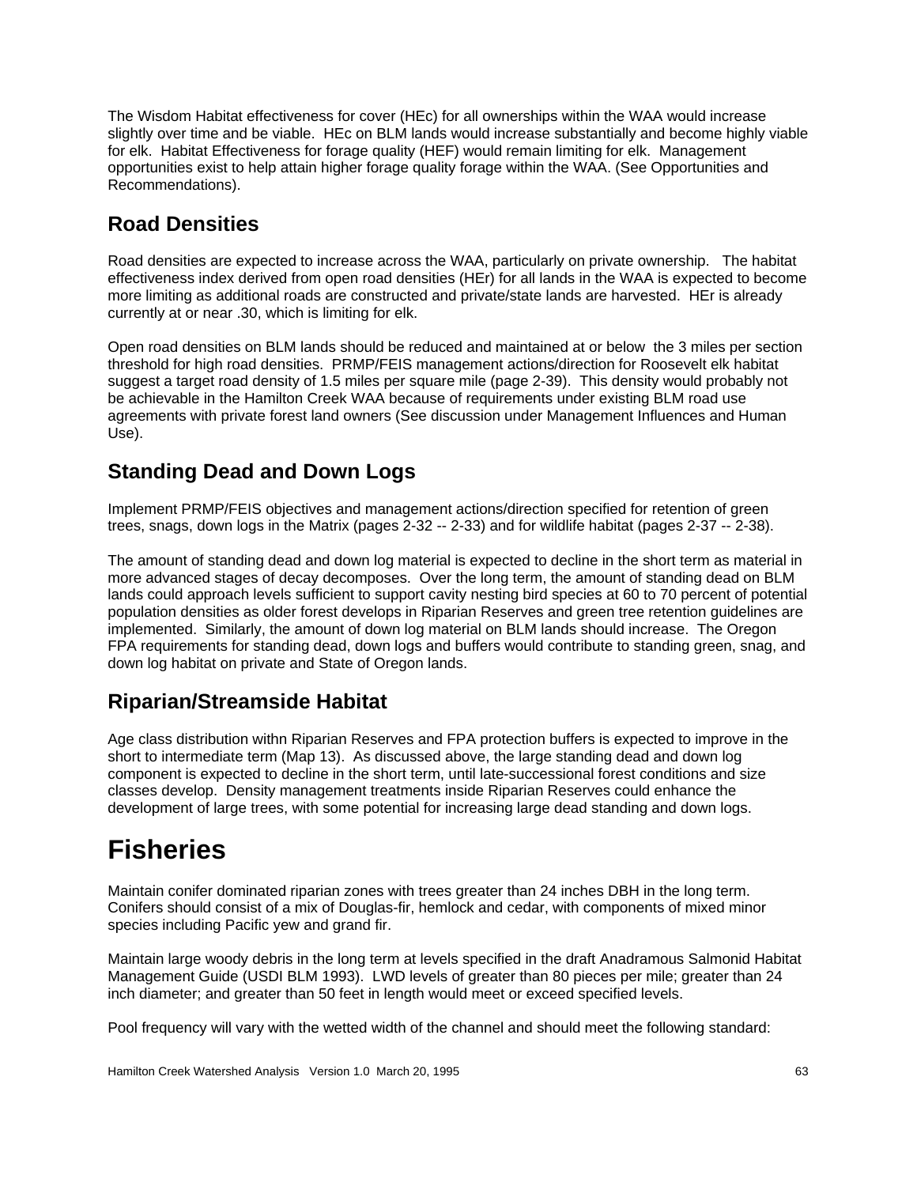The Wisdom Habitat effectiveness for cover (HEc) for all ownerships within the WAA would increase slightly over time and be viable. HEc on BLM lands would increase substantially and become highly viable for elk. Habitat Effectiveness for forage quality (HEF) would remain limiting for elk. Management opportunities exist to help attain higher forage quality forage within the WAA. (See Opportunities and Recommendations).

## Road Densities

Road densities are expected to increase across the WAA, particularly on private ownership. The habitat effectiveness index derived from open road densities (HEr) for all lands in the WAA is expected to become more limiting as additional roads are constructed and private/state lands are harvested. HEr is already currently at or near .30, which is limiting for elk.

Open road densities on BLM lands should be reduced and maintained at or below the 3 miles per section threshold for high road densities. PRMP/FEIS management actions/direction for Roosevelt elk habitat suggest a target road density of 1.5 miles per square mile (page 2-39). This density would probably not be achievable in the Hamilton Creek WAA because of requirements under existing BLM road use agreements with private forest land owners (See discussion under Management Influences and Human Use).

## Standing Dead and Down Logs

Implement PRMP/FEIS objectives and management actions/direction specified for retention of green trees, snags, down logs in the Matrix (pages 2-32 -- 2-33) and for wildlife habitat (pages 2-37 -- 2-38).

The amount of standing dead and down log material is expected to decline in the short term as material in more advanced stages of decay decomposes. Over the long term, the amount of standing dead on BLM lands could approach levels sufficient to support cavity nesting bird species at 60 to 70 percent of potential population densities as older forest develops in Riparian Reserves and green tree retention guidelines are implemented. Similarly, the amount of down log material on BLM lands should increase. The Oregon FPA requirements for standing dead, down logs and buffers would contribute to standing green, snag, and down log habitat on private and State of Oregon lands.

## Riparian/Streamside Habitat

Age class distribution withn Riparian Reserves and FPA protection buffers is expected to improve in the short to intermediate term (Map 13). As discussed above, the large standing dead and down log component is expected to decline in the short term, until late-successional forest conditions and size classes develop. Density management treatments inside Riparian Reserves could enhance the development of large trees, with some potential for increasing large dead standing and down logs.

# Fisheries

Maintain conifer dominated riparian zones with trees greater than 24 inches DBH in the long term. Conifers should consist of a mix of Douglas-fir, hemlock and cedar, with components of mixed minor species including Pacific yew and grand fir.

Maintain large woody debris in the long term at levels specified in the draft Anadramous Salmonid Habitat Management Guide (USDI BLM 1993). LWD levels of greater than 80 pieces per mile; greater than 24 inch diameter; and greater than 50 feet in length would meet or exceed specified levels.

Pool frequency will vary with the wetted width of the channel and should meet the following standard: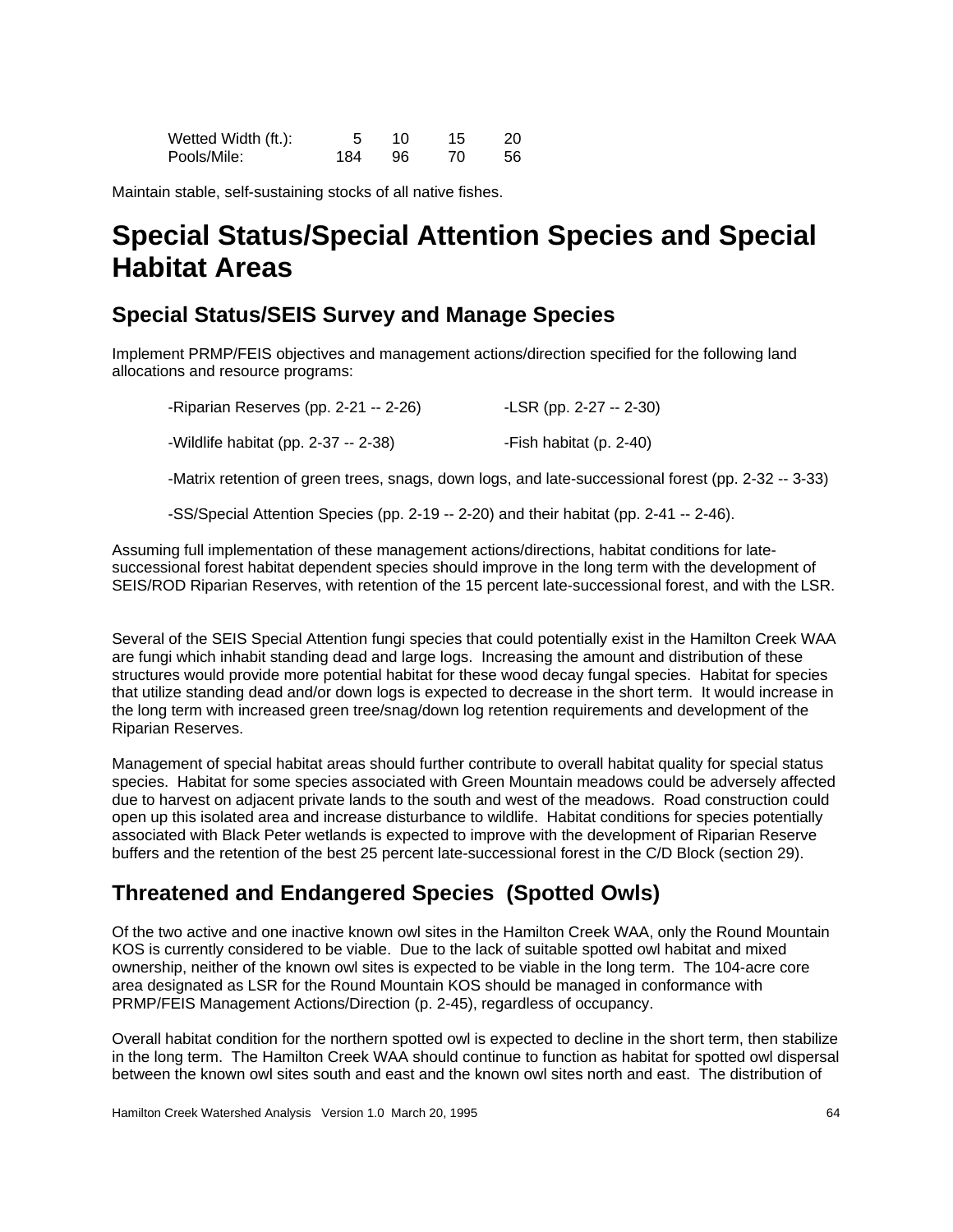| Wetted Width (ft.): | 5 | 10 | 15 | 20 |
|---|---|---|---|---|
| Pools/Mile: | 184 | 96 | 70 | 56 |

Maintain stable, self-sustaining stocks of all native fishes.

# Special Status/Special Attention Species and Special Habitat Areas

## Special Status/SEIS Survey and Manage Species

Implement PRMP/FEIS objectives and management actions/direction specified for the following land allocations and resource programs:

- -Riparian Reserves (pp. 2-21 -- 2-26)
- -LSR (pp. 2-27 -- 2-30)
- -Wildlife habitat (pp. 2-37 -- 2-38)
- -Fish habitat (p. 2-40)
- -Matrix retention of green trees, snags, down logs, and late-successional forest (pp. 2-32 -- 3-33)
- -SS/Special Attention Species (pp. 2-19 -- 2-20) and their habitat (pp. 2-41 -- 2-46).

Assuming full implementation of these management actions/directions, habitat conditions for late-successional forest habitat dependent species should improve in the long term with the development of SEIS/ROD Riparian Reserves, with retention of the 15 percent late-successional forest, and with the LSR.

Several of the SEIS Special Attention fungi species that could potentially exist in the Hamilton Creek WAA are fungi which inhabit standing dead and large logs. Increasing the amount and distribution of these structures would provide more potential habitat for these wood decay fungal species. Habitat for species that utilize standing dead and/or down logs is expected to decrease in the short term. It would increase in the long term with increased green tree/snag/down log retention requirements and development of the Riparian Reserves.

Management of special habitat areas should further contribute to overall habitat quality for special status species. Habitat for some species associated with Green Mountain meadows could be adversely affected due to harvest on adjacent private lands to the south and west of the meadows. Road construction could open up this isolated area and increase disturbance to wildlife. Habitat conditions for species potentially associated with Black Peter wetlands is expected to improve with the development of Riparian Reserve buffers and the retention of the best 25 percent late-successional forest in the C/D Block (section 29).

## Threatened and Endangered Species (Spotted Owls)

Of the two active and one inactive known owl sites in the Hamilton Creek WAA, only the Round Mountain KOS is currently considered to be viable. Due to the lack of suitable spotted owl habitat and mixed ownership, neither of the known owl sites is expected to be viable in the long term. The 104-acre core area designated as LSR for the Round Mountain KOS should be managed in conformance with PRMP/FEIS Management Actions/Direction (p. 2-45), regardless of occupancy.

Overall habitat condition for the northern spotted owl is expected to decline in the short term, then stabilize in the long term. The Hamilton Creek WAA should continue to function as habitat for spotted owl dispersal between the known owl sites south and east and the known owl sites north and east. The distribution of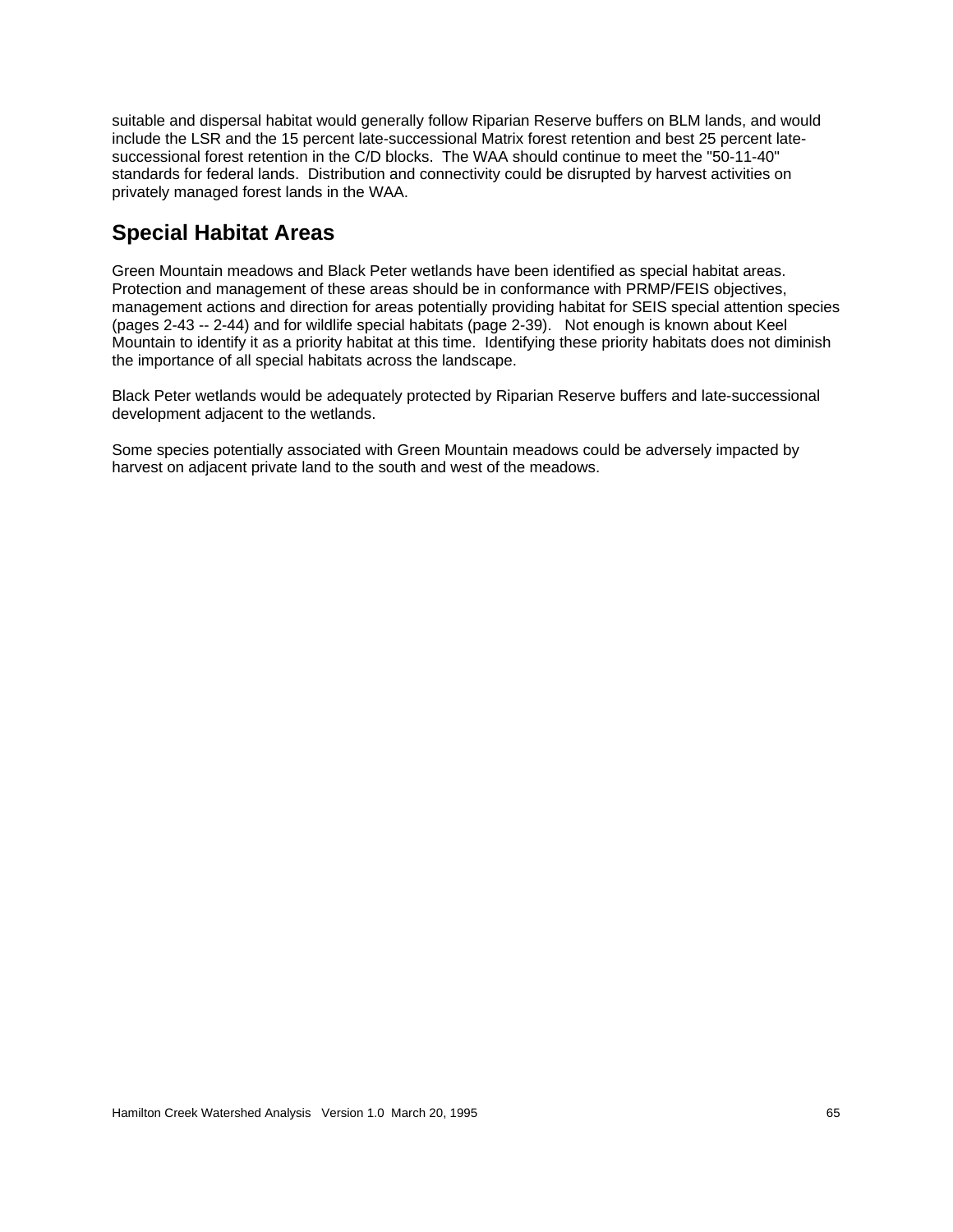suitable and dispersal habitat would generally follow Riparian Reserve buffers on BLM lands, and would include the LSR and the 15 percent late-successional Matrix forest retention and best 25 percent late-successional forest retention in the C/D blocks. The WAA should continue to meet the "50-11-40" standards for federal lands. Distribution and connectivity could be disrupted by harvest activities on privately managed forest lands in the WAA.

## Special Habitat Areas

Green Mountain meadows and Black Peter wetlands have been identified as special habitat areas. Protection and management of these areas should be in conformance with PRMP/FEIS objectives, management actions and direction for areas potentially providing habitat for SEIS special attention species (pages 2-43 -- 2-44) and for wildlife special habitats (page 2-39). Not enough is known about Keel Mountain to identify it as a priority habitat at this time. Identifying these priority habitats does not diminish the importance of all special habitats across the landscape.

Black Peter wetlands would be adequately protected by Riparian Reserve buffers and late-successional development adjacent to the wetlands.

Some species potentially associated with Green Mountain meadows could be adversely impacted by harvest on adjacent private land to the south and west of the meadows.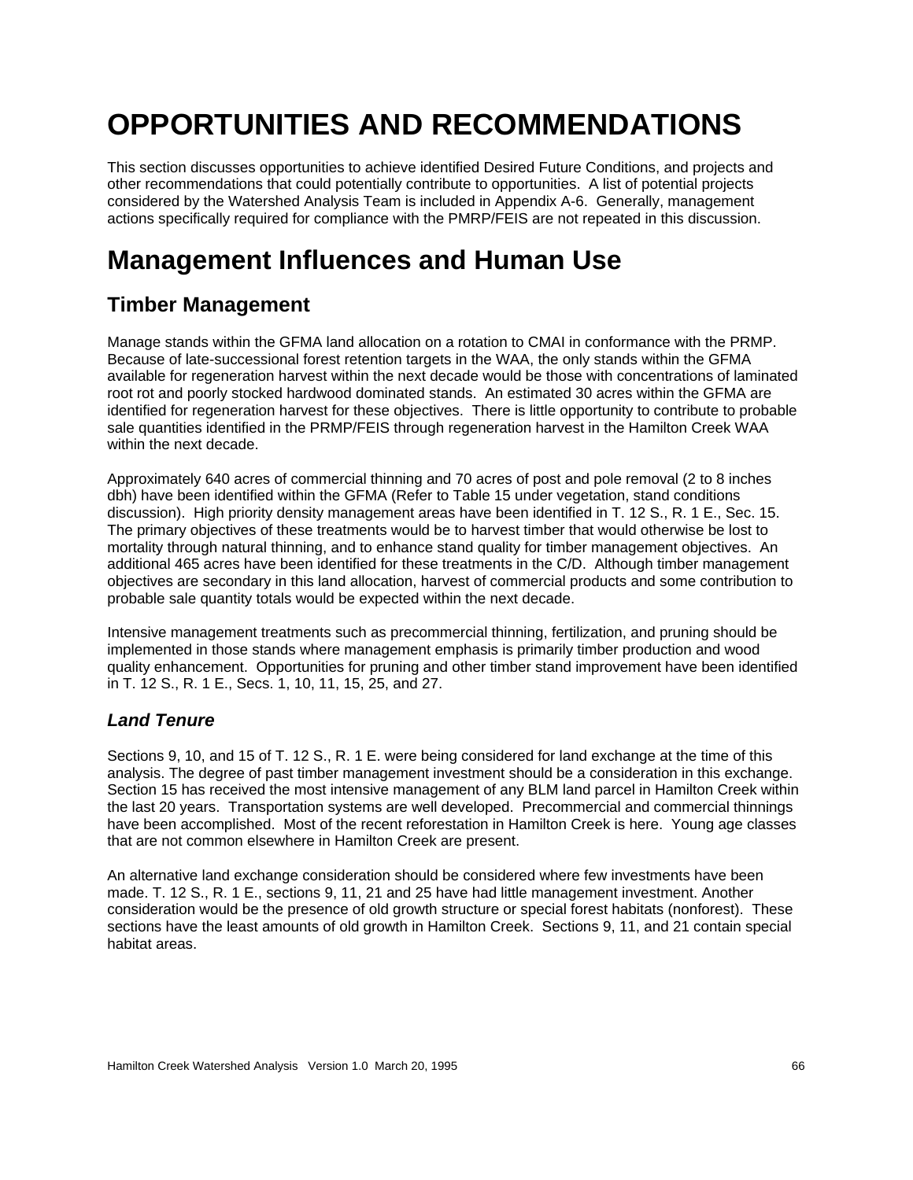# OPPORTUNITIES AND RECOMMENDATIONS

This section discusses opportunities to achieve identified Desired Future Conditions, and projects and other recommendations that could potentially contribute to opportunities. A list of potential projects considered by the Watershed Analysis Team is included in Appendix A-6. Generally, management actions specifically required for compliance with the PMRP/FEIS are not repeated in this discussion.

# Management Influences and Human Use

## Timber Management

Manage stands within the GFMA land allocation on a rotation to CMAI in conformance with the PRMP. Because of late-successional forest retention targets in the WAA, the only stands within the GFMA available for regeneration harvest within the next decade would be those with concentrations of laminated root rot and poorly stocked hardwood dominated stands. An estimated 30 acres within the GFMA are identified for regeneration harvest for these objectives. There is little opportunity to contribute to probable sale quantities identified in the PRMP/FEIS through regeneration harvest in the Hamilton Creek WAA within the next decade.

Approximately 640 acres of commercial thinning and 70 acres of post and pole removal (2 to 8 inches dbh) have been identified within the GFMA (Refer to Table 15 under vegetation, stand conditions discussion). High priority density management areas have been identified in T. 12 S., R. 1 E., Sec. 15. The primary objectives of these treatments would be to harvest timber that would otherwise be lost to mortality through natural thinning, and to enhance stand quality for timber management objectives. An additional 465 acres have been identified for these treatments in the C/D. Although timber management objectives are secondary in this land allocation, harvest of commercial products and some contribution to probable sale quantity totals would be expected within the next decade.

Intensive management treatments such as precommercial thinning, fertilization, and pruning should be implemented in those stands where management emphasis is primarily timber production and wood quality enhancement. Opportunities for pruning and other timber stand improvement have been identified in T. 12 S., R. 1 E., Secs. 1, 10, 11, 15, 25, and 27.

### *Land Tenure*

Sections 9, 10, and 15 of T. 12 S., R. 1 E. were being considered for land exchange at the time of this analysis. The degree of past timber management investment should be a consideration in this exchange. Section 15 has received the most intensive management of any BLM land parcel in Hamilton Creek within the last 20 years. Transportation systems are well developed. Precommercial and commercial thinnings have been accomplished. Most of the recent reforestation in Hamilton Creek is here. Young age classes that are not common elsewhere in Hamilton Creek are present.

An alternative land exchange consideration should be considered where few investments have been made. T. 12 S., R. 1 E., sections 9, 11, 21 and 25 have had little management investment. Another consideration would be the presence of old growth structure or special forest habitats (nonforest). These sections have the least amounts of old growth in Hamilton Creek. Sections 9, 11, and 21 contain special habitat areas.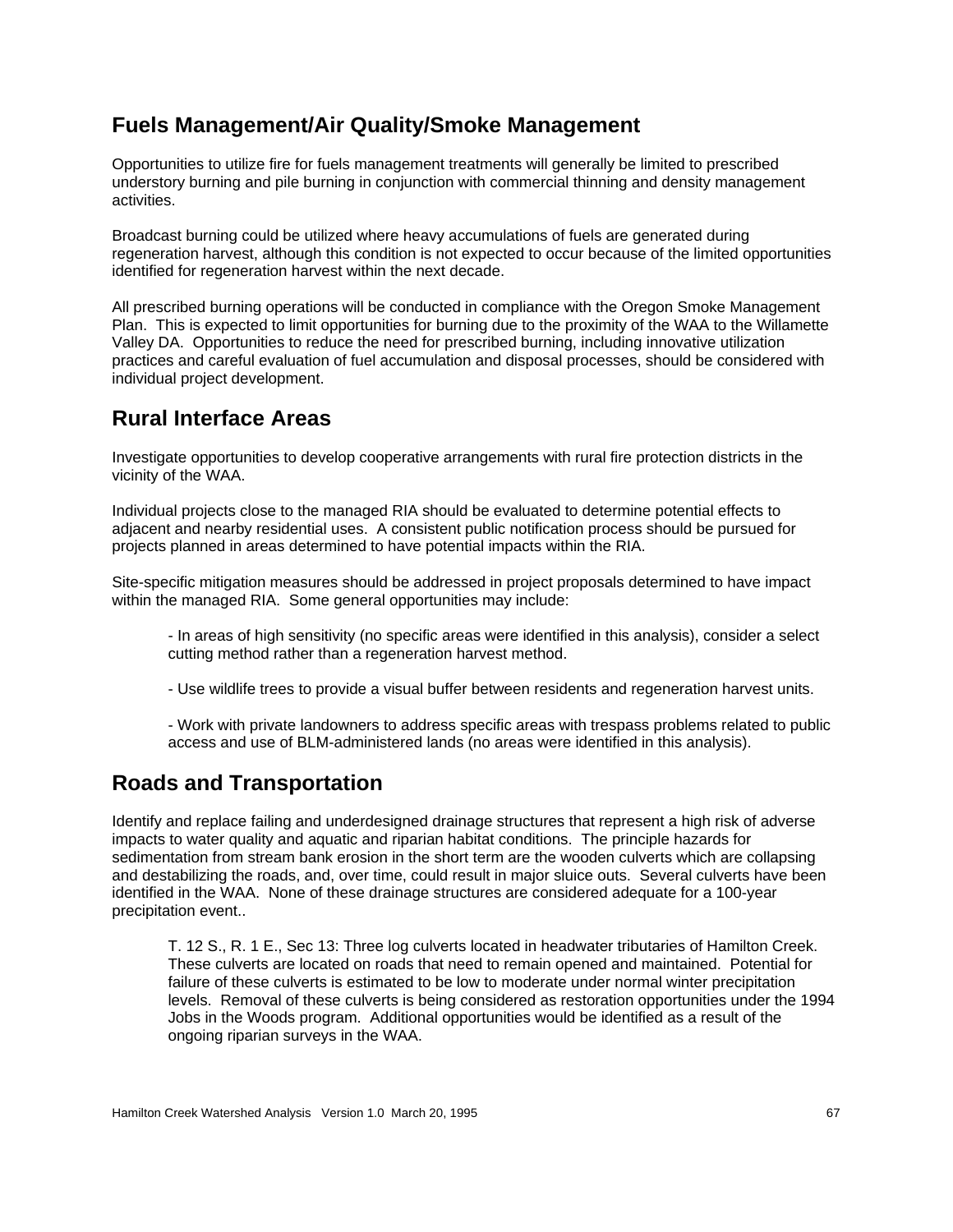## Fuels Management/Air Quality/Smoke Management

Opportunities to utilize fire for fuels management treatments will generally be limited to prescribed understory burning and pile burning in conjunction with commercial thinning and density management activities.

Broadcast burning could be utilized where heavy accumulations of fuels are generated during regeneration harvest, although this condition is not expected to occur because of the limited opportunities identified for regeneration harvest within the next decade.

All prescribed burning operations will be conducted in compliance with the Oregon Smoke Management Plan. This is expected to limit opportunities for burning due to the proximity of the WAA to the Willamette Valley DA. Opportunities to reduce the need for prescribed burning, including innovative utilization practices and careful evaluation of fuel accumulation and disposal processes, should be considered with individual project development.

## Rural Interface Areas

Investigate opportunities to develop cooperative arrangements with rural fire protection districts in the vicinity of the WAA.

Individual projects close to the managed RIA should be evaluated to determine potential effects to adjacent and nearby residential uses. A consistent public notification process should be pursued for projects planned in areas determined to have potential impacts within the RIA.

Site-specific mitigation measures should be addressed in project proposals determined to have impact within the managed RIA. Some general opportunities may include:

- In areas of high sensitivity (no specific areas were identified in this analysis), consider a select cutting method rather than a regeneration harvest method.

- Use wildlife trees to provide a visual buffer between residents and regeneration harvest units.

- Work with private landowners to address specific areas with trespass problems related to public access and use of BLM-administered lands (no areas were identified in this analysis).

## Roads and Transportation

Identify and replace failing and underdesigned drainage structures that represent a high risk of adverse impacts to water quality and aquatic and riparian habitat conditions. The principle hazards for sedimentation from stream bank erosion in the short term are the wooden culverts which are collapsing and destabilizing the roads, and, over time, could result in major sluice outs. Several culverts have been identified in the WAA. None of these drainage structures are considered adequate for a 100-year precipitation event..

> T. 12 S., R. 1 E., Sec 13: Three log culverts located in headwater tributaries of Hamilton Creek. These culverts are located on roads that need to remain opened and maintained. Potential for failure of these culverts is estimated to be low to moderate under normal winter precipitation levels. Removal of these culverts is being considered as restoration opportunities under the 1994 Jobs in the Woods program. Additional opportunities would be identified as a result of the ongoing riparian surveys in the WAA.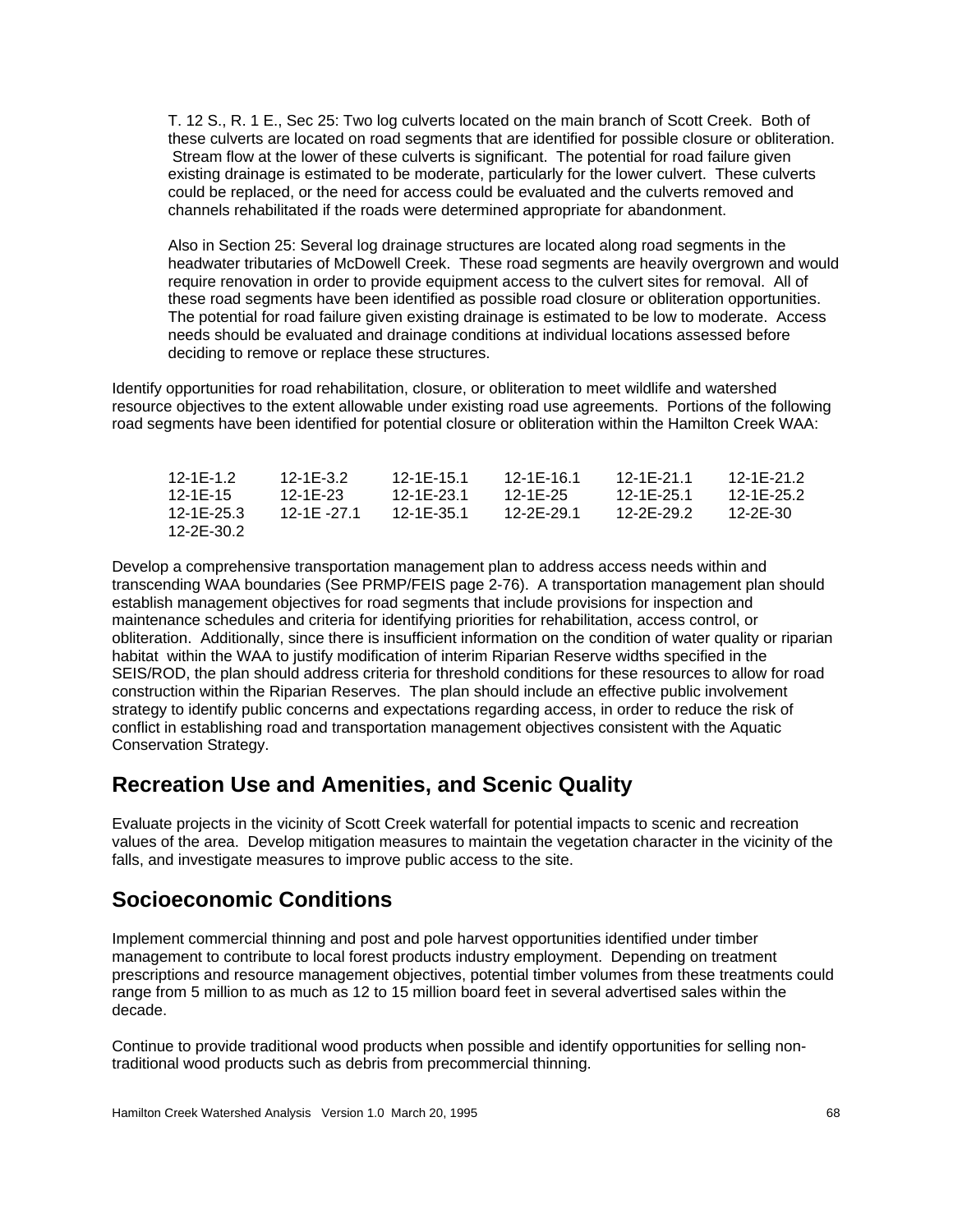T. 12 S., R. 1 E., Sec 25: Two log culverts located on the main branch of Scott Creek. Both of these culverts are located on road segments that are identified for possible closure or obliteration. Stream flow at the lower of these culverts is significant. The potential for road failure given existing drainage is estimated to be moderate, particularly for the lower culvert. These culverts could be replaced, or the need for access could be evaluated and the culverts removed and channels rehabilitated if the roads were determined appropriate for abandonment.

Also in Section 25: Several log drainage structures are located along road segments in the headwater tributaries of McDowell Creek. These road segments are heavily overgrown and would require renovation in order to provide equipment access to the culvert sites for removal. All of these road segments have been identified as possible road closure or obliteration opportunities. The potential for road failure given existing drainage is estimated to be low to moderate. Access needs should be evaluated and drainage conditions at individual locations assessed before deciding to remove or replace these structures.

Identify opportunities for road rehabilitation, closure, or obliteration to meet wildlife and watershed resource objectives to the extent allowable under existing road use agreements. Portions of the following road segments have been identified for potential closure or obliteration within the Hamilton Creek WAA:

| | | | | | |
|---|---|---|---|---|---|
| 12-1E-1.2 | 12-1E-3.2 | 12-1E-15.1 | 12-1E-16.1 | 12-1E-21.1 | 12-1E-21.2 |
| 12-1E-15 | 12-1E-23 | 12-1E-23.1 | 12-1E-25 | 12-1E-25.1 | 12-1E-25.2 |
| 12-1E-25.3 | 12-1E -27.1 | 12-1E-35.1 | 12-2E-29.1 | 12-2E-29.2 | 12-2E-30 |
| 12-2E-30.2 | | | | | |

Develop a comprehensive transportation management plan to address access needs within and transcending WAA boundaries (See PRMP/FEIS page 2-76). A transportation management plan should establish management objectives for road segments that include provisions for inspection and maintenance schedules and criteria for identifying priorities for rehabilitation, access control, or obliteration. Additionally, since there is insufficient information on the condition of water quality or riparian habitat within the WAA to justify modification of interim Riparian Reserve widths specified in the SEIS/ROD, the plan should address criteria for threshold conditions for these resources to allow for road construction within the Riparian Reserves. The plan should include an effective public involvement strategy to identify public concerns and expectations regarding access, in order to reduce the risk of conflict in establishing road and transportation management objectives consistent with the Aquatic Conservation Strategy.

## Recreation Use and Amenities, and Scenic Quality

Evaluate projects in the vicinity of Scott Creek waterfall for potential impacts to scenic and recreation values of the area. Develop mitigation measures to maintain the vegetation character in the vicinity of the falls, and investigate measures to improve public access to the site.

## Socioeconomic Conditions

Implement commercial thinning and post and pole harvest opportunities identified under timber management to contribute to local forest products industry employment. Depending on treatment prescriptions and resource management objectives, potential timber volumes from these treatments could range from 5 million to as much as 12 to 15 million board feet in several advertised sales within the decade.

Continue to provide traditional wood products when possible and identify opportunities for selling non-traditional wood products such as debris from precommercial thinning.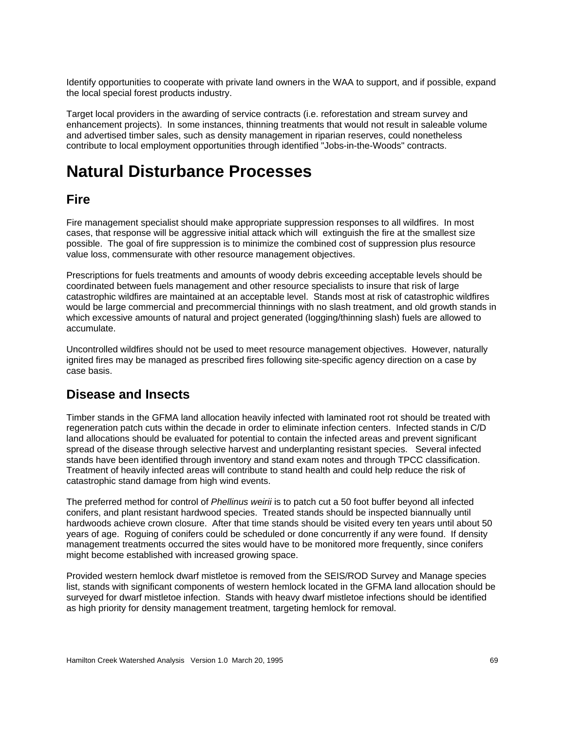Identify opportunities to cooperate with private land owners in the WAA to support, and if possible, expand the local special forest products industry.

Target local providers in the awarding of service contracts (i.e. reforestation and stream survey and enhancement projects). In some instances, thinning treatments that would not result in saleable volume and advertised timber sales, such as density management in riparian reserves, could nonetheless contribute to local employment opportunities through identified "Jobs-in-the-Woods" contracts.

# Natural Disturbance Processes

## Fire

Fire management specialist should make appropriate suppression responses to all wildfires. In most cases, that response will be aggressive initial attack which will extinguish the fire at the smallest size possible. The goal of fire suppression is to minimize the combined cost of suppression plus resource value loss, commensurate with other resource management objectives.

Prescriptions for fuels treatments and amounts of woody debris exceeding acceptable levels should be coordinated between fuels management and other resource specialists to insure that risk of large catastrophic wildfires are maintained at an acceptable level. Stands most at risk of catastrophic wildfires would be large commercial and precommercial thinnings with no slash treatment, and old growth stands in which excessive amounts of natural and project generated (logging/thinning slash) fuels are allowed to accumulate.

Uncontrolled wildfires should not be used to meet resource management objectives. However, naturally ignited fires may be managed as prescribed fires following site-specific agency direction on a case by case basis.

## Disease and Insects

Timber stands in the GFMA land allocation heavily infected with laminated root rot should be treated with regeneration patch cuts within the decade in order to eliminate infection centers. Infected stands in C/D land allocations should be evaluated for potential to contain the infected areas and prevent significant spread of the disease through selective harvest and underplanting resistant species. Several infected stands have been identified through inventory and stand exam notes and through TPCC classification. Treatment of heavily infected areas will contribute to stand health and could help reduce the risk of catastrophic stand damage from high wind events.

The preferred method for control of *Phellinus weirii* is to patch cut a 50 foot buffer beyond all infected conifers, and plant resistant hardwood species. Treated stands should be inspected biannually until hardwoods achieve crown closure. After that time stands should be visited every ten years until about 50 years of age. Roguing of conifers could be scheduled or done concurrently if any were found. If density management treatments occurred the sites would have to be monitored more frequently, since conifers might become established with increased growing space.

Provided western hemlock dwarf mistletoe is removed from the SEIS/ROD Survey and Manage species list, stands with significant components of western hemlock located in the GFMA land allocation should be surveyed for dwarf mistletoe infection. Stands with heavy dwarf mistletoe infections should be identified as high priority for density management treatment, targeting hemlock for removal.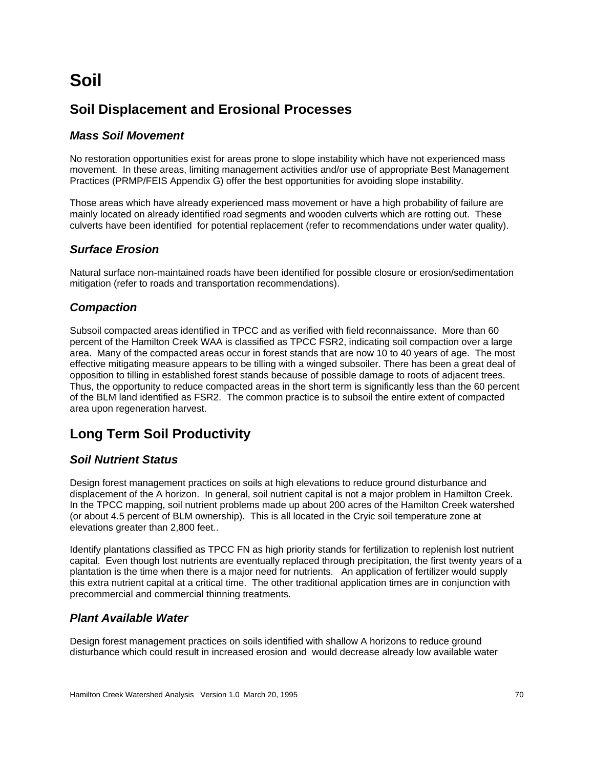# Soil

## Soil Displacement and Erosional Processes

### *Mass Soil Movement*

No restoration opportunities exist for areas prone to slope instability which have not experienced mass movement. In these areas, limiting management activities and/or use of appropriate Best Management Practices (PRMP/FEIS Appendix G) offer the best opportunities for avoiding slope instability.

Those areas which have already experienced mass movement or have a high probability of failure are mainly located on already identified road segments and wooden culverts which are rotting out. These culverts have been identified for potential replacement (refer to recommendations under water quality).

### *Surface Erosion*

Natural surface non-maintained roads have been identified for possible closure or erosion/sedimentation mitigation (refer to roads and transportation recommendations).

### *Compaction*

Subsoil compacted areas identified in TPCC and as verified with field reconnaissance. More than 60 percent of the Hamilton Creek WAA is classified as TPCC FSR2, indicating soil compaction over a large area. Many of the compacted areas occur in forest stands that are now 10 to 40 years of age. The most effective mitigating measure appears to be tilling with a winged subsoiler. There has been a great deal of opposition to tilling in established forest stands because of possible damage to roots of adjacent trees. Thus, the opportunity to reduce compacted areas in the short term is significantly less than the 60 percent of the BLM land identified as FSR2. The common practice is to subsoil the entire extent of compacted area upon regeneration harvest.

## Long Term Soil Productivity

### *Soil Nutrient Status*

Design forest management practices on soils at high elevations to reduce ground disturbance and displacement of the A horizon. In general, soil nutrient capital is not a major problem in Hamilton Creek. In the TPCC mapping, soil nutrient problems made up about 200 acres of the Hamilton Creek watershed (or about 4.5 percent of BLM ownership). This is all located in the Cryic soil temperature zone at elevations greater than 2,800 feet..

Identify plantations classified as TPCC FN as high priority stands for fertilization to replenish lost nutrient capital. Even though lost nutrients are eventually replaced through precipitation, the first twenty years of a plantation is the time when there is a major need for nutrients. An application of fertilizer would supply this extra nutrient capital at a critical time. The other traditional application times are in conjunction with precommercial and commercial thinning treatments.

### *Plant Available Water*

Design forest management practices on soils identified with shallow A horizons to reduce ground disturbance which could result in increased erosion and would decrease already low available water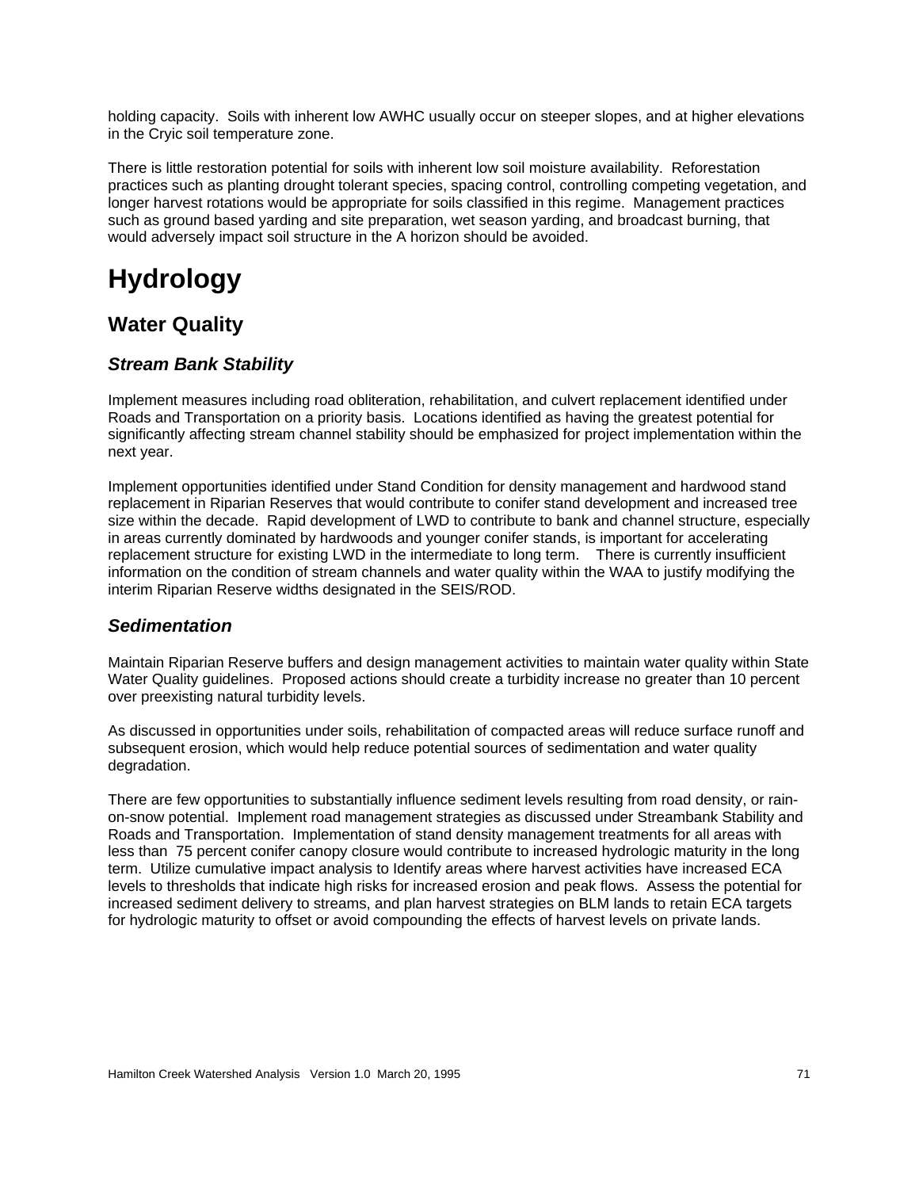holding capacity. Soils with inherent low AWHC usually occur on steeper slopes, and at higher elevations in the Cryic soil temperature zone.

There is little restoration potential for soils with inherent low soil moisture availability. Reforestation practices such as planting drought tolerant species, spacing control, controlling competing vegetation, and longer harvest rotations would be appropriate for soils classified in this regime. Management practices such as ground based yarding and site preparation, wet season yarding, and broadcast burning, that would adversely impact soil structure in the A horizon should be avoided.

# Hydrology

## Water Quality

### *Stream Bank Stability*

Implement measures including road obliteration, rehabilitation, and culvert replacement identified under Roads and Transportation on a priority basis. Locations identified as having the greatest potential for significantly affecting stream channel stability should be emphasized for project implementation within the next year.

Implement opportunities identified under Stand Condition for density management and hardwood stand replacement in Riparian Reserves that would contribute to conifer stand development and increased tree size within the decade. Rapid development of LWD to contribute to bank and channel structure, especially in areas currently dominated by hardwoods and younger conifer stands, is important for accelerating replacement structure for existing LWD in the intermediate to long term. There is currently insufficient information on the condition of stream channels and water quality within the WAA to justify modifying the interim Riparian Reserve widths designated in the SEIS/ROD.

### *Sedimentation*

Maintain Riparian Reserve buffers and design management activities to maintain water quality within State Water Quality guidelines. Proposed actions should create a turbidity increase no greater than 10 percent over preexisting natural turbidity levels.

As discussed in opportunities under soils, rehabilitation of compacted areas will reduce surface runoff and subsequent erosion, which would help reduce potential sources of sedimentation and water quality degradation.

There are few opportunities to substantially influence sediment levels resulting from road density, or rain-on-snow potential. Implement road management strategies as discussed under Streambank Stability and Roads and Transportation. Implementation of stand density management treatments for all areas with less than 75 percent conifer canopy closure would contribute to increased hydrologic maturity in the long term. Utilize cumulative impact analysis to Identify areas where harvest activities have increased ECA levels to thresholds that indicate high risks for increased erosion and peak flows. Assess the potential for increased sediment delivery to streams, and plan harvest strategies on BLM lands to retain ECA targets for hydrologic maturity to offset or avoid compounding the effects of harvest levels on private lands.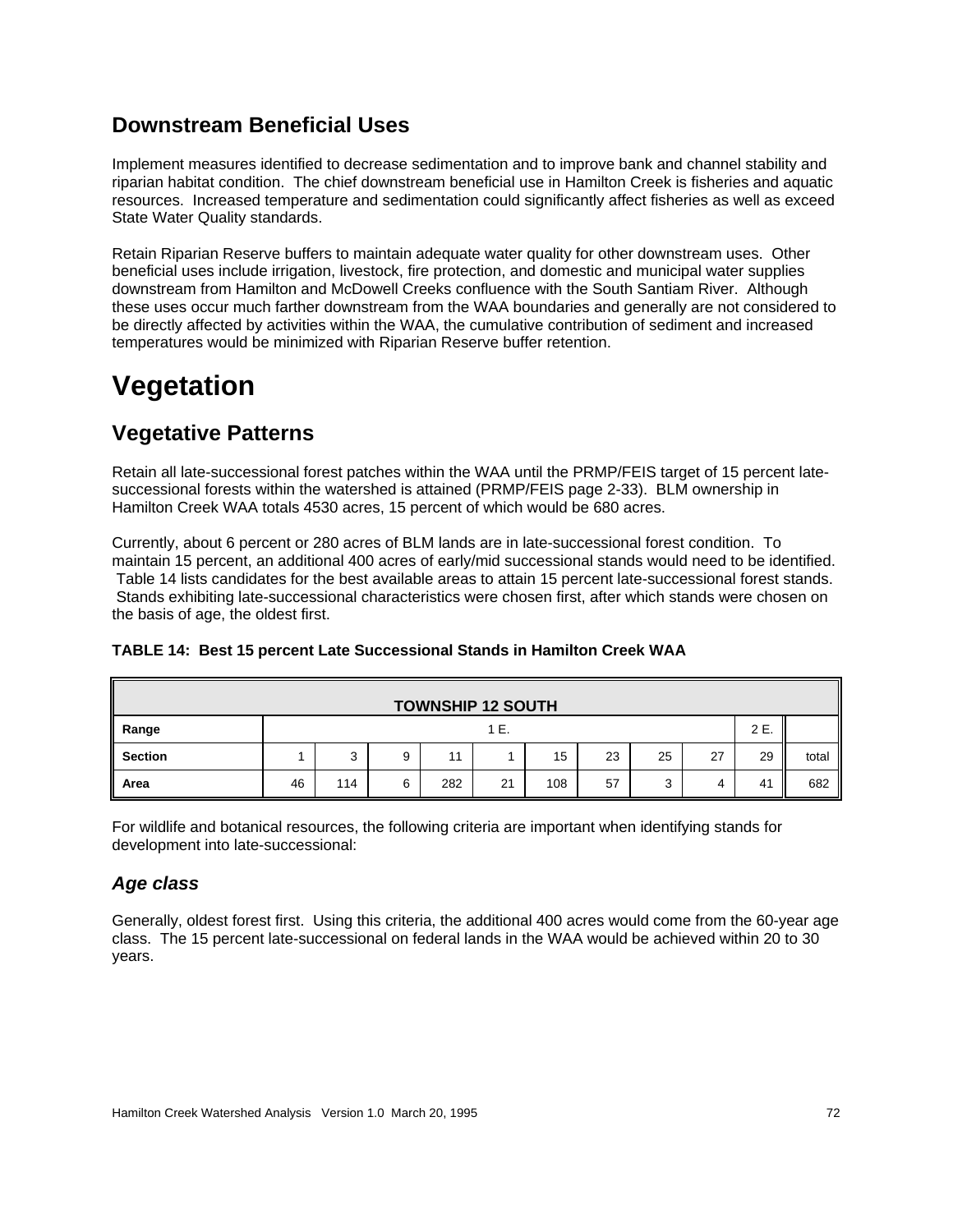## Downstream Beneficial Uses

Implement measures identified to decrease sedimentation and to improve bank and channel stability and riparian habitat condition. The chief downstream beneficial use in Hamilton Creek is fisheries and aquatic resources. Increased temperature and sedimentation could significantly affect fisheries as well as exceed State Water Quality standards.

Retain Riparian Reserve buffers to maintain adequate water quality for other downstream uses. Other beneficial uses include irrigation, livestock, fire protection, and domestic and municipal water supplies downstream from Hamilton and McDowell Creeks confluence with the South Santiam River. Although these uses occur much farther downstream from the WAA boundaries and generally are not considered to be directly affected by activities within the WAA, the cumulative contribution of sediment and increased temperatures would be minimized with Riparian Reserve buffer retention.

# Vegetation

## Vegetative Patterns

Retain all late-successional forest patches within the WAA until the PRMP/FEIS target of 15 percent late-successional forests within the watershed is attained (PRMP/FEIS page 2-33). BLM ownership in Hamilton Creek WAA totals 4530 acres, 15 percent of which would be 680 acres.

Currently, about 6 percent or 280 acres of BLM lands are in late-successional forest condition. To maintain 15 percent, an additional 400 acres of early/mid successional stands would need to be identified. Table 14 lists candidates for the best available areas to attain 15 percent late-successional forest stands. Stands exhibiting late-successional characteristics were chosen first, after which stands were chosen on the basis of age, the oldest first.

**TABLE 14: Best 15 percent Late Successional Stands in Hamilton Creek WAA**

| TOWNSHIP 12 SOUTH | | | | | | | | | | | |
|---|---|---|---|---|---|---|---|---|---|---|---|
| **Range** | 1 E. | | | | | | | | | 2 E. | |
| **Section** | 1 | 3 | 9 | 11 | 1 | 15 | 23 | 25 | 27 | 29 | total |
| **Area** | 46 | 114 | 6 | 282 | 21 | 108 | 57 | 3 | 4 | 41 | 682 |

For wildlife and botanical resources, the following criteria are important when identifying stands for development into late-successional:

### *Age class*

Generally, oldest forest first. Using this criteria, the additional 400 acres would come from the 60-year age class. The 15 percent late-successional on federal lands in the WAA would be achieved within 20 to 30 years.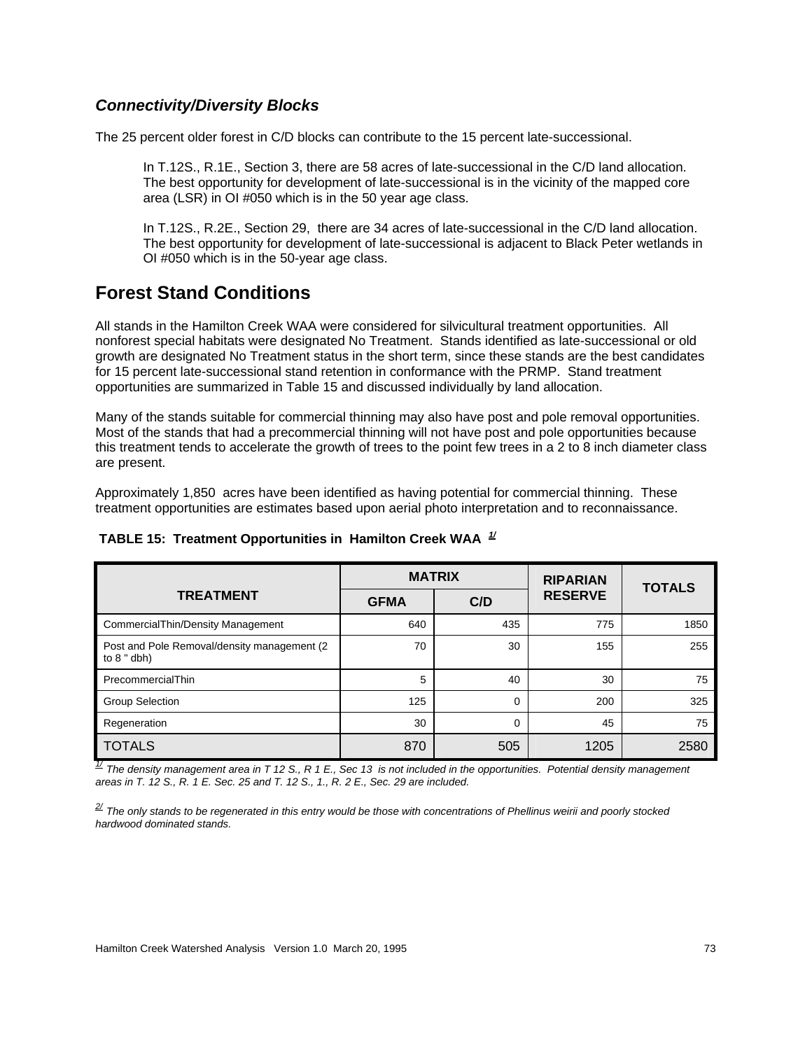### *Connectivity/Diversity Blocks*

The 25 percent older forest in C/D blocks can contribute to the 15 percent late-successional.

> In T.12S., R.1E., Section 3, there are 58 acres of late-successional in the C/D land allocation. The best opportunity for development of late-successional is in the vicinity of the mapped core area (LSR) in OI #050 which is in the 50 year age class.
>
> In T.12S., R.2E., Section 29, there are 34 acres of late-successional in the C/D land allocation. The best opportunity for development of late-successional is adjacent to Black Peter wetlands in OI #050 which is in the 50-year age class.

## Forest Stand Conditions

All stands in the Hamilton Creek WAA were considered for silvicultural treatment opportunities. All nonforest special habitats were designated No Treatment. Stands identified as late-successional or old growth are designated No Treatment status in the short term, since these stands are the best candidates for 15 percent late-successional stand retention in conformance with the PRMP. Stand treatment opportunities are summarized in Table 15 and discussed individually by land allocation.

Many of the stands suitable for commercial thinning may also have post and pole removal opportunities. Most of the stands that had a precommercial thinning will not have post and pole opportunities because this treatment tends to accelerate the growth of trees to the point few trees in a 2 to 8 inch diameter class are present.

Approximately 1,850 acres have been identified as having potential for commercial thinning. These treatment opportunities are estimates based upon aerial photo interpretation and to reconnaissance.

**TABLE 15: Treatment Opportunities in Hamilton Creek WAA [1/]**

| TREATMENT | MATRIX | | RIPARIAN RESERVE | TOTALS |
|---|---|---|---|---|
| | GFMA | C/D | | |
| CommercialThin/Density Management | 640 | 435 | 775 | 1850 |
| Post and Pole Removal/density management (2 to 8 " dbh) | 70 | 30 | 155 | 255 |
| PrecommercialThin | 5 | 40 | 30 | 75 |
| Group Selection | 125 | 0 | 200 | 325 |
| Regeneration | 30 | 0 | 45 | 75 |
| TOTALS | 870 | 505 | 1205 | 2580 |

*[1/] The density management area in T 12 S., R 1 E., Sec 13 is not included in the opportunities. Potential density management areas in T. 12 S., R. 1 E. Sec. 25 and T. 12 S., 1., R. 2 E., Sec. 29 are included.*

*[2/] The only stands to be regenerated in this entry would be those with concentrations of Phellinus weirii and poorly stocked hardwood dominated stands.*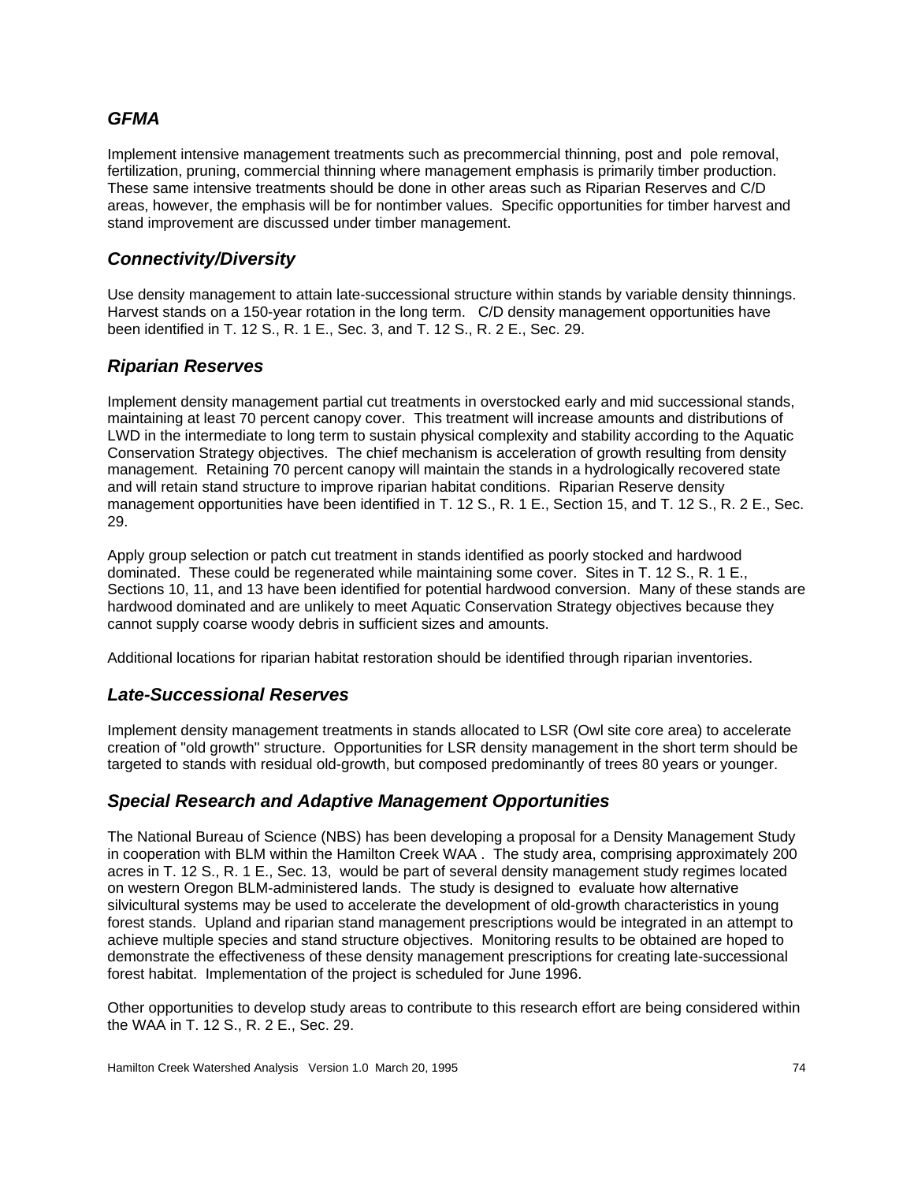### *GFMA*

Implement intensive management treatments such as precommercial thinning, post and pole removal, fertilization, pruning, commercial thinning where management emphasis is primarily timber production. These same intensive treatments should be done in other areas such as Riparian Reserves and C/D areas, however, the emphasis will be for nontimber values. Specific opportunities for timber harvest and stand improvement are discussed under timber management.

### *Connectivity/Diversity*

Use density management to attain late-successional structure within stands by variable density thinnings. Harvest stands on a 150-year rotation in the long term. C/D density management opportunities have been identified in T. 12 S., R. 1 E., Sec. 3, and T. 12 S., R. 2 E., Sec. 29.

### *Riparian Reserves*

Implement density management partial cut treatments in overstocked early and mid successional stands, maintaining at least 70 percent canopy cover. This treatment will increase amounts and distributions of LWD in the intermediate to long term to sustain physical complexity and stability according to the Aquatic Conservation Strategy objectives. The chief mechanism is acceleration of growth resulting from density management. Retaining 70 percent canopy will maintain the stands in a hydrologically recovered state and will retain stand structure to improve riparian habitat conditions. Riparian Reserve density management opportunities have been identified in T. 12 S., R. 1 E., Section 15, and T. 12 S., R. 2 E., Sec. 29.

Apply group selection or patch cut treatment in stands identified as poorly stocked and hardwood dominated. These could be regenerated while maintaining some cover. Sites in T. 12 S., R. 1 E., Sections 10, 11, and 13 have been identified for potential hardwood conversion. Many of these stands are hardwood dominated and are unlikely to meet Aquatic Conservation Strategy objectives because they cannot supply coarse woody debris in sufficient sizes and amounts.

Additional locations for riparian habitat restoration should be identified through riparian inventories.

### *Late-Successional Reserves*

Implement density management treatments in stands allocated to LSR (Owl site core area) to accelerate creation of "old growth" structure. Opportunities for LSR density management in the short term should be targeted to stands with residual old-growth, but composed predominantly of trees 80 years or younger.

### *Special Research and Adaptive Management Opportunities*

The National Bureau of Science (NBS) has been developing a proposal for a Density Management Study in cooperation with BLM within the Hamilton Creek WAA . The study area, comprising approximately 200 acres in T. 12 S., R. 1 E., Sec. 13, would be part of several density management study regimes located on western Oregon BLM-administered lands. The study is designed to evaluate how alternative silvicultural systems may be used to accelerate the development of old-growth characteristics in young forest stands. Upland and riparian stand management prescriptions would be integrated in an attempt to achieve multiple species and stand structure objectives. Monitoring results to be obtained are hoped to demonstrate the effectiveness of these density management prescriptions for creating late-successional forest habitat. Implementation of the project is scheduled for June 1996.

Other opportunities to develop study areas to contribute to this research effort are being considered within the WAA in T. 12 S., R. 2 E., Sec. 29.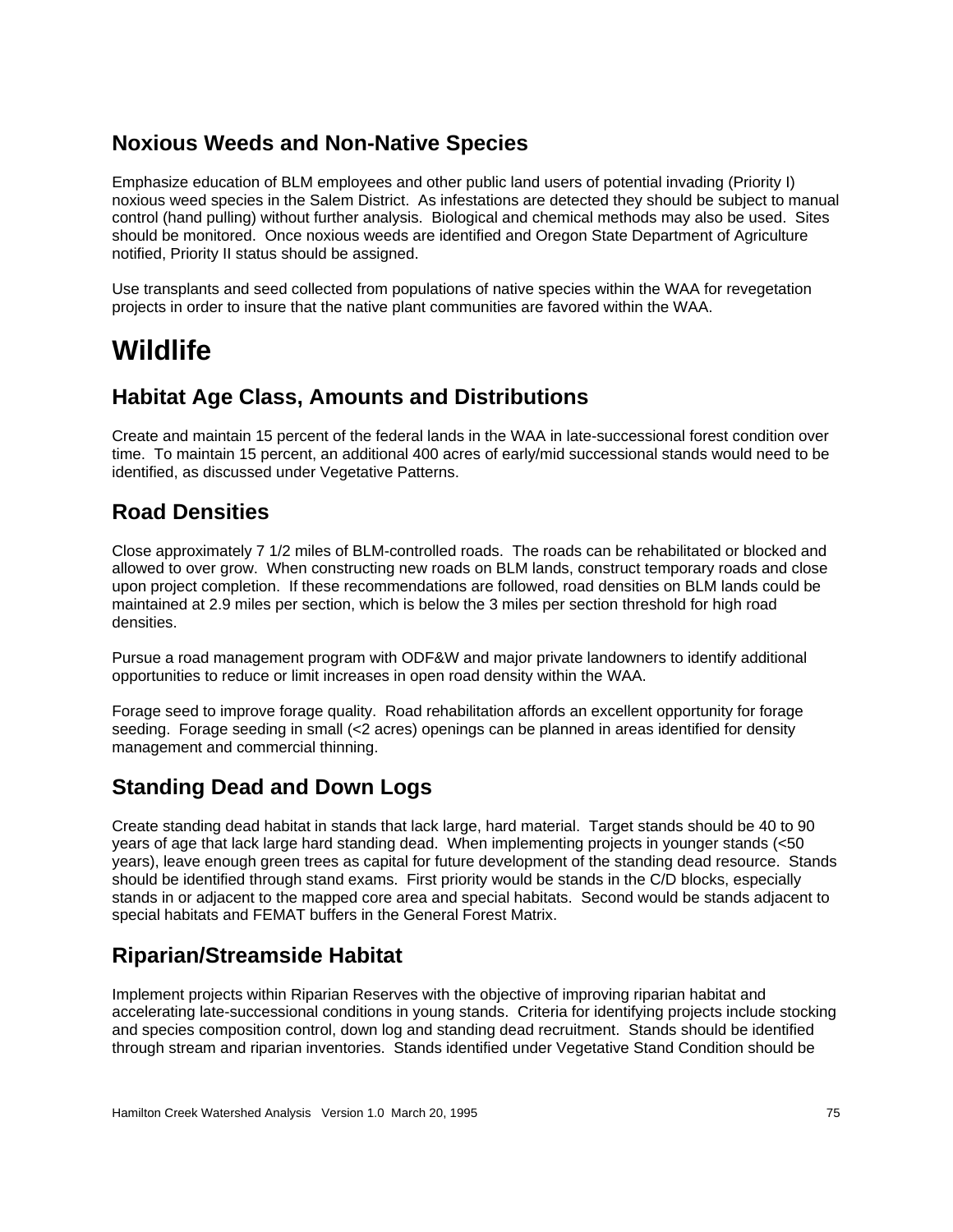## Noxious Weeds and Non-Native Species

Emphasize education of BLM employees and other public land users of potential invading (Priority I) noxious weed species in the Salem District. As infestations are detected they should be subject to manual control (hand pulling) without further analysis. Biological and chemical methods may also be used. Sites should be monitored. Once noxious weeds are identified and Oregon State Department of Agriculture notified, Priority II status should be assigned.

Use transplants and seed collected from populations of native species within the WAA for revegetation projects in order to insure that the native plant communities are favored within the WAA.

# Wildlife

## Habitat Age Class, Amounts and Distributions

Create and maintain 15 percent of the federal lands in the WAA in late-successional forest condition over time. To maintain 15 percent, an additional 400 acres of early/mid successional stands would need to be identified, as discussed under Vegetative Patterns.

## Road Densities

Close approximately 7 1/2 miles of BLM-controlled roads. The roads can be rehabilitated or blocked and allowed to over grow. When constructing new roads on BLM lands, construct temporary roads and close upon project completion. If these recommendations are followed, road densities on BLM lands could be maintained at 2.9 miles per section, which is below the 3 miles per section threshold for high road densities.

Pursue a road management program with ODF&W and major private landowners to identify additional opportunities to reduce or limit increases in open road density within the WAA.

Forage seed to improve forage quality. Road rehabilitation affords an excellent opportunity for forage seeding. Forage seeding in small (<2 acres) openings can be planned in areas identified for density management and commercial thinning.

## Standing Dead and Down Logs

Create standing dead habitat in stands that lack large, hard material. Target stands should be 40 to 90 years of age that lack large hard standing dead. When implementing projects in younger stands (<50 years), leave enough green trees as capital for future development of the standing dead resource. Stands should be identified through stand exams. First priority would be stands in the C/D blocks, especially stands in or adjacent to the mapped core area and special habitats. Second would be stands adjacent to special habitats and FEMAT buffers in the General Forest Matrix.

## Riparian/Streamside Habitat

Implement projects within Riparian Reserves with the objective of improving riparian habitat and accelerating late-successional conditions in young stands. Criteria for identifying projects include stocking and species composition control, down log and standing dead recruitment. Stands should be identified through stream and riparian inventories. Stands identified under Vegetative Stand Condition should be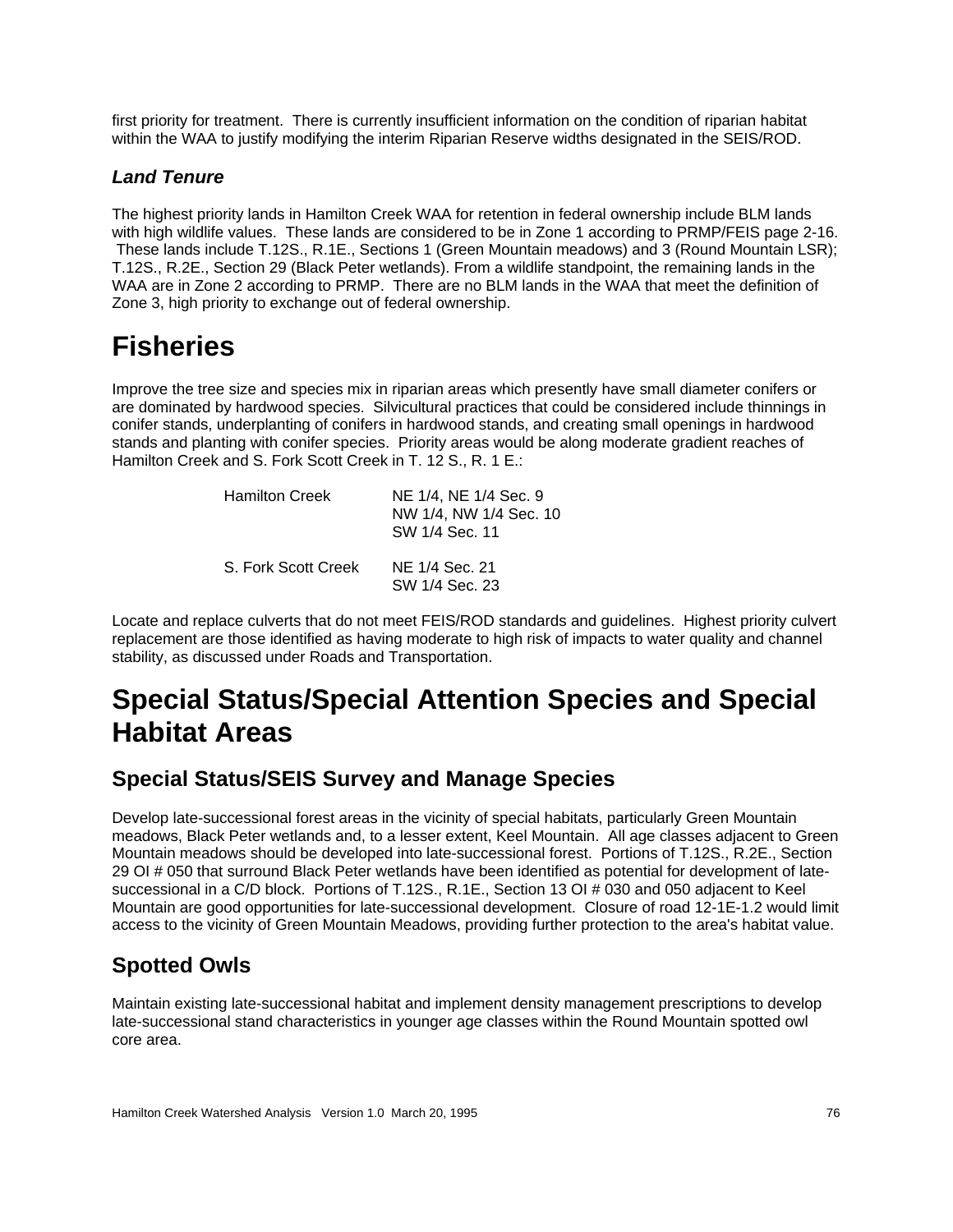first priority for treatment. There is currently insufficient information on the condition of riparian habitat within the WAA to justify modifying the interim Riparian Reserve widths designated in the SEIS/ROD.

### *Land Tenure*

The highest priority lands in Hamilton Creek WAA for retention in federal ownership include BLM lands with high wildlife values. These lands are considered to be in Zone 1 according to PRMP/FEIS page 2-16. These lands include T.12S., R.1E., Sections 1 (Green Mountain meadows) and 3 (Round Mountain LSR); T.12S., R.2E., Section 29 (Black Peter wetlands). From a wildlife standpoint, the remaining lands in the WAA are in Zone 2 according to PRMP. There are no BLM lands in the WAA that meet the definition of Zone 3, high priority to exchange out of federal ownership.

# Fisheries

Improve the tree size and species mix in riparian areas which presently have small diameter conifers or are dominated by hardwood species. Silvicultural practices that could be considered include thinnings in conifer stands, underplanting of conifers in hardwood stands, and creating small openings in hardwood stands and planting with conifer species. Priority areas would be along moderate gradient reaches of Hamilton Creek and S. Fork Scott Creek in T. 12 S., R. 1 E.:

| | |
|---|---|
| Hamilton Creek | NE 1/4, NE 1/4 Sec. 9<br>NW 1/4, NW 1/4 Sec. 10<br>SW 1/4 Sec. 11 |
| S. Fork Scott Creek | NE 1/4 Sec. 21<br>SW 1/4 Sec. 23 |

Locate and replace culverts that do not meet FEIS/ROD standards and guidelines. Highest priority culvert replacement are those identified as having moderate to high risk of impacts to water quality and channel stability, as discussed under Roads and Transportation.

# Special Status/Special Attention Species and Special Habitat Areas

## Special Status/SEIS Survey and Manage Species

Develop late-successional forest areas in the vicinity of special habitats, particularly Green Mountain meadows, Black Peter wetlands and, to a lesser extent, Keel Mountain. All age classes adjacent to Green Mountain meadows should be developed into late-successional forest. Portions of T.12S., R.2E., Section 29 OI # 050 that surround Black Peter wetlands have been identified as potential for development of late-successional in a C/D block. Portions of T.12S., R.1E., Section 13 OI # 030 and 050 adjacent to Keel Mountain are good opportunities for late-successional development. Closure of road 12-1E-1.2 would limit access to the vicinity of Green Mountain Meadows, providing further protection to the area's habitat value.

## Spotted Owls

Maintain existing late-successional habitat and implement density management prescriptions to develop late-successional stand characteristics in younger age classes within the Round Mountain spotted owl core area.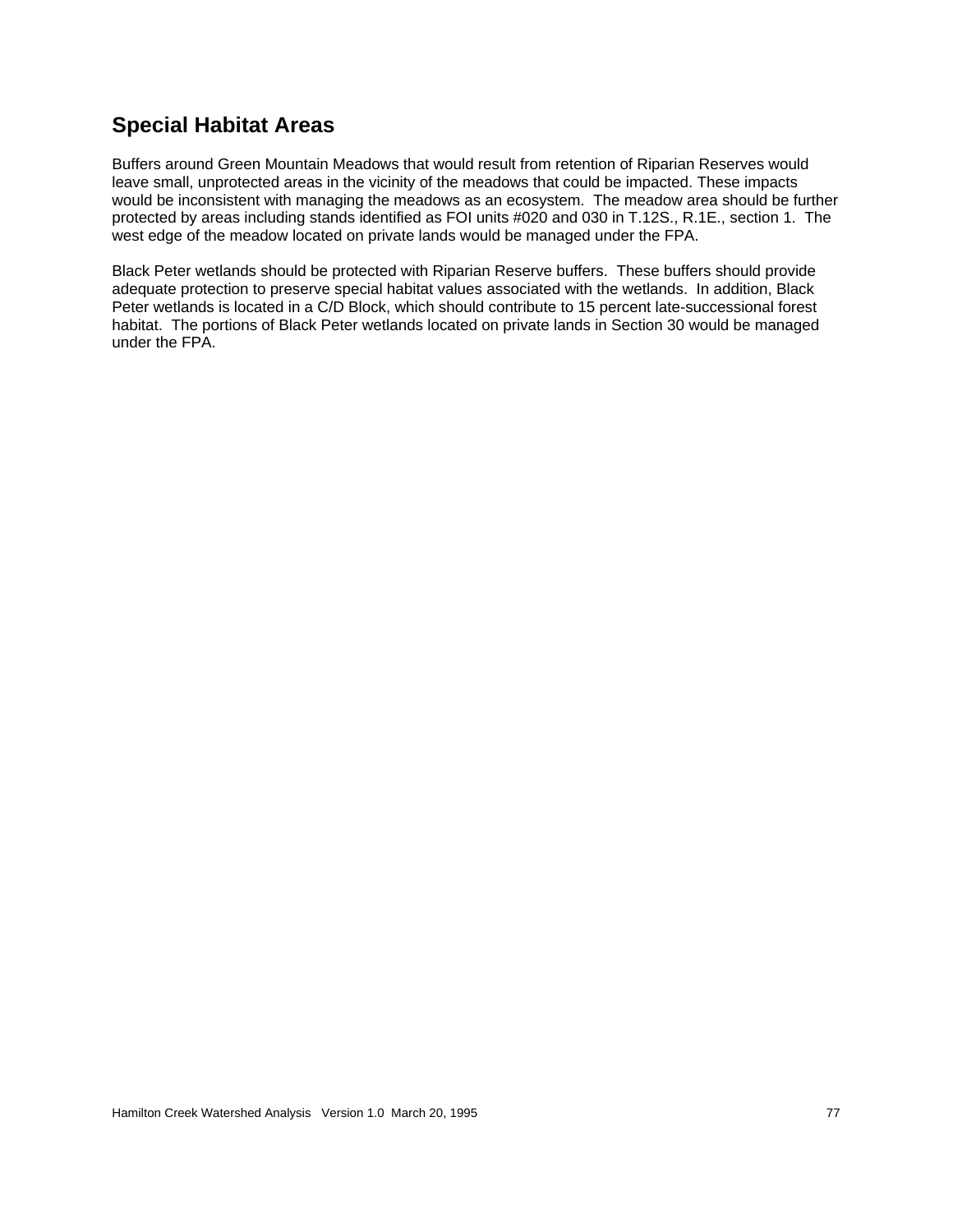## Special Habitat Areas

Buffers around Green Mountain Meadows that would result from retention of Riparian Reserves would leave small, unprotected areas in the vicinity of the meadows that could be impacted. These impacts would be inconsistent with managing the meadows as an ecosystem. The meadow area should be further protected by areas including stands identified as FOI units #020 and 030 in T.12S., R.1E., section 1. The west edge of the meadow located on private lands would be managed under the FPA.

Black Peter wetlands should be protected with Riparian Reserve buffers. These buffers should provide adequate protection to preserve special habitat values associated with the wetlands. In addition, Black Peter wetlands is located in a C/D Block, which should contribute to 15 percent late-successional forest habitat. The portions of Black Peter wetlands located on private lands in Section 30 would be managed under the FPA.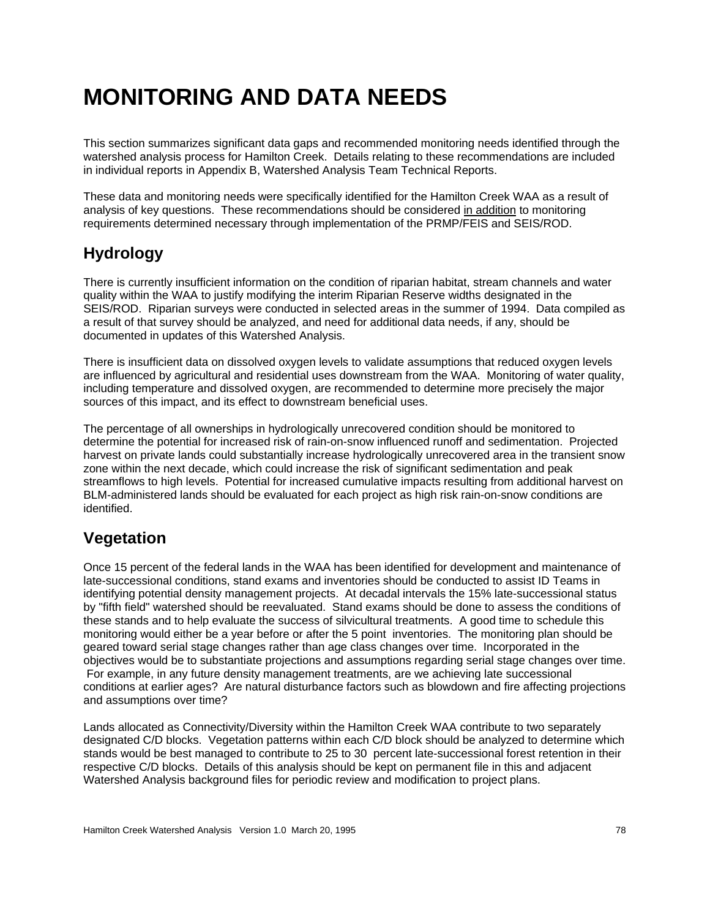# MONITORING AND DATA NEEDS

This section summarizes significant data gaps and recommended monitoring needs identified through the watershed analysis process for Hamilton Creek. Details relating to these recommendations are included in individual reports in Appendix B, Watershed Analysis Team Technical Reports.

These data and monitoring needs were specifically identified for the Hamilton Creek WAA as a result of analysis of key questions. These recommendations should be considered <u>in addition</u> to monitoring requirements determined necessary through implementation of the PRMP/FEIS and SEIS/ROD.

## Hydrology

There is currently insufficient information on the condition of riparian habitat, stream channels and water quality within the WAA to justify modifying the interim Riparian Reserve widths designated in the SEIS/ROD. Riparian surveys were conducted in selected areas in the summer of 1994. Data compiled as a result of that survey should be analyzed, and need for additional data needs, if any, should be documented in updates of this Watershed Analysis.

There is insufficient data on dissolved oxygen levels to validate assumptions that reduced oxygen levels are influenced by agricultural and residential uses downstream from the WAA. Monitoring of water quality, including temperature and dissolved oxygen, are recommended to determine more precisely the major sources of this impact, and its effect to downstream beneficial uses.

The percentage of all ownerships in hydrologically unrecovered condition should be monitored to determine the potential for increased risk of rain-on-snow influenced runoff and sedimentation. Projected harvest on private lands could substantially increase hydrologically unrecovered area in the transient snow zone within the next decade, which could increase the risk of significant sedimentation and peak streamflows to high levels. Potential for increased cumulative impacts resulting from additional harvest on BLM-administered lands should be evaluated for each project as high risk rain-on-snow conditions are identified.

## Vegetation

Once 15 percent of the federal lands in the WAA has been identified for development and maintenance of late-successional conditions, stand exams and inventories should be conducted to assist ID Teams in identifying potential density management projects. At decadal intervals the 15% late-successional status by "fifth field" watershed should be reevaluated. Stand exams should be done to assess the conditions of these stands and to help evaluate the success of silvicultural treatments. A good time to schedule this monitoring would either be a year before or after the 5 point inventories. The monitoring plan should be geared toward serial stage changes rather than age class changes over time. Incorporated in the objectives would be to substantiate projections and assumptions regarding serial stage changes over time. For example, in any future density management treatments, are we achieving late successional conditions at earlier ages? Are natural disturbance factors such as blowdown and fire affecting projections and assumptions over time?

Lands allocated as Connectivity/Diversity within the Hamilton Creek WAA contribute to two separately designated C/D blocks. Vegetation patterns within each C/D block should be analyzed to determine which stands would be best managed to contribute to 25 to 30 percent late-successional forest retention in their respective C/D blocks. Details of this analysis should be kept on permanent file in this and adjacent Watershed Analysis background files for periodic review and modification to project plans.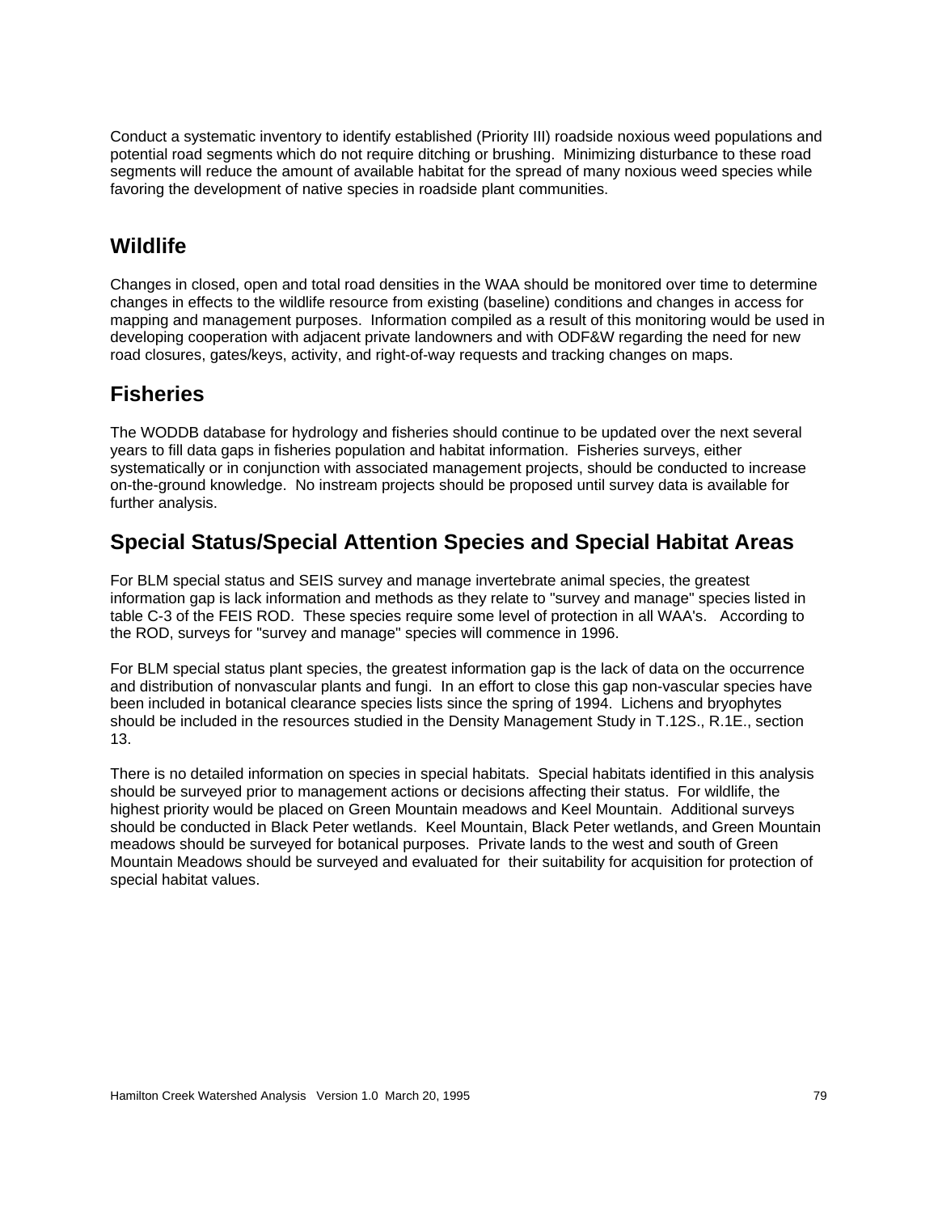Conduct a systematic inventory to identify established (Priority III) roadside noxious weed populations and potential road segments which do not require ditching or brushing. Minimizing disturbance to these road segments will reduce the amount of available habitat for the spread of many noxious weed species while favoring the development of native species in roadside plant communities.

## Wildlife

Changes in closed, open and total road densities in the WAA should be monitored over time to determine changes in effects to the wildlife resource from existing (baseline) conditions and changes in access for mapping and management purposes. Information compiled as a result of this monitoring would be used in developing cooperation with adjacent private landowners and with ODF&W regarding the need for new road closures, gates/keys, activity, and right-of-way requests and tracking changes on maps.

## Fisheries

The WODDB database for hydrology and fisheries should continue to be updated over the next several years to fill data gaps in fisheries population and habitat information. Fisheries surveys, either systematically or in conjunction with associated management projects, should be conducted to increase on-the-ground knowledge. No instream projects should be proposed until survey data is available for further analysis.

## Special Status/Special Attention Species and Special Habitat Areas

For BLM special status and SEIS survey and manage invertebrate animal species, the greatest information gap is lack information and methods as they relate to "survey and manage" species listed in table C-3 of the FEIS ROD. These species require some level of protection in all WAA's. According to the ROD, surveys for "survey and manage" species will commence in 1996.

For BLM special status plant species, the greatest information gap is the lack of data on the occurrence and distribution of nonvascular plants and fungi. In an effort to close this gap non-vascular species have been included in botanical clearance species lists since the spring of 1994. Lichens and bryophytes should be included in the resources studied in the Density Management Study in T.12S., R.1E., section 13.

There is no detailed information on species in special habitats. Special habitats identified in this analysis should be surveyed prior to management actions or decisions affecting their status. For wildlife, the highest priority would be placed on Green Mountain meadows and Keel Mountain. Additional surveys should be conducted in Black Peter wetlands. Keel Mountain, Black Peter wetlands, and Green Mountain meadows should be surveyed for botanical purposes. Private lands to the west and south of Green Mountain Meadows should be surveyed and evaluated for their suitability for acquisition for protection of special habitat values.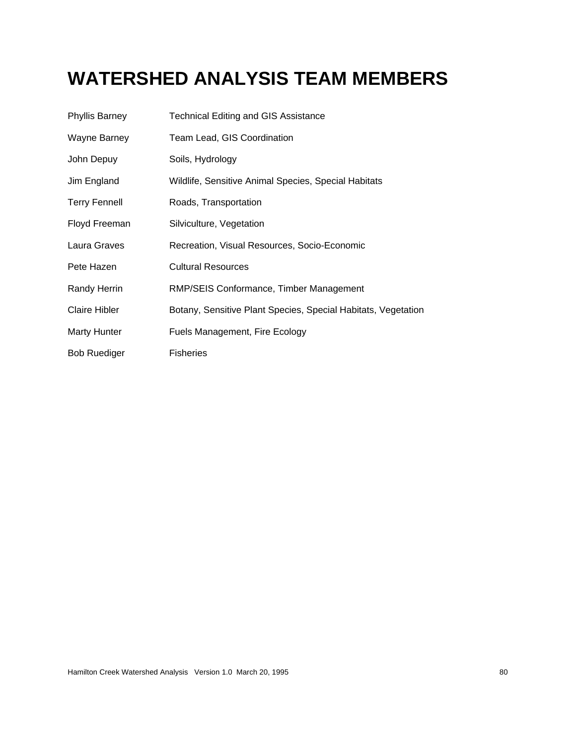# WATERSHED ANALYSIS TEAM MEMBERS

| | |
|---|---|
| Phyllis Barney | Technical Editing and GIS Assistance |
| Wayne Barney | Team Lead, GIS Coordination |
| John Depuy | Soils, Hydrology |
| Jim England | Wildlife, Sensitive Animal Species, Special Habitats |
| Terry Fennell | Roads, Transportation |
| Floyd Freeman | Silviculture, Vegetation |
| Laura Graves | Recreation, Visual Resources, Socio-Economic |
| Pete Hazen | Cultural Resources |
| Randy Herrin | RMP/SEIS Conformance, Timber Management |
| Claire Hibler | Botany, Sensitive Plant Species, Special Habitats, Vegetation |
| Marty Hunter | Fuels Management, Fire Ecology |
| Bob Ruediger | Fisheries |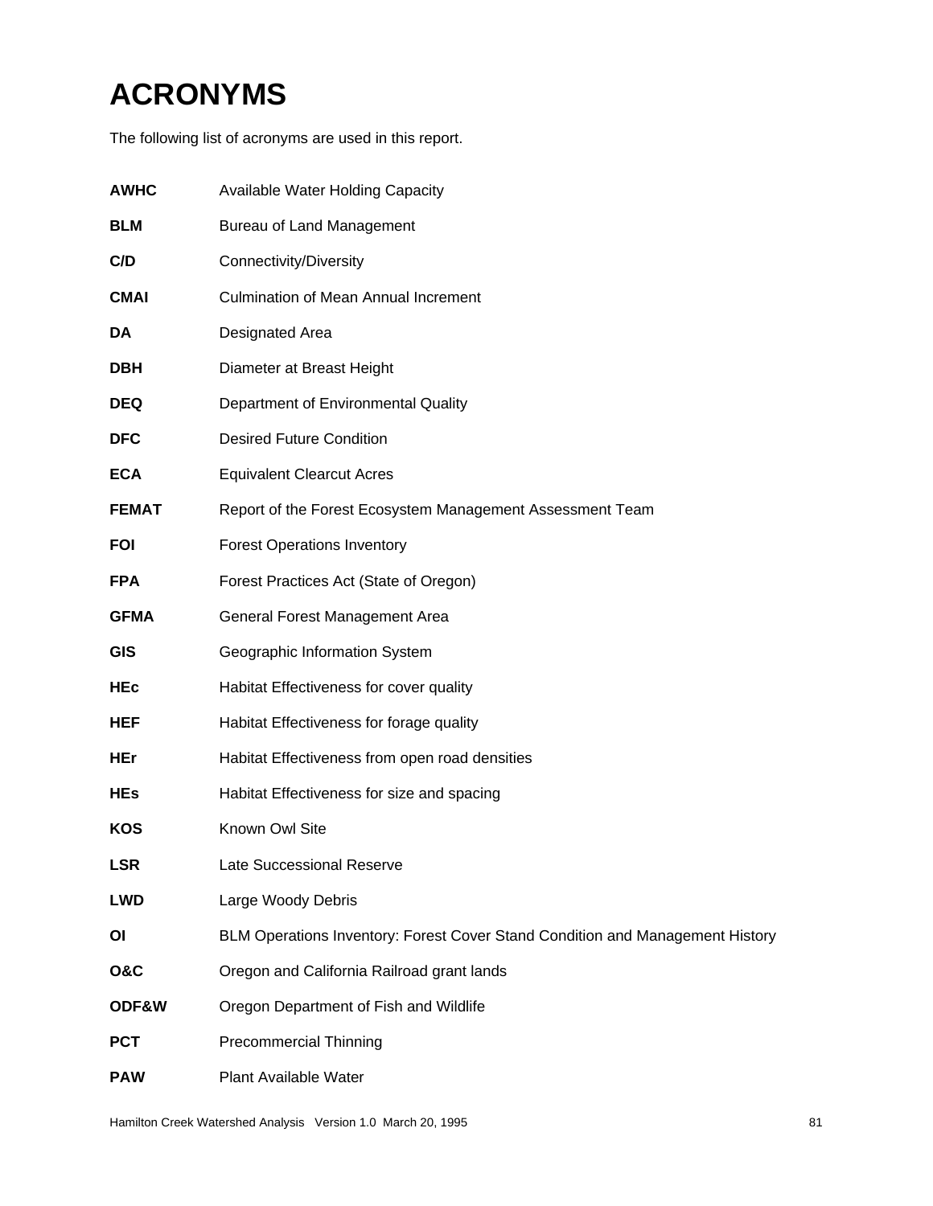# ACRONYMS

The following list of acronyms are used in this report.

| | |
|---|---|
| **AWHC** | Available Water Holding Capacity |
| **BLM** | Bureau of Land Management |
| **C/D** | Connectivity/Diversity |
| **CMAI** | Culmination of Mean Annual Increment |
| **DA** | Designated Area |
| **DBH** | Diameter at Breast Height |
| **DEQ** | Department of Environmental Quality |
| **DFC** | Desired Future Condition |
| **ECA** | Equivalent Clearcut Acres |
| **FEMAT** | Report of the Forest Ecosystem Management Assessment Team |
| **FOI** | Forest Operations Inventory |
| **FPA** | Forest Practices Act (State of Oregon) |
| **GFMA** | General Forest Management Area |
| **GIS** | Geographic Information System |
| **HEc** | Habitat Effectiveness for cover quality |
| **HEF** | Habitat Effectiveness for forage quality |
| **HEr** | Habitat Effectiveness from open road densities |
| **HEs** | Habitat Effectiveness for size and spacing |
| **KOS** | Known Owl Site |
| **LSR** | Late Successional Reserve |
| **LWD** | Large Woody Debris |
| **OI** | BLM Operations Inventory: Forest Cover Stand Condition and Management History |
| **O&C** | Oregon and California Railroad grant lands |
| **ODF&W** | Oregon Department of Fish and Wildlife |
| **PCT** | Precommercial Thinning |
| **PAW** | Plant Available Water |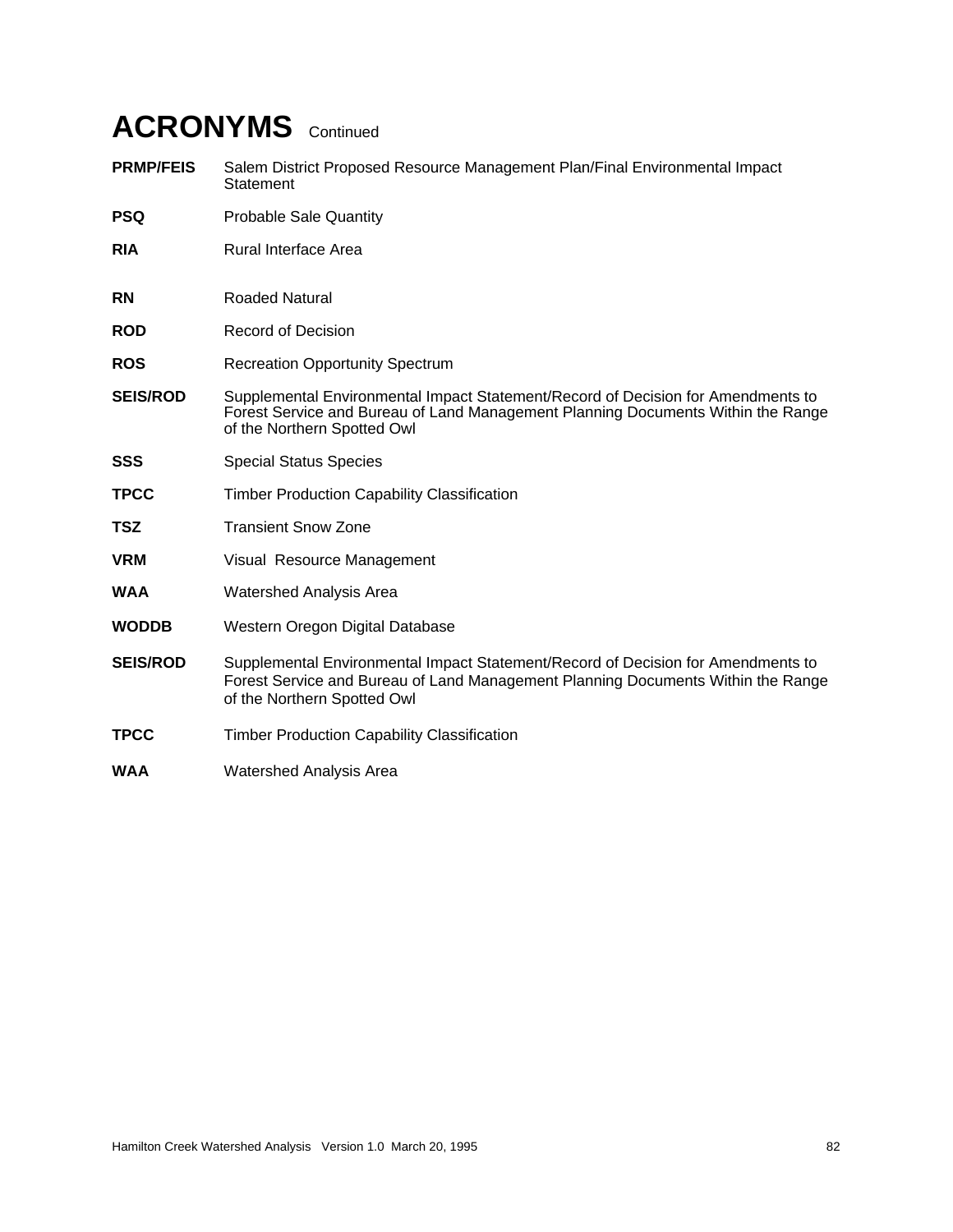# ACRONYMS Continued

**PRMP/FEIS** Salem District Proposed Resource Management Plan/Final Environmental Impact Statement

**PSQ** Probable Sale Quantity

**RIA** Rural Interface Area

**RN** Roaded Natural

**ROD** Record of Decision

**ROS** Recreation Opportunity Spectrum

**SEIS/ROD** Supplemental Environmental Impact Statement/Record of Decision for Amendments to Forest Service and Bureau of Land Management Planning Documents Within the Range of the Northern Spotted Owl

**SSS** Special Status Species

**TPCC** Timber Production Capability Classification

**TSZ** Transient Snow Zone

**VRM** Visual Resource Management

**WAA** Watershed Analysis Area

**WODDB** Western Oregon Digital Database

**SEIS/ROD** Supplemental Environmental Impact Statement/Record of Decision for Amendments to Forest Service and Bureau of Land Management Planning Documents Within the Range of the Northern Spotted Owl

**TPCC** Timber Production Capability Classification

**WAA** Watershed Analysis Area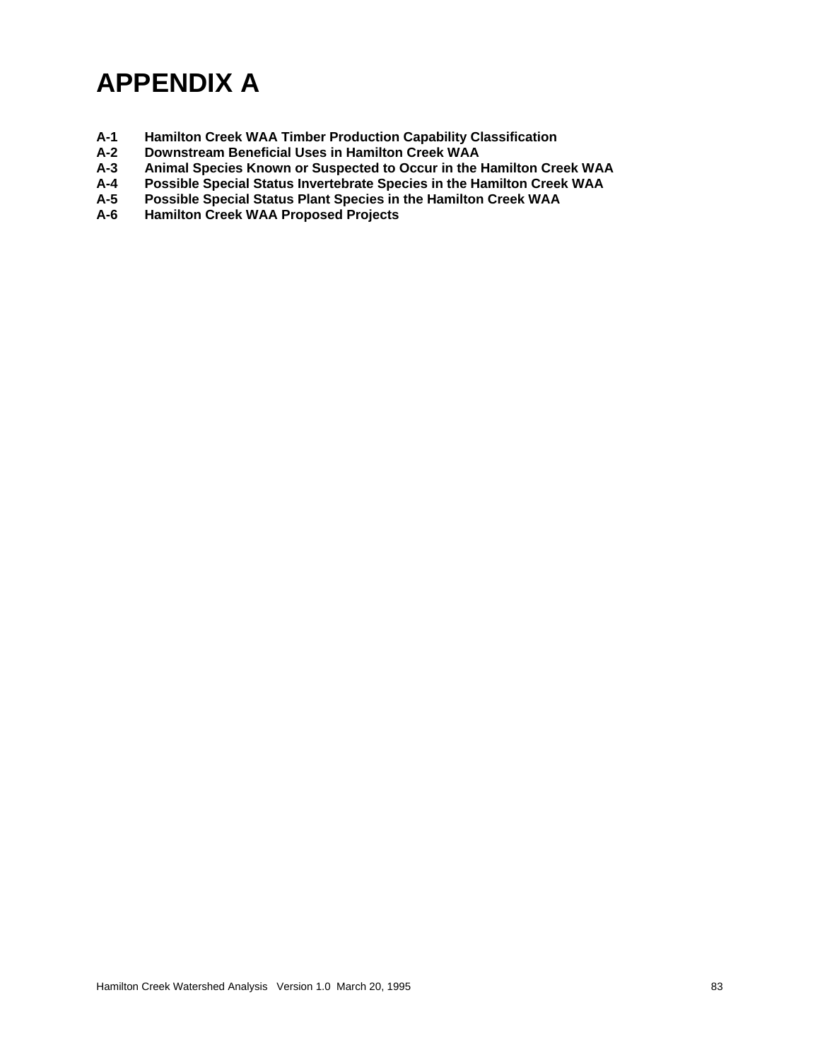# APPENDIX A

**A-1 Hamilton Creek WAA Timber Production Capability Classification**
**A-2 Downstream Beneficial Uses in Hamilton Creek WAA**
**A-3 Animal Species Known or Suspected to Occur in the Hamilton Creek WAA**
**A-4 Possible Special Status Invertebrate Species in the Hamilton Creek WAA**
**A-5 Possible Special Status Plant Species in the Hamilton Creek WAA**
**A-6 Hamilton Creek WAA Proposed Projects**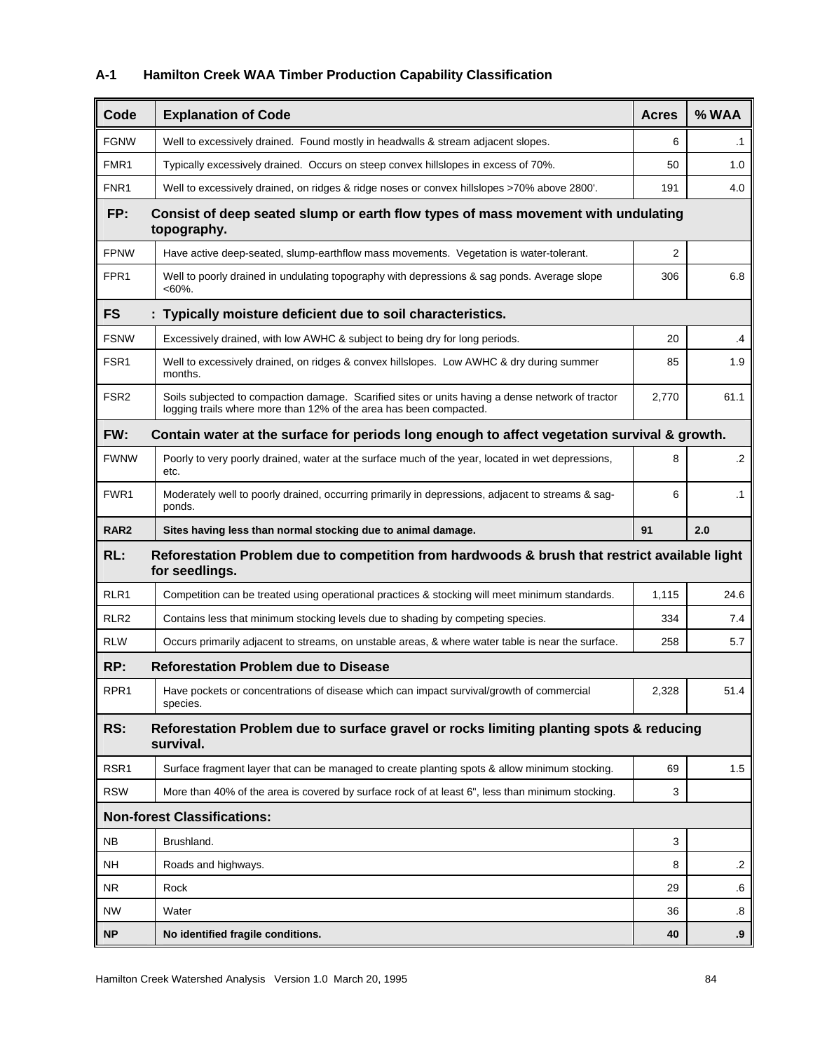## A-1 Hamilton Creek WAA Timber Production Capability Classification

| Code | Explanation of Code | Acres | % WAA |
|---|---|---|---|
| FGNW | Well to excessively drained. Found mostly in headwalls & stream adjacent slopes. | 6 | .1 |
| FMR1 | Typically excessively drained. Occurs on steep convex hillslopes in excess of 70%. | 50 | 1.0 |
| FNR1 | Well to excessively drained, on ridges & ridge noses or convex hillslopes >70% above 2800'. | 191 | 4.0 |
| **FP:** | **Consist of deep seated slump or earth flow types of mass movement with undulating topography.** | | |
| FPNW | Have active deep-seated, slump-earthflow mass movements. Vegetation is water-tolerant. | 2 | |
| FPR1 | Well to poorly drained in undulating topography with depressions & sag ponds. Average slope <60%. | 306 | 6.8 |
| **FS** | **: Typically moisture deficient due to soil characteristics.** | | |
| FSNW | Excessively drained, with low AWHC & subject to being dry for long periods. | 20 | .4 |
| FSR1 | Well to excessively drained, on ridges & convex hillslopes. Low AWHC & dry during summer months. | 85 | 1.9 |
| FSR2 | Soils subjected to compaction damage. Scarified sites or units having a dense network of tractor logging trails where more than 12% of the area has been compacted. | 2,770 | 61.1 |
| **FW:** | **Contain water at the surface for periods long enough to affect vegetation survival & growth.** | | |
| FWNW | Poorly to very poorly drained, water at the surface much of the year, located in wet depressions, etc. | 8 | .2 |
| FWR1 | Moderately well to poorly drained, occurring primarily in depressions, adjacent to streams & sag-ponds. | 6 | .1 |
| **RAR2** | **Sites having less than normal stocking due to animal damage.** | **91** | **2.0** |
| **RL:** | **Reforestation Problem due to competition from hardwoods & brush that restrict available light for seedlings.** | | |
| RLR1 | Competition can be treated using operational practices & stocking will meet minimum standards. | 1,115 | 24.6 |
| RLR2 | Contains less that minimum stocking levels due to shading by competing species. | 334 | 7.4 |
| RLW | Occurs primarily adjacent to streams, on unstable areas, & where water table is near the surface. | 258 | 5.7 |
| **RP:** | **Reforestation Problem due to Disease** | | |
| RPR1 | Have pockets or concentrations of disease which can impact survival/growth of commercial species. | 2,328 | 51.4 |
| **RS:** | **Reforestation Problem due to surface gravel or rocks limiting planting spots & reducing survival.** | | |
| RSR1 | Surface fragment layer that can be managed to create planting spots & allow minimum stocking. | 69 | 1.5 |
| RSW | More than 40% of the area is covered by surface rock of at least 6", less than minimum stocking. | 3 | |
| **Non-forest Classifications:** | | | |
| NB | Brushland. | 3 | |
| NH | Roads and highways. | 8 | .2 |
| NR | Rock | 29 | .6 |
| NW | Water | 36 | .8 |
| **NP** | **No identified fragile conditions.** | **40** | **.9** |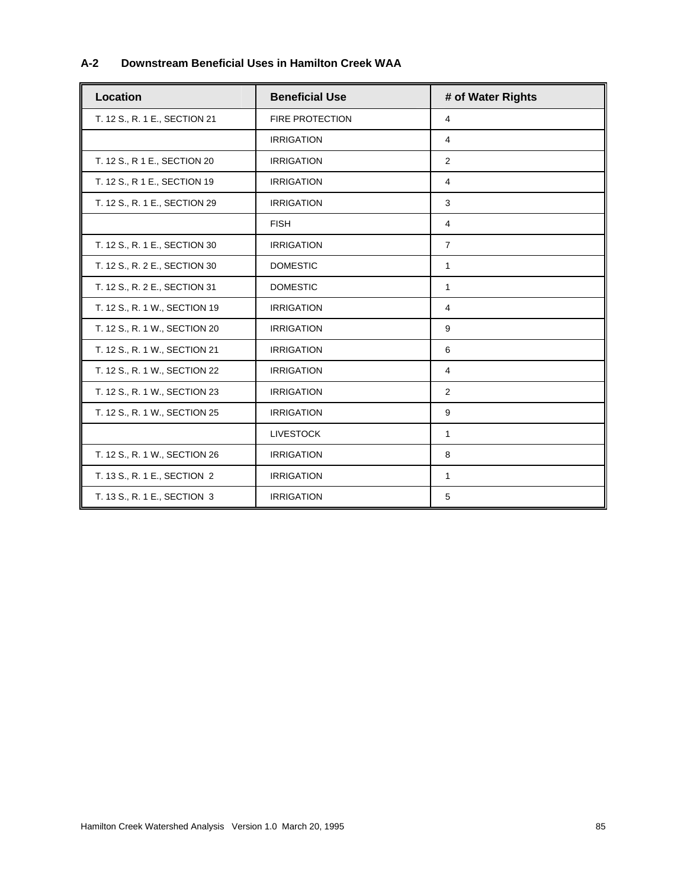### A-2 Downstream Beneficial Uses in Hamilton Creek WAA

| Location | Beneficial Use | # of Water Rights |
|---|---|---|
| T. 12 S., R. 1 E., SECTION 21 | FIRE PROTECTION | 4 |
| | IRRIGATION | 4 |
| T. 12 S., R 1 E., SECTION 20 | IRRIGATION | 2 |
| T. 12 S., R 1 E., SECTION 19 | IRRIGATION | 4 |
| T. 12 S., R. 1 E., SECTION 29 | IRRIGATION | 3 |
| | FISH | 4 |
| T. 12 S., R. 1 E., SECTION 30 | IRRIGATION | 7 |
| T. 12 S., R. 2 E., SECTION 30 | DOMESTIC | 1 |
| T. 12 S., R. 2 E., SECTION 31 | DOMESTIC | 1 |
| T. 12 S., R. 1 W., SECTION 19 | IRRIGATION | 4 |
| T. 12 S., R. 1 W., SECTION 20 | IRRIGATION | 9 |
| T. 12 S., R. 1 W., SECTION 21 | IRRIGATION | 6 |
| T. 12 S., R. 1 W., SECTION 22 | IRRIGATION | 4 |
| T. 12 S., R. 1 W., SECTION 23 | IRRIGATION | 2 |
| T. 12 S., R. 1 W., SECTION 25 | IRRIGATION | 9 |
| | LIVESTOCK | 1 |
| T. 12 S., R. 1 W., SECTION 26 | IRRIGATION | 8 |
| T. 13 S., R. 1 E., SECTION 2 | IRRIGATION | 1 |
| T. 13 S., R. 1 E., SECTION 3 | IRRIGATION | 5 |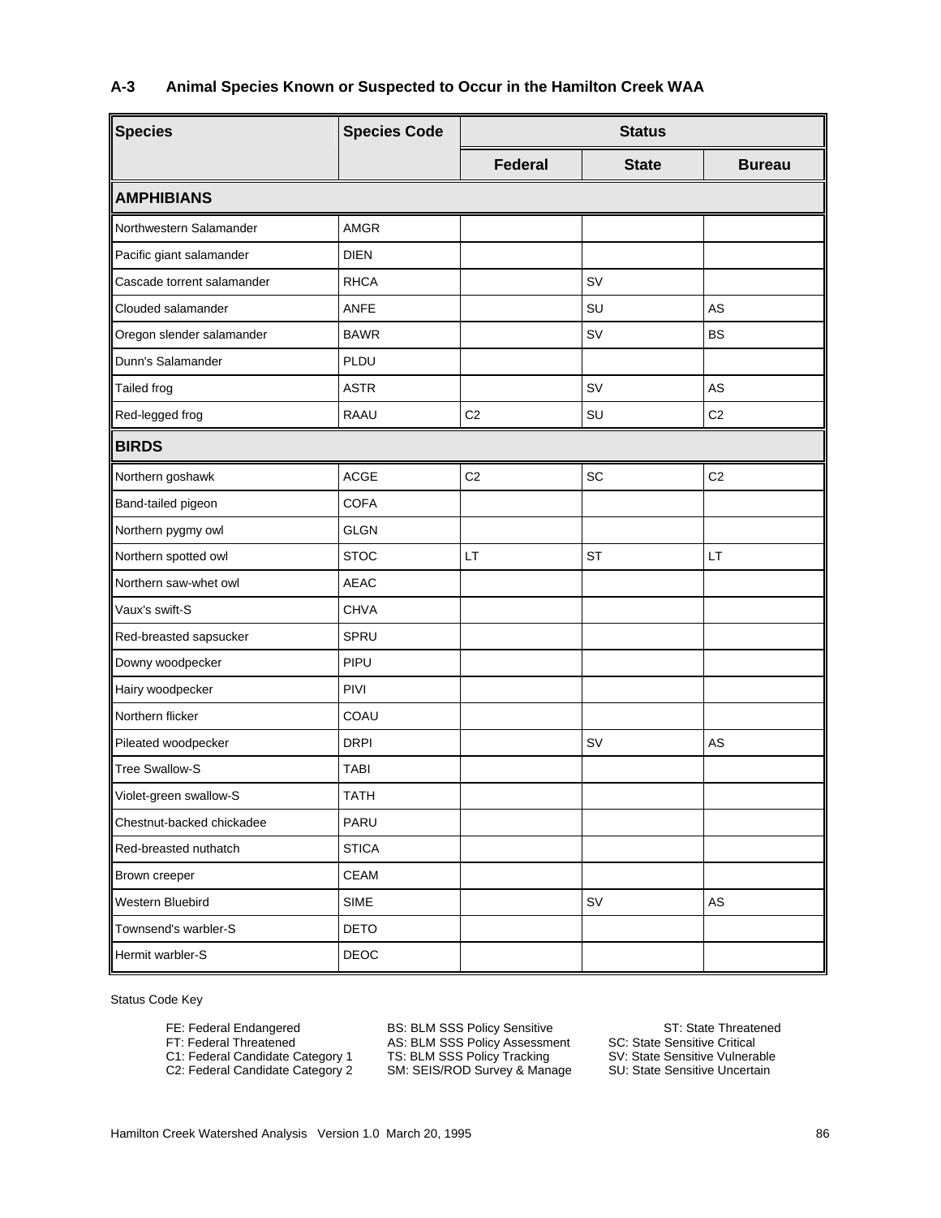## A-3 Animal Species Known or Suspected to Occur in the Hamilton Creek WAA

| Species | Species Code | Status | | |
|---|---|---|---|---|
| | | Federal | State | Bureau |
| **AMPHIBIANS** | | | | |
| Northwestern Salamander | AMGR | | | |
| Pacific giant salamander | DIEN | | | |
| Cascade torrent salamander | RHCA | | SV | |
| Clouded salamander | ANFE | | SU | AS |
| Oregon slender salamander | BAWR | | SV | BS |
| Dunn's Salamander | PLDU | | | |
| Tailed frog | ASTR | | SV | AS |
| Red-legged frog | RAAU | C2 | SU | C2 |
| **BIRDS** | | | | |
| Northern goshawk | ACGE | C2 | SC | C2 |
| Band-tailed pigeon | COFA | | | |
| Northern pygmy owl | GLGN | | | |
| Northern spotted owl | STOC | LT | ST | LT |
| Northern saw-whet owl | AEAC | | | |
| Vaux's swift-S | CHVA | | | |
| Red-breasted sapsucker | SPRU | | | |
| Downy woodpecker | PIPU | | | |
| Hairy woodpecker | PIVI | | | |
| Northern flicker | COAU | | | |
| Pileated woodpecker | DRPI | | SV | AS |
| Tree Swallow-S | TABI | | | |
| Violet-green swallow-S | TATH | | | |
| Chestnut-backed chickadee | PARU | | | |
| Red-breasted nuthatch | STICA | | | |
| Brown creeper | CEAM | | | |
| Western Bluebird | SIME | | SV | AS |
| Townsend's warbler-S | DETO | | | |
| Hermit warbler-S | DEOC | | | |

Status Code Key

FE: Federal Endangered
FT: Federal Threatened
C1: Federal Candidate Category 1
C2: Federal Candidate Category 2

BS: BLM SSS Policy Sensitive
AS: BLM SSS Policy Assessment
TS: BLM SSS Policy Tracking
SM: SEIS/ROD Survey & Manage

ST: State Threatened
SC: State Sensitive Critical
SV: State Sensitive Vulnerable
SU: State Sensitive Uncertain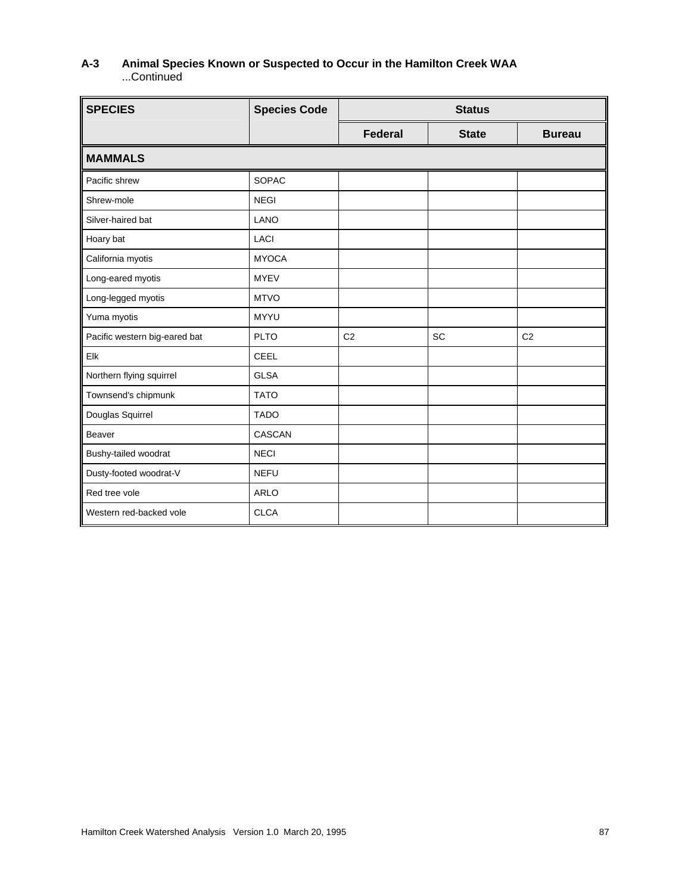### A-3 Animal Species Known or Suspected to Occur in the Hamilton Creek WAA
...Continued

| SPECIES | Species Code | Status | | |
|---|---|---|---|---|
| | | Federal | State | Bureau |
| **MAMMALS** | | | | |
| Pacific shrew | SOPAC | | | |
| Shrew-mole | NEGI | | | |
| Silver-haired bat | LANO | | | |
| Hoary bat | LACI | | | |
| California myotis | MYOCA | | | |
| Long-eared myotis | MYEV | | | |
| Long-legged myotis | MTVO | | | |
| Yuma myotis | MYYU | | | |
| Pacific western big-eared bat | PLTO | C2 | SC | C2 |
| Elk | CEEL | | | |
| Northern flying squirrel | GLSA | | | |
| Townsend's chipmunk | TATO | | | |
| Douglas Squirrel | TADO | | | |
| Beaver | CASCAN | | | |
| Bushy-tailed woodrat | NECI | | | |
| Dusty-footed woodrat-V | NEFU | | | |
| Red tree vole | ARLO | | | |
| Western red-backed vole | CLCA | | | |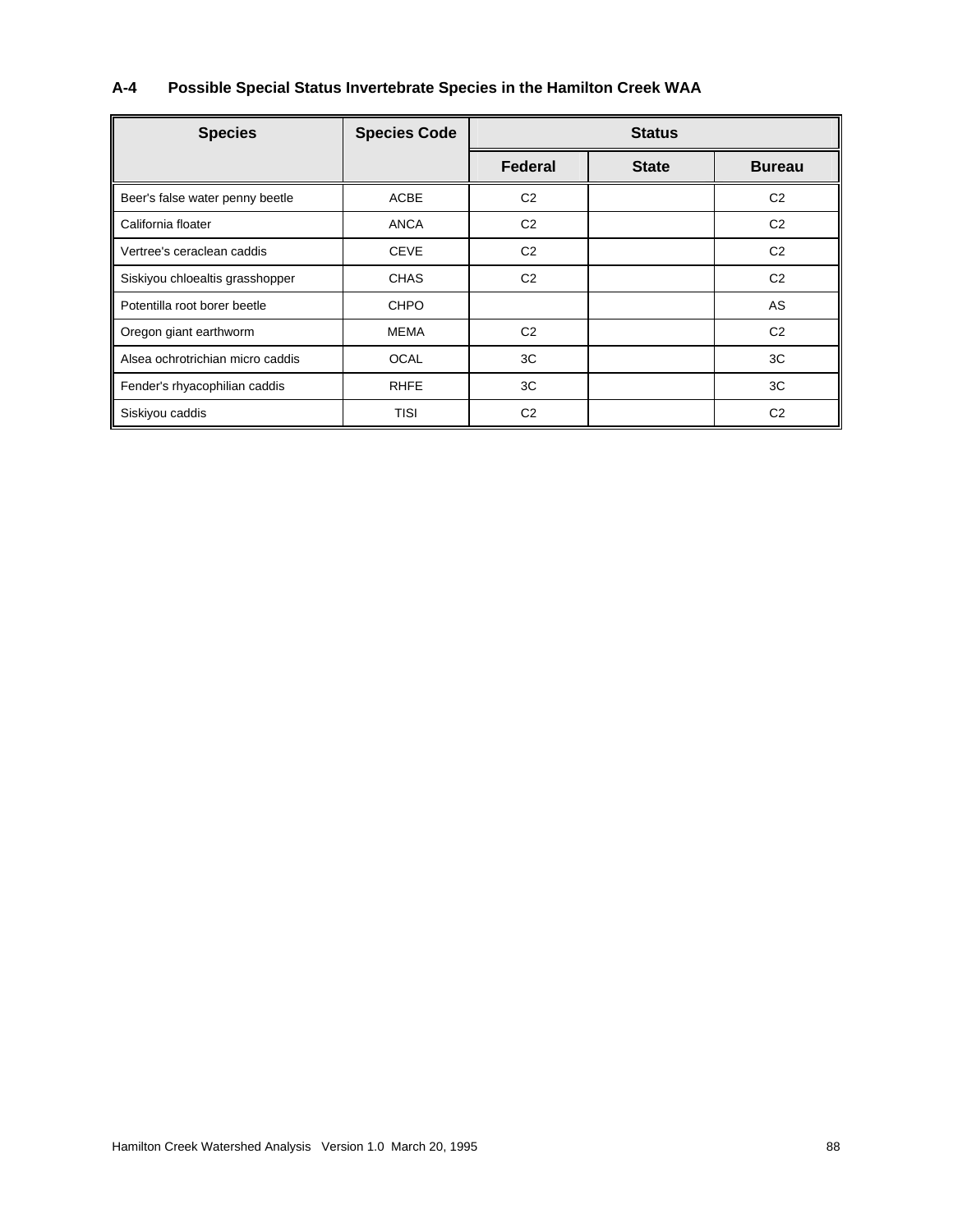## A-4 Possible Special Status Invertebrate Species in the Hamilton Creek WAA

| Species | Species Code | Status | | |
|---|---|---|---|---|
| | | Federal | State | Bureau |
| Beer's false water penny beetle | ACBE | C2 | | C2 |
| California floater | ANCA | C2 | | C2 |
| Vertree's ceraclean caddis | CEVE | C2 | | C2 |
| Siskiyou chloealtis grasshopper | CHAS | C2 | | C2 |
| Potentilla root borer beetle | CHPO | | | AS |
| Oregon giant earthworm | MEMA | C2 | | C2 |
| Alsea ochrotrichian micro caddis | OCAL | 3C | | 3C |
| Fender's rhyacophilian caddis | RHFE | 3C | | 3C |
| Siskiyou caddis | TISI | C2 | | C2 |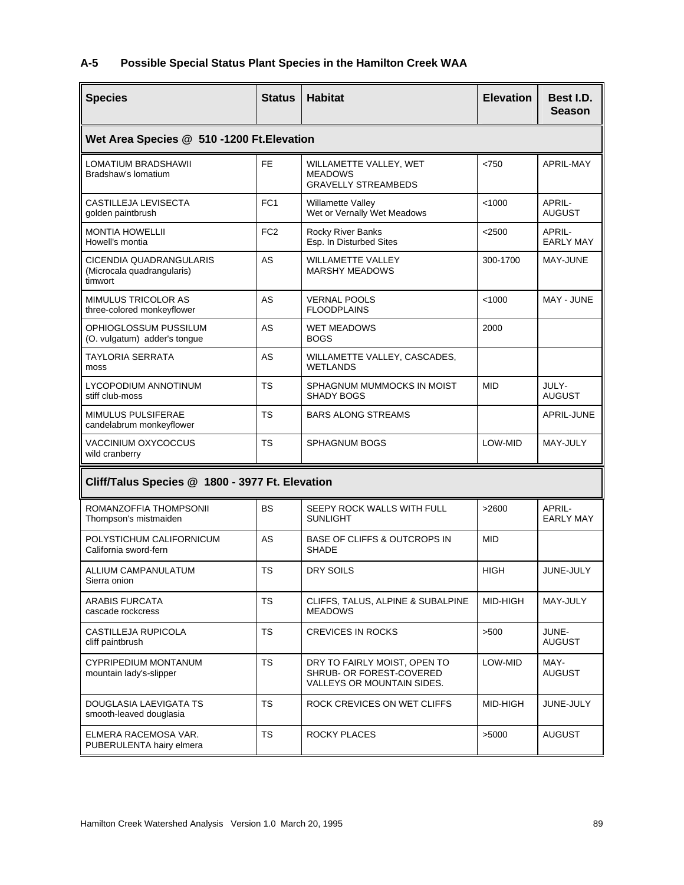## A-5 Possible Special Status Plant Species in the Hamilton Creek WAA

| Species | Status | Habitat | Elevation | Best I.D. Season |
|---|---|---|---|---|
| **Wet Area Species @ 510 -1200 Ft.Elevation** | | | | |
| LOMATIUM BRADSHAWII Bradshaw's lomatium | FE | WILLAMETTE VALLEY, WET MEADOWS GRAVELLY STREAMBEDS | <750 | APRIL-MAY |
| CASTILLEJA LEVISECTA golden paintbrush | FC1 | Willamette Valley Wet or Vernally Wet Meadows | <1000 | APRIL-AUGUST |
| MONTIA HOWELLII Howell's montia | FC2 | Rocky River Banks Esp. In Disturbed Sites | <2500 | APRIL-EARLY MAY |
| CICENDIA QUADRANGULARIS (Microcala quadrangularis) timwort | AS | WILLAMETTE VALLEY MARSHY MEADOWS | 300-1700 | MAY-JUNE |
| MIMULUS TRICOLOR AS three-colored monkeyflower | AS | VERNAL POOLS FLOODPLAINS | <1000 | MAY - JUNE |
| OPHIOGLOSSUM PUSSILUM (O. vulgatum) adder's tongue | AS | WET MEADOWS BOGS | 2000 | |
| TAYLORIA SERRATA moss | AS | WILLAMETTE VALLEY, CASCADES, WETLANDS | | |
| LYCOPODIUM ANNOTINUM stiff club-moss | TS | SPHAGNUM MUMMOCKS IN MOIST SHADY BOGS | MID | JULY-AUGUST |
| MIMULUS PULSIFERAE candelabrum monkeyflower | TS | BARS ALONG STREAMS | | APRIL-JUNE |
| VACCINIUM OXYCOCCUS wild cranberry | TS | SPHAGNUM BOGS | LOW-MID | MAY-JULY |
| **Cliff/Talus Species @ 1800 - 3977 Ft. Elevation** | | | | |
| ROMANZOFFIA THOMPSONII Thompson's mistmaiden | BS | SEEPY ROCK WALLS WITH FULL SUNLIGHT | >2600 | APRIL-EARLY MAY |
| POLYSTICHUM CALIFORNICUM California sword-fern | AS | BASE OF CLIFFS & OUTCROPS IN SHADE | MID | |
| ALLIUM CAMPANULATUM Sierra onion | TS | DRY SOILS | HIGH | JUNE-JULY |
| ARABIS FURCATA cascade rockcress | TS | CLIFFS, TALUS, ALPINE & SUBALPINE MEADOWS | MID-HIGH | MAY-JULY |
| CASTILLEJA RUPICOLA cliff paintbrush | TS | CREVICES IN ROCKS | >500 | JUNE-AUGUST |
| CYPRIPEDIUM MONTANUM mountain lady's-slipper | TS | DRY TO FAIRLY MOIST, OPEN TO SHRUB- OR FOREST-COVERED VALLEYS OR MOUNTAIN SIDES. | LOW-MID | MAY-AUGUST |
| DOUGLASIA LAEVIGATA TS smooth-leaved douglasia | TS | ROCK CREVICES ON WET CLIFFS | MID-HIGH | JUNE-JULY |
| ELMERA RACEMOSA VAR. PUBERULENTA hairy elmera | TS | ROCKY PLACES | >5000 | AUGUST |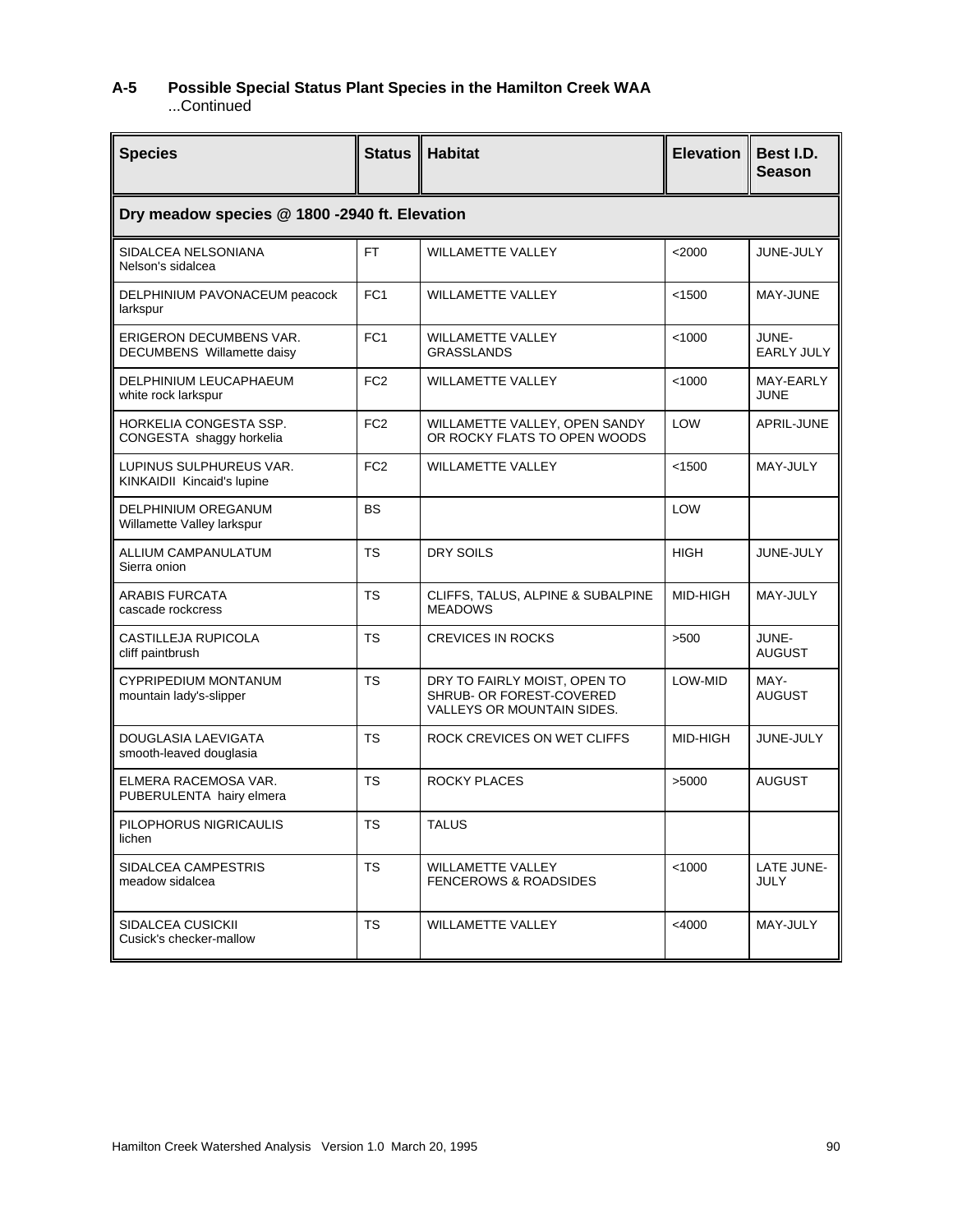## A-5 Possible Special Status Plant Species in the Hamilton Creek WAA

...Continued

| Species | Status | Habitat | Elevation | Best I.D. Season |
|---|---|---|---|---|
| **Dry meadow species @ 1800 -2940 ft. Elevation** | | | | |
| SIDALCEA NELSONIANA Nelson's sidalcea | FT | WILLAMETTE VALLEY | <2000 | JUNE-JULY |
| DELPHINIUM PAVONACEUM peacock larkspur | FC1 | WILLAMETTE VALLEY | <1500 | MAY-JUNE |
| ERIGERON DECUMBENS VAR. DECUMBENS Willamette daisy | FC1 | WILLAMETTE VALLEY GRASSLANDS | <1000 | JUNE-EARLY JULY |
| DELPHINIUM LEUCAPHAEUM white rock larkspur | FC2 | WILLAMETTE VALLEY | <1000 | MAY-EARLY JUNE |
| HORKELIA CONGESTA SSP. CONGESTA shaggy horkelia | FC2 | WILLAMETTE VALLEY, OPEN SANDY OR ROCKY FLATS TO OPEN WOODS | LOW | APRIL-JUNE |
| LUPINUS SULPHUREUS VAR. KINKAIDII Kincaid's lupine | FC2 | WILLAMETTE VALLEY | <1500 | MAY-JULY |
| DELPHINIUM OREGANUM Willamette Valley larkspur | BS | | LOW | |
| ALLIUM CAMPANULATUM Sierra onion | TS | DRY SOILS | HIGH | JUNE-JULY |
| ARABIS FURCATA cascade rockcress | TS | CLIFFS, TALUS, ALPINE & SUBALPINE MEADOWS | MID-HIGH | MAY-JULY |
| CASTILLEJA RUPICOLA cliff paintbrush | TS | CREVICES IN ROCKS | >500 | JUNE-AUGUST |
| CYPRIPEDIUM MONTANUM mountain lady's-slipper | TS | DRY TO FAIRLY MOIST, OPEN TO SHRUB- OR FOREST-COVERED VALLEYS OR MOUNTAIN SIDES. | LOW-MID | MAY-AUGUST |
| DOUGLASIA LAEVIGATA smooth-leaved douglasia | TS | ROCK CREVICES ON WET CLIFFS | MID-HIGH | JUNE-JULY |
| ELMERA RACEMOSA VAR. PUBERULENTA hairy elmera | TS | ROCKY PLACES | >5000 | AUGUST |
| PILOPHORUS NIGRICAULIS lichen | TS | TALUS | | |
| SIDALCEA CAMPESTRIS meadow sidalcea | TS | WILLAMETTE VALLEY FENCEROWS & ROADSIDES | <1000 | LATE JUNE-JULY |
| SIDALCEA CUSICKII Cusick's checker-mallow | TS | WILLAMETTE VALLEY | <4000 | MAY-JULY |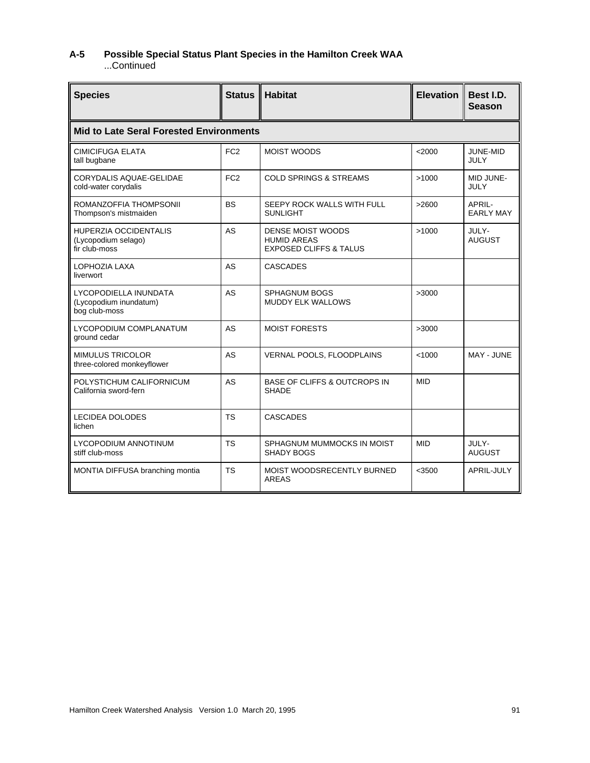### A-5 Possible Special Status Plant Species in the Hamilton Creek WAA

...Continued

| Species | Status | Habitat | Elevation | Best I.D. Season |
|---|---|---|---|---|
| **Mid to Late Seral Forested Environments** | | | | |
| CIMICIFUGA ELATA<br>tall bugbane | FC2 | MOIST WOODS | <2000 | JUNE-MID JULY |
| CORYDALIS AQUAE-GELIDAE<br>cold-water corydalis | FC2 | COLD SPRINGS & STREAMS | >1000 | MID JUNE-JULY |
| ROMANZOFFIA THOMPSONII<br>Thompson's mistmaiden | BS | SEEPY ROCK WALLS WITH FULL SUNLIGHT | >2600 | APRIL-EARLY MAY |
| HUPERZIA OCCIDENTALIS<br>(Lycopodium selago)<br>fir club-moss | AS | DENSE MOIST WOODS<br>HUMID AREAS<br>EXPOSED CLIFFS & TALUS | >1000 | JULY-AUGUST |
| LOPHOZIA LAXA<br>liverwort | AS | CASCADES | | |
| LYCOPODIELLA INUNDATA<br>(Lycopodium inundatum)<br>bog club-moss | AS | SPHAGNUM BOGS<br>MUDDY ELK WALLOWS | >3000 | |
| LYCOPODIUM COMPLANATUM<br>ground cedar | AS | MOIST FORESTS | >3000 | |
| MIMULUS TRICOLOR<br>three-colored monkeyflower | AS | VERNAL POOLS, FLOODPLAINS | <1000 | MAY - JUNE |
| POLYSTICHUM CALIFORNICUM<br>California sword-fern | AS | BASE OF CLIFFS & OUTCROPS IN SHADE | MID | |
| LECIDEA DOLODES<br>lichen | TS | CASCADES | | |
| LYCOPODIUM ANNOTINUM<br>stiff club-moss | TS | SPHAGNUM MUMMOCKS IN MOIST SHADY BOGS | MID | JULY-AUGUST |
| MONTIA DIFFUSA branching montia | TS | MOIST WOODSRECENTLY BURNED AREAS | <3500 | APRIL-JULY |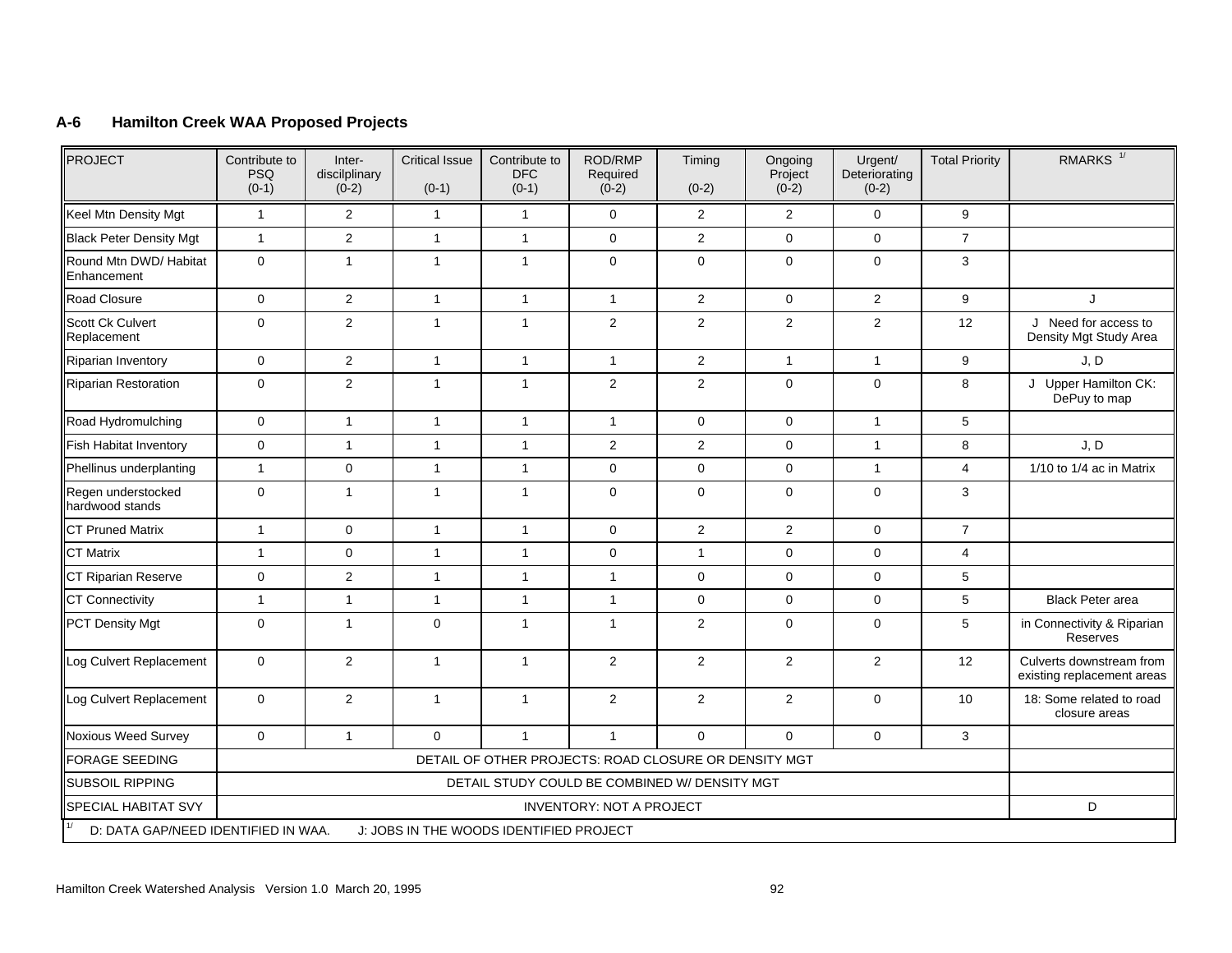## A-6 Hamilton Creek WAA Proposed Projects

| PROJECT | Contribute to PSQ (0-1) | Inter-discilplinary (0-2) | Critical Issue (0-1) | Contribute to DFC (0-1) | ROD/RMP Required (0-2) | Timing (0-2) | Ongoing Project (0-2) | Urgent/ Deteriorating (0-2) | Total Priority | RMARKS [1/] |
|---|---|---|---|---|---|---|---|---|---|---|
| Keel Mtn Density Mgt | 1 | 2 | 1 | 1 | 0 | 2 | 2 | 0 | 9 | |
| Black Peter Density Mgt | 1 | 2 | 1 | 1 | 0 | 2 | 0 | 0 | 7 | |
| Round Mtn DWD/ Habitat Enhancement | 0 | 1 | 1 | 1 | 0 | 0 | 0 | 0 | 3 | |
| Road Closure | 0 | 2 | 1 | 1 | 1 | 2 | 0 | 2 | 9 | J |
| Scott Ck Culvert Replacement | 0 | 2 | 1 | 1 | 2 | 2 | 2 | 2 | 12 | J Need for access to Density Mgt Study Area |
| Riparian Inventory | 0 | 2 | 1 | 1 | 1 | 2 | 1 | 1 | 9 | J, D |
| Riparian Restoration | 0 | 2 | 1 | 1 | 2 | 2 | 0 | 0 | 8 | J Upper Hamilton CK: DePuy to map |
| Road Hydromulching | 0 | 1 | 1 | 1 | 1 | 0 | 0 | 1 | 5 | |
| Fish Habitat Inventory | 0 | 1 | 1 | 1 | 2 | 2 | 0 | 1 | 8 | J, D |
| Phellinus underplanting | 1 | 0 | 1 | 1 | 0 | 0 | 0 | 1 | 4 | 1/10 to 1/4 ac in Matrix |
| Regen understocked hardwood stands | 0 | 1 | 1 | 1 | 0 | 0 | 0 | 0 | 3 | |
| CT Pruned Matrix | 1 | 0 | 1 | 1 | 0 | 2 | 2 | 0 | 7 | |
| CT Matrix | 1 | 0 | 1 | 1 | 0 | 1 | 0 | 0 | 4 | |
| CT Riparian Reserve | 0 | 2 | 1 | 1 | 1 | 0 | 0 | 0 | 5 | |
| CT Connectivity | 1 | 1 | 1 | 1 | 1 | 0 | 0 | 0 | 5 | Black Peter area |
| PCT Density Mgt | 0 | 1 | 0 | 1 | 1 | 2 | 0 | 0 | 5 | in Connectivity & Riparian Reserves |
| Log Culvert Replacement | 0 | 2 | 1 | 1 | 2 | 2 | 2 | 2 | 12 | Culverts downstream from existing replacement areas |
| Log Culvert Replacement | 0 | 2 | 1 | 1 | 2 | 2 | 2 | 0 | 10 | 18: Some related to road closure areas |
| Noxious Weed Survey | 0 | 1 | 0 | 1 | 1 | 0 | 0 | 0 | 3 | |
| FORAGE SEEDING | DETAIL OF OTHER PROJECTS: ROAD CLOSURE OR DENSITY MGT | | | | | | | | | |
| SUBSOIL RIPPING | DETAIL STUDY COULD BE COMBINED W/ DENSITY MGT | | | | | | | | | |
| SPECIAL HABITAT SVY | INVENTORY: NOT A PROJECT | | | | | | | | | D |

[1/] D: DATA GAP/NEED IDENTIFIED IN WAA. J: JOBS IN THE WOODS IDENTIFIED PROJECT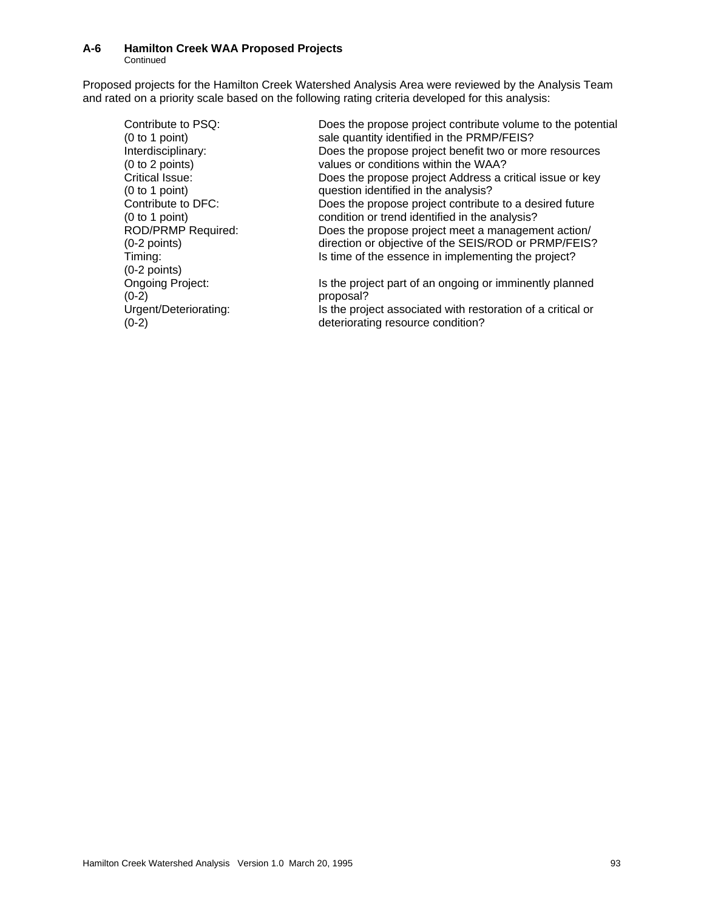## A-6 Hamilton Creek WAA Proposed Projects

Continued

Proposed projects for the Hamilton Creek Watershed Analysis Area were reviewed by the Analysis Team and rated on a priority scale based on the following rating criteria developed for this analysis:

| | |
|---|---|
| Contribute to PSQ: (0 to 1 point) | Does the propose project contribute volume to the potential sale quantity identified in the PRMP/FEIS? |
| Interdisciplinary: (0 to 2 points) | Does the propose project benefit two or more resources values or conditions within the WAA? |
| Critical Issue: (0 to 1 point) | Does the propose project Address a critical issue or key question identified in the analysis? |
| Contribute to DFC: (0 to 1 point) | Does the propose project contribute to a desired future condition or trend identified in the analysis? |
| ROD/PRMP Required: (0-2 points) | Does the propose project meet a management action/ direction or objective of the SEIS/ROD or PRMP/FEIS? |
| Timing: (0-2 points) | Is time of the essence in implementing the project? |
| Ongoing Project: (0-2) | Is the project part of an ongoing or imminently planned proposal? |
| Urgent/Deteriorating: (0-2) | Is the project associated with restoration of a critical or deteriorating resource condition? |